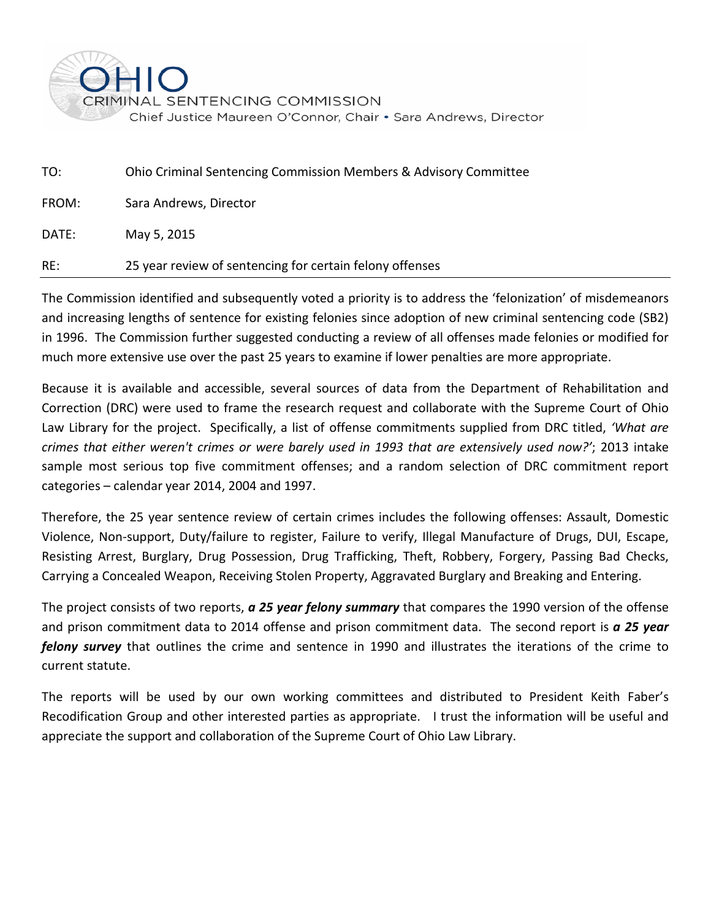# OHIO CRIMINAL SENTENCING COMMISSION

Chief Justice Maureen O'Connor, Chair • Sara Andrews, Director

TO: Ohio Criminal Sentencing Commission Members & Advisory Committee

FROM: Sara Andrews, Director

DATE: May 5, 2015

RE: 25 year review of sentencing for certain felony offenses

---

The Commission identified and subsequently voted a priority is to address the 'felonization' of misdemeanors and increasing lengths of sentence for existing felonies since adoption of new criminal sentencing code (SB2) in 1996. The Commission further suggested conducting a review of all offenses made felonies or modified for much more extensive use over the past 25 years to examine if lower penalties are more appropriate.

Because it is available and accessible, several sources of data from the Department of Rehabilitation and Correction (DRC) were used to frame the research request and collaborate with the Supreme Court of Ohio Law Library for the project. Specifically, a list of offense commitments supplied from DRC titled, *'What are crimes that either weren't crimes or were barely used in 1993 that are extensively used now?'*; 2013 intake sample most serious top five commitment offenses; and a random selection of DRC commitment report categories – calendar year 2014, 2004 and 1997.

Therefore, the 25 year sentence review of certain crimes includes the following offenses: Assault, Domestic Violence, Non-support, Duty/failure to register, Failure to verify, Illegal Manufacture of Drugs, DUI, Escape, Resisting Arrest, Burglary, Drug Possession, Drug Trafficking, Theft, Robbery, Forgery, Passing Bad Checks, Carrying a Concealed Weapon, Receiving Stolen Property, Aggravated Burglary and Breaking and Entering.

The project consists of two reports, ***a 25 year felony summary*** that compares the 1990 version of the offense and prison commitment data to 2014 offense and prison commitment data. The second report is ***a 25 year felony survey*** that outlines the crime and sentence in 1990 and illustrates the iterations of the crime to current statute.

The reports will be used by our own working committees and distributed to President Keith Faber's Recodification Group and other interested parties as appropriate. I trust the information will be useful and appreciate the support and collaboration of the Supreme Court of Ohio Law Library.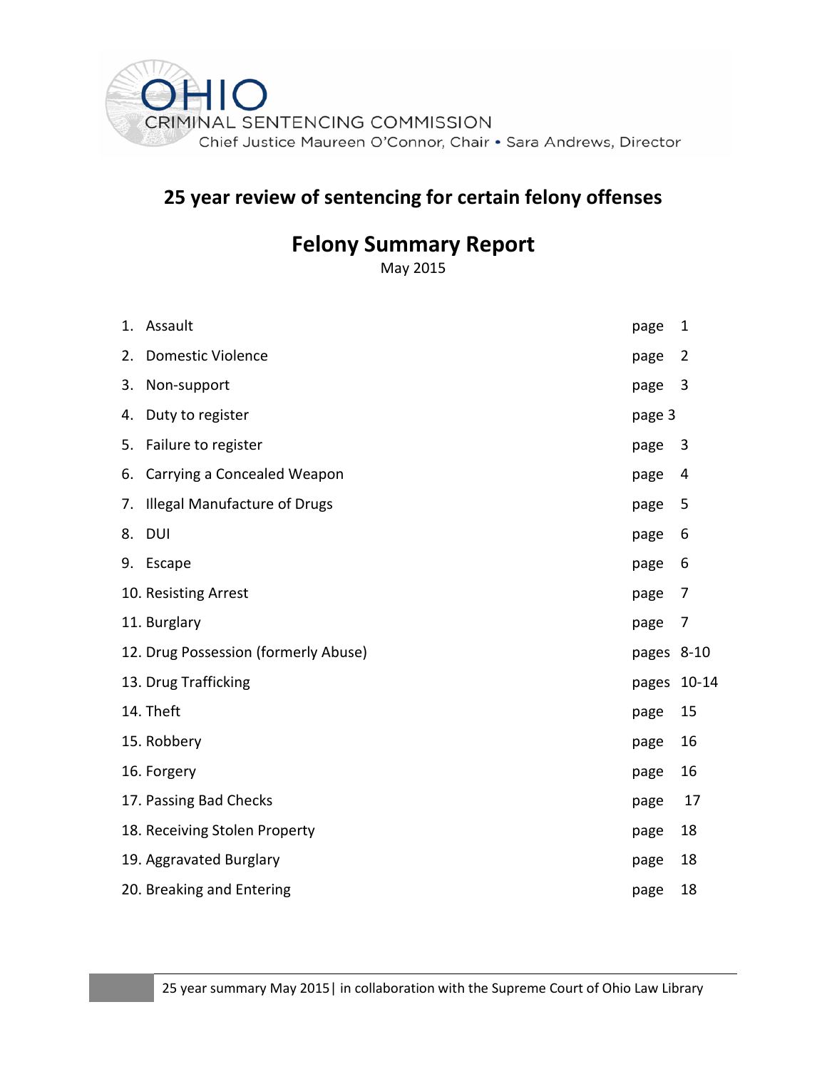OHIO
CRIMINAL SENTENCING COMMISSION
Chief Justice Maureen O'Connor, Chair • Sara Andrews, Director

## 25 year review of sentencing for certain felony offenses

# Felony Summary Report

May 2015

| | |
|---|---|
| 1. Assault | page 1 |
| 2. Domestic Violence | page 2 |
| 3. Non-support | page 3 |
| 4. Duty to register | page 3 |
| 5. Failure to register | page 3 |
| 6. Carrying a Concealed Weapon | page 4 |
| 7. Illegal Manufacture of Drugs | page 5 |
| 8. DUI | page 6 |
| 9. Escape | page 6 |
| 10. Resisting Arrest | page 7 |
| 11. Burglary | page 7 |
| 12. Drug Possession (formerly Abuse) | pages 8-10 |
| 13. Drug Trafficking | pages 10-14 |
| 14. Theft | page 15 |
| 15. Robbery | page 16 |
| 16. Forgery | page 16 |
| 17. Passing Bad Checks | page 17 |
| 18. Receiving Stolen Property | page 18 |
| 19. Aggravated Burglary | page 18 |
| 20. Breaking and Entering | page 18 |

25 year summary May 2015| in collaboration with the Supreme Court of Ohio Law Library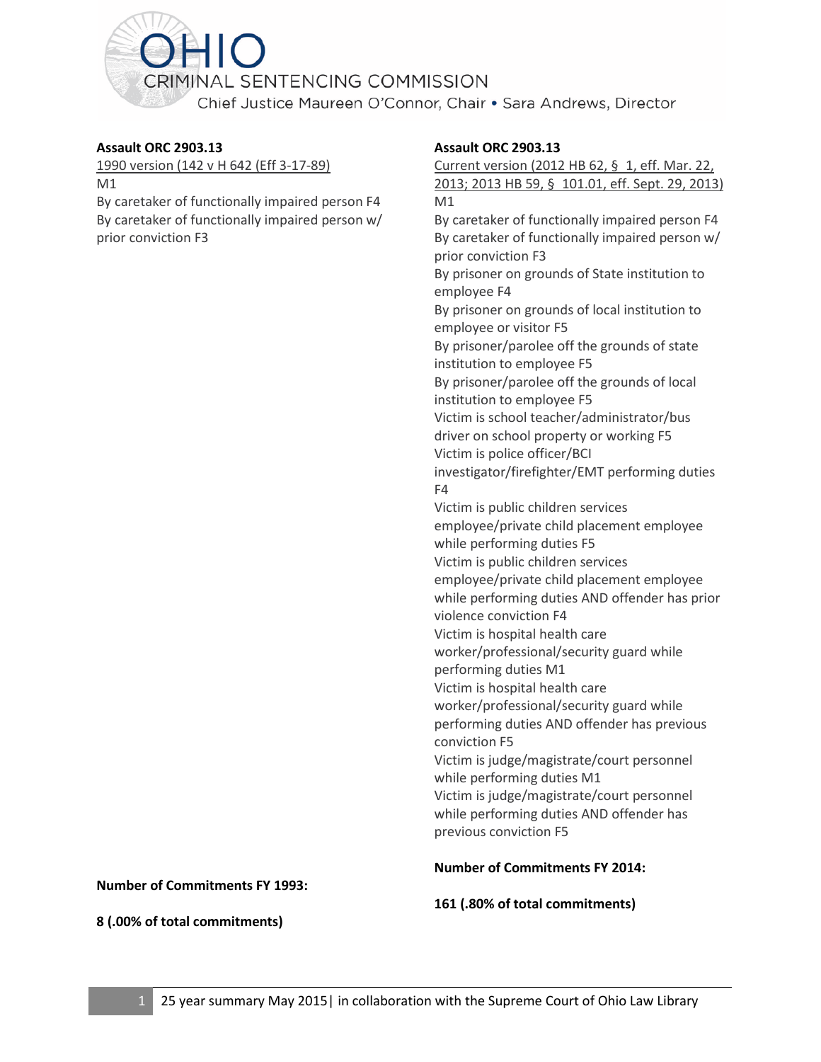**Assault ORC 2903.13**

1990 version (142 v H 642 (Eff 3-17-89)

M1

By caretaker of functionally impaired person F4

By caretaker of functionally impaired person w/ prior conviction F3

**Number of Commitments FY 1993:**

**8 (.00% of total commitments)**

**Assault ORC 2903.13**

Current version (2012 HB 62, § 1, eff. Mar. 22, 2013; 2013 HB 59, § 101.01, eff. Sept. 29, 2013)

M1

By caretaker of functionally impaired person F4

By caretaker of functionally impaired person w/ prior conviction F3

By prisoner on grounds of State institution to employee F4

By prisoner on grounds of local institution to employee or visitor F5

By prisoner/parolee off the grounds of state institution to employee F5

By prisoner/parolee off the grounds of local institution to employee F5

Victim is school teacher/administrator/bus driver on school property or working F5

Victim is police officer/BCI investigator/firefighter/EMT performing duties F4

Victim is public children services employee/private child placement employee while performing duties F5

Victim is public children services employee/private child placement employee while performing duties AND offender has prior violence conviction F4

Victim is hospital health care worker/professional/security guard while performing duties M1

Victim is hospital health care worker/professional/security guard while performing duties AND offender has previous conviction F5

Victim is judge/magistrate/court personnel while performing duties M1

Victim is judge/magistrate/court personnel while performing duties AND offender has previous conviction F5

**Number of Commitments FY 2014:**

**161 (.80% of total commitments)**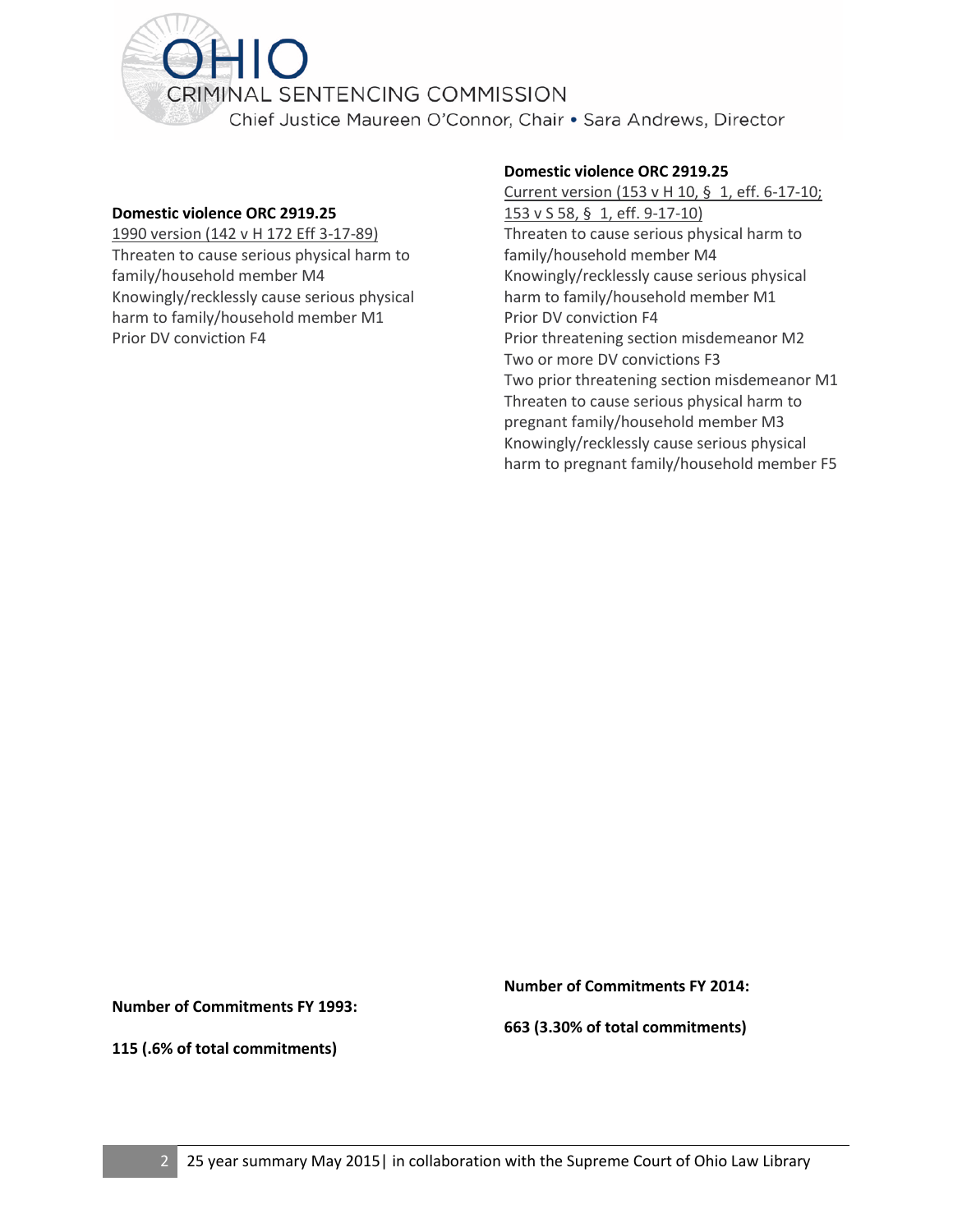**Domestic violence ORC 2919.25**

1990 version (142 v H 172 Eff 3-17-89)

Threaten to cause serious physical harm to family/household member M4

Knowingly/recklessly cause serious physical harm to family/household member M1

Prior DV conviction F4

**Number of Commitments FY 1993:**

**115 (.6% of total commitments)**

**Domestic violence ORC 2919.25**

Current version (153 v H 10, § 1, eff. 6-17-10; 153 v S 58, § 1, eff. 9-17-10)

Threaten to cause serious physical harm to family/household member M4

Knowingly/recklessly cause serious physical harm to family/household member M1

Prior DV conviction F4

Prior threatening section misdemeanor M2

Two or more DV convictions F3

Two prior threatening section misdemeanor M1

Threaten to cause serious physical harm to pregnant family/household member M3

Knowingly/recklessly cause serious physical harm to pregnant family/household member F5

**Number of Commitments FY 2014:**

**663 (3.30% of total commitments)**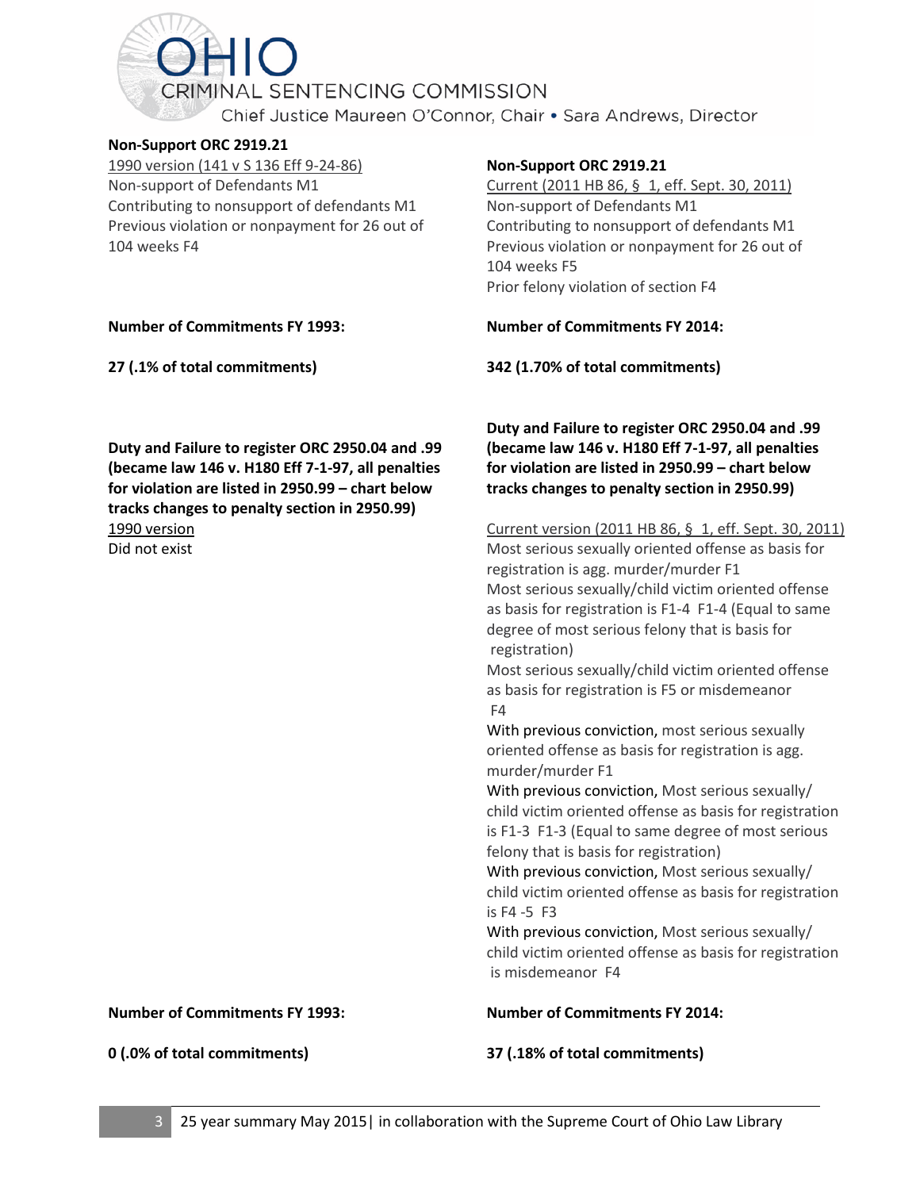**Non-Support ORC 2919.21**

1990 version (141 v S 136 Eff 9-24-86)
Non-support of Defendants M1
Contributing to nonsupport of defendants M1
Previous violation or nonpayment for 26 out of 104 weeks F4

**Number of Commitments FY 1993:**

**27 (.1% of total commitments)**

**Non-Support ORC 2919.21**

Current (2011 HB 86, § 1, eff. Sept. 30, 2011)
Non-support of Defendants M1
Contributing to nonsupport of defendants M1
Previous violation or nonpayment for 26 out of 104 weeks F5
Prior felony violation of section F4

**Number of Commitments FY 2014:**

**342 (1.70% of total commitments)**

**Duty and Failure to register ORC 2950.04 and .99 (became law 146 v. H180 Eff 7-1-97, all penalties for violation are listed in 2950.99 – chart below tracks changes to penalty section in 2950.99)**

1990 version
Did not exist

**Number of Commitments FY 1993:**

**0 (.0% of total commitments)**

**Duty and Failure to register ORC 2950.04 and .99 (became law 146 v. H180 Eff 7-1-97, all penalties for violation are listed in 2950.99 – chart below tracks changes to penalty section in 2950.99)**

Current version (2011 HB 86, § 1, eff. Sept. 30, 2011)
Most serious sexually oriented offense as basis for registration is agg. murder/murder F1
Most serious sexually/child victim oriented offense as basis for registration is F1-4 F1-4 (Equal to same degree of most serious felony that is basis for registration)
Most serious sexually/child victim oriented offense as basis for registration is F5 or misdemeanor F4
With previous conviction, most serious sexually oriented offense as basis for registration is agg. murder/murder F1
With previous conviction, Most serious sexually/ child victim oriented offense as basis for registration is F1-3 F1-3 (Equal to same degree of most serious felony that is basis for registration)
With previous conviction, Most serious sexually/ child victim oriented offense as basis for registration is F4 -5 F3
With previous conviction, Most serious sexually/ child victim oriented offense as basis for registration is misdemeanor F4

**Number of Commitments FY 2014:**

**37 (.18% of total commitments)**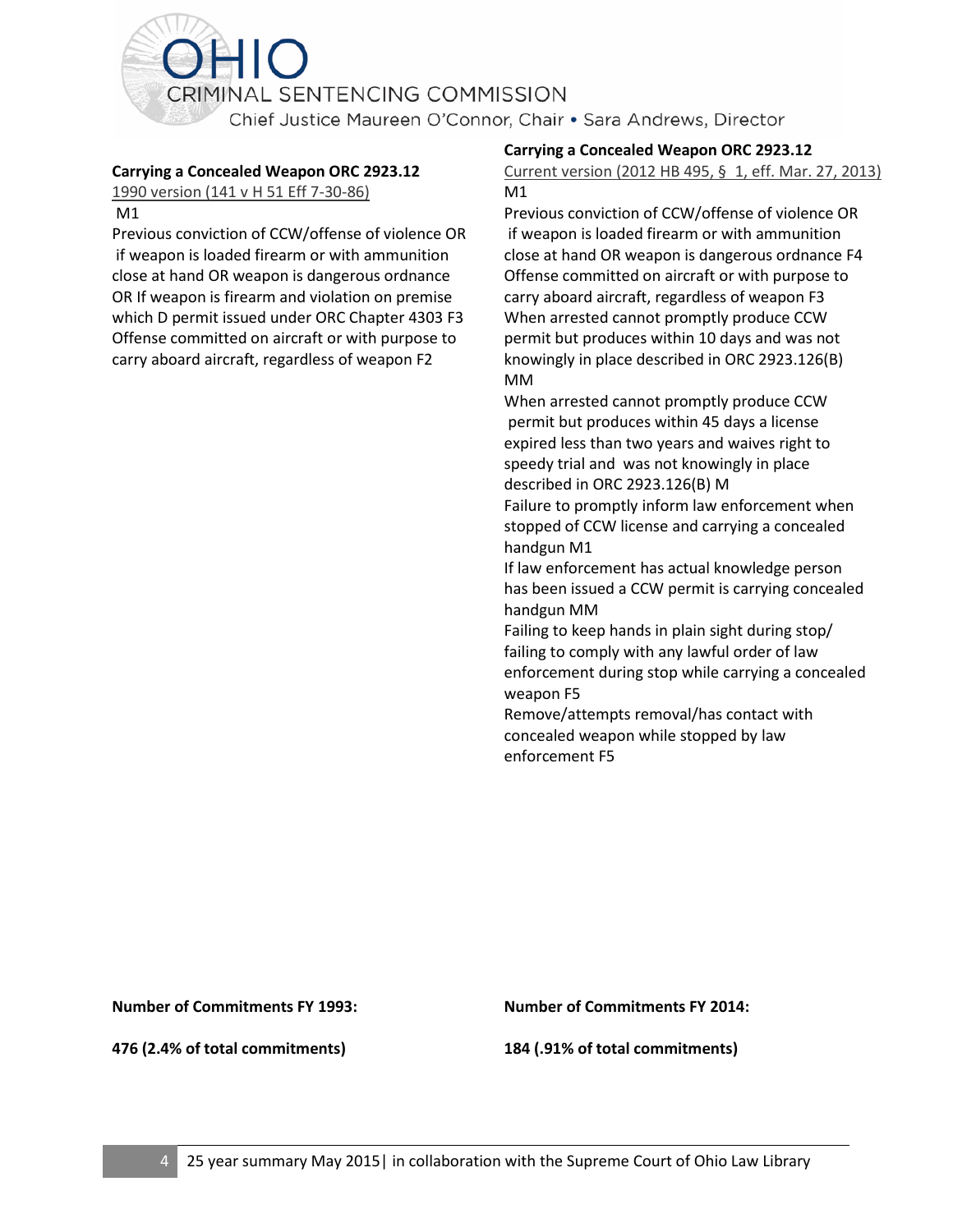**Carrying a Concealed Weapon ORC 2923.12**

1990 version (141 v H 51 Eff 7-30-86)

M1

Previous conviction of CCW/offense of violence OR if weapon is loaded firearm or with ammunition close at hand OR weapon is dangerous ordnance OR If weapon is firearm and violation on premise which D permit issued under ORC Chapter 4303 F3

Offense committed on aircraft or with purpose to carry aboard aircraft, regardless of weapon F2

**Carrying a Concealed Weapon ORC 2923.12**

Current version (2012 HB 495, § 1, eff. Mar. 27, 2013)

M1

Previous conviction of CCW/offense of violence OR if weapon is loaded firearm or with ammunition close at hand OR weapon is dangerous ordnance F4

Offense committed on aircraft or with purpose to carry aboard aircraft, regardless of weapon F3

When arrested cannot promptly produce CCW permit but produces within 10 days and was not knowingly in place described in ORC 2923.126(B) MM

When arrested cannot promptly produce CCW permit but produces within 45 days a license expired less than two years and waives right to speedy trial and was not knowingly in place described in ORC 2923.126(B) M

Failure to promptly inform law enforcement when stopped of CCW license and carrying a concealed handgun M1

If law enforcement has actual knowledge person has been issued a CCW permit is carrying concealed handgun MM

Failing to keep hands in plain sight during stop/ failing to comply with any lawful order of law enforcement during stop while carrying a concealed weapon F5

Remove/attempts removal/has contact with concealed weapon while stopped by law enforcement F5

**Number of Commitments FY 1993:**

**476 (2.4% of total commitments)**

**Number of Commitments FY 2014:**

**184 (.91% of total commitments)**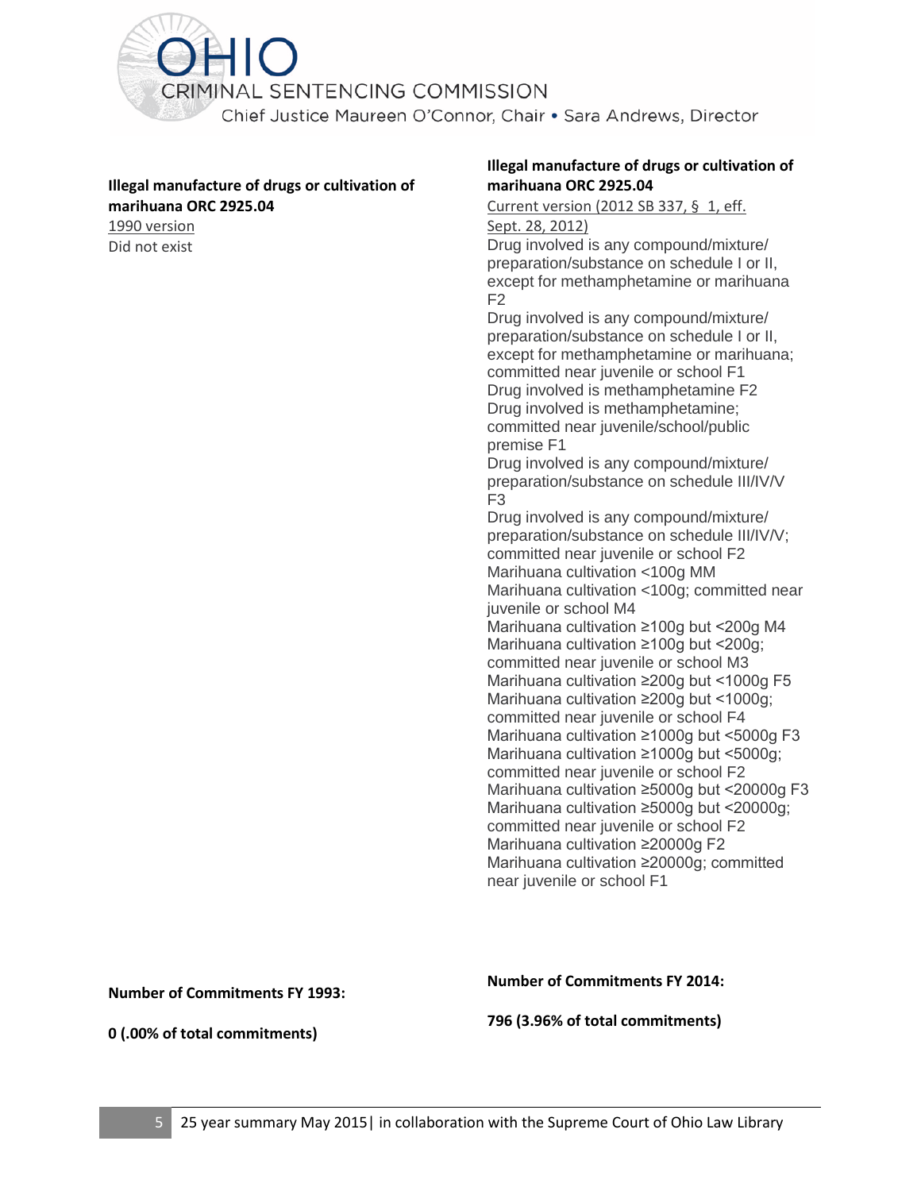**Illegal manufacture of drugs or cultivation of marihuana ORC 2925.04**

1990 version

Did not exist

**Illegal manufacture of drugs or cultivation of marihuana ORC 2925.04**

Current version (2012 SB 337, § 1, eff. Sept. 28, 2012)

Drug involved is any compound/mixture/ preparation/substance on schedule I or II, except for methamphetamine or marihuana F2
Drug involved is any compound/mixture/ preparation/substance on schedule I or II, except for methamphetamine or marihuana; committed near juvenile or school F1
Drug involved is methamphetamine F2
Drug involved is methamphetamine; committed near juvenile/school/public premise F1
Drug involved is any compound/mixture/ preparation/substance on schedule III/IV/V F3
Drug involved is any compound/mixture/ preparation/substance on schedule III/IV/V; committed near juvenile or school F2
Marihuana cultivation <100g MM
Marihuana cultivation <100g; committed near juvenile or school M4
Marihuana cultivation ≥100g but <200g M4
Marihuana cultivation ≥100g but <200g; committed near juvenile or school M3
Marihuana cultivation ≥200g but <1000g F5
Marihuana cultivation ≥200g but <1000g; committed near juvenile or school F4
Marihuana cultivation ≥1000g but <5000g F3
Marihuana cultivation ≥1000g but <5000g; committed near juvenile or school F2
Marihuana cultivation ≥5000g but <20000g F3
Marihuana cultivation ≥5000g but <20000g; committed near juvenile or school F2
Marihuana cultivation ≥20000g F2
Marihuana cultivation ≥20000g; committed near juvenile or school F1

**Number of Commitments FY 1993:**

**0 (.00% of total commitments)**

**Number of Commitments FY 2014:**

**796 (3.96% of total commitments)**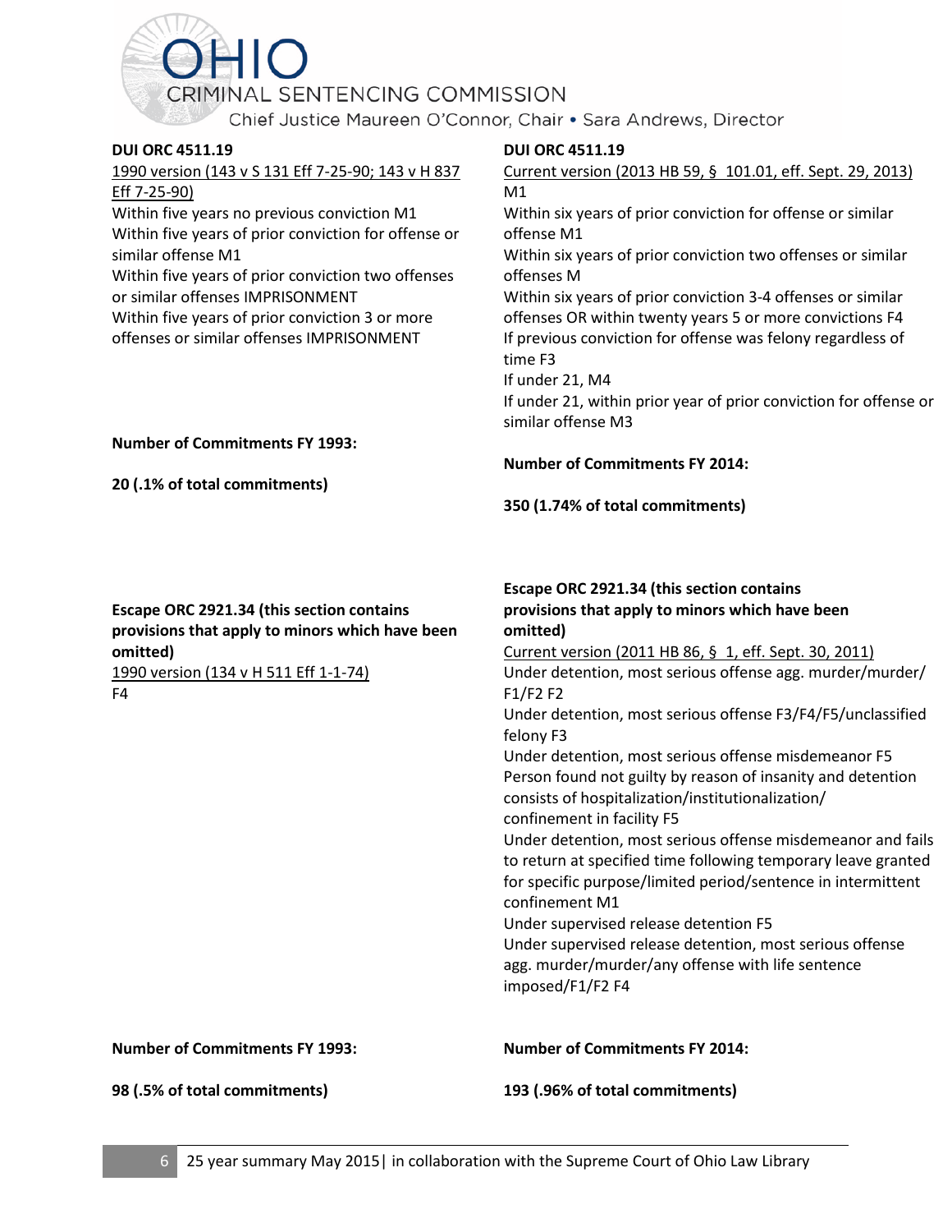**DUI ORC 4511.19**

1990 version (143 v S 131 Eff 7-25-90; 143 v H 837 Eff 7-25-90)

Within five years no previous conviction M1
Within five years of prior conviction for offense or similar offense M1
Within five years of prior conviction two offenses or similar offenses IMPRISONMENT
Within five years of prior conviction 3 or more offenses or similar offenses IMPRISONMENT

**Number of Commitments FY 1993:**

**20 (.1% of total commitments)**

**DUI ORC 4511.19**

Current version (2013 HB 59, § 101.01, eff. Sept. 29, 2013)

M1
Within six years of prior conviction for offense or similar offense M1
Within six years of prior conviction two offenses or similar offenses M
Within six years of prior conviction 3-4 offenses or similar offenses OR within twenty years 5 or more convictions F4
If previous conviction for offense was felony regardless of time F3
If under 21, M4
If under 21, within prior year of prior conviction for offense or similar offense M3

**Number of Commitments FY 2014:**

**350 (1.74% of total commitments)**

**Escape ORC 2921.34 (this section contains provisions that apply to minors which have been omitted)**

1990 version (134 v H 511 Eff 1-1-74)

F4

**Number of Commitments FY 1993:**

**98 (.5% of total commitments)**

**Escape ORC 2921.34 (this section contains provisions that apply to minors which have been omitted)**

Current version (2011 HB 86, § 1, eff. Sept. 30, 2011)

Under detention, most serious offense agg. murder/murder/ F1/F2 F2
Under detention, most serious offense F3/F4/F5/unclassified felony F3
Under detention, most serious offense misdemeanor F5
Person found not guilty by reason of insanity and detention consists of hospitalization/institutionalization/ confinement in facility F5
Under detention, most serious offense misdemeanor and fails to return at specified time following temporary leave granted for specific purpose/limited period/sentence in intermittent confinement M1
Under supervised release detention F5
Under supervised release detention, most serious offense agg. murder/murder/any offense with life sentence imposed/F1/F2 F4

**Number of Commitments FY 2014:**

**193 (.96% of total commitments)**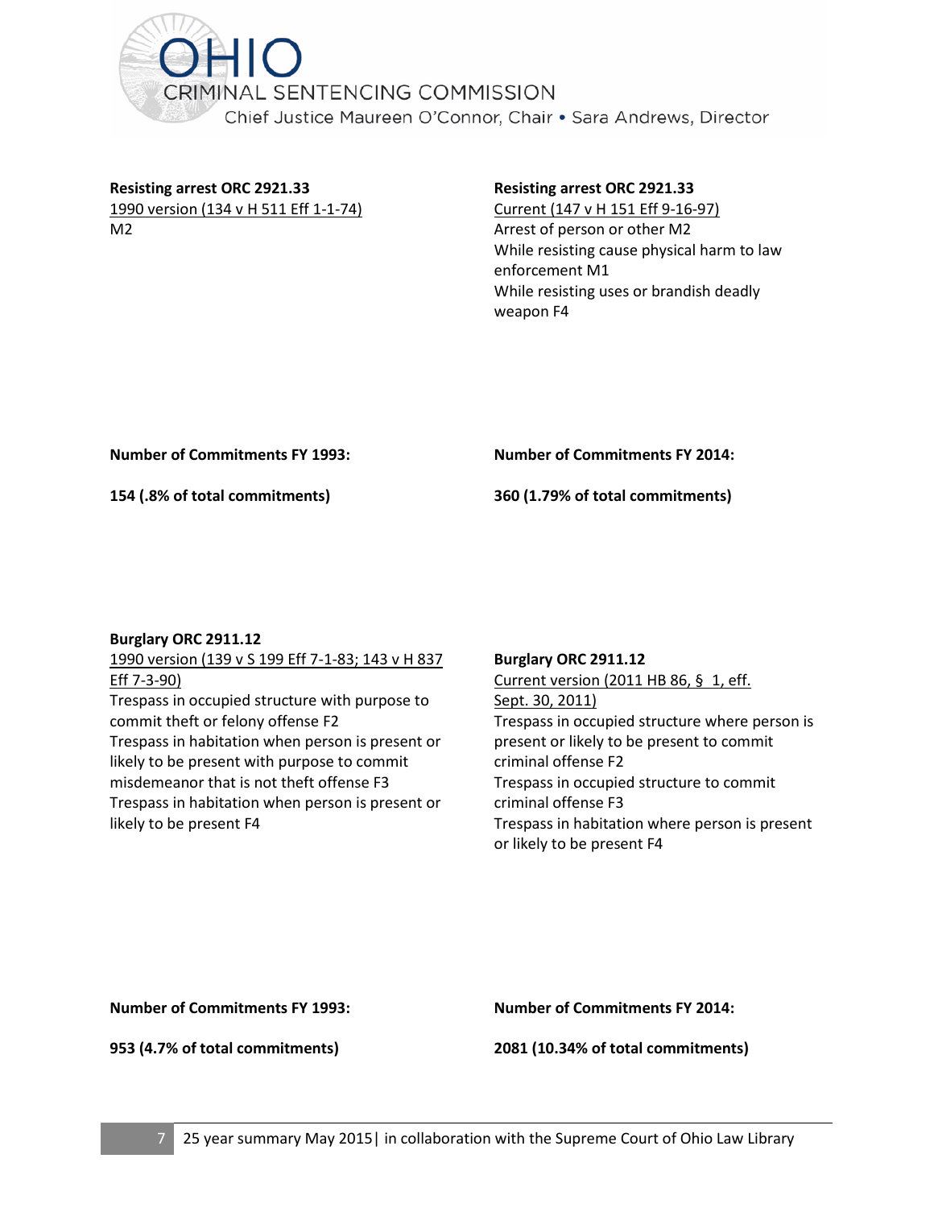**Resisting arrest ORC 2921.33**
1990 version (134 v H 511 Eff 1-1-74)
M2

**Resisting arrest ORC 2921.33**
Current (147 v H 151 Eff 9-16-97)
Arrest of person or other M2
While resisting cause physical harm to law enforcement M1
While resisting uses or brandish deadly weapon F4

**Number of Commitments FY 1993:**

**154 (.8% of total commitments)**

**Number of Commitments FY 2014:**

**360 (1.79% of total commitments)**

**Burglary ORC 2911.12**
1990 version (139 v S 199 Eff 7-1-83; 143 v H 837 Eff 7-3-90)
Trespass in occupied structure with purpose to commit theft or felony offense F2
Trespass in habitation when person is present or likely to be present with purpose to commit misdemeanor that is not theft offense F3
Trespass in habitation when person is present or likely to be present F4

**Burglary ORC 2911.12**
Current version (2011 HB 86, § 1, eff. Sept. 30, 2011)
Trespass in occupied structure where person is present or likely to be present to commit criminal offense F2
Trespass in occupied structure to commit criminal offense F3
Trespass in habitation where person is present or likely to be present F4

**Number of Commitments FY 1993:**

**953 (4.7% of total commitments)**

**Number of Commitments FY 2014:**

**2081 (10.34% of total commitments)**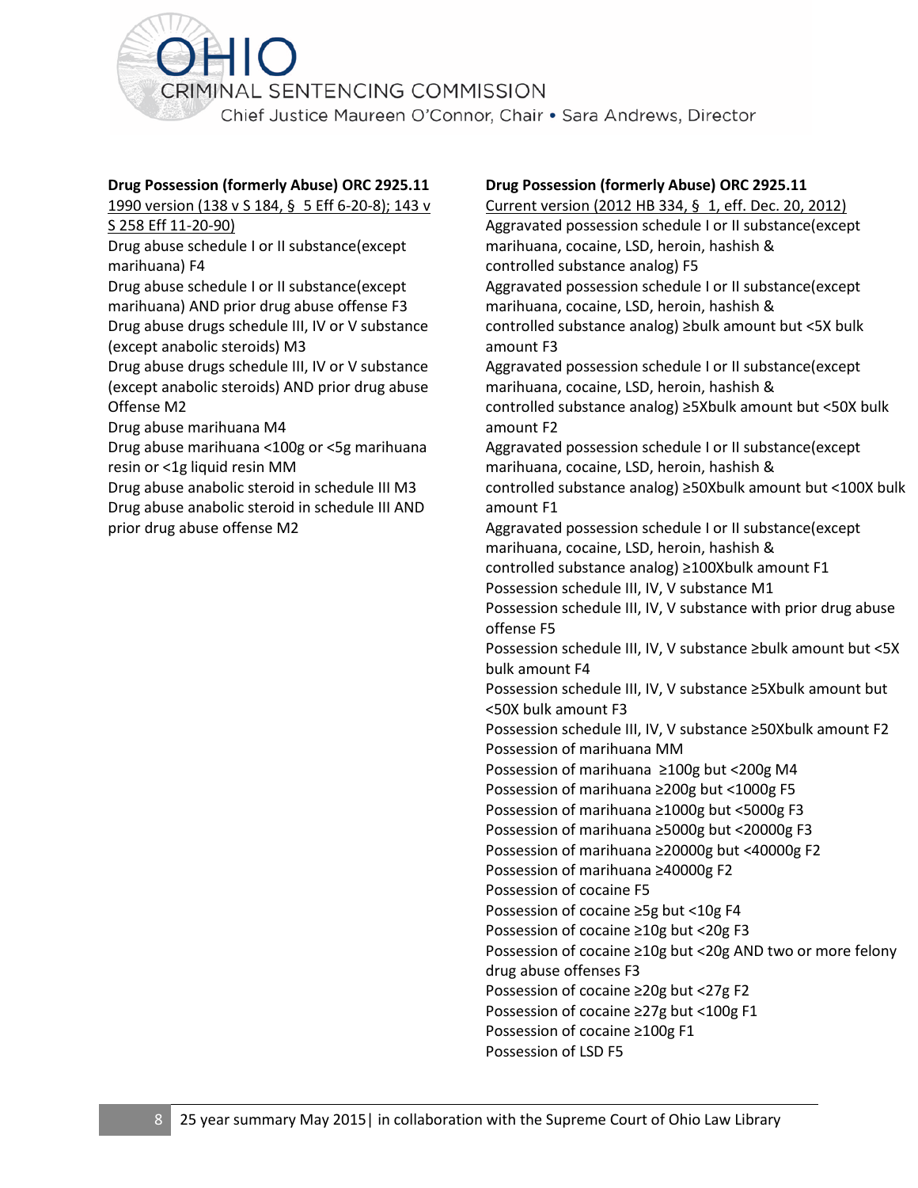**Drug Possession (formerly Abuse) ORC 2925.11**

1990 version (138 v S 184, § 5 Eff 6-20-8); 143 v S 258 Eff 11-20-90)

Drug abuse schedule I or II substance(except marihuana) F4
Drug abuse schedule I or II substance(except marihuana) AND prior drug abuse offense F3
Drug abuse drugs schedule III, IV or V substance (except anabolic steroids) M3
Drug abuse drugs schedule III, IV or V substance (except anabolic steroids) AND prior drug abuse Offense M2
Drug abuse marihuana M4
Drug abuse marihuana <100g or <5g marihuana resin or <1g liquid resin MM
Drug abuse anabolic steroid in schedule III M3
Drug abuse anabolic steroid in schedule III AND prior drug abuse offense M2

**Drug Possession (formerly Abuse) ORC 2925.11**

Current version (2012 HB 334, § 1, eff. Dec. 20, 2012)

Aggravated possession schedule I or II substance(except marihuana, cocaine, LSD, heroin, hashish & controlled substance analog) F5
Aggravated possession schedule I or II substance(except marihuana, cocaine, LSD, heroin, hashish & controlled substance analog) ≥bulk amount but <5X bulk amount F3
Aggravated possession schedule I or II substance(except marihuana, cocaine, LSD, heroin, hashish & controlled substance analog) ≥5Xbulk amount but <50X bulk amount F2
Aggravated possession schedule I or II substance(except marihuana, cocaine, LSD, heroin, hashish & controlled substance analog) ≥50Xbulk amount but <100X bulk amount F1
Aggravated possession schedule I or II substance(except marihuana, cocaine, LSD, heroin, hashish & controlled substance analog) ≥100Xbulk amount F1
Possession schedule III, IV, V substance M1
Possession schedule III, IV, V substance with prior drug abuse offense F5
Possession schedule III, IV, V substance ≥bulk amount but <5X bulk amount F4
Possession schedule III, IV, V substance ≥5Xbulk amount but <50X bulk amount F3
Possession schedule III, IV, V substance ≥50Xbulk amount F2
Possession of marihuana MM
Possession of marihuana ≥100g but <200g M4
Possession of marihuana ≥200g but <1000g F5
Possession of marihuana ≥1000g but <5000g F3
Possession of marihuana ≥5000g but <20000g F3
Possession of marihuana ≥20000g but <40000g F2
Possession of marihuana ≥40000g F2
Possession of cocaine F5
Possession of cocaine ≥5g but <10g F4
Possession of cocaine ≥10g but <20g F3
Possession of cocaine ≥10g but <20g AND two or more felony drug abuse offenses F3
Possession of cocaine ≥20g but <27g F2
Possession of cocaine ≥27g but <100g F1
Possession of cocaine ≥100g F1
Possession of LSD F5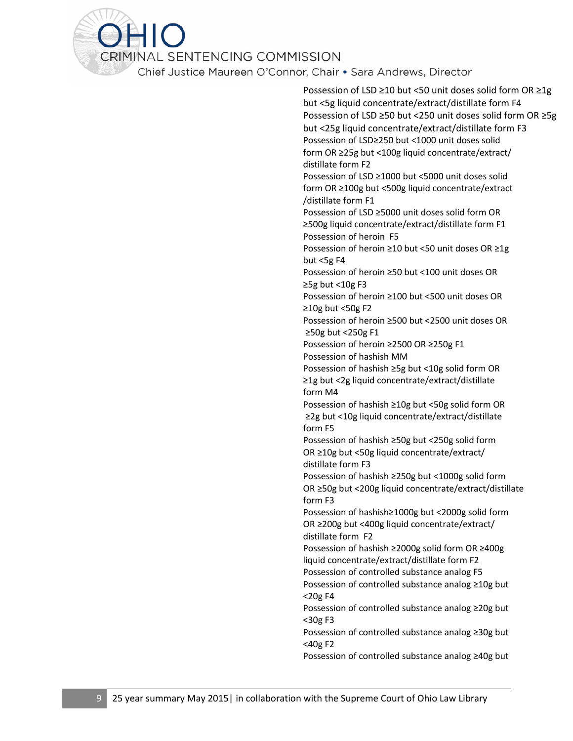Possession of LSD ≥10 but <50 unit doses solid form OR ≥1g but <5g liquid concentrate/extract/distillate form F4
Possession of LSD ≥50 but <250 unit doses solid form OR ≥5g but <25g liquid concentrate/extract/distillate form F3
Possession of LSD≥250 but <1000 unit doses solid form OR ≥25g but <100g liquid concentrate/extract/ distillate form F2
Possession of LSD ≥1000 but <5000 unit doses solid form OR ≥100g but <500g liquid concentrate/extract /distillate form F1
Possession of LSD ≥5000 unit doses solid form OR ≥500g liquid concentrate/extract/distillate form F1
Possession of heroin F5
Possession of heroin ≥10 but <50 unit doses OR ≥1g but <5g F4
Possession of heroin ≥50 but <100 unit doses OR ≥5g but <10g F3
Possession of heroin ≥100 but <500 unit doses OR ≥10g but <50g F2
Possession of heroin ≥500 but <2500 unit doses OR ≥50g but <250g F1
Possession of heroin ≥2500 OR ≥250g F1
Possession of hashish MM
Possession of hashish ≥5g but <10g solid form OR ≥1g but <2g liquid concentrate/extract/distillate form M4
Possession of hashish ≥10g but <50g solid form OR ≥2g but <10g liquid concentrate/extract/distillate form F5
Possession of hashish ≥50g but <250g solid form OR ≥10g but <50g liquid concentrate/extract/ distillate form F3
Possession of hashish ≥250g but <1000g solid form OR ≥50g but <200g liquid concentrate/extract/distillate form F3
Possession of hashish≥1000g but <2000g solid form OR ≥200g but <400g liquid concentrate/extract/ distillate form F2
Possession of hashish ≥2000g solid form OR ≥400g liquid concentrate/extract/distillate form F2
Possession of controlled substance analog F5
Possession of controlled substance analog ≥10g but <20g F4
Possession of controlled substance analog ≥20g but <30g F3
Possession of controlled substance analog ≥30g but <40g F2
Possession of controlled substance analog ≥40g but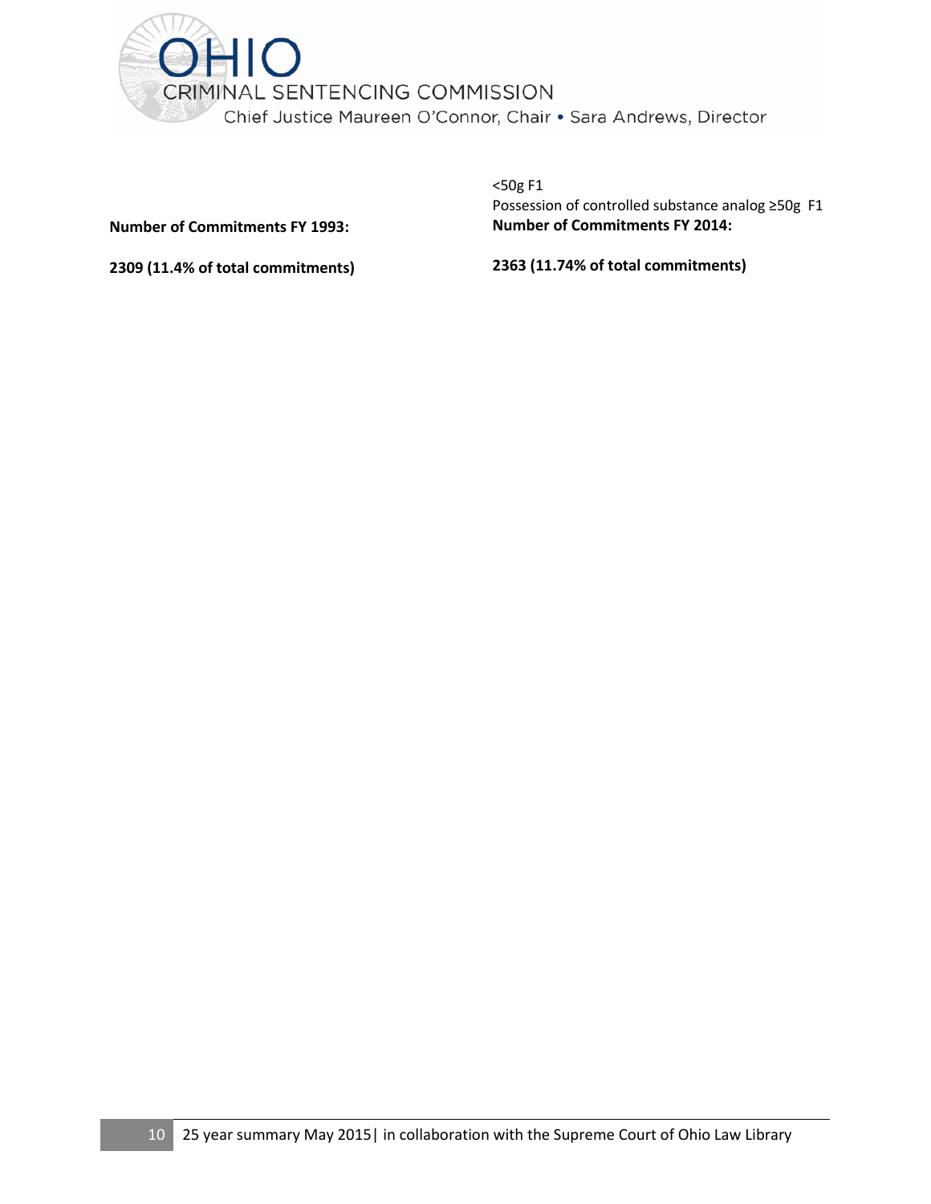| | |
|---|---|
| | <50g F1<br>Possession of controlled substance analog ≥50g F1 |
| **Number of Commitments FY 1993:** | **Number of Commitments FY 2014:** |
| **2309 (11.4% of total commitments)** | **2363 (11.74% of total commitments)** |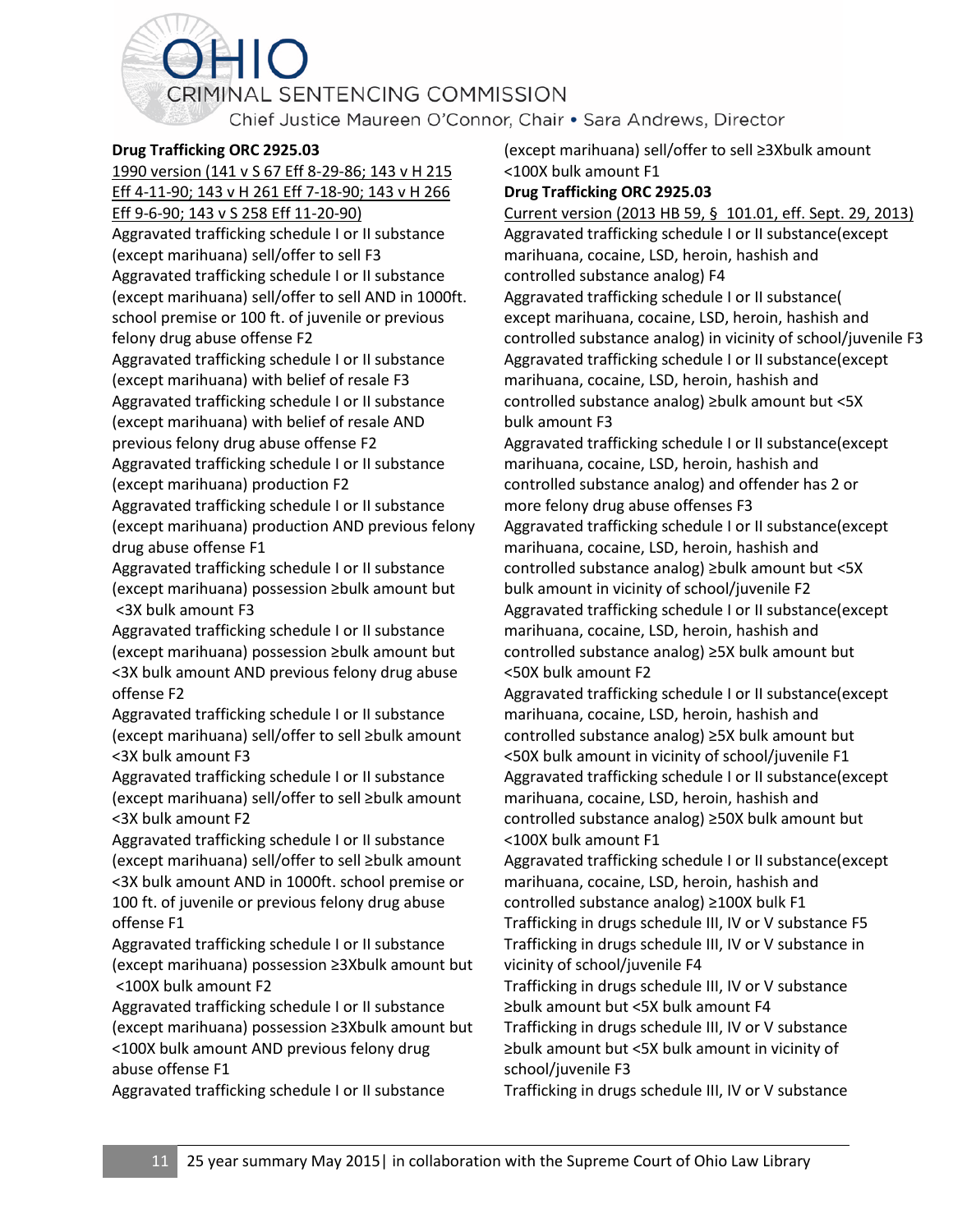**Drug Trafficking ORC 2925.03**

1990 version (141 v S 67 Eff 8-29-86; 143 v H 215 Eff 4-11-90; 143 v H 261 Eff 7-18-90; 143 v H 266 Eff 9-6-90; 143 v S 258 Eff 11-20-90)

Aggravated trafficking schedule I or II substance (except marihuana) sell/offer to sell F3

Aggravated trafficking schedule I or II substance (except marihuana) sell/offer to sell AND in 1000ft. school premise or 100 ft. of juvenile or previous felony drug abuse offense F2

Aggravated trafficking schedule I or II substance (except marihuana) with belief of resale F3

Aggravated trafficking schedule I or II substance (except marihuana) with belief of resale AND previous felony drug abuse offense F2

Aggravated trafficking schedule I or II substance (except marihuana) production F2

Aggravated trafficking schedule I or II substance (except marihuana) production AND previous felony drug abuse offense F1

Aggravated trafficking schedule I or II substance (except marihuana) possession ≥bulk amount but <3X bulk amount F3

Aggravated trafficking schedule I or II substance (except marihuana) possession ≥bulk amount but <3X bulk amount AND previous felony drug abuse offense F2

Aggravated trafficking schedule I or II substance (except marihuana) sell/offer to sell ≥bulk amount <3X bulk amount F3

Aggravated trafficking schedule I or II substance (except marihuana) sell/offer to sell ≥bulk amount <3X bulk amount F2

Aggravated trafficking schedule I or II substance (except marihuana) sell/offer to sell ≥bulk amount <3X bulk amount AND in 1000ft. school premise or 100 ft. of juvenile or previous felony drug abuse offense F1

Aggravated trafficking schedule I or II substance (except marihuana) possession ≥3Xbulk amount but <100X bulk amount F2

Aggravated trafficking schedule I or II substance (except marihuana) possession ≥3Xbulk amount but <100X bulk amount AND previous felony drug abuse offense F1

Aggravated trafficking schedule I or II substance (except marihuana) sell/offer to sell ≥3Xbulk amount <100X bulk amount F1

**Drug Trafficking ORC 2925.03**

Current version (2013 HB 59, § 101.01, eff. Sept. 29, 2013)

Aggravated trafficking schedule I or II substance(except marihuana, cocaine, LSD, heroin, hashish and controlled substance analog) F4

Aggravated trafficking schedule I or II substance( except marihuana, cocaine, LSD, heroin, hashish and controlled substance analog) in vicinity of school/juvenile F3

Aggravated trafficking schedule I or II substance(except marihuana, cocaine, LSD, heroin, hashish and controlled substance analog) ≥bulk amount but <5X bulk amount F3

Aggravated trafficking schedule I or II substance(except marihuana, cocaine, LSD, heroin, hashish and controlled substance analog) and offender has 2 or more felony drug abuse offenses F3

Aggravated trafficking schedule I or II substance(except marihuana, cocaine, LSD, heroin, hashish and controlled substance analog) ≥bulk amount but <5X bulk amount in vicinity of school/juvenile F2

Aggravated trafficking schedule I or II substance(except marihuana, cocaine, LSD, heroin, hashish and controlled substance analog) ≥5X bulk amount but <50X bulk amount F2

Aggravated trafficking schedule I or II substance(except marihuana, cocaine, LSD, heroin, hashish and controlled substance analog) ≥5X bulk amount but <50X bulk amount in vicinity of school/juvenile F1

Aggravated trafficking schedule I or II substance(except marihuana, cocaine, LSD, heroin, hashish and controlled substance analog) ≥50X bulk amount but <100X bulk amount F1

Aggravated trafficking schedule I or II substance(except marihuana, cocaine, LSD, heroin, hashish and controlled substance analog) ≥100X bulk F1

Trafficking in drugs schedule III, IV or V substance F5

Trafficking in drugs schedule III, IV or V substance in vicinity of school/juvenile F4

Trafficking in drugs schedule III, IV or V substance ≥bulk amount but <5X bulk amount F4

Trafficking in drugs schedule III, IV or V substance ≥bulk amount but <5X bulk amount in vicinity of school/juvenile F3

Trafficking in drugs schedule III, IV or V substance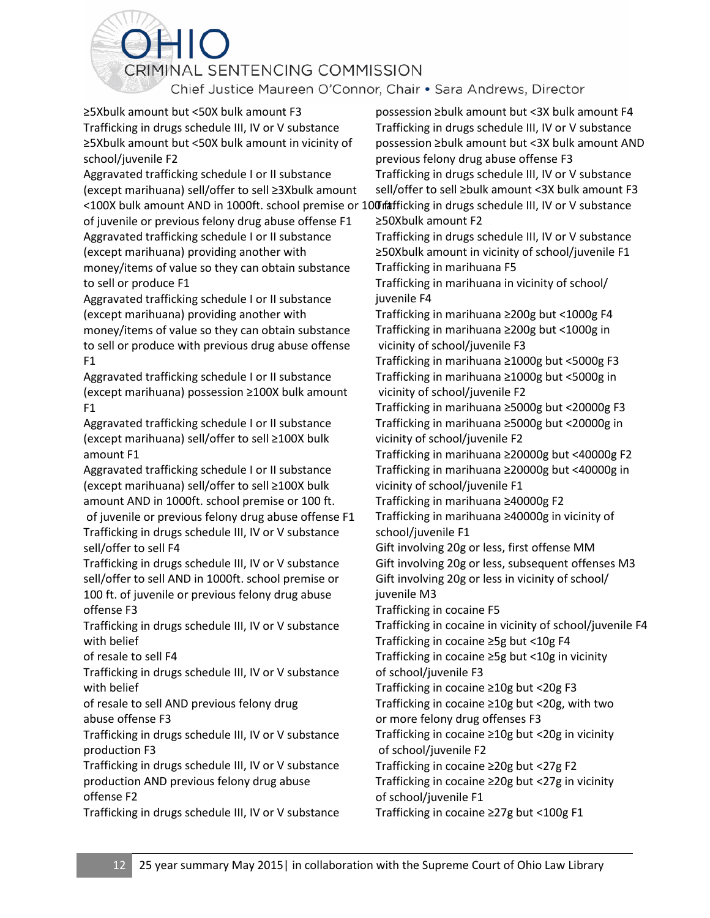≥5Xbulk amount but <50X bulk amount F3
Trafficking in drugs schedule III, IV or V substance ≥5Xbulk amount but <50X bulk amount in vicinity of school/juvenile F2
Aggravated trafficking schedule I or II substance (except marihuana) sell/offer to sell ≥3Xbulk amount <100X bulk amount AND in 1000ft. school premise or 100 ft. of juvenile or previous felony drug abuse offense F1
Aggravated trafficking schedule I or II substance (except marihuana) providing another with money/items of value so they can obtain substance to sell or produce F1
Aggravated trafficking schedule I or II substance (except marihuana) providing another with money/items of value so they can obtain substance to sell or produce with previous drug abuse offense F1
Aggravated trafficking schedule I or II substance (except marihuana) possession ≥100X bulk amount F1
Aggravated trafficking schedule I or II substance (except marihuana) sell/offer to sell ≥100X bulk amount F1
Aggravated trafficking schedule I or II substance (except marihuana) sell/offer to sell ≥100X bulk amount AND in 1000ft. school premise or 100 ft. of juvenile or previous felony drug abuse offense F1
Trafficking in drugs schedule III, IV or V substance sell/offer to sell F4
Trafficking in drugs schedule III, IV or V substance sell/offer to sell AND in 1000ft. school premise or 100 ft. of juvenile or previous felony drug abuse offense F3
Trafficking in drugs schedule III, IV or V substance with belief
of resale to sell F4
Trafficking in drugs schedule III, IV or V substance with belief
of resale to sell AND previous felony drug abuse offense F3
Trafficking in drugs schedule III, IV or V substance production F3
Trafficking in drugs schedule III, IV or V substance production AND previous felony drug abuse offense F2
Trafficking in drugs schedule III, IV or V substance possession ≥bulk amount but <3X bulk amount F4
Trafficking in drugs schedule III, IV or V substance possession ≥bulk amount but <3X bulk amount AND previous felony drug abuse offense F3
Trafficking in drugs schedule III, IV or V substance sell/offer to sell ≥bulk amount <3X bulk amount F3
Trafficking in drugs schedule III, IV or V substance ≥50Xbulk amount F2
Trafficking in drugs schedule III, IV or V substance ≥50Xbulk amount in vicinity of school/juvenile F1
Trafficking in marihuana F5
Trafficking in marihuana in vicinity of school/juvenile F4
Trafficking in marihuana ≥200g but <1000g F4
Trafficking in marihuana ≥200g but <1000g in vicinity of school/juvenile F3
Trafficking in marihuana ≥1000g but <5000g F3
Trafficking in marihuana ≥1000g but <5000g in vicinity of school/juvenile F2
Trafficking in marihuana ≥5000g but <20000g F3
Trafficking in marihuana ≥5000g but <20000g in vicinity of school/juvenile F2
Trafficking in marihuana ≥20000g but <40000g F2
Trafficking in marihuana ≥20000g but <40000g in vicinity of school/juvenile F1
Trafficking in marihuana ≥40000g F2
Trafficking in marihuana ≥40000g in vicinity of school/juvenile F1
Gift involving 20g or less, first offense MM
Gift involving 20g or less, subsequent offenses M3
Gift involving 20g or less in vicinity of school/juvenile M3
Trafficking in cocaine F5
Trafficking in cocaine in vicinity of school/juvenile F4
Trafficking in cocaine ≥5g but <10g F4
Trafficking in cocaine ≥5g but <10g in vicinity of school/juvenile F3
Trafficking in cocaine ≥10g but <20g F3
Trafficking in cocaine ≥10g but <20g, with two or more felony drug offenses F3
Trafficking in cocaine ≥10g but <20g in vicinity of school/juvenile F2
Trafficking in cocaine ≥20g but <27g F2
Trafficking in cocaine ≥20g but <27g in vicinity of school/juvenile F1
Trafficking in cocaine ≥27g but <100g F1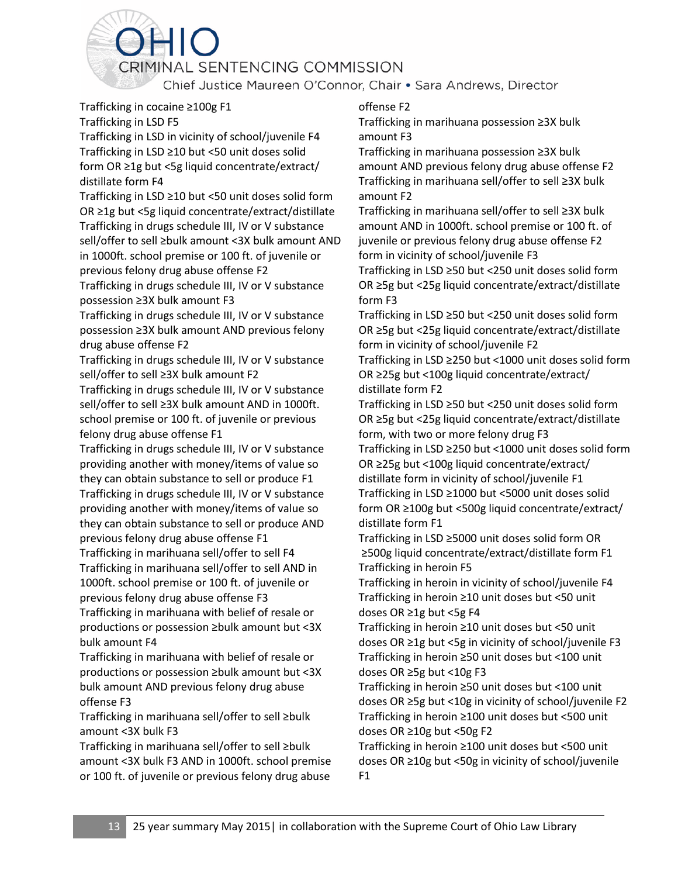Trafficking in cocaine ≥100g F1
Trafficking in LSD F5
Trafficking in LSD in vicinity of school/juvenile F4
Trafficking in LSD ≥10 but <50 unit doses solid form OR ≥1g but <5g liquid concentrate/extract/ distillate form F4
Trafficking in LSD ≥10 but <50 unit doses solid form OR ≥1g but <5g liquid concentrate/extract/distillate
Trafficking in drugs schedule III, IV or V substance sell/offer to sell ≥bulk amount <3X bulk amount AND in 1000ft. school premise or 100 ft. of juvenile or previous felony drug abuse offense F2
Trafficking in drugs schedule III, IV or V substance possession ≥3X bulk amount F3
Trafficking in drugs schedule III, IV or V substance possession ≥3X bulk amount AND previous felony drug abuse offense F2
Trafficking in drugs schedule III, IV or V substance sell/offer to sell ≥3X bulk amount F2
Trafficking in drugs schedule III, IV or V substance sell/offer to sell ≥3X bulk amount AND in 1000ft. school premise or 100 ft. of juvenile or previous felony drug abuse offense F1
Trafficking in drugs schedule III, IV or V substance providing another with money/items of value so they can obtain substance to sell or produce F1
Trafficking in drugs schedule III, IV or V substance providing another with money/items of value so they can obtain substance to sell or produce AND previous felony drug abuse offense F1
Trafficking in marihuana sell/offer to sell F4
Trafficking in marihuana sell/offer to sell AND in 1000ft. school premise or 100 ft. of juvenile or previous felony drug abuse offense F3
Trafficking in marihuana with belief of resale or productions or possession ≥bulk amount but <3X bulk amount F4
Trafficking in marihuana with belief of resale or productions or possession ≥bulk amount but <3X bulk amount AND previous felony drug abuse offense F3
Trafficking in marihuana sell/offer to sell ≥bulk amount <3X bulk F3
Trafficking in marihuana sell/offer to sell ≥bulk amount <3X bulk F3 AND in 1000ft. school premise or 100 ft. of juvenile or previous felony drug abuse offense F2
Trafficking in marihuana possession ≥3X bulk amount F3
Trafficking in marihuana possession ≥3X bulk amount AND previous felony drug abuse offense F2
Trafficking in marihuana sell/offer to sell ≥3X bulk amount F2
Trafficking in marihuana sell/offer to sell ≥3X bulk amount AND in 1000ft. school premise or 100 ft. of juvenile or previous felony drug abuse offense F2
form in vicinity of school/juvenile F3
Trafficking in LSD ≥50 but <250 unit doses solid form OR ≥5g but <25g liquid concentrate/extract/distillate form F3
Trafficking in LSD ≥50 but <250 unit doses solid form OR ≥5g but <25g liquid concentrate/extract/distillate form in vicinity of school/juvenile F2
Trafficking in LSD ≥250 but <1000 unit doses solid form OR ≥25g but <100g liquid concentrate/extract/ distillate form F2
Trafficking in LSD ≥50 but <250 unit doses solid form OR ≥5g but <25g liquid concentrate/extract/distillate form, with two or more felony drug F3
Trafficking in LSD ≥250 but <1000 unit doses solid form OR ≥25g but <100g liquid concentrate/extract/ distillate form in vicinity of school/juvenile F1
Trafficking in LSD ≥1000 but <5000 unit doses solid form OR ≥100g but <500g liquid concentrate/extract/ distillate form F1
Trafficking in LSD ≥5000 unit doses solid form OR ≥500g liquid concentrate/extract/distillate form F1
Trafficking in heroin F5
Trafficking in heroin in vicinity of school/juvenile F4
Trafficking in heroin ≥10 unit doses but <50 unit doses OR ≥1g but <5g F4
Trafficking in heroin ≥10 unit doses but <50 unit doses OR ≥1g but <5g in vicinity of school/juvenile F3
Trafficking in heroin ≥50 unit doses but <100 unit doses OR ≥5g but <10g F3
Trafficking in heroin ≥50 unit doses but <100 unit doses OR ≥5g but <10g in vicinity of school/juvenile F2
Trafficking in heroin ≥100 unit doses but <500 unit doses OR ≥10g but <50g F2
Trafficking in heroin ≥100 unit doses but <500 unit doses OR ≥10g but <50g in vicinity of school/juvenile F1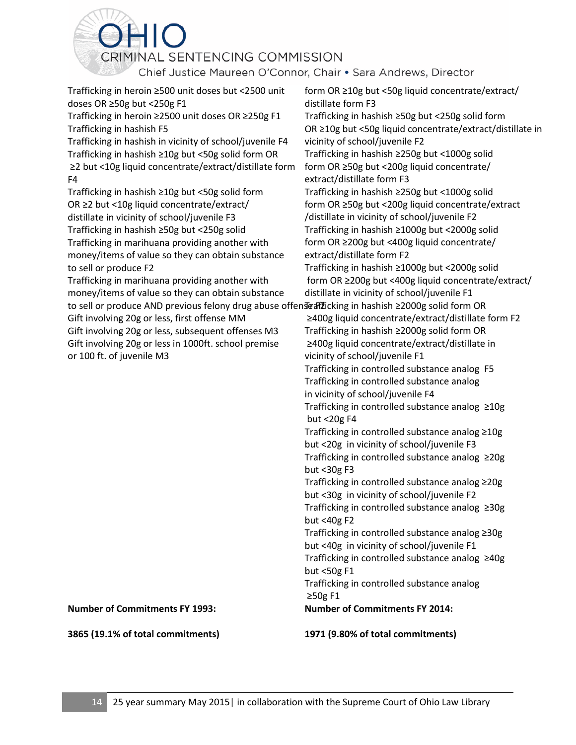Trafficking in heroin ≥500 unit doses but <2500 unit doses OR ≥50g but <250g F1
Trafficking in heroin ≥2500 unit doses OR ≥250g F1
Trafficking in hashish F5
Trafficking in hashish in vicinity of school/juvenile F4
Trafficking in hashish ≥10g but <50g solid form OR ≥2 but <10g liquid concentrate/extract/distillate form F4
Trafficking in hashish ≥10g but <50g solid form OR ≥2 but <10g liquid concentrate/extract/ distillate in vicinity of school/juvenile F3
Trafficking in hashish ≥50g but <250g solid form OR ≥10g but <50g liquid concentrate/extract/ distillate form F3
Trafficking in hashish ≥50g but <250g solid form OR ≥10g but <50g liquid concentrate/extract/distillate in vicinity of school/juvenile F2
Trafficking in hashish ≥250g but <1000g solid form OR ≥50g but <200g liquid concentrate/ extract/distillate form F3
Trafficking in hashish ≥250g but <1000g solid form OR ≥50g but <200g liquid concentrate/extract /distillate in vicinity of school/juvenile F2
Trafficking in hashish ≥1000g but <2000g solid form OR ≥200g but <400g liquid concentrate/ extract/distillate form F2
Trafficking in hashish ≥1000g but <2000g solid form OR ≥200g but <400g liquid concentrate/extract/ distillate in vicinity of school/juvenile F1
Trafficking in hashish ≥2000g solid form OR ≥400g liquid concentrate/extract/distillate form F2
Trafficking in hashish ≥2000g solid form OR ≥400g liquid concentrate/extract/distillate in vicinity of school/juvenile F1
Trafficking in controlled substance analog F5
Trafficking in controlled substance analog in vicinity of school/juvenile F4
Trafficking in controlled substance analog ≥10g but <20g F4
Trafficking in controlled substance analog ≥10g but <20g in vicinity of school/juvenile F3
Trafficking in controlled substance analog ≥20g but <30g F3
Trafficking in controlled substance analog ≥20g but <30g in vicinity of school/juvenile F2
Trafficking in controlled substance analog ≥30g but <40g F2
Trafficking in controlled substance analog ≥30g but <40g in vicinity of school/juvenile F1
Trafficking in controlled substance analog ≥40g but <50g F1
Trafficking in controlled substance analog ≥50g F1
Trafficking in marihuana providing another with money/items of value so they can obtain substance to sell or produce F2
Trafficking in marihuana providing another with money/items of value so they can obtain substance to sell or produce AND previous felony drug abuse offense F1
Gift involving 20g or less, first offense MM
Gift involving 20g or less, subsequent offenses M3
Gift involving 20g or less in 1000ft. school premise or 100 ft. of juvenile M3

| **Number of Commitments FY 1993:** | **Number of Commitments FY 2014:** |
|---|---|
| **3865 (19.1% of total commitments)** | **1971 (9.80% of total commitments)** |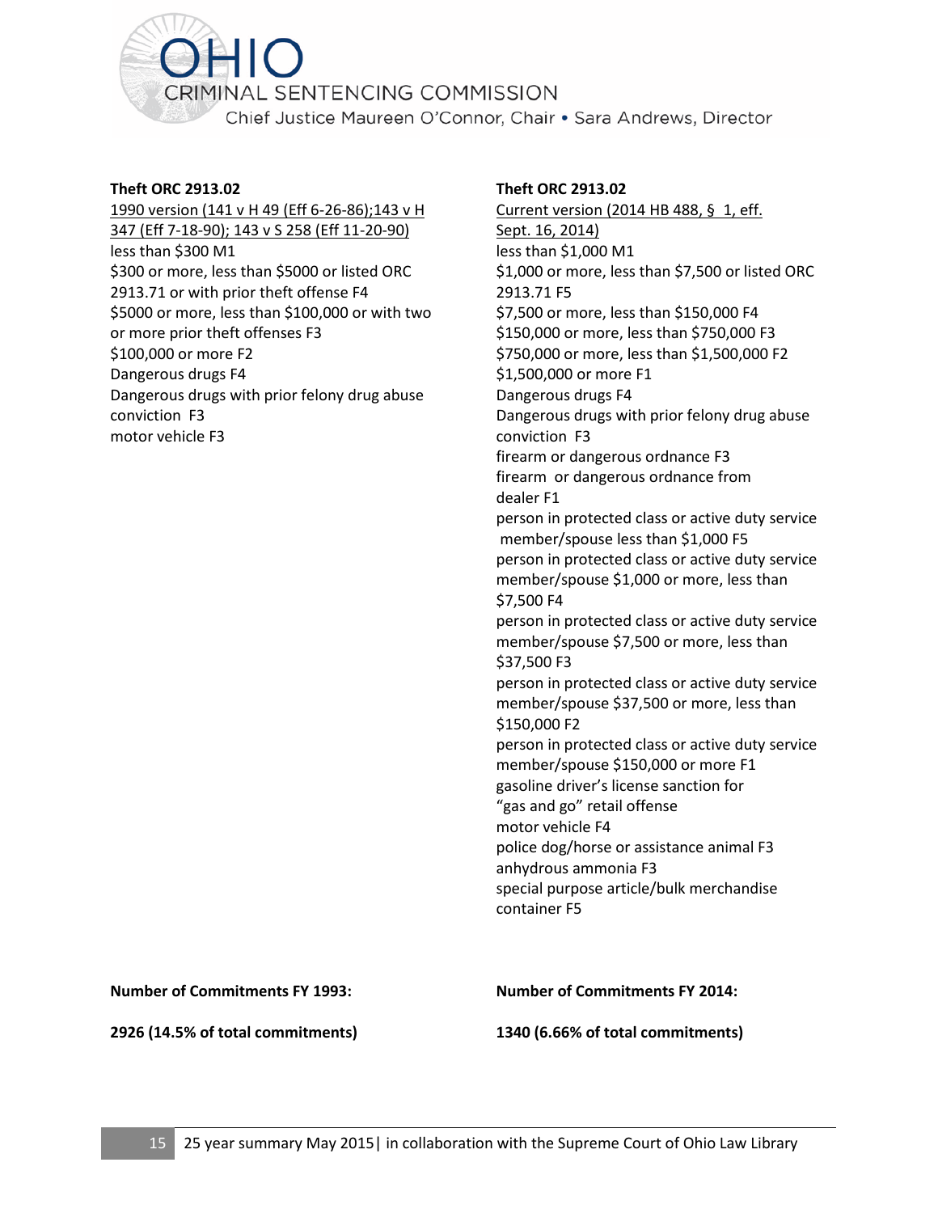**Theft ORC 2913.02**

1990 version (141 v H 49 (Eff 6-26-86);143 v H 347 (Eff 7-18-90); 143 v S 258 (Eff 11-20-90)

less than $300 M1
$300 or more, less than $5000 or listed ORC 2913.71 or with prior theft offense F4
$5000 or more, less than $100,000 or with two or more prior theft offenses F3
$100,000 or more F2
Dangerous drugs F4
Dangerous drugs with prior felony drug abuse conviction F3
motor vehicle F3

**Theft ORC 2913.02**

Current version (2014 HB 488, § 1, eff. Sept. 16, 2014)

less than $1,000 M1
$1,000 or more, less than $7,500 or listed ORC 2913.71 F5
$7,500 or more, less than $150,000 F4
$150,000 or more, less than $750,000 F3
$750,000 or more, less than $1,500,000 F2
$1,500,000 or more F1
Dangerous drugs F4
Dangerous drugs with prior felony drug abuse conviction F3
firearm or dangerous ordnance F3
firearm or dangerous ordnance from dealer F1
person in protected class or active duty service member/spouse less than $1,000 F5
person in protected class or active duty service member/spouse $1,000 or more, less than $7,500 F4
person in protected class or active duty service member/spouse $7,500 or more, less than $37,500 F3
person in protected class or active duty service member/spouse $37,500 or more, less than $150,000 F2
person in protected class or active duty service member/spouse $150,000 or more F1
gasoline driver's license sanction for "gas and go" retail offense
motor vehicle F4
police dog/horse or assistance animal F3
anhydrous ammonia F3
special purpose article/bulk merchandise container F5

**Number of Commitments FY 1993:**

**2926 (14.5% of total commitments)**

**Number of Commitments FY 2014:**

**1340 (6.66% of total commitments)**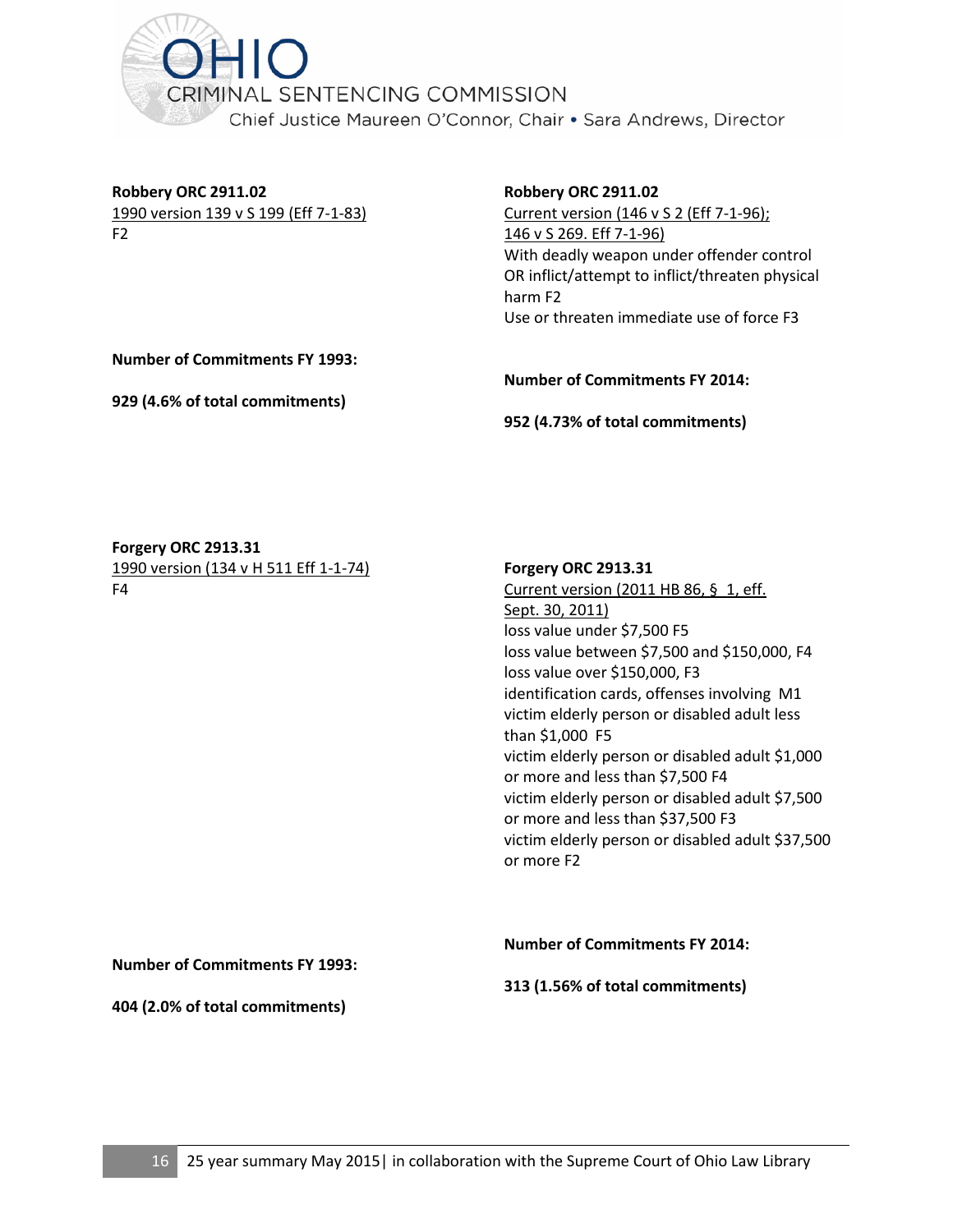**Robbery ORC 2911.02**
1990 version 139 v S 199 (Eff 7-1-83)
F2

**Number of Commitments FY 1993:**

**929 (4.6% of total commitments)**

**Robbery ORC 2911.02**
Current version (146 v S 2 (Eff 7-1-96); 146 v S 269. Eff 7-1-96)
With deadly weapon under offender control OR inflict/attempt to inflict/threaten physical harm F2
Use or threaten immediate use of force F3

**Number of Commitments FY 2014:**

**952 (4.73% of total commitments)**

**Forgery ORC 2913.31**
1990 version (134 v H 511 Eff 1-1-74)
F4

**Number of Commitments FY 1993:**

**404 (2.0% of total commitments)**

**Forgery ORC 2913.31**
Current version (2011 HB 86, § 1, eff. Sept. 30, 2011)
loss value under $7,500 F5
loss value between $7,500 and $150,000, F4
loss value over $150,000, F3
identification cards, offenses involving M1
victim elderly person or disabled adult less than $1,000 F5
victim elderly person or disabled adult $1,000 or more and less than $7,500 F4
victim elderly person or disabled adult $7,500 or more and less than $37,500 F3
victim elderly person or disabled adult $37,500 or more F2

**Number of Commitments FY 2014:**

**313 (1.56% of total commitments)**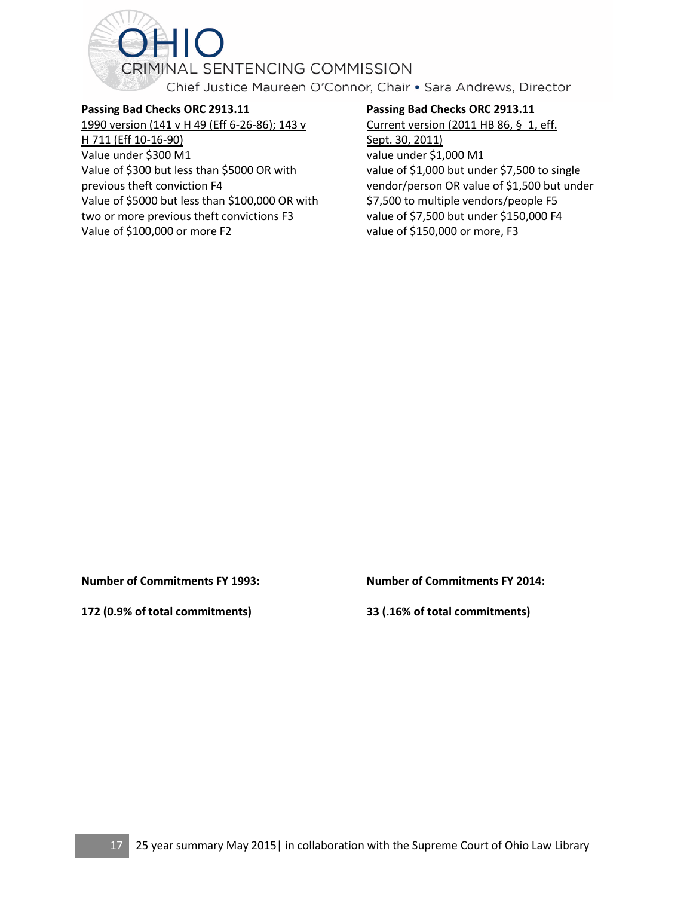**Passing Bad Checks ORC 2913.11**

1990 version (141 v H 49 (Eff 6-26-86); 143 v H 711 (Eff 10-16-90)

Value under $300 M1
Value of $300 but less than $5000 OR with previous theft conviction F4
Value of $5000 but less than $100,000 OR with two or more previous theft convictions F3
Value of $100,000 or more F2

**Passing Bad Checks ORC 2913.11**

Current version (2011 HB 86, § 1, eff. Sept. 30, 2011)

value under $1,000 M1
value of $1,000 but under $7,500 to single vendor/person OR value of $1,500 but under $7,500 to multiple vendors/people F5
value of $7,500 but under $150,000 F4
value of $150,000 or more, F3

**Number of Commitments FY 1993:**

**172 (0.9% of total commitments)**

**Number of Commitments FY 2014:**

**33 (.16% of total commitments)**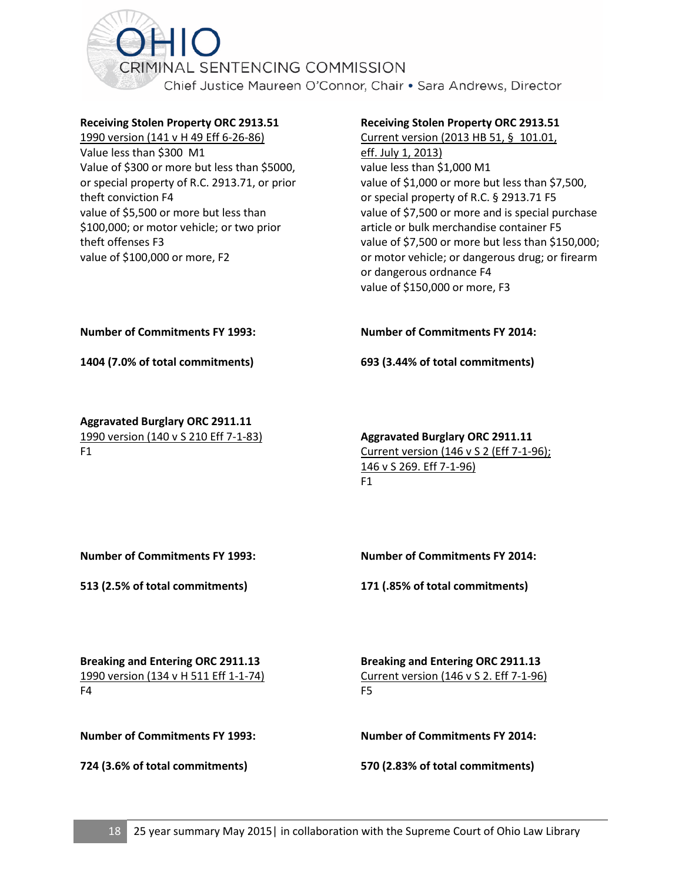**Receiving Stolen Property ORC 2913.51**
1990 version (141 v H 49 Eff 6-26-86)
Value less than $300 M1
Value of $300 or more but less than $5000, or special property of R.C. 2913.71, or prior theft conviction F4
value of $5,500 or more but less than $100,000; or motor vehicle; or two prior theft offenses F3
value of $100,000 or more, F2

**Number of Commitments FY 1993:**

**1404 (7.0% of total commitments)**

**Receiving Stolen Property ORC 2913.51**
Current version (2013 HB 51, § 101.01, eff. July 1, 2013)
value less than $1,000 M1
value of $1,000 or more but less than $7,500, or special property of R.C. § 2913.71 F5
value of $7,500 or more and is special purchase article or bulk merchandise container F5
value of $7,500 or more but less than $150,000; or motor vehicle; or dangerous drug; or firearm or dangerous ordnance F4
value of $150,000 or more, F3

**Number of Commitments FY 2014:**

**693 (3.44% of total commitments)**

**Aggravated Burglary ORC 2911.11**
1990 version (140 v S 210 Eff 7-1-83)
F1

**Number of Commitments FY 1993:**

**513 (2.5% of total commitments)**

**Aggravated Burglary ORC 2911.11**
Current version (146 v S 2 (Eff 7-1-96); 146 v S 269. Eff 7-1-96)
F1

**Number of Commitments FY 2014:**

**171 (.85% of total commitments)**

**Breaking and Entering ORC 2911.13**
1990 version (134 v H 511 Eff 1-1-74)
F4

**Number of Commitments FY 1993:**

**724 (3.6% of total commitments)**

**Breaking and Entering ORC 2911.13**
Current version (146 v S 2. Eff 7-1-96)
F5

**Number of Commitments FY 2014:**

**570 (2.83% of total commitments)**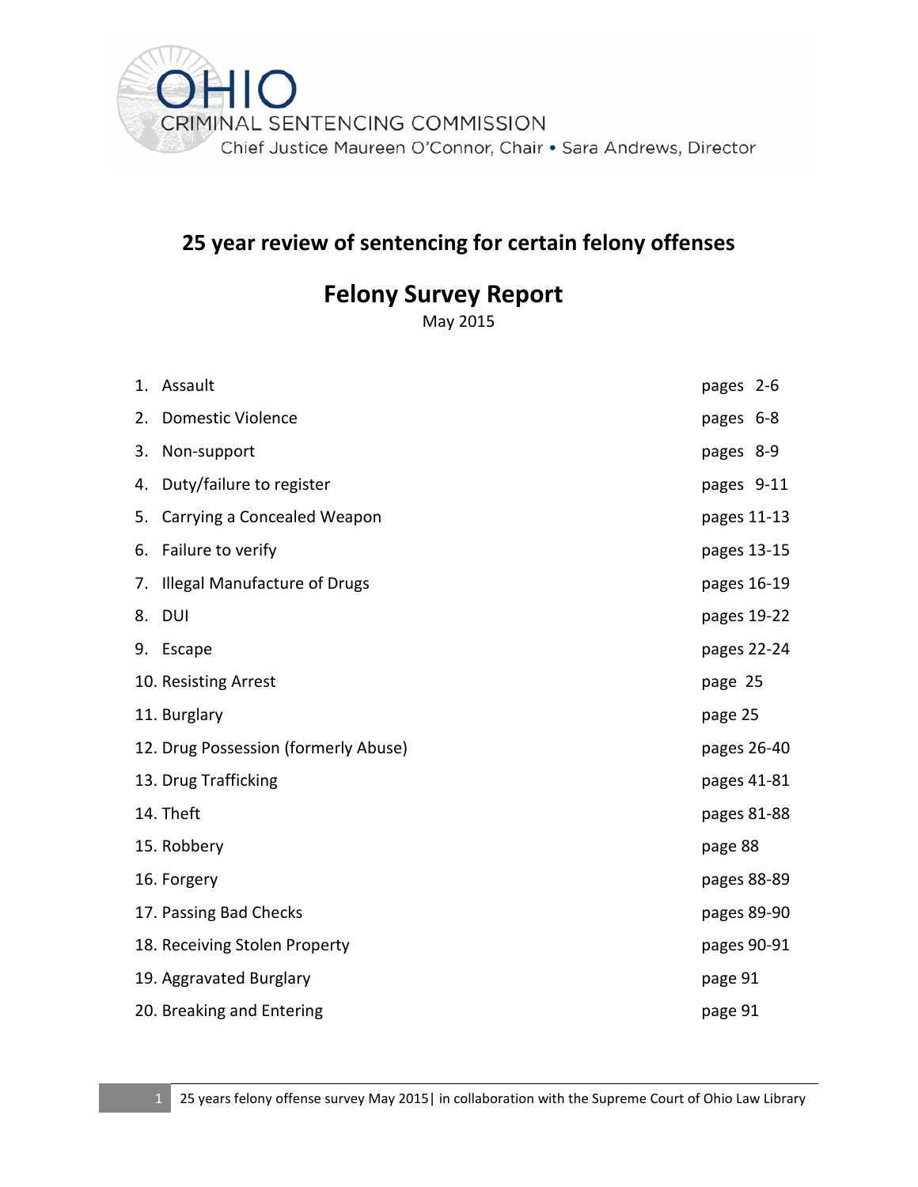OHIO
CRIMINAL SENTENCING COMMISSION
Chief Justice Maureen O'Connor, Chair • Sara Andrews, Director

# 25 year review of sentencing for certain felony offenses

## Felony Survey Report

May 2015

| | |
|---|---|
| 1. Assault | pages 2-6 |
| 2. Domestic Violence | pages 6-8 |
| 3. Non-support | pages 8-9 |
| 4. Duty/failure to register | pages 9-11 |
| 5. Carrying a Concealed Weapon | pages 11-13 |
| 6. Failure to verify | pages 13-15 |
| 7. Illegal Manufacture of Drugs | pages 16-19 |
| 8. DUI | pages 19-22 |
| 9. Escape | pages 22-24 |
| 10. Resisting Arrest | page 25 |
| 11. Burglary | page 25 |
| 12. Drug Possession (formerly Abuse) | pages 26-40 |
| 13. Drug Trafficking | pages 41-81 |
| 14. Theft | pages 81-88 |
| 15. Robbery | page 88 |
| 16. Forgery | pages 88-89 |
| 17. Passing Bad Checks | pages 89-90 |
| 18. Receiving Stolen Property | pages 90-91 |
| 19. Aggravated Burglary | page 91 |
| 20. Breaking and Entering | page 91 |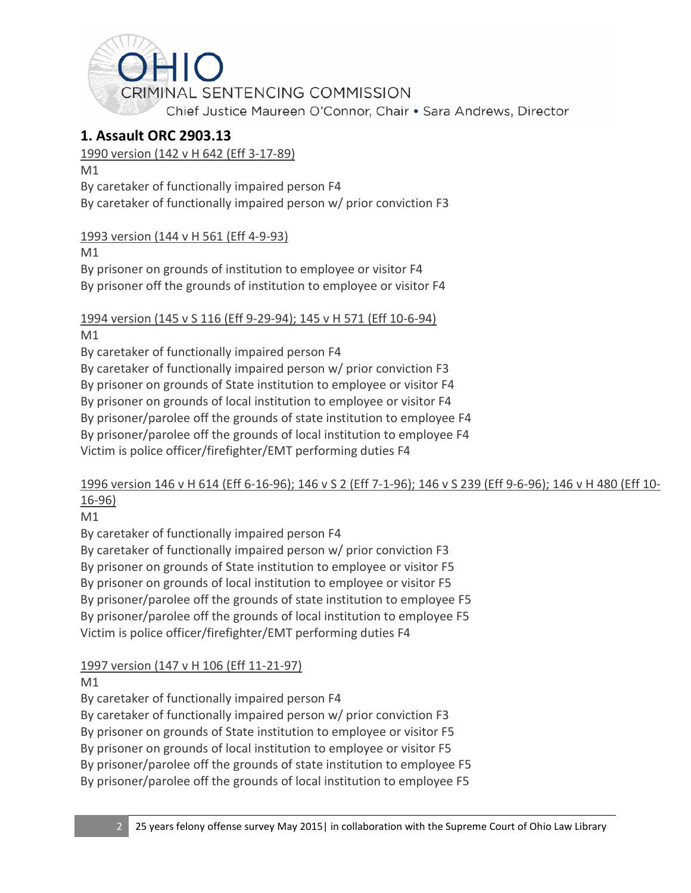## 1. Assault ORC 2903.13

<u>1990 version (142 v H 642 (Eff 3-17-89)</u>

M1

By caretaker of functionally impaired person F4

By caretaker of functionally impaired person w/ prior conviction F3

<u>1993 version (144 v H 561 (Eff 4-9-93)</u>

M1

By prisoner on grounds of institution to employee or visitor F4

By prisoner off the grounds of institution to employee or visitor F4

<u>1994 version (145 v S 116 (Eff 9-29-94); 145 v H 571 (Eff 10-6-94)</u>

M1

By caretaker of functionally impaired person F4

By caretaker of functionally impaired person w/ prior conviction F3

By prisoner on grounds of State institution to employee or visitor F4

By prisoner on grounds of local institution to employee or visitor F4

By prisoner/parolee off the grounds of state institution to employee F4

By prisoner/parolee off the grounds of local institution to employee F4

Victim is police officer/firefighter/EMT performing duties F4

<u>1996 version 146 v H 614 (Eff 6-16-96); 146 v S 2 (Eff 7-1-96); 146 v S 239 (Eff 9-6-96); 146 v H 480 (Eff 10-16-96)</u>

M1

By caretaker of functionally impaired person F4

By caretaker of functionally impaired person w/ prior conviction F3

By prisoner on grounds of State institution to employee or visitor F5

By prisoner on grounds of local institution to employee or visitor F5

By prisoner/parolee off the grounds of state institution to employee F5

By prisoner/parolee off the grounds of local institution to employee F5

Victim is police officer/firefighter/EMT performing duties F4

<u>1997 version (147 v H 106 (Eff 11-21-97)</u>

M1

By caretaker of functionally impaired person F4

By caretaker of functionally impaired person w/ prior conviction F3

By prisoner on grounds of State institution to employee or visitor F5

By prisoner on grounds of local institution to employee or visitor F5

By prisoner/parolee off the grounds of state institution to employee F5

By prisoner/parolee off the grounds of local institution to employee F5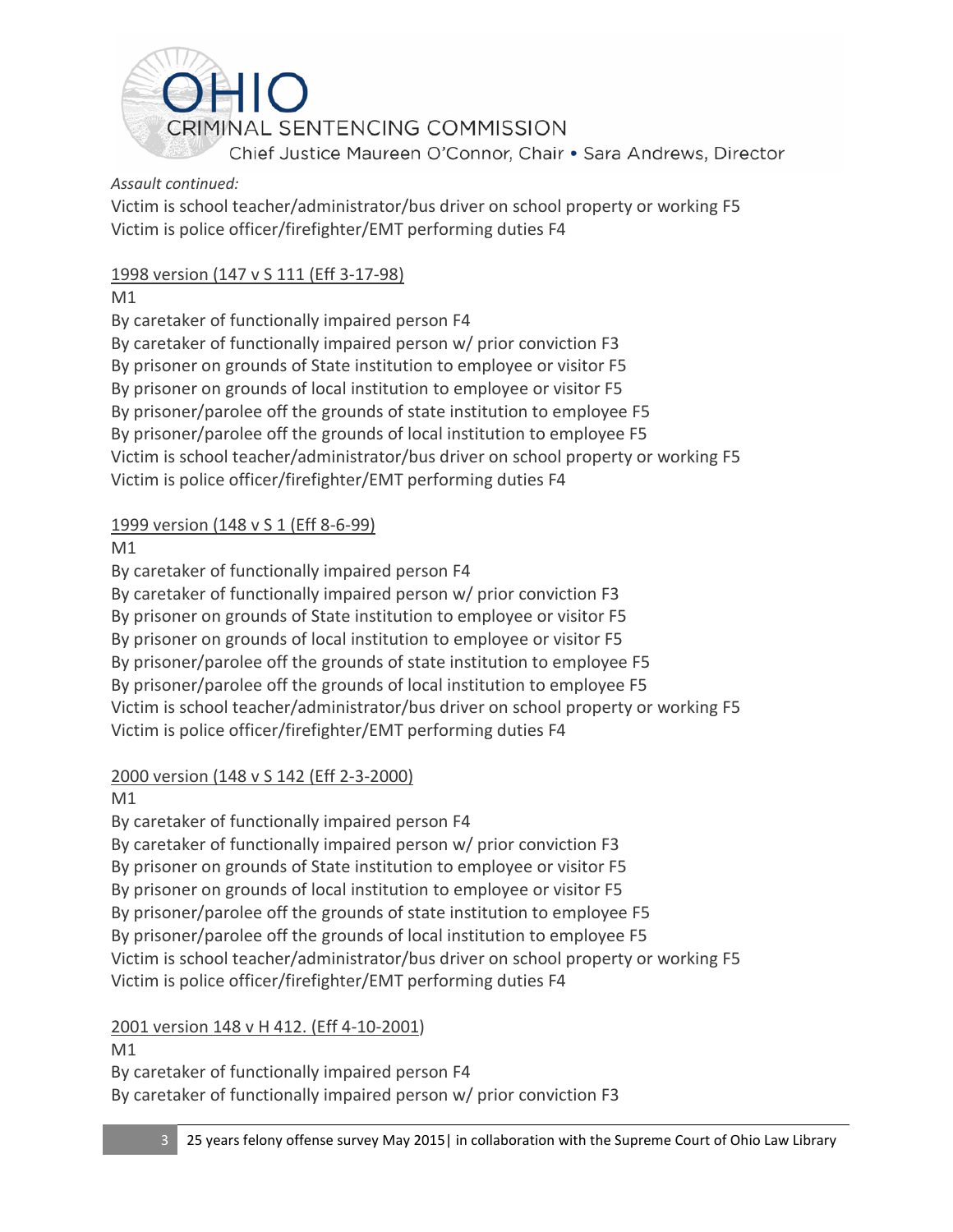*Assault continued:*

Victim is school teacher/administrator/bus driver on school property or working F5
Victim is police officer/firefighter/EMT performing duties F4

<u>1998 version (147 v S 111 (Eff 3-17-98)</u>

M1
By caretaker of functionally impaired person F4
By caretaker of functionally impaired person w/ prior conviction F3
By prisoner on grounds of State institution to employee or visitor F5
By prisoner on grounds of local institution to employee or visitor F5
By prisoner/parolee off the grounds of state institution to employee F5
By prisoner/parolee off the grounds of local institution to employee F5
Victim is school teacher/administrator/bus driver on school property or working F5
Victim is police officer/firefighter/EMT performing duties F4

<u>1999 version (148 v S 1 (Eff 8-6-99)</u>

M1
By caretaker of functionally impaired person F4
By caretaker of functionally impaired person w/ prior conviction F3
By prisoner on grounds of State institution to employee or visitor F5
By prisoner on grounds of local institution to employee or visitor F5
By prisoner/parolee off the grounds of state institution to employee F5
By prisoner/parolee off the grounds of local institution to employee F5
Victim is school teacher/administrator/bus driver on school property or working F5
Victim is police officer/firefighter/EMT performing duties F4

<u>2000 version (148 v S 142 (Eff 2-3-2000)</u>

M1
By caretaker of functionally impaired person F4
By caretaker of functionally impaired person w/ prior conviction F3
By prisoner on grounds of State institution to employee or visitor F5
By prisoner on grounds of local institution to employee or visitor F5
By prisoner/parolee off the grounds of state institution to employee F5
By prisoner/parolee off the grounds of local institution to employee F5
Victim is school teacher/administrator/bus driver on school property or working F5
Victim is police officer/firefighter/EMT performing duties F4

<u>2001 version 148 v H 412. (Eff 4-10-2001)</u>

M1
By caretaker of functionally impaired person F4
By caretaker of functionally impaired person w/ prior conviction F3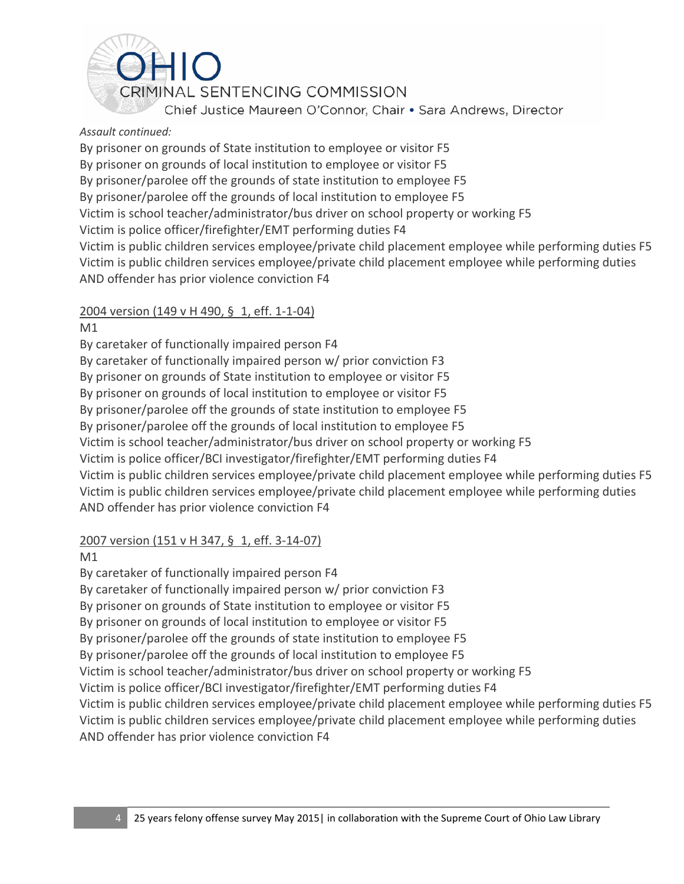*Assault continued:*

By prisoner on grounds of State institution to employee or visitor F5
By prisoner on grounds of local institution to employee or visitor F5
By prisoner/parolee off the grounds of state institution to employee F5
By prisoner/parolee off the grounds of local institution to employee F5
Victim is school teacher/administrator/bus driver on school property or working F5
Victim is police officer/firefighter/EMT performing duties F4
Victim is public children services employee/private child placement employee while performing duties F5
Victim is public children services employee/private child placement employee while performing duties AND offender has prior violence conviction F4

<u>2004 version (149 v H 490, § 1, eff. 1-1-04)</u>

M1
By caretaker of functionally impaired person F4
By caretaker of functionally impaired person w/ prior conviction F3
By prisoner on grounds of State institution to employee or visitor F5
By prisoner on grounds of local institution to employee or visitor F5
By prisoner/parolee off the grounds of state institution to employee F5
By prisoner/parolee off the grounds of local institution to employee F5
Victim is school teacher/administrator/bus driver on school property or working F5
Victim is police officer/BCI investigator/firefighter/EMT performing duties F4
Victim is public children services employee/private child placement employee while performing duties F5
Victim is public children services employee/private child placement employee while performing duties AND offender has prior violence conviction F4

<u>2007 version (151 v H 347, § 1, eff. 3-14-07)</u>

M1
By caretaker of functionally impaired person F4
By caretaker of functionally impaired person w/ prior conviction F3
By prisoner on grounds of State institution to employee or visitor F5
By prisoner on grounds of local institution to employee or visitor F5
By prisoner/parolee off the grounds of state institution to employee F5
By prisoner/parolee off the grounds of local institution to employee F5
Victim is school teacher/administrator/bus driver on school property or working F5
Victim is police officer/BCI investigator/firefighter/EMT performing duties F4
Victim is public children services employee/private child placement employee while performing duties F5
Victim is public children services employee/private child placement employee while performing duties AND offender has prior violence conviction F4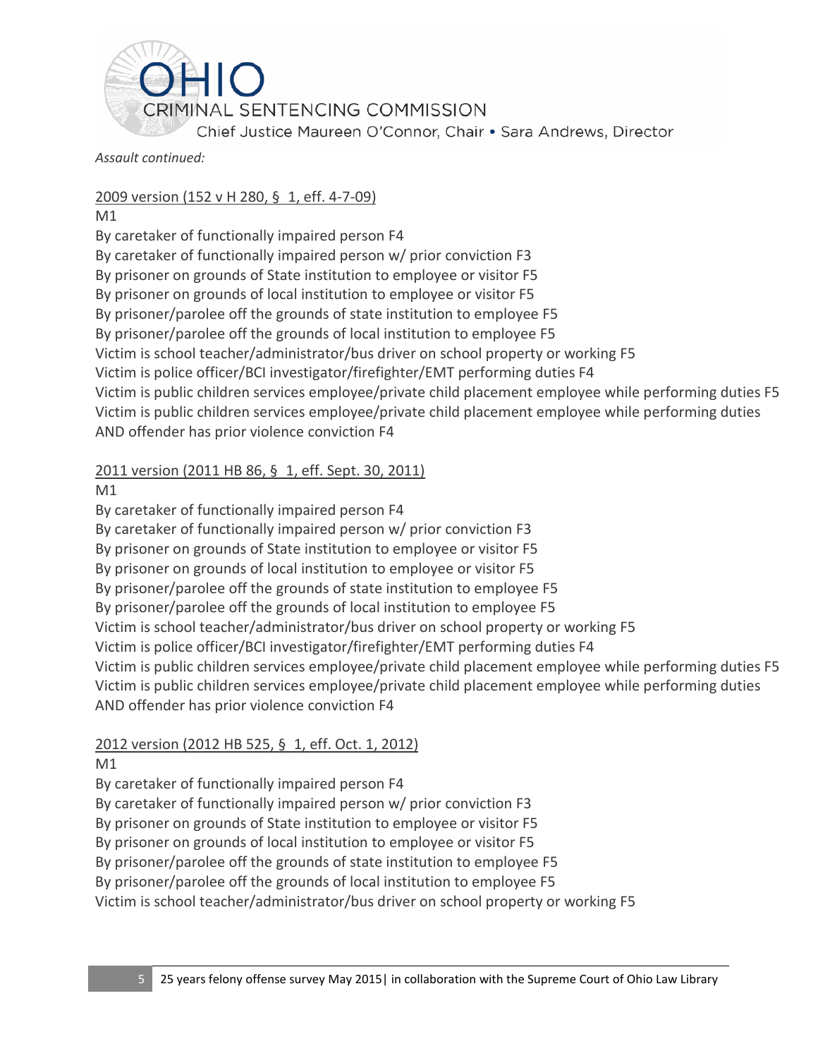*Assault continued:*

<u>2009 version (152 v H 280, § 1, eff. 4-7-09)</u>

M1

By caretaker of functionally impaired person F4

By caretaker of functionally impaired person w/ prior conviction F3

By prisoner on grounds of State institution to employee or visitor F5

By prisoner on grounds of local institution to employee or visitor F5

By prisoner/parolee off the grounds of state institution to employee F5

By prisoner/parolee off the grounds of local institution to employee F5

Victim is school teacher/administrator/bus driver on school property or working F5

Victim is police officer/BCI investigator/firefighter/EMT performing duties F4

Victim is public children services employee/private child placement employee while performing duties F5

Victim is public children services employee/private child placement employee while performing duties AND offender has prior violence conviction F4

<u>2011 version (2011 HB 86, § 1, eff. Sept. 30, 2011)</u>

M1

By caretaker of functionally impaired person F4

By caretaker of functionally impaired person w/ prior conviction F3

By prisoner on grounds of State institution to employee or visitor F5

By prisoner on grounds of local institution to employee or visitor F5

By prisoner/parolee off the grounds of state institution to employee F5

By prisoner/parolee off the grounds of local institution to employee F5

Victim is school teacher/administrator/bus driver on school property or working F5

Victim is police officer/BCI investigator/firefighter/EMT performing duties F4

Victim is public children services employee/private child placement employee while performing duties F5

Victim is public children services employee/private child placement employee while performing duties AND offender has prior violence conviction F4

<u>2012 version (2012 HB 525, § 1, eff. Oct. 1, 2012)</u>

M1

By caretaker of functionally impaired person F4

By caretaker of functionally impaired person w/ prior conviction F3

By prisoner on grounds of State institution to employee or visitor F5

By prisoner on grounds of local institution to employee or visitor F5

By prisoner/parolee off the grounds of state institution to employee F5

By prisoner/parolee off the grounds of local institution to employee F5

Victim is school teacher/administrator/bus driver on school property or working F5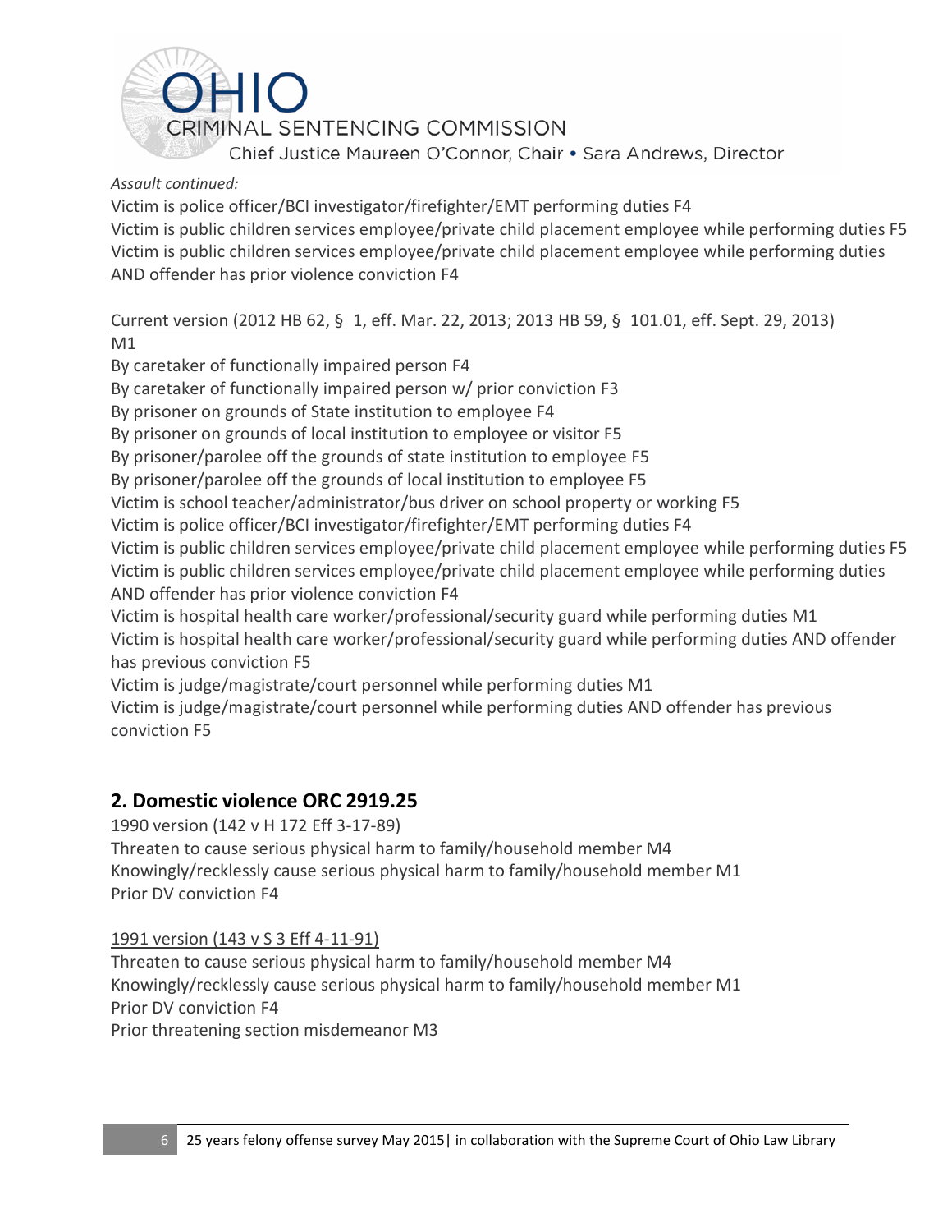*Assault continued:*

Victim is police officer/BCI investigator/firefighter/EMT performing duties F4
Victim is public children services employee/private child placement employee while performing duties F5
Victim is public children services employee/private child placement employee while performing duties AND offender has prior violence conviction F4

<u>Current version (2012 HB 62, § 1, eff. Mar. 22, 2013; 2013 HB 59, § 101.01, eff. Sept. 29, 2013)</u>

M1
By caretaker of functionally impaired person F4
By caretaker of functionally impaired person w/ prior conviction F3
By prisoner on grounds of State institution to employee F4
By prisoner on grounds of local institution to employee or visitor F5
By prisoner/parolee off the grounds of state institution to employee F5
By prisoner/parolee off the grounds of local institution to employee F5
Victim is school teacher/administrator/bus driver on school property or working F5
Victim is police officer/BCI investigator/firefighter/EMT performing duties F4
Victim is public children services employee/private child placement employee while performing duties F5
Victim is public children services employee/private child placement employee while performing duties AND offender has prior violence conviction F4
Victim is hospital health care worker/professional/security guard while performing duties M1
Victim is hospital health care worker/professional/security guard while performing duties AND offender has previous conviction F5
Victim is judge/magistrate/court personnel while performing duties M1
Victim is judge/magistrate/court personnel while performing duties AND offender has previous conviction F5

## 2. Domestic violence ORC 2919.25

<u>1990 version (142 v H 172 Eff 3-17-89)</u>

Threaten to cause serious physical harm to family/household member M4
Knowingly/recklessly cause serious physical harm to family/household member M1
Prior DV conviction F4

<u>1991 version (143 v S 3 Eff 4-11-91)</u>

Threaten to cause serious physical harm to family/household member M4
Knowingly/recklessly cause serious physical harm to family/household member M1
Prior DV conviction F4
Prior threatening section misdemeanor M3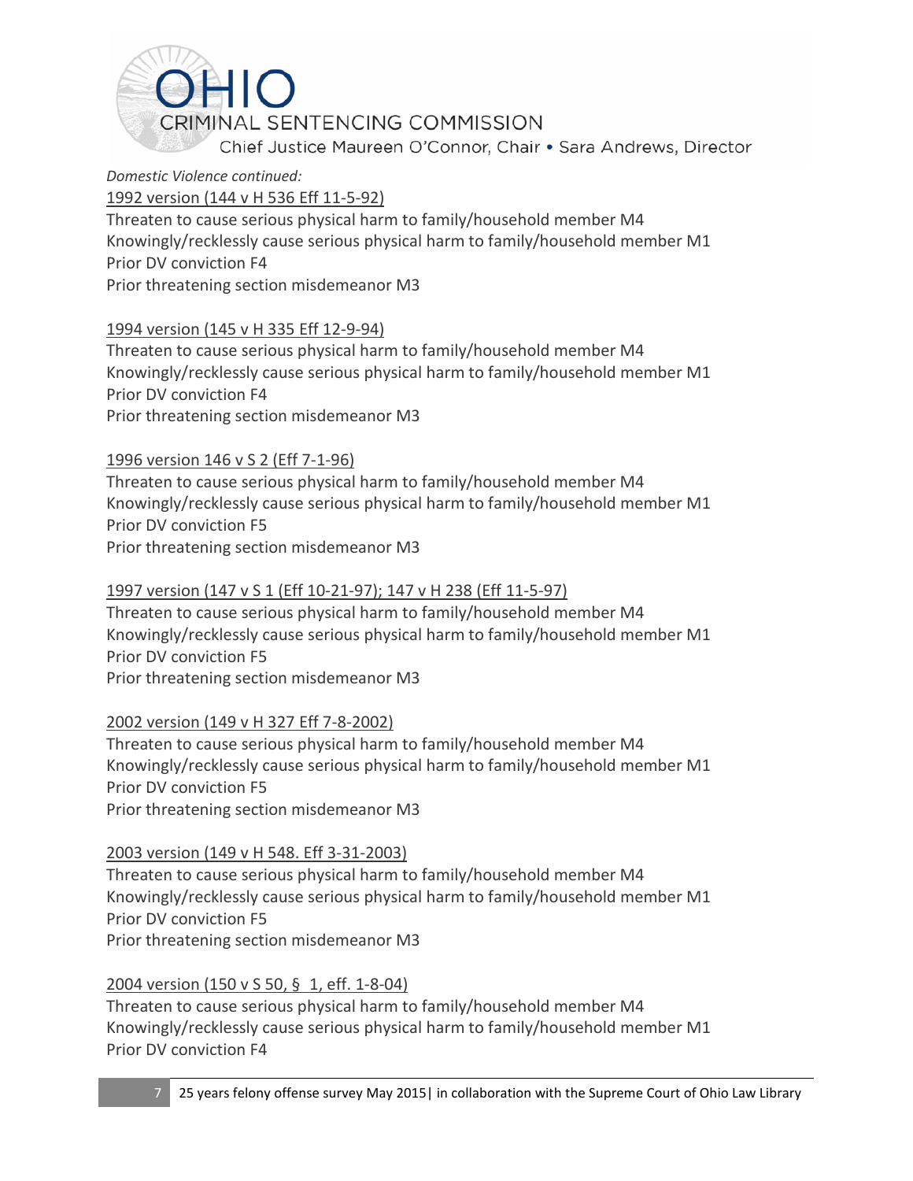*Domestic Violence continued:*

1992 version (144 v H 536 Eff 11-5-92)

Threaten to cause serious physical harm to family/household member M4
Knowingly/recklessly cause serious physical harm to family/household member M1
Prior DV conviction F4
Prior threatening section misdemeanor M3

1994 version (145 v H 335 Eff 12-9-94)

Threaten to cause serious physical harm to family/household member M4
Knowingly/recklessly cause serious physical harm to family/household member M1
Prior DV conviction F4
Prior threatening section misdemeanor M3

1996 version 146 v S 2 (Eff 7-1-96)

Threaten to cause serious physical harm to family/household member M4
Knowingly/recklessly cause serious physical harm to family/household member M1
Prior DV conviction F5
Prior threatening section misdemeanor M3

1997 version (147 v S 1 (Eff 10-21-97); 147 v H 238 (Eff 11-5-97)

Threaten to cause serious physical harm to family/household member M4
Knowingly/recklessly cause serious physical harm to family/household member M1
Prior DV conviction F5
Prior threatening section misdemeanor M3

2002 version (149 v H 327 Eff 7-8-2002)

Threaten to cause serious physical harm to family/household member M4
Knowingly/recklessly cause serious physical harm to family/household member M1
Prior DV conviction F5
Prior threatening section misdemeanor M3

2003 version (149 v H 548. Eff 3-31-2003)

Threaten to cause serious physical harm to family/household member M4
Knowingly/recklessly cause serious physical harm to family/household member M1
Prior DV conviction F5
Prior threatening section misdemeanor M3

2004 version (150 v S 50, § 1, eff. 1-8-04)

Threaten to cause serious physical harm to family/household member M4
Knowingly/recklessly cause serious physical harm to family/household member M1
Prior DV conviction F4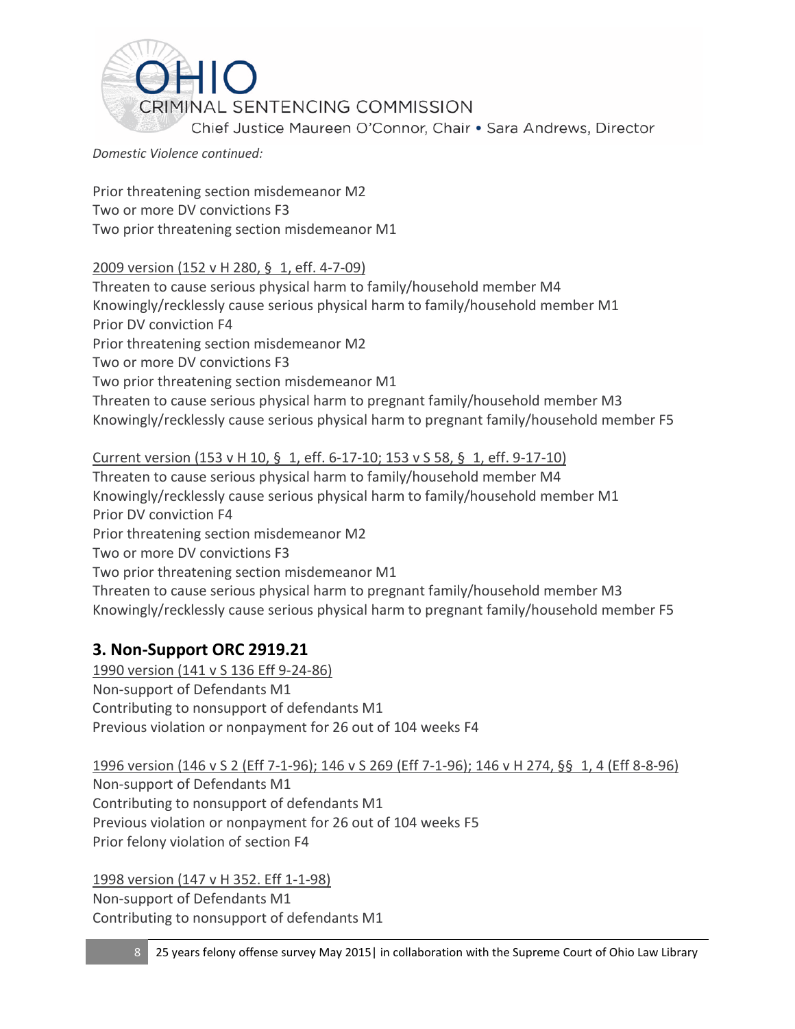*Domestic Violence continued:*

Prior threatening section misdemeanor M2
Two or more DV convictions F3
Two prior threatening section misdemeanor M1

2009 version (152 v H 280, § 1, eff. 4-7-09)
Threaten to cause serious physical harm to family/household member M4
Knowingly/recklessly cause serious physical harm to family/household member M1
Prior DV conviction F4
Prior threatening section misdemeanor M2
Two or more DV convictions F3
Two prior threatening section misdemeanor M1
Threaten to cause serious physical harm to pregnant family/household member M3
Knowingly/recklessly cause serious physical harm to pregnant family/household member F5

Current version (153 v H 10, § 1, eff. 6-17-10; 153 v S 58, § 1, eff. 9-17-10)
Threaten to cause serious physical harm to family/household member M4
Knowingly/recklessly cause serious physical harm to family/household member M1
Prior DV conviction F4
Prior threatening section misdemeanor M2
Two or more DV convictions F3
Two prior threatening section misdemeanor M1
Threaten to cause serious physical harm to pregnant family/household member M3
Knowingly/recklessly cause serious physical harm to pregnant family/household member F5

## 3. Non-Support ORC 2919.21

1990 version (141 v S 136 Eff 9-24-86)
Non-support of Defendants M1
Contributing to nonsupport of defendants M1
Previous violation or nonpayment for 26 out of 104 weeks F4

1996 version (146 v S 2 (Eff 7-1-96); 146 v S 269 (Eff 7-1-96); 146 v H 274, §§ 1, 4 (Eff 8-8-96)
Non-support of Defendants M1
Contributing to nonsupport of defendants M1
Previous violation or nonpayment for 26 out of 104 weeks F5
Prior felony violation of section F4

1998 version (147 v H 352. Eff 1-1-98)
Non-support of Defendants M1
Contributing to nonsupport of defendants M1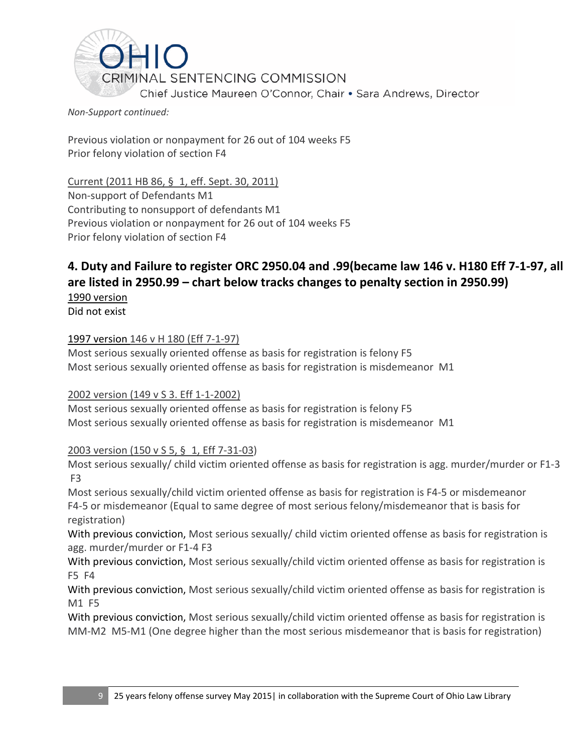*Non-Support continued:*

Previous violation or nonpayment for 26 out of 104 weeks F5
Prior felony violation of section F4

Current (2011 HB 86, § 1, eff. Sept. 30, 2011)
Non-support of Defendants M1
Contributing to nonsupport of defendants M1
Previous violation or nonpayment for 26 out of 104 weeks F5
Prior felony violation of section F4

## 4. Duty and Failure to register ORC 2950.04 and .99(became law 146 v. H180 Eff 7-1-97, all are listed in 2950.99 – chart below tracks changes to penalty section in 2950.99)

1990 version
Did not exist

1997 version 146 v H 180 (Eff 7-1-97)
Most serious sexually oriented offense as basis for registration is felony F5
Most serious sexually oriented offense as basis for registration is misdemeanor M1

2002 version (149 v S 3. Eff 1-1-2002)
Most serious sexually oriented offense as basis for registration is felony F5
Most serious sexually oriented offense as basis for registration is misdemeanor M1

2003 version (150 v S 5, § 1, Eff 7-31-03)
Most serious sexually/ child victim oriented offense as basis for registration is agg. murder/murder or F1-3 F3
Most serious sexually/child victim oriented offense as basis for registration is F4-5 or misdemeanor F4-5 or misdemeanor (Equal to same degree of most serious felony/misdemeanor that is basis for registration)
With previous conviction, Most serious sexually/ child victim oriented offense as basis for registration is agg. murder/murder or F1-4 F3
With previous conviction, Most serious sexually/child victim oriented offense as basis for registration is F5 F4
With previous conviction, Most serious sexually/child victim oriented offense as basis for registration is M1 F5
With previous conviction, Most serious sexually/child victim oriented offense as basis for registration is MM-M2 M5-M1 (One degree higher than the most serious misdemeanor that is basis for registration)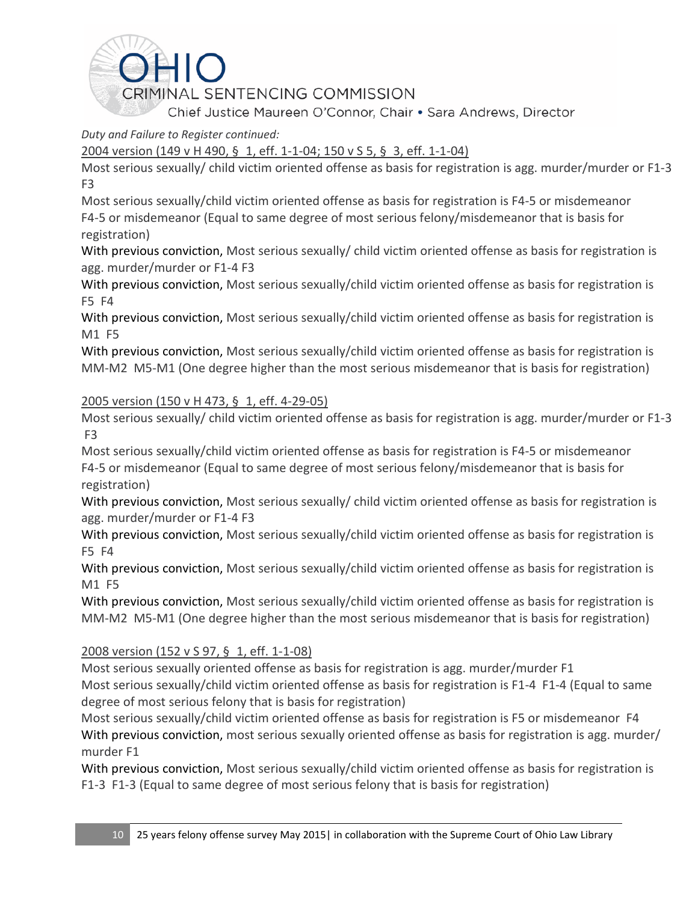*Duty and Failure to Register continued:*

2004 version (149 v H 490, § 1, eff. 1-1-04; 150 v S 5, § 3, eff. 1-1-04)

Most serious sexually/ child victim oriented offense as basis for registration is agg. murder/murder or F1-3 F3

Most serious sexually/child victim oriented offense as basis for registration is F4-5 or misdemeanor F4-5 or misdemeanor (Equal to same degree of most serious felony/misdemeanor that is basis for registration)

With previous conviction, Most serious sexually/ child victim oriented offense as basis for registration is agg. murder/murder or F1-4 F3

With previous conviction, Most serious sexually/child victim oriented offense as basis for registration is F5 F4

With previous conviction, Most serious sexually/child victim oriented offense as basis for registration is M1 F5

With previous conviction, Most serious sexually/child victim oriented offense as basis for registration is MM-M2 M5-M1 (One degree higher than the most serious misdemeanor that is basis for registration)

2005 version (150 v H 473, § 1, eff. 4-29-05)

Most serious sexually/ child victim oriented offense as basis for registration is agg. murder/murder or F1-3 F3

Most serious sexually/child victim oriented offense as basis for registration is F4-5 or misdemeanor F4-5 or misdemeanor (Equal to same degree of most serious felony/misdemeanor that is basis for registration)

With previous conviction, Most serious sexually/ child victim oriented offense as basis for registration is agg. murder/murder or F1-4 F3

With previous conviction, Most serious sexually/child victim oriented offense as basis for registration is F5 F4

With previous conviction, Most serious sexually/child victim oriented offense as basis for registration is M1 F5

With previous conviction, Most serious sexually/child victim oriented offense as basis for registration is MM-M2 M5-M1 (One degree higher than the most serious misdemeanor that is basis for registration)

2008 version (152 v S 97, § 1, eff. 1-1-08)

Most serious sexually oriented offense as basis for registration is agg. murder/murder F1

Most serious sexually/child victim oriented offense as basis for registration is F1-4 F1-4 (Equal to same degree of most serious felony that is basis for registration)

Most serious sexually/child victim oriented offense as basis for registration is F5 or misdemeanor F4

With previous conviction, most serious sexually oriented offense as basis for registration is agg. murder/ murder F1

With previous conviction, Most serious sexually/child victim oriented offense as basis for registration is F1-3 F1-3 (Equal to same degree of most serious felony that is basis for registration)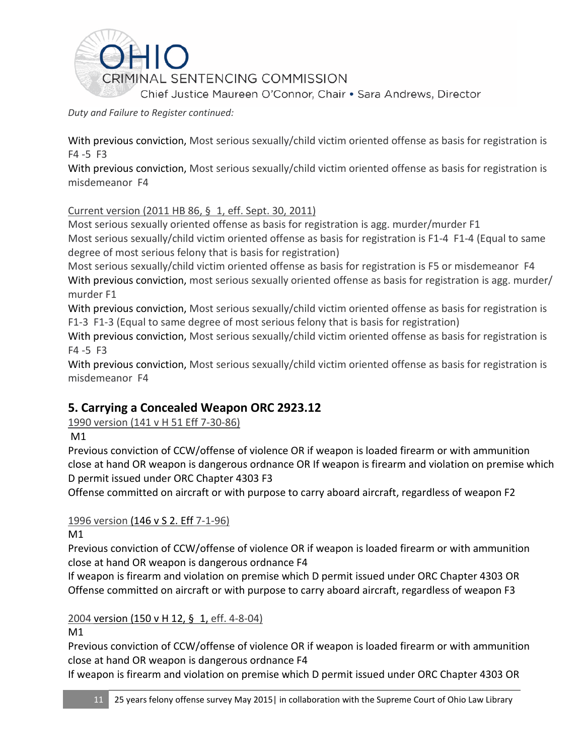*Duty and Failure to Register continued:*

With previous conviction, Most serious sexually/child victim oriented offense as basis for registration is F4 -5 F3

With previous conviction, Most serious sexually/child victim oriented offense as basis for registration is misdemeanor F4

Current version (2011 HB 86, § 1, eff. Sept. 30, 2011)

Most serious sexually oriented offense as basis for registration is agg. murder/murder F1

Most serious sexually/child victim oriented offense as basis for registration is F1-4 F1-4 (Equal to same degree of most serious felony that is basis for registration)

Most serious sexually/child victim oriented offense as basis for registration is F5 or misdemeanor F4

With previous conviction, most serious sexually oriented offense as basis for registration is agg. murder/ murder F1

With previous conviction, Most serious sexually/child victim oriented offense as basis for registration is F1-3 F1-3 (Equal to same degree of most serious felony that is basis for registration)

With previous conviction, Most serious sexually/child victim oriented offense as basis for registration is F4 -5 F3

With previous conviction, Most serious sexually/child victim oriented offense as basis for registration is misdemeanor F4

## 5. Carrying a Concealed Weapon ORC 2923.12

1990 version (141 v H 51 Eff 7-30-86)

M1

Previous conviction of CCW/offense of violence OR if weapon is loaded firearm or with ammunition close at hand OR weapon is dangerous ordnance OR If weapon is firearm and violation on premise which D permit issued under ORC Chapter 4303 F3

Offense committed on aircraft or with purpose to carry aboard aircraft, regardless of weapon F2

1996 version (146 v S 2. Eff 7-1-96)

M1

Previous conviction of CCW/offense of violence OR if weapon is loaded firearm or with ammunition close at hand OR weapon is dangerous ordnance F4

If weapon is firearm and violation on premise which D permit issued under ORC Chapter 4303 OR Offense committed on aircraft or with purpose to carry aboard aircraft, regardless of weapon F3

2004 version (150 v H 12, § 1, eff. 4-8-04)

M1

Previous conviction of CCW/offense of violence OR if weapon is loaded firearm or with ammunition close at hand OR weapon is dangerous ordnance F4

If weapon is firearm and violation on premise which D permit issued under ORC Chapter 4303 OR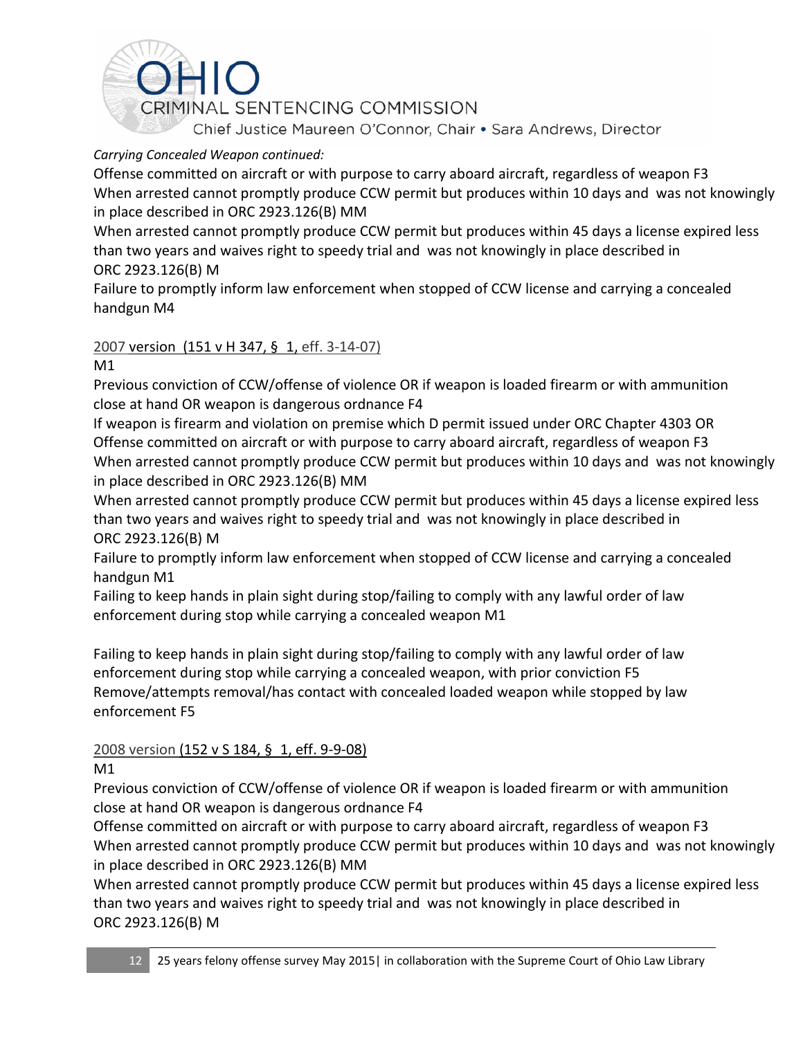*Carrying Concealed Weapon continued:*

Offense committed on aircraft or with purpose to carry aboard aircraft, regardless of weapon F3
When arrested cannot promptly produce CCW permit but produces within 10 days and was not knowingly in place described in ORC 2923.126(B) MM
When arrested cannot promptly produce CCW permit but produces within 45 days a license expired less than two years and waives right to speedy trial and was not knowingly in place described in ORC 2923.126(B) M
Failure to promptly inform law enforcement when stopped of CCW license and carrying a concealed handgun M4

2007 version (151 v H 347, § 1, eff. 3-14-07)

M1
Previous conviction of CCW/offense of violence OR if weapon is loaded firearm or with ammunition close at hand OR weapon is dangerous ordnance F4
If weapon is firearm and violation on premise which D permit issued under ORC Chapter 4303 OR Offense committed on aircraft or with purpose to carry aboard aircraft, regardless of weapon F3
When arrested cannot promptly produce CCW permit but produces within 10 days and was not knowingly in place described in ORC 2923.126(B) MM
When arrested cannot promptly produce CCW permit but produces within 45 days a license expired less than two years and waives right to speedy trial and was not knowingly in place described in ORC 2923.126(B) M
Failure to promptly inform law enforcement when stopped of CCW license and carrying a concealed handgun M1
Failing to keep hands in plain sight during stop/failing to comply with any lawful order of law enforcement during stop while carrying a concealed weapon M1

Failing to keep hands in plain sight during stop/failing to comply with any lawful order of law enforcement during stop while carrying a concealed weapon, with prior conviction F5
Remove/attempts removal/has contact with concealed loaded weapon while stopped by law enforcement F5

2008 version (152 v S 184, § 1, eff. 9-9-08)

M1
Previous conviction of CCW/offense of violence OR if weapon is loaded firearm or with ammunition close at hand OR weapon is dangerous ordnance F4
Offense committed on aircraft or with purpose to carry aboard aircraft, regardless of weapon F3
When arrested cannot promptly produce CCW permit but produces within 10 days and was not knowingly in place described in ORC 2923.126(B) MM
When arrested cannot promptly produce CCW permit but produces within 45 days a license expired less than two years and waives right to speedy trial and was not knowingly in place described in ORC 2923.126(B) M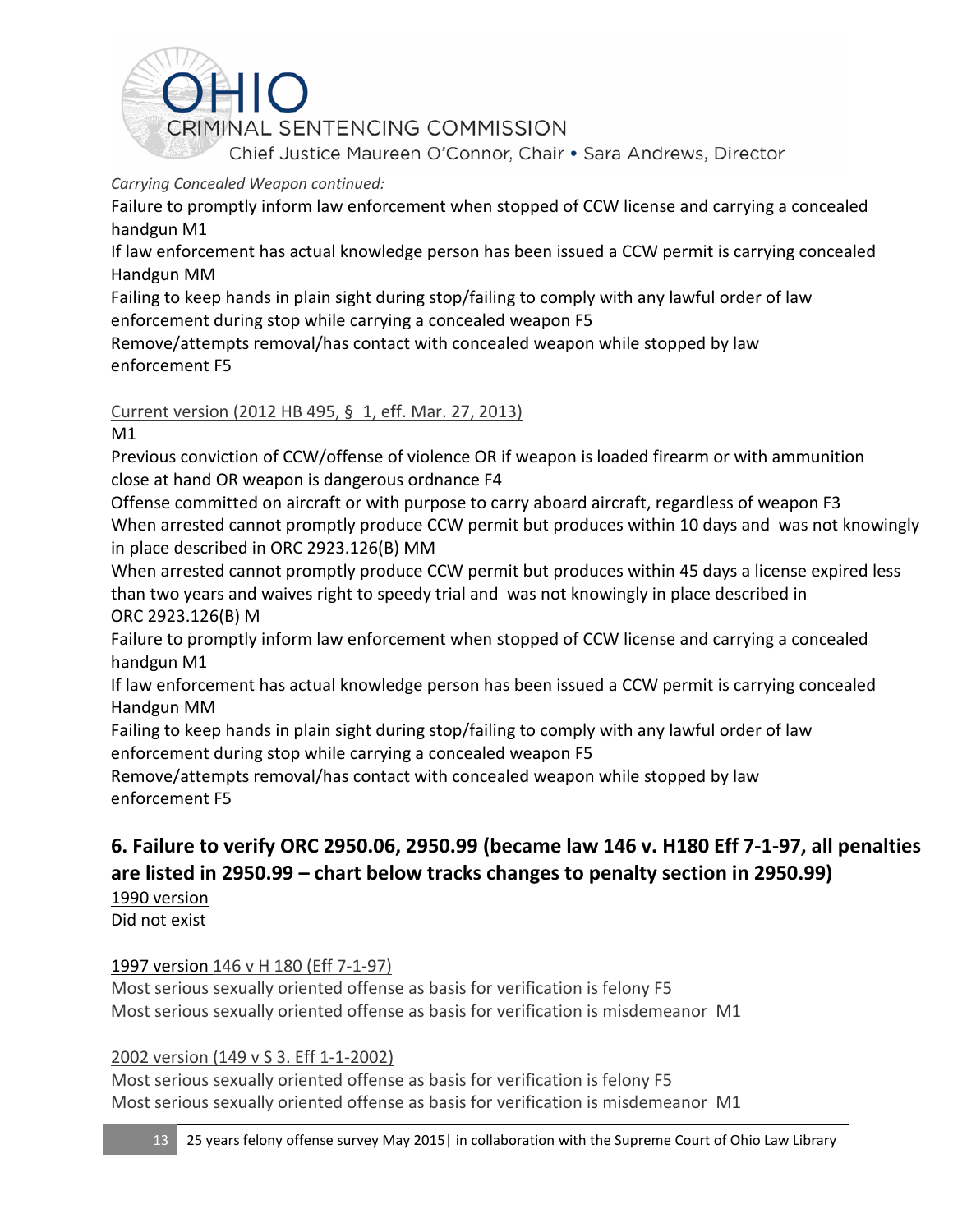*Carrying Concealed Weapon continued:*

Failure to promptly inform law enforcement when stopped of CCW license and carrying a concealed handgun M1

If law enforcement has actual knowledge person has been issued a CCW permit is carrying concealed Handgun MM

Failing to keep hands in plain sight during stop/failing to comply with any lawful order of law enforcement during stop while carrying a concealed weapon F5

Remove/attempts removal/has contact with concealed weapon while stopped by law enforcement F5

Current version (2012 HB 495, § 1, eff. Mar. 27, 2013)

M1

Previous conviction of CCW/offense of violence OR if weapon is loaded firearm or with ammunition close at hand OR weapon is dangerous ordnance F4

Offense committed on aircraft or with purpose to carry aboard aircraft, regardless of weapon F3

When arrested cannot promptly produce CCW permit but produces within 10 days and was not knowingly in place described in ORC 2923.126(B) MM

When arrested cannot promptly produce CCW permit but produces within 45 days a license expired less than two years and waives right to speedy trial and was not knowingly in place described in ORC 2923.126(B) M

Failure to promptly inform law enforcement when stopped of CCW license and carrying a concealed handgun M1

If law enforcement has actual knowledge person has been issued a CCW permit is carrying concealed Handgun MM

Failing to keep hands in plain sight during stop/failing to comply with any lawful order of law enforcement during stop while carrying a concealed weapon F5

Remove/attempts removal/has contact with concealed weapon while stopped by law enforcement F5

## 6. Failure to verify ORC 2950.06, 2950.99 (became law 146 v. H180 Eff 7-1-97, all penalties are listed in 2950.99 – chart below tracks changes to penalty section in 2950.99)

1990 version

Did not exist

1997 version 146 v H 180 (Eff 7-1-97)

Most serious sexually oriented offense as basis for verification is felony F5

Most serious sexually oriented offense as basis for verification is misdemeanor M1

2002 version (149 v S 3. Eff 1-1-2002)

Most serious sexually oriented offense as basis for verification is felony F5

Most serious sexually oriented offense as basis for verification is misdemeanor M1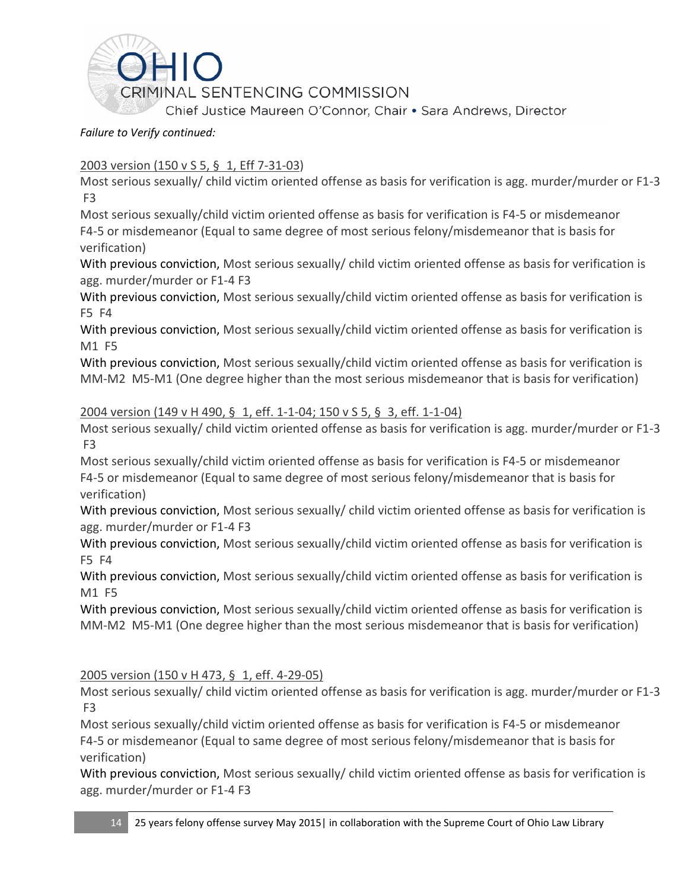*Failure to Verify continued:*

2003 version (150 v S 5, § 1, Eff 7-31-03)

Most serious sexually/ child victim oriented offense as basis for verification is agg. murder/murder or F1-3 F3

Most serious sexually/child victim oriented offense as basis for verification is F4-5 or misdemeanor F4-5 or misdemeanor (Equal to same degree of most serious felony/misdemeanor that is basis for verification)

With previous conviction, Most serious sexually/ child victim oriented offense as basis for verification is agg. murder/murder or F1-4 F3

With previous conviction, Most serious sexually/child victim oriented offense as basis for verification is F5 F4

With previous conviction, Most serious sexually/child victim oriented offense as basis for verification is M1 F5

With previous conviction, Most serious sexually/child victim oriented offense as basis for verification is MM-M2 M5-M1 (One degree higher than the most serious misdemeanor that is basis for verification)

2004 version (149 v H 490, § 1, eff. 1-1-04; 150 v S 5, § 3, eff. 1-1-04)

Most serious sexually/ child victim oriented offense as basis for verification is agg. murder/murder or F1-3 F3

Most serious sexually/child victim oriented offense as basis for verification is F4-5 or misdemeanor F4-5 or misdemeanor (Equal to same degree of most serious felony/misdemeanor that is basis for verification)

With previous conviction, Most serious sexually/ child victim oriented offense as basis for verification is agg. murder/murder or F1-4 F3

With previous conviction, Most serious sexually/child victim oriented offense as basis for verification is F5 F4

With previous conviction, Most serious sexually/child victim oriented offense as basis for verification is M1 F5

With previous conviction, Most serious sexually/child victim oriented offense as basis for verification is MM-M2 M5-M1 (One degree higher than the most serious misdemeanor that is basis for verification)

2005 version (150 v H 473, § 1, eff. 4-29-05)

Most serious sexually/ child victim oriented offense as basis for verification is agg. murder/murder or F1-3 F3

Most serious sexually/child victim oriented offense as basis for verification is F4-5 or misdemeanor F4-5 or misdemeanor (Equal to same degree of most serious felony/misdemeanor that is basis for verification)

With previous conviction, Most serious sexually/ child victim oriented offense as basis for verification is agg. murder/murder or F1-4 F3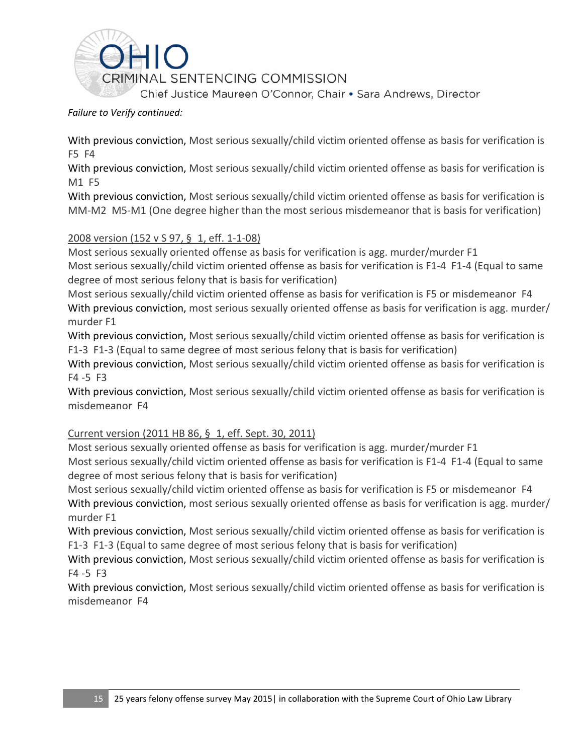*Failure to Verify continued:*

With previous conviction, Most serious sexually/child victim oriented offense as basis for verification is F5  F4

With previous conviction, Most serious sexually/child victim oriented offense as basis for verification is M1  F5

With previous conviction, Most serious sexually/child victim oriented offense as basis for verification is MM-M2  M5-M1 (One degree higher than the most serious misdemeanor that is basis for verification)

<u>2008 version (152 v S 97, § 1, eff. 1-1-08)</u>

Most serious sexually oriented offense as basis for verification is agg. murder/murder F1

Most serious sexually/child victim oriented offense as basis for verification is F1-4  F1-4 (Equal to same degree of most serious felony that is basis for verification)

Most serious sexually/child victim oriented offense as basis for verification is F5 or misdemeanor  F4

With previous conviction, most serious sexually oriented offense as basis for verification is agg. murder/ murder F1

With previous conviction, Most serious sexually/child victim oriented offense as basis for verification is F1-3  F1-3 (Equal to same degree of most serious felony that is basis for verification)

With previous conviction, Most serious sexually/child victim oriented offense as basis for verification is F4 -5  F3

With previous conviction, Most serious sexually/child victim oriented offense as basis for verification is misdemeanor  F4

<u>Current version (2011 HB 86, § 1, eff. Sept. 30, 2011)</u>

Most serious sexually oriented offense as basis for verification is agg. murder/murder F1

Most serious sexually/child victim oriented offense as basis for verification is F1-4  F1-4 (Equal to same degree of most serious felony that is basis for verification)

Most serious sexually/child victim oriented offense as basis for verification is F5 or misdemeanor  F4

With previous conviction, most serious sexually oriented offense as basis for verification is agg. murder/ murder F1

With previous conviction, Most serious sexually/child victim oriented offense as basis for verification is F1-3  F1-3 (Equal to same degree of most serious felony that is basis for verification)

With previous conviction, Most serious sexually/child victim oriented offense as basis for verification is F4 -5  F3

With previous conviction, Most serious sexually/child victim oriented offense as basis for verification is misdemeanor  F4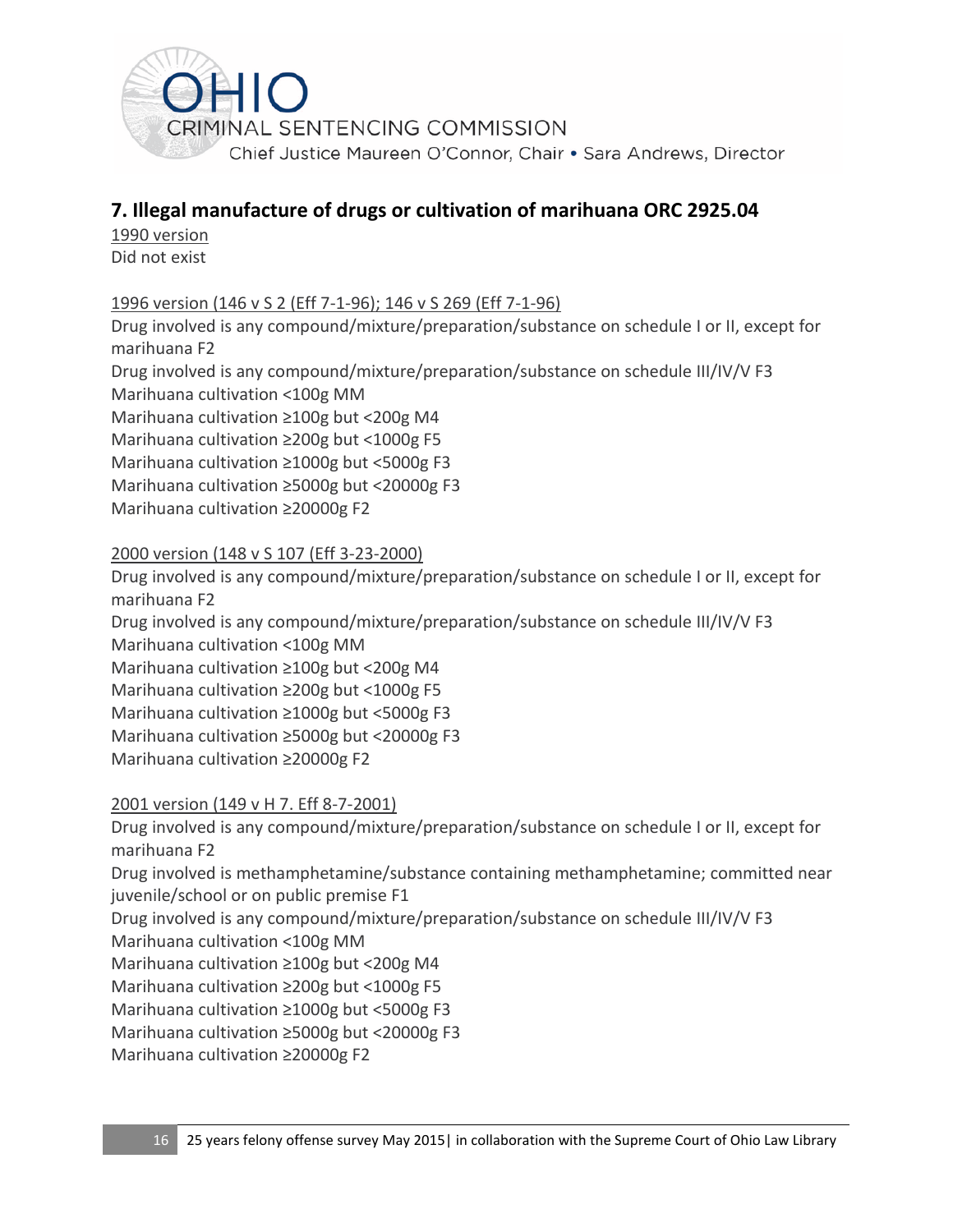## 7. Illegal manufacture of drugs or cultivation of marihuana ORC 2925.04

1990 version

Did not exist

1996 version (146 v S 2 (Eff 7-1-96); 146 v S 269 (Eff 7-1-96)

Drug involved is any compound/mixture/preparation/substance on schedule I or II, except for marihuana F2

Drug involved is any compound/mixture/preparation/substance on schedule III/IV/V F3

Marihuana cultivation <100g MM

Marihuana cultivation ≥100g but <200g M4

Marihuana cultivation ≥200g but <1000g F5

Marihuana cultivation ≥1000g but <5000g F3

Marihuana cultivation ≥5000g but <20000g F3

Marihuana cultivation ≥20000g F2

2000 version (148 v S 107 (Eff 3-23-2000)

Drug involved is any compound/mixture/preparation/substance on schedule I or II, except for marihuana F2

Drug involved is any compound/mixture/preparation/substance on schedule III/IV/V F3

Marihuana cultivation <100g MM

Marihuana cultivation ≥100g but <200g M4

Marihuana cultivation ≥200g but <1000g F5

Marihuana cultivation ≥1000g but <5000g F3

Marihuana cultivation ≥5000g but <20000g F3

Marihuana cultivation ≥20000g F2

2001 version (149 v H 7. Eff 8-7-2001)

Drug involved is any compound/mixture/preparation/substance on schedule I or II, except for marihuana F2

Drug involved is methamphetamine/substance containing methamphetamine; committed near juvenile/school or on public premise F1

Drug involved is any compound/mixture/preparation/substance on schedule III/IV/V F3

Marihuana cultivation <100g MM

Marihuana cultivation ≥100g but <200g M4

Marihuana cultivation ≥200g but <1000g F5

Marihuana cultivation ≥1000g but <5000g F3

Marihuana cultivation ≥5000g but <20000g F3

Marihuana cultivation ≥20000g F2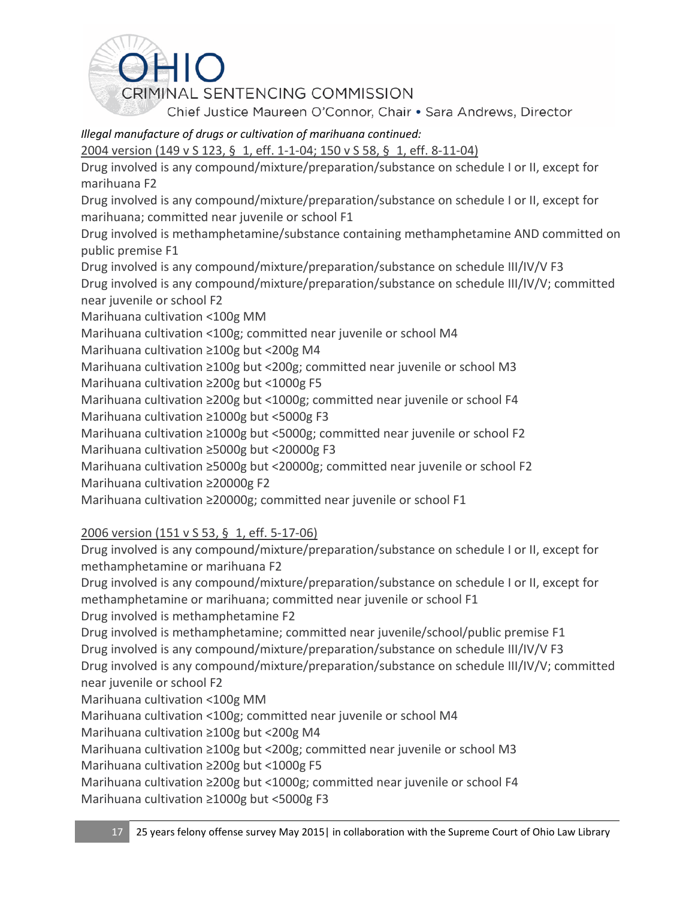*Illegal manufacture of drugs or cultivation of marihuana continued:*

2004 version (149 v S 123, § 1, eff. 1-1-04; 150 v S 58, § 1, eff. 8-11-04)

Drug involved is any compound/mixture/preparation/substance on schedule I or II, except for marihuana F2
Drug involved is any compound/mixture/preparation/substance on schedule I or II, except for marihuana; committed near juvenile or school F1
Drug involved is methamphetamine/substance containing methamphetamine AND committed on public premise F1
Drug involved is any compound/mixture/preparation/substance on schedule III/IV/V F3
Drug involved is any compound/mixture/preparation/substance on schedule III/IV/V; committed near juvenile or school F2
Marihuana cultivation <100g MM
Marihuana cultivation <100g; committed near juvenile or school M4
Marihuana cultivation ≥100g but <200g M4
Marihuana cultivation ≥100g but <200g; committed near juvenile or school M3
Marihuana cultivation ≥200g but <1000g F5
Marihuana cultivation ≥200g but <1000g; committed near juvenile or school F4
Marihuana cultivation ≥1000g but <5000g F3
Marihuana cultivation ≥1000g but <5000g; committed near juvenile or school F2
Marihuana cultivation ≥5000g but <20000g F3
Marihuana cultivation ≥5000g but <20000g; committed near juvenile or school F2
Marihuana cultivation ≥20000g F2
Marihuana cultivation ≥20000g; committed near juvenile or school F1

2006 version (151 v S 53, § 1, eff. 5-17-06)

Drug involved is any compound/mixture/preparation/substance on schedule I or II, except for methamphetamine or marihuana F2
Drug involved is any compound/mixture/preparation/substance on schedule I or II, except for methamphetamine or marihuana; committed near juvenile or school F1
Drug involved is methamphetamine F2
Drug involved is methamphetamine; committed near juvenile/school/public premise F1
Drug involved is any compound/mixture/preparation/substance on schedule III/IV/V F3
Drug involved is any compound/mixture/preparation/substance on schedule III/IV/V; committed near juvenile or school F2
Marihuana cultivation <100g MM
Marihuana cultivation <100g; committed near juvenile or school M4
Marihuana cultivation ≥100g but <200g M4
Marihuana cultivation ≥100g but <200g; committed near juvenile or school M3
Marihuana cultivation ≥200g but <1000g F5
Marihuana cultivation ≥200g but <1000g; committed near juvenile or school F4
Marihuana cultivation ≥1000g but <5000g F3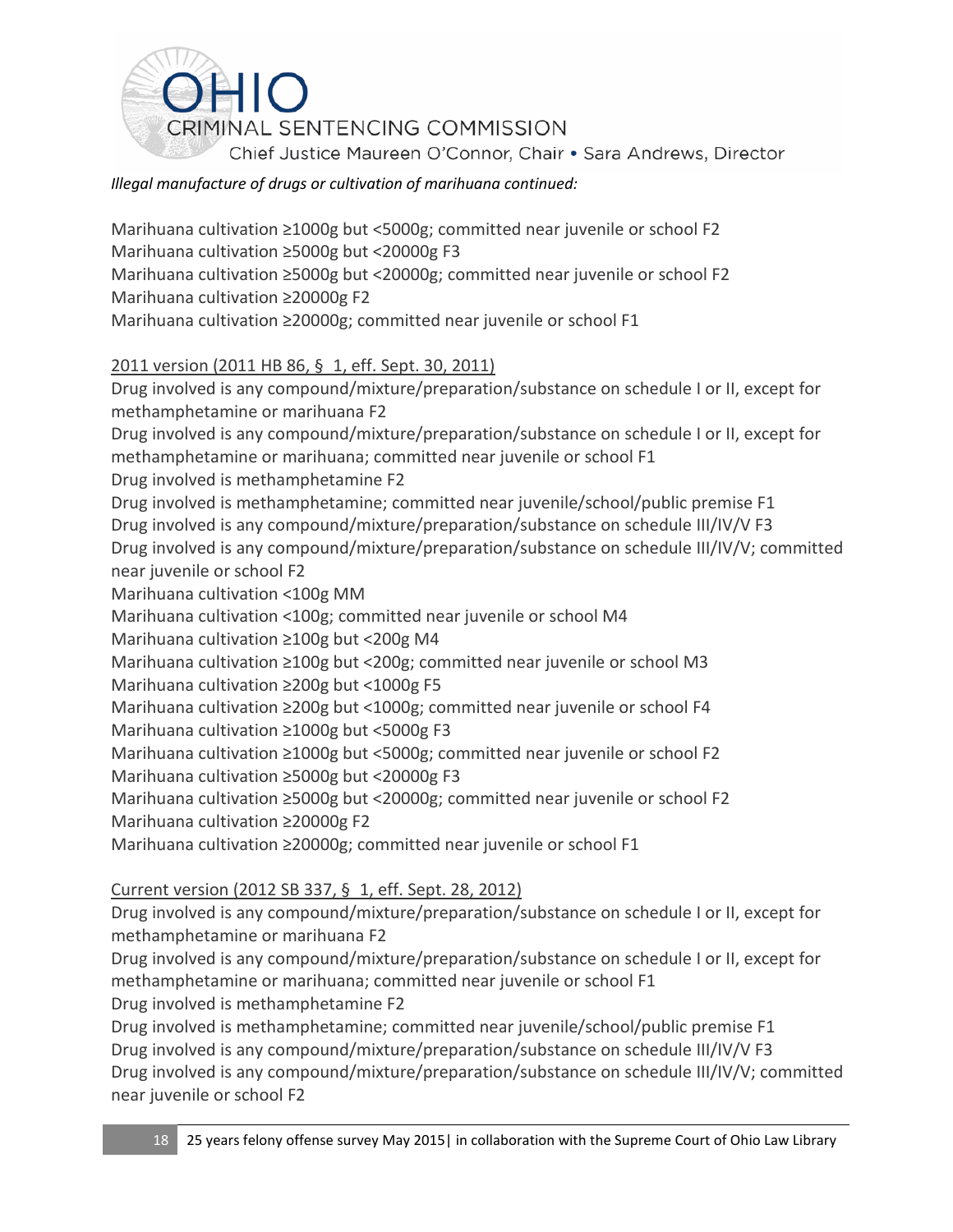*Illegal manufacture of drugs or cultivation of marihuana continued:*

Marihuana cultivation ≥1000g but <5000g; committed near juvenile or school F2
Marihuana cultivation ≥5000g but <20000g F3
Marihuana cultivation ≥5000g but <20000g; committed near juvenile or school F2
Marihuana cultivation ≥20000g F2
Marihuana cultivation ≥20000g; committed near juvenile or school F1

2011 version (2011 HB 86, § 1, eff. Sept. 30, 2011)

Drug involved is any compound/mixture/preparation/substance on schedule I or II, except for methamphetamine or marihuana F2
Drug involved is any compound/mixture/preparation/substance on schedule I or II, except for methamphetamine or marihuana; committed near juvenile or school F1
Drug involved is methamphetamine F2
Drug involved is methamphetamine; committed near juvenile/school/public premise F1
Drug involved is any compound/mixture/preparation/substance on schedule III/IV/V F3
Drug involved is any compound/mixture/preparation/substance on schedule III/IV/V; committed near juvenile or school F2
Marihuana cultivation <100g MM
Marihuana cultivation <100g; committed near juvenile or school M4
Marihuana cultivation ≥100g but <200g M4
Marihuana cultivation ≥100g but <200g; committed near juvenile or school M3
Marihuana cultivation ≥200g but <1000g F5
Marihuana cultivation ≥200g but <1000g; committed near juvenile or school F4
Marihuana cultivation ≥1000g but <5000g F3
Marihuana cultivation ≥1000g but <5000g; committed near juvenile or school F2
Marihuana cultivation ≥5000g but <20000g F3
Marihuana cultivation ≥5000g but <20000g; committed near juvenile or school F2
Marihuana cultivation ≥20000g F2
Marihuana cultivation ≥20000g; committed near juvenile or school F1

Current version (2012 SB 337, § 1, eff. Sept. 28, 2012)

Drug involved is any compound/mixture/preparation/substance on schedule I or II, except for methamphetamine or marihuana F2
Drug involved is any compound/mixture/preparation/substance on schedule I or II, except for methamphetamine or marihuana; committed near juvenile or school F1
Drug involved is methamphetamine F2
Drug involved is methamphetamine; committed near juvenile/school/public premise F1
Drug involved is any compound/mixture/preparation/substance on schedule III/IV/V F3
Drug involved is any compound/mixture/preparation/substance on schedule III/IV/V; committed near juvenile or school F2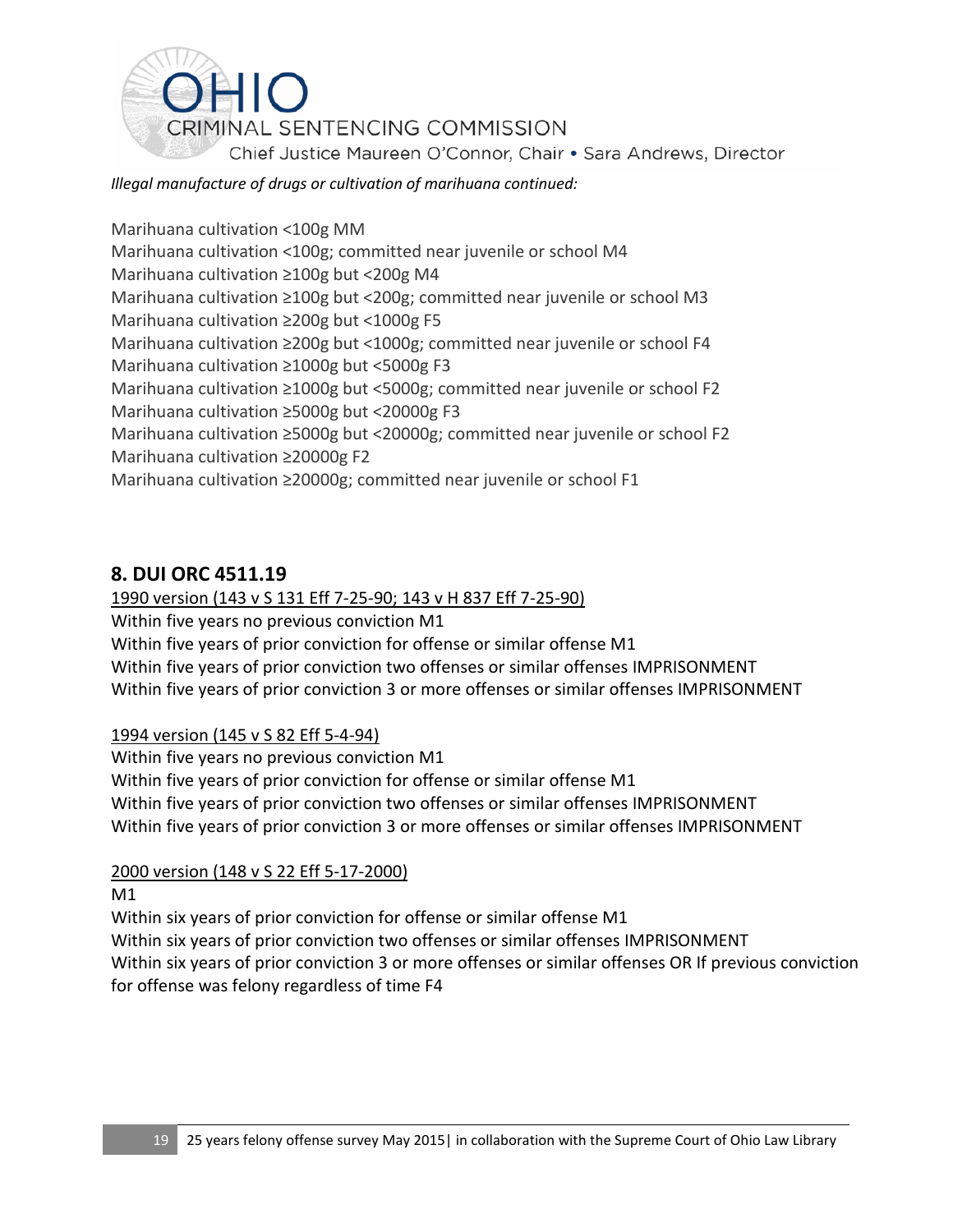*Illegal manufacture of drugs or cultivation of marihuana continued:*

Marihuana cultivation <100g MM
Marihuana cultivation <100g; committed near juvenile or school M4
Marihuana cultivation ≥100g but <200g M4
Marihuana cultivation ≥100g but <200g; committed near juvenile or school M3
Marihuana cultivation ≥200g but <1000g F5
Marihuana cultivation ≥200g but <1000g; committed near juvenile or school F4
Marihuana cultivation ≥1000g but <5000g F3
Marihuana cultivation ≥1000g but <5000g; committed near juvenile or school F2
Marihuana cultivation ≥5000g but <20000g F3
Marihuana cultivation ≥5000g but <20000g; committed near juvenile or school F2
Marihuana cultivation ≥20000g F2
Marihuana cultivation ≥20000g; committed near juvenile or school F1

## 8. DUI ORC 4511.19

<u>1990 version (143 v S 131 Eff 7-25-90; 143 v H 837 Eff 7-25-90)</u>
Within five years no previous conviction M1
Within five years of prior conviction for offense or similar offense M1
Within five years of prior conviction two offenses or similar offenses IMPRISONMENT
Within five years of prior conviction 3 or more offenses or similar offenses IMPRISONMENT

<u>1994 version (145 v S 82 Eff 5-4-94)</u>
Within five years no previous conviction M1
Within five years of prior conviction for offense or similar offense M1
Within five years of prior conviction two offenses or similar offenses IMPRISONMENT
Within five years of prior conviction 3 or more offenses or similar offenses IMPRISONMENT

<u>2000 version (148 v S 22 Eff 5-17-2000)</u>
M1
Within six years of prior conviction for offense or similar offense M1
Within six years of prior conviction two offenses or similar offenses IMPRISONMENT
Within six years of prior conviction 3 or more offenses or similar offenses OR If previous conviction for offense was felony regardless of time F4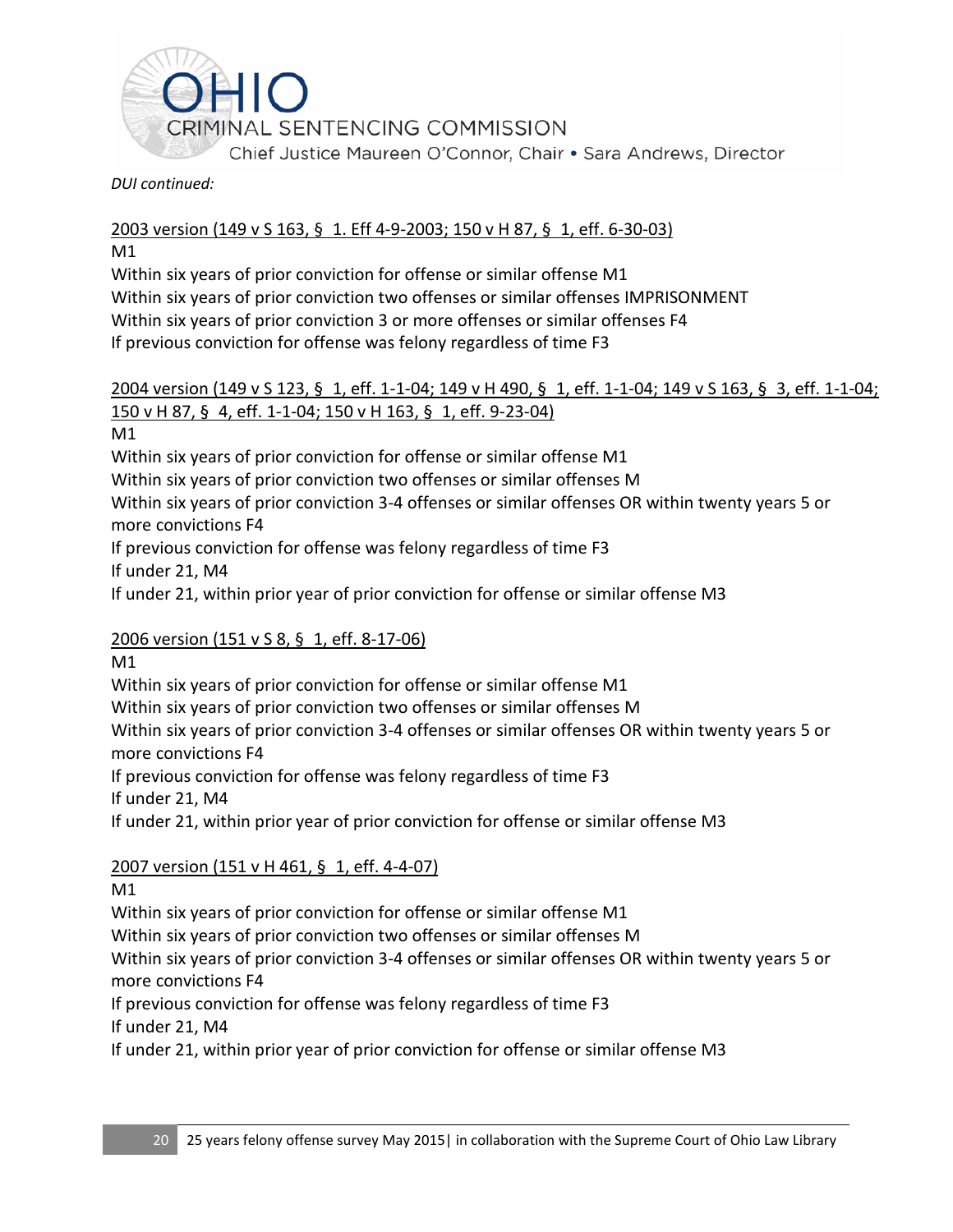*DUI continued:*

<u>2003 version (149 v S 163, § 1. Eff 4-9-2003; 150 v H 87, § 1, eff. 6-30-03)</u>

M1

Within six years of prior conviction for offense or similar offense M1

Within six years of prior conviction two offenses or similar offenses IMPRISONMENT

Within six years of prior conviction 3 or more offenses or similar offenses F4

If previous conviction for offense was felony regardless of time F3

<u>2004 version (149 v S 123, § 1, eff. 1-1-04; 149 v H 490, § 1, eff. 1-1-04; 149 v S 163, § 3, eff. 1-1-04; 150 v H 87, § 4, eff. 1-1-04; 150 v H 163, § 1, eff. 9-23-04)</u>

M1

Within six years of prior conviction for offense or similar offense M1

Within six years of prior conviction two offenses or similar offenses M

Within six years of prior conviction 3-4 offenses or similar offenses OR within twenty years 5 or more convictions F4

If previous conviction for offense was felony regardless of time F3

If under 21, M4

If under 21, within prior year of prior conviction for offense or similar offense M3

<u>2006 version (151 v S 8, § 1, eff. 8-17-06)</u>

M1

Within six years of prior conviction for offense or similar offense M1

Within six years of prior conviction two offenses or similar offenses M

Within six years of prior conviction 3-4 offenses or similar offenses OR within twenty years 5 or more convictions F4

If previous conviction for offense was felony regardless of time F3

If under 21, M4

If under 21, within prior year of prior conviction for offense or similar offense M3

<u>2007 version (151 v H 461, § 1, eff. 4-4-07)</u>

M1

Within six years of prior conviction for offense or similar offense M1

Within six years of prior conviction two offenses or similar offenses M

Within six years of prior conviction 3-4 offenses or similar offenses OR within twenty years 5 or more convictions F4

If previous conviction for offense was felony regardless of time F3

If under 21, M4

If under 21, within prior year of prior conviction for offense or similar offense M3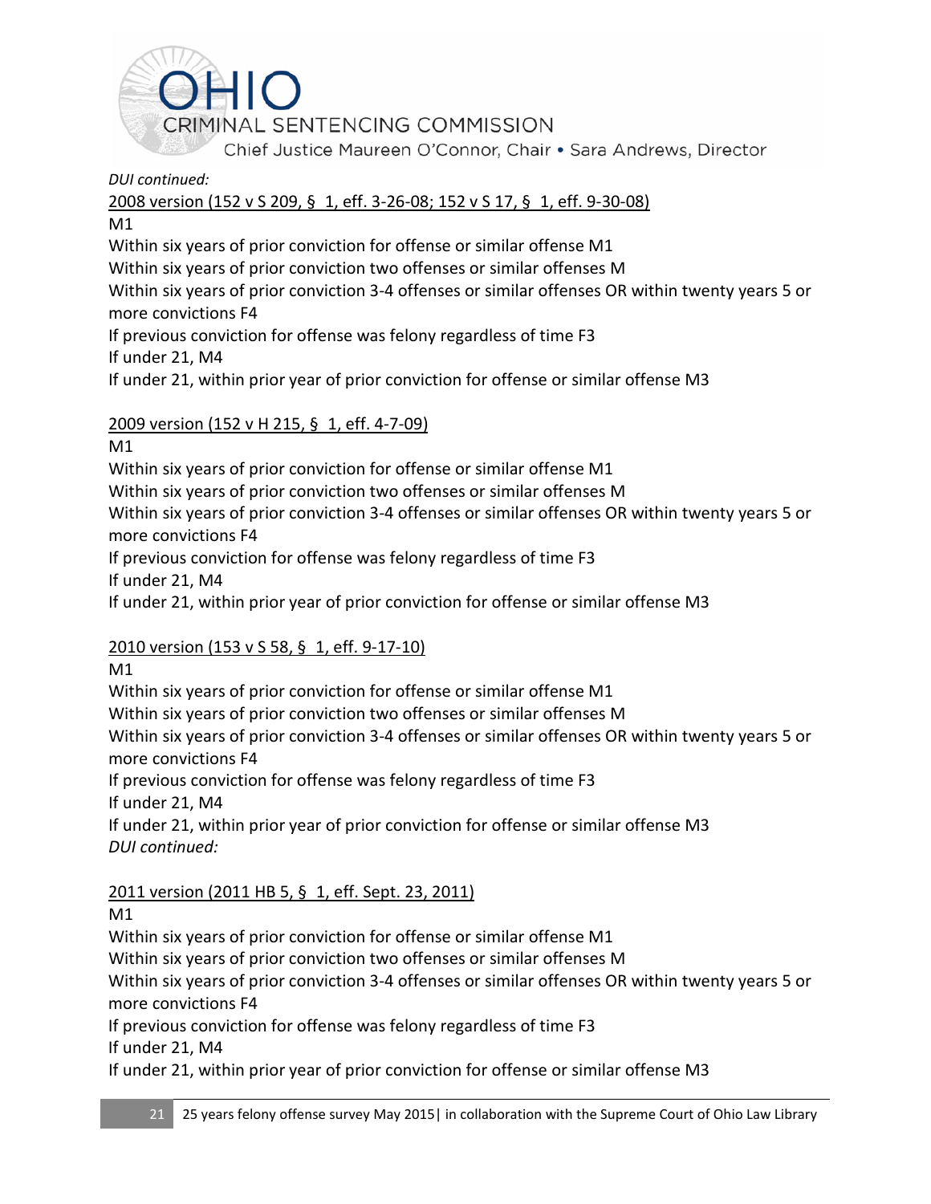*DUI continued:*

2008 version (152 v S 209, § 1, eff. 3-26-08; 152 v S 17, § 1, eff. 9-30-08)

M1

Within six years of prior conviction for offense or similar offense M1

Within six years of prior conviction two offenses or similar offenses M

Within six years of prior conviction 3-4 offenses or similar offenses OR within twenty years 5 or more convictions F4

If previous conviction for offense was felony regardless of time F3

If under 21, M4

If under 21, within prior year of prior conviction for offense or similar offense M3

2009 version (152 v H 215, § 1, eff. 4-7-09)

M1

Within six years of prior conviction for offense or similar offense M1

Within six years of prior conviction two offenses or similar offenses M

Within six years of prior conviction 3-4 offenses or similar offenses OR within twenty years 5 or more convictions F4

If previous conviction for offense was felony regardless of time F3

If under 21, M4

If under 21, within prior year of prior conviction for offense or similar offense M3

2010 version (153 v S 58, § 1, eff. 9-17-10)

M1

Within six years of prior conviction for offense or similar offense M1

Within six years of prior conviction two offenses or similar offenses M

Within six years of prior conviction 3-4 offenses or similar offenses OR within twenty years 5 or more convictions F4

If previous conviction for offense was felony regardless of time F3

If under 21, M4

If under 21, within prior year of prior conviction for offense or similar offense M3

*DUI continued:*

2011 version (2011 HB 5, § 1, eff. Sept. 23, 2011)

M1

Within six years of prior conviction for offense or similar offense M1

Within six years of prior conviction two offenses or similar offenses M

Within six years of prior conviction 3-4 offenses or similar offenses OR within twenty years 5 or more convictions F4

If previous conviction for offense was felony regardless of time F3

If under 21, M4

If under 21, within prior year of prior conviction for offense or similar offense M3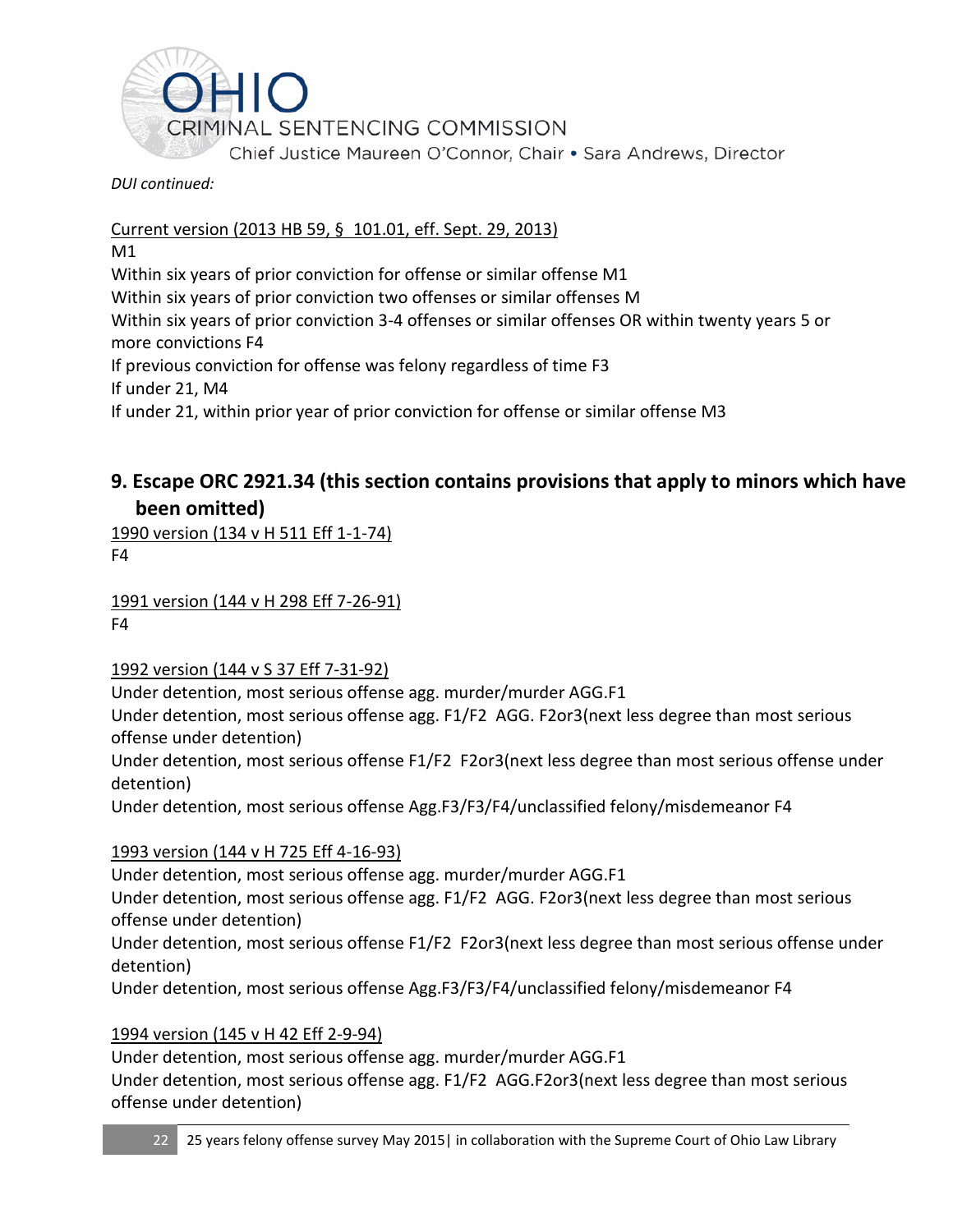*DUI continued:*

Current version (2013 HB 59, § 101.01, eff. Sept. 29, 2013)
M1
Within six years of prior conviction for offense or similar offense M1
Within six years of prior conviction two offenses or similar offenses M
Within six years of prior conviction 3-4 offenses or similar offenses OR within twenty years 5 or more convictions F4
If previous conviction for offense was felony regardless of time F3
If under 21, M4
If under 21, within prior year of prior conviction for offense or similar offense M3

## 9. Escape ORC 2921.34 (this section contains provisions that apply to minors which have been omitted)

1990 version (134 v H 511 Eff 1-1-74)
F4

1991 version (144 v H 298 Eff 7-26-91)
F4

1992 version (144 v S 37 Eff 7-31-92)
Under detention, most serious offense agg. murder/murder AGG.F1
Under detention, most serious offense agg. F1/F2 AGG. F2or3(next less degree than most serious offense under detention)
Under detention, most serious offense F1/F2 F2or3(next less degree than most serious offense under detention)
Under detention, most serious offense Agg.F3/F3/F4/unclassified felony/misdemeanor F4

1993 version (144 v H 725 Eff 4-16-93)
Under detention, most serious offense agg. murder/murder AGG.F1
Under detention, most serious offense agg. F1/F2 AGG. F2or3(next less degree than most serious offense under detention)
Under detention, most serious offense F1/F2 F2or3(next less degree than most serious offense under detention)
Under detention, most serious offense Agg.F3/F3/F4/unclassified felony/misdemeanor F4

1994 version (145 v H 42 Eff 2-9-94)
Under detention, most serious offense agg. murder/murder AGG.F1
Under detention, most serious offense agg. F1/F2 AGG.F2or3(next less degree than most serious offense under detention)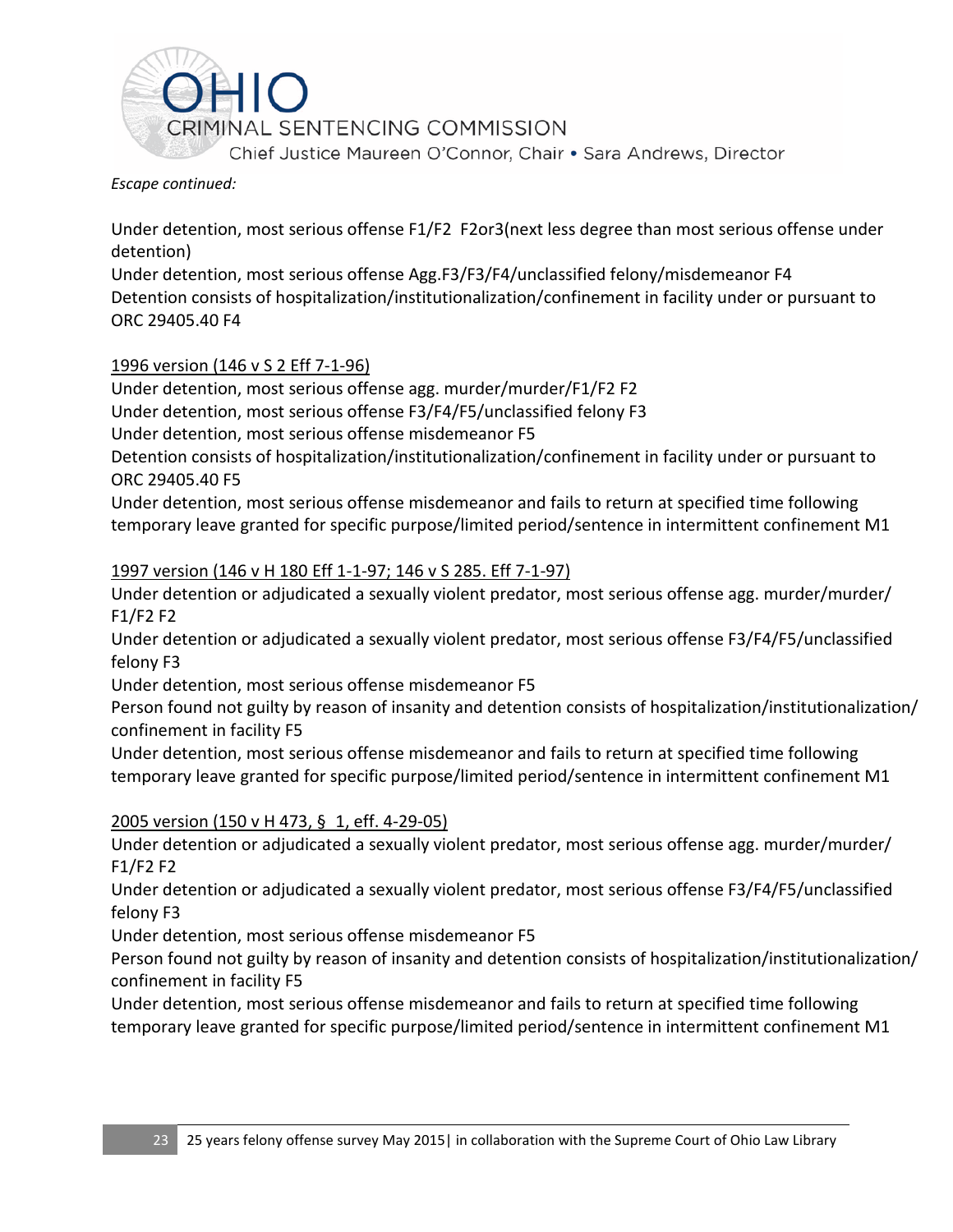*Escape continued:*

Under detention, most serious offense F1/F2  F2or3(next less degree than most serious offense under detention)
Under detention, most serious offense Agg.F3/F3/F4/unclassified felony/misdemeanor F4
Detention consists of hospitalization/institutionalization/confinement in facility under or pursuant to ORC 29405.40 F4

1996 version (146 v S 2 Eff 7-1-96)
Under detention, most serious offense agg. murder/murder/F1/F2 F2
Under detention, most serious offense F3/F4/F5/unclassified felony F3
Under detention, most serious offense misdemeanor F5
Detention consists of hospitalization/institutionalization/confinement in facility under or pursuant to ORC 29405.40 F5
Under detention, most serious offense misdemeanor and fails to return at specified time following temporary leave granted for specific purpose/limited period/sentence in intermittent confinement M1

1997 version (146 v H 180 Eff 1-1-97; 146 v S 285. Eff 7-1-97)
Under detention or adjudicated a sexually violent predator, most serious offense agg. murder/murder/F1/F2 F2
Under detention or adjudicated a sexually violent predator, most serious offense F3/F4/F5/unclassified felony F3
Under detention, most serious offense misdemeanor F5
Person found not guilty by reason of insanity and detention consists of hospitalization/institutionalization/confinement in facility F5
Under detention, most serious offense misdemeanor and fails to return at specified time following temporary leave granted for specific purpose/limited period/sentence in intermittent confinement M1

2005 version (150 v H 473, § 1, eff. 4-29-05)
Under detention or adjudicated a sexually violent predator, most serious offense agg. murder/murder/F1/F2 F2
Under detention or adjudicated a sexually violent predator, most serious offense F3/F4/F5/unclassified felony F3
Under detention, most serious offense misdemeanor F5
Person found not guilty by reason of insanity and detention consists of hospitalization/institutionalization/confinement in facility F5
Under detention, most serious offense misdemeanor and fails to return at specified time following temporary leave granted for specific purpose/limited period/sentence in intermittent confinement M1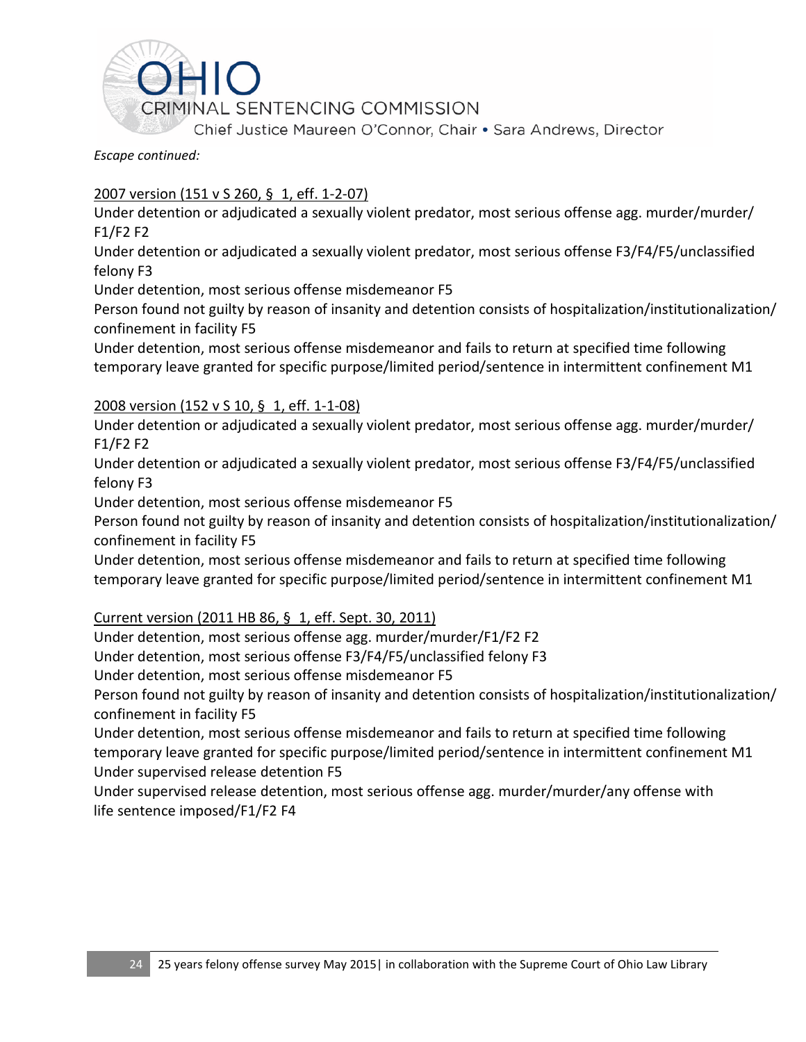*Escape continued:*

<u>2007 version (151 v S 260, § 1, eff. 1-2-07)</u>

Under detention or adjudicated a sexually violent predator, most serious offense agg. murder/murder/F1/F2 F2

Under detention or adjudicated a sexually violent predator, most serious offense F3/F4/F5/unclassified felony F3

Under detention, most serious offense misdemeanor F5

Person found not guilty by reason of insanity and detention consists of hospitalization/institutionalization/confinement in facility F5

Under detention, most serious offense misdemeanor and fails to return at specified time following temporary leave granted for specific purpose/limited period/sentence in intermittent confinement M1

<u>2008 version (152 v S 10, § 1, eff. 1-1-08)</u>

Under detention or adjudicated a sexually violent predator, most serious offense agg. murder/murder/F1/F2 F2

Under detention or adjudicated a sexually violent predator, most serious offense F3/F4/F5/unclassified felony F3

Under detention, most serious offense misdemeanor F5

Person found not guilty by reason of insanity and detention consists of hospitalization/institutionalization/confinement in facility F5

Under detention, most serious offense misdemeanor and fails to return at specified time following temporary leave granted for specific purpose/limited period/sentence in intermittent confinement M1

<u>Current version (2011 HB 86, § 1, eff. Sept. 30, 2011)</u>

Under detention, most serious offense agg. murder/murder/F1/F2 F2

Under detention, most serious offense F3/F4/F5/unclassified felony F3

Under detention, most serious offense misdemeanor F5

Person found not guilty by reason of insanity and detention consists of hospitalization/institutionalization/confinement in facility F5

Under detention, most serious offense misdemeanor and fails to return at specified time following temporary leave granted for specific purpose/limited period/sentence in intermittent confinement M1

Under supervised release detention F5

Under supervised release detention, most serious offense agg. murder/murder/any offense with life sentence imposed/F1/F2 F4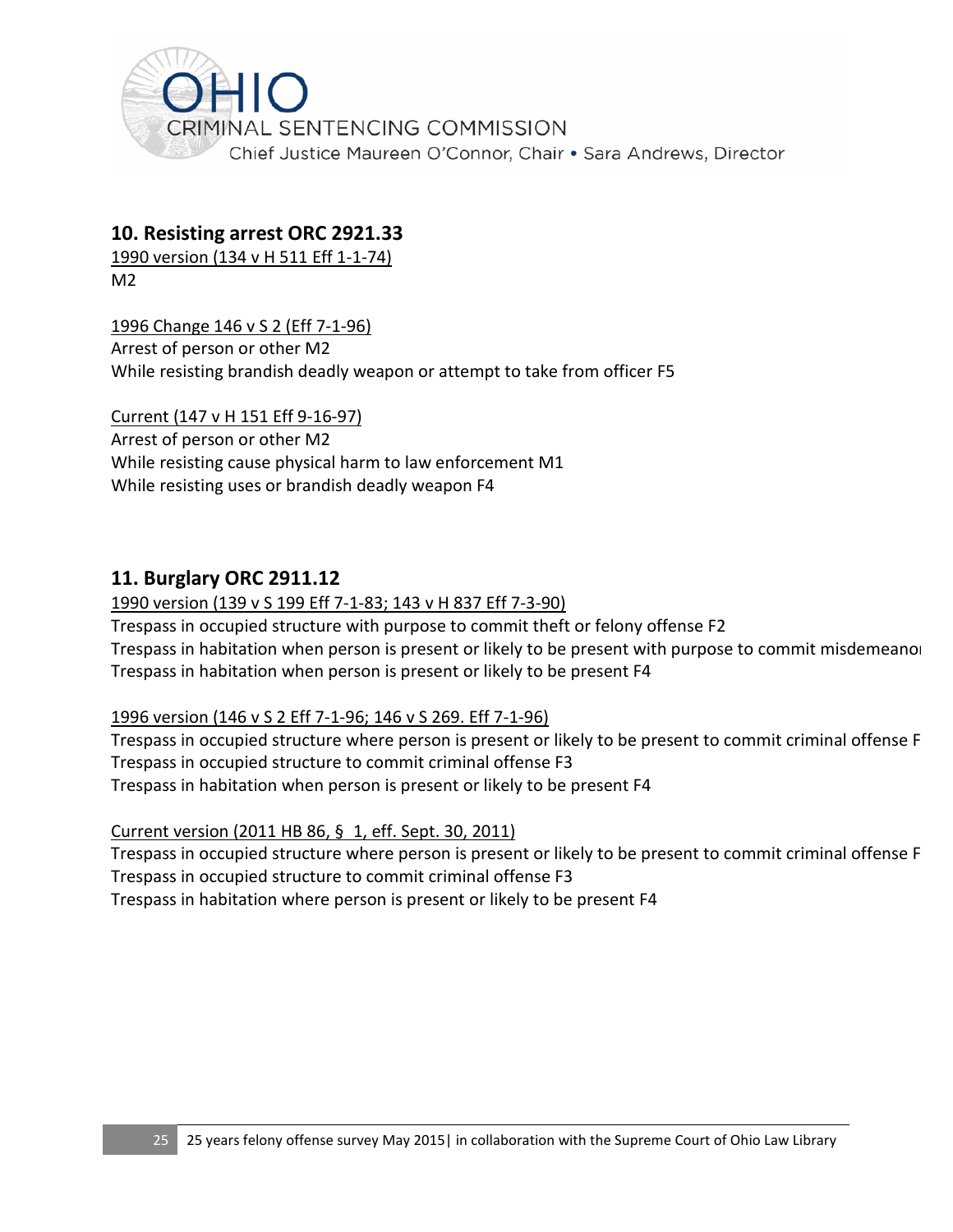## 10. Resisting arrest ORC 2921.33

1990 version (134 v H 511 Eff 1-1-74)
M2

1996 Change 146 v S 2 (Eff 7-1-96)
Arrest of person or other M2
While resisting brandish deadly weapon or attempt to take from officer F5

Current (147 v H 151 Eff 9-16-97)
Arrest of person or other M2
While resisting cause physical harm to law enforcement M1
While resisting uses or brandish deadly weapon F4

## 11. Burglary ORC 2911.12

1990 version (139 v S 199 Eff 7-1-83; 143 v H 837 Eff 7-3-90)
Trespass in occupied structure with purpose to commit theft or felony offense F2
Trespass in habitation when person is present or likely to be present with purpose to commit misdemeanor
Trespass in habitation when person is present or likely to be present F4

1996 version (146 v S 2 Eff 7-1-96; 146 v S 269. Eff 7-1-96)
Trespass in occupied structure where person is present or likely to be present to commit criminal offense F
Trespass in occupied structure to commit criminal offense F3
Trespass in habitation when person is present or likely to be present F4

Current version (2011 HB 86, § 1, eff. Sept. 30, 2011)
Trespass in occupied structure where person is present or likely to be present to commit criminal offense F
Trespass in occupied structure to commit criminal offense F3
Trespass in habitation where person is present or likely to be present F4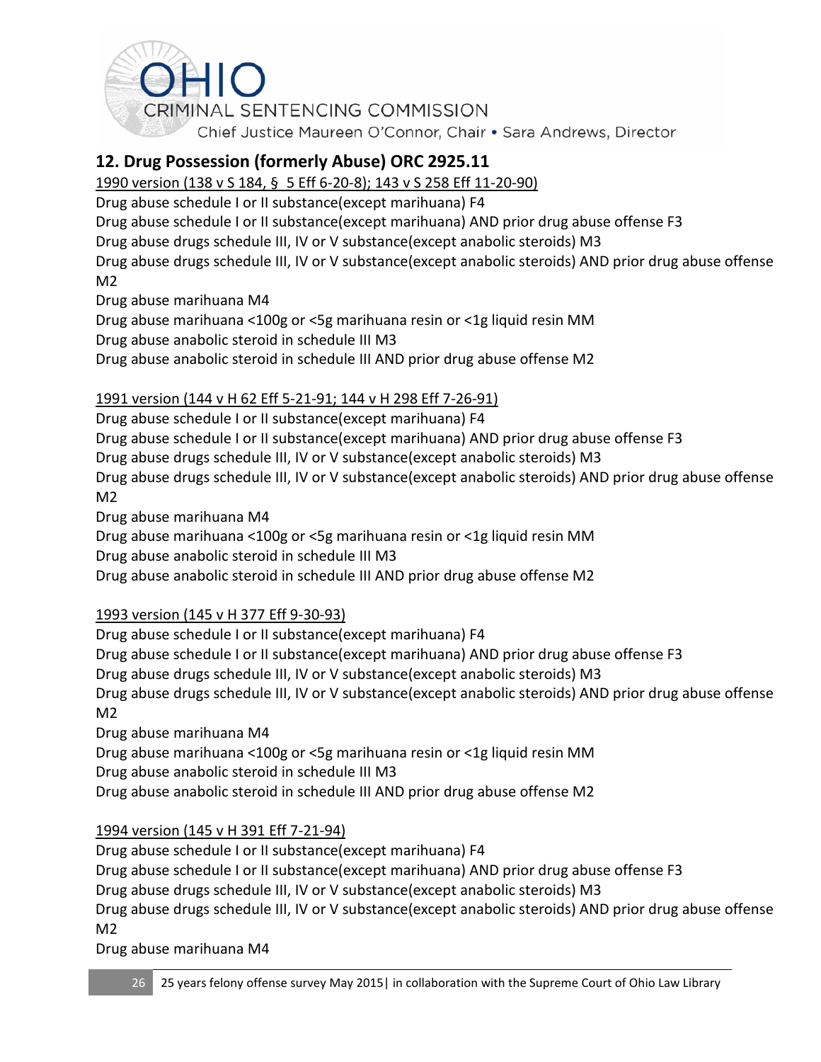## 12. Drug Possession (formerly Abuse) ORC 2925.11

1990 version (138 v S 184, § 5 Eff 6-20-8); 143 v S 258 Eff 11-20-90)

Drug abuse schedule I or II substance(except marihuana) F4
Drug abuse schedule I or II substance(except marihuana) AND prior drug abuse offense F3
Drug abuse drugs schedule III, IV or V substance(except anabolic steroids) M3
Drug abuse drugs schedule III, IV or V substance(except anabolic steroids) AND prior drug abuse offense M2
Drug abuse marihuana M4
Drug abuse marihuana <100g or <5g marihuana resin or <1g liquid resin MM
Drug abuse anabolic steroid in schedule III M3
Drug abuse anabolic steroid in schedule III AND prior drug abuse offense M2

1991 version (144 v H 62 Eff 5-21-91; 144 v H 298 Eff 7-26-91)

Drug abuse schedule I or II substance(except marihuana) F4
Drug abuse schedule I or II substance(except marihuana) AND prior drug abuse offense F3
Drug abuse drugs schedule III, IV or V substance(except anabolic steroids) M3
Drug abuse drugs schedule III, IV or V substance(except anabolic steroids) AND prior drug abuse offense M2
Drug abuse marihuana M4
Drug abuse marihuana <100g or <5g marihuana resin or <1g liquid resin MM
Drug abuse anabolic steroid in schedule III M3
Drug abuse anabolic steroid in schedule III AND prior drug abuse offense M2

1993 version (145 v H 377 Eff 9-30-93)

Drug abuse schedule I or II substance(except marihuana) F4
Drug abuse schedule I or II substance(except marihuana) AND prior drug abuse offense F3
Drug abuse drugs schedule III, IV or V substance(except anabolic steroids) M3
Drug abuse drugs schedule III, IV or V substance(except anabolic steroids) AND prior drug abuse offense M2
Drug abuse marihuana M4
Drug abuse marihuana <100g or <5g marihuana resin or <1g liquid resin MM
Drug abuse anabolic steroid in schedule III M3
Drug abuse anabolic steroid in schedule III AND prior drug abuse offense M2

1994 version (145 v H 391 Eff 7-21-94)

Drug abuse schedule I or II substance(except marihuana) F4
Drug abuse schedule I or II substance(except marihuana) AND prior drug abuse offense F3
Drug abuse drugs schedule III, IV or V substance(except anabolic steroids) M3
Drug abuse drugs schedule III, IV or V substance(except anabolic steroids) AND prior drug abuse offense M2
Drug abuse marihuana M4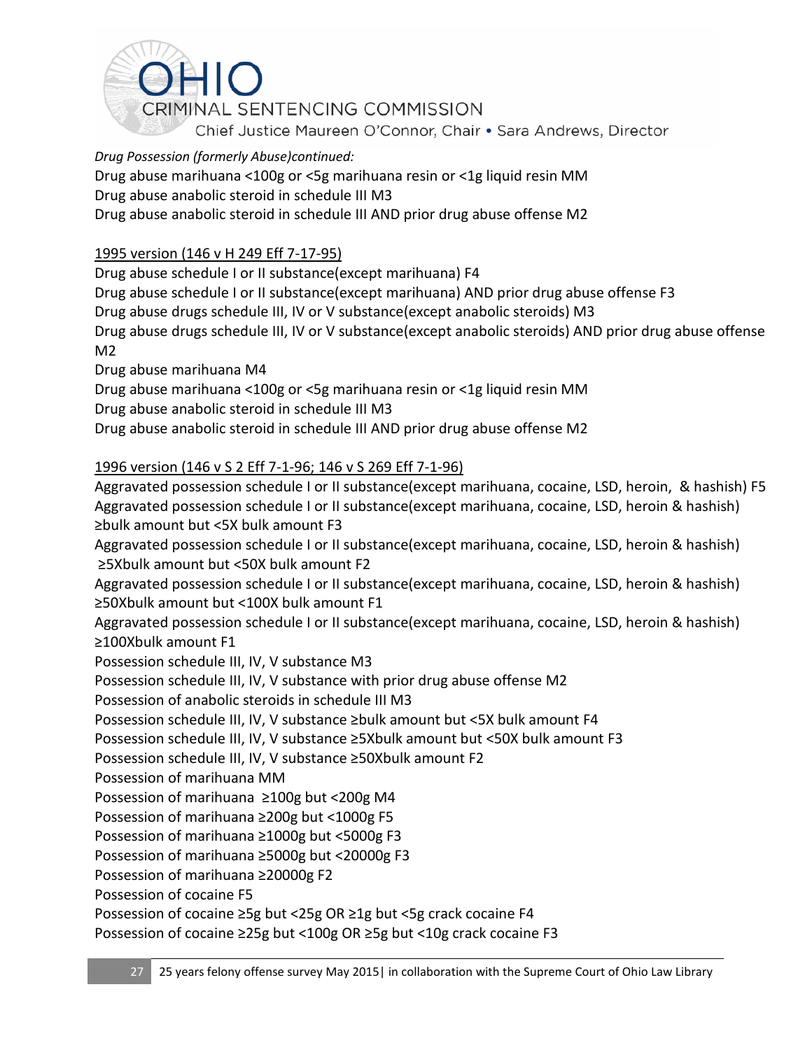*Drug Possession (formerly Abuse)continued:*

Drug abuse marihuana <100g or <5g marihuana resin or <1g liquid resin MM
Drug abuse anabolic steroid in schedule III M3
Drug abuse anabolic steroid in schedule III AND prior drug abuse offense M2

<u>1995 version (146 v H 249 Eff 7-17-95)</u>

Drug abuse schedule I or II substance(except marihuana) F4
Drug abuse schedule I or II substance(except marihuana) AND prior drug abuse offense F3
Drug abuse drugs schedule III, IV or V substance(except anabolic steroids) M3
Drug abuse drugs schedule III, IV or V substance(except anabolic steroids) AND prior drug abuse offense M2
Drug abuse marihuana M4
Drug abuse marihuana <100g or <5g marihuana resin or <1g liquid resin MM
Drug abuse anabolic steroid in schedule III M3
Drug abuse anabolic steroid in schedule III AND prior drug abuse offense M2

<u>1996 version (146 v S 2 Eff 7-1-96; 146 v S 269 Eff 7-1-96)</u>

Aggravated possession schedule I or II substance(except marihuana, cocaine, LSD, heroin, & hashish) F5
Aggravated possession schedule I or II substance(except marihuana, cocaine, LSD, heroin & hashish) ≥bulk amount but <5X bulk amount F3
Aggravated possession schedule I or II substance(except marihuana, cocaine, LSD, heroin & hashish) ≥5Xbulk amount but <50X bulk amount F2
Aggravated possession schedule I or II substance(except marihuana, cocaine, LSD, heroin & hashish) ≥50Xbulk amount but <100X bulk amount F1
Aggravated possession schedule I or II substance(except marihuana, cocaine, LSD, heroin & hashish) ≥100Xbulk amount F1
Possession schedule III, IV, V substance M3
Possession schedule III, IV, V substance with prior drug abuse offense M2
Possession of anabolic steroids in schedule III M3
Possession schedule III, IV, V substance ≥bulk amount but <5X bulk amount F4
Possession schedule III, IV, V substance ≥5Xbulk amount but <50X bulk amount F3
Possession schedule III, IV, V substance ≥50Xbulk amount F2
Possession of marihuana MM
Possession of marihuana ≥100g but <200g M4
Possession of marihuana ≥200g but <1000g F5
Possession of marihuana ≥1000g but <5000g F3
Possession of marihuana ≥5000g but <20000g F3
Possession of marihuana ≥20000g F2
Possession of cocaine F5
Possession of cocaine ≥5g but <25g OR ≥1g but <5g crack cocaine F4
Possession of cocaine ≥25g but <100g OR ≥5g but <10g crack cocaine F3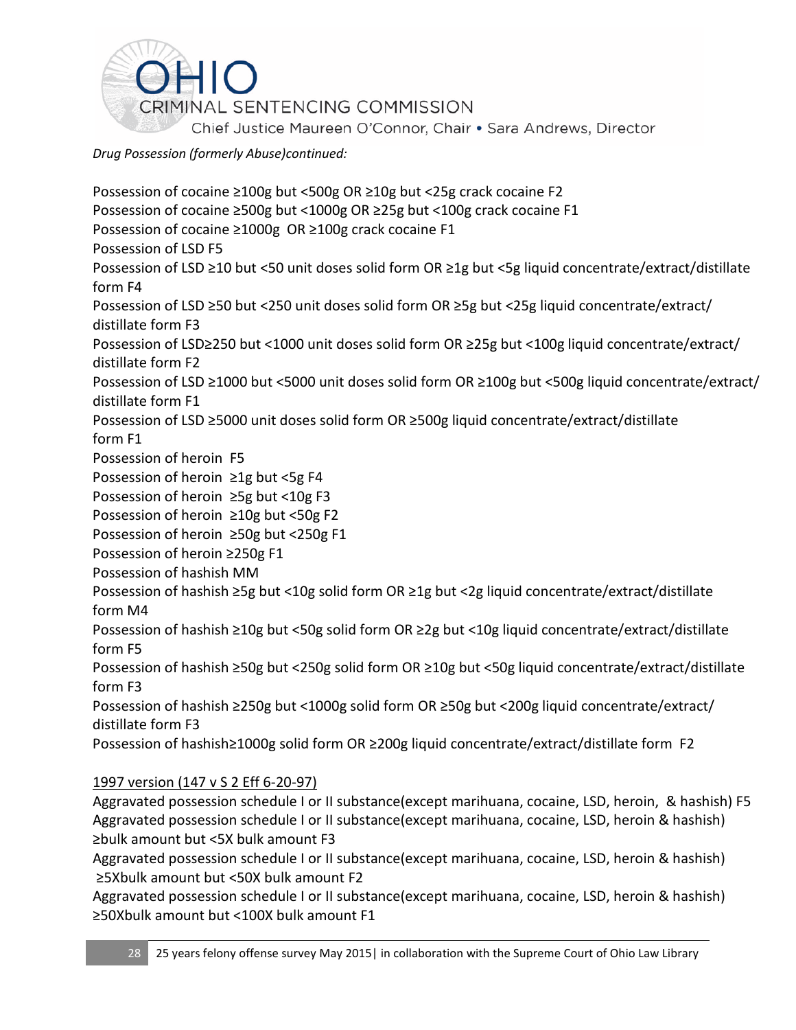*Drug Possession (formerly Abuse)continued:*

Possession of cocaine ≥100g but <500g OR ≥10g but <25g crack cocaine F2
Possession of cocaine ≥500g but <1000g OR ≥25g but <100g crack cocaine F1
Possession of cocaine ≥1000g OR ≥100g crack cocaine F1
Possession of LSD F5
Possession of LSD ≥10 but <50 unit doses solid form OR ≥1g but <5g liquid concentrate/extract/distillate form F4
Possession of LSD ≥50 but <250 unit doses solid form OR ≥5g but <25g liquid concentrate/extract/distillate form F3
Possession of LSD≥250 but <1000 unit doses solid form OR ≥25g but <100g liquid concentrate/extract/distillate form F2
Possession of LSD ≥1000 but <5000 unit doses solid form OR ≥100g but <500g liquid concentrate/extract/distillate form F1
Possession of LSD ≥5000 unit doses solid form OR ≥500g liquid concentrate/extract/distillate form F1
Possession of heroin F5
Possession of heroin ≥1g but <5g F4
Possession of heroin ≥5g but <10g F3
Possession of heroin ≥10g but <50g F2
Possession of heroin ≥50g but <250g F1
Possession of heroin ≥250g F1
Possession of hashish MM
Possession of hashish ≥5g but <10g solid form OR ≥1g but <2g liquid concentrate/extract/distillate form M4
Possession of hashish ≥10g but <50g solid form OR ≥2g but <10g liquid concentrate/extract/distillate form F5
Possession of hashish ≥50g but <250g solid form OR ≥10g but <50g liquid concentrate/extract/distillate form F3
Possession of hashish ≥250g but <1000g solid form OR ≥50g but <200g liquid concentrate/extract/distillate form F3
Possession of hashish≥1000g solid form OR ≥200g liquid concentrate/extract/distillate form F2

<u>1997 version (147 v S 2 Eff 6-20-97)</u>
Aggravated possession schedule I or II substance(except marihuana, cocaine, LSD, heroin, & hashish) F5
Aggravated possession schedule I or II substance(except marihuana, cocaine, LSD, heroin & hashish) ≥bulk amount but <5X bulk amount F3
Aggravated possession schedule I or II substance(except marihuana, cocaine, LSD, heroin & hashish) ≥5Xbulk amount but <50X bulk amount F2
Aggravated possession schedule I or II substance(except marihuana, cocaine, LSD, heroin & hashish) ≥50Xbulk amount but <100X bulk amount F1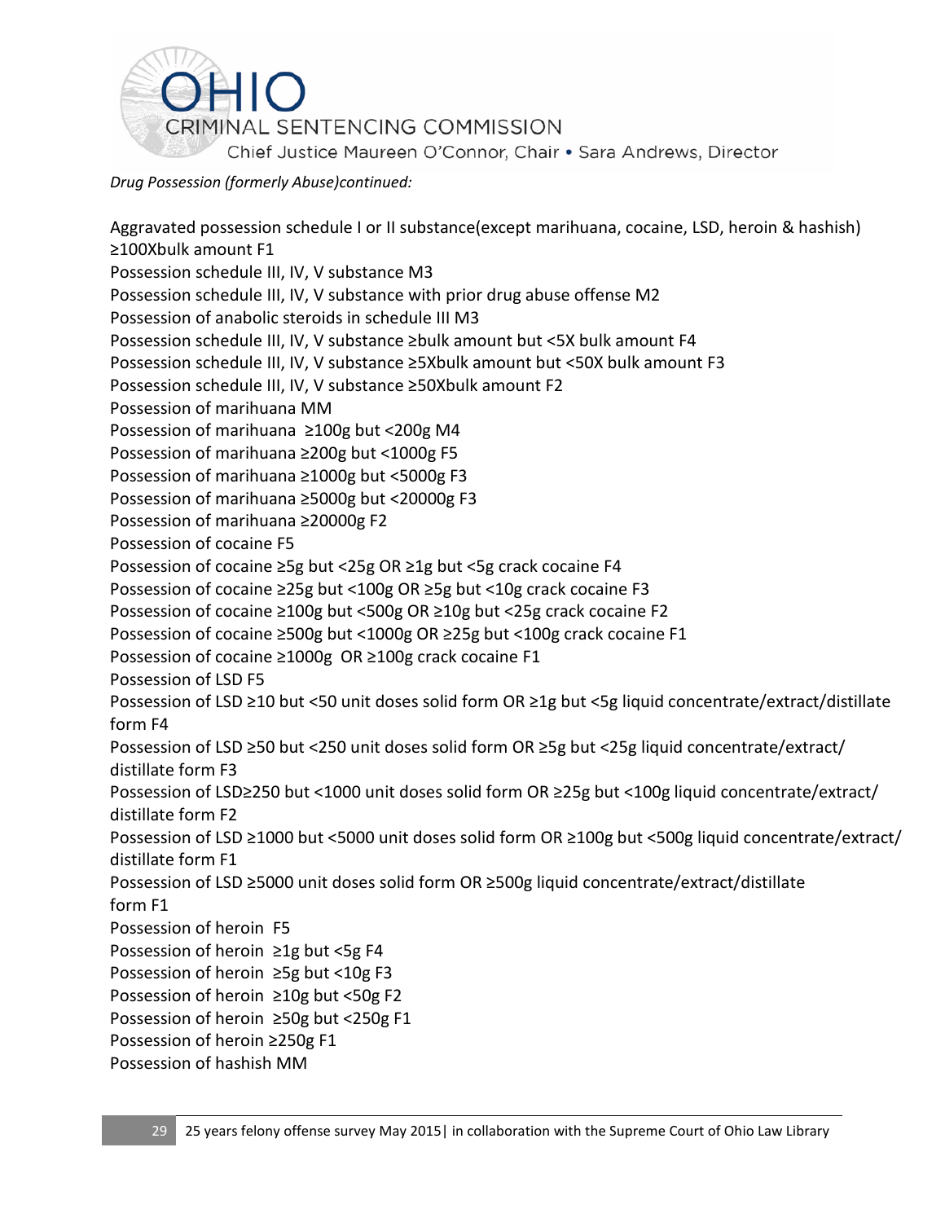*Drug Possession (formerly Abuse)continued:*

Aggravated possession schedule I or II substance(except marihuana, cocaine, LSD, heroin & hashish) ≥100Xbulk amount F1
Possession schedule III, IV, V substance M3
Possession schedule III, IV, V substance with prior drug abuse offense M2
Possession of anabolic steroids in schedule III M3
Possession schedule III, IV, V substance ≥bulk amount but <5X bulk amount F4
Possession schedule III, IV, V substance ≥5Xbulk amount but <50X bulk amount F3
Possession schedule III, IV, V substance ≥50Xbulk amount F2
Possession of marihuana MM
Possession of marihuana ≥100g but <200g M4
Possession of marihuana ≥200g but <1000g F5
Possession of marihuana ≥1000g but <5000g F3
Possession of marihuana ≥5000g but <20000g F3
Possession of marihuana ≥20000g F2
Possession of cocaine F5
Possession of cocaine ≥5g but <25g OR ≥1g but <5g crack cocaine F4
Possession of cocaine ≥25g but <100g OR ≥5g but <10g crack cocaine F3
Possession of cocaine ≥100g but <500g OR ≥10g but <25g crack cocaine F2
Possession of cocaine ≥500g but <1000g OR ≥25g but <100g crack cocaine F1
Possession of cocaine ≥1000g OR ≥100g crack cocaine F1
Possession of LSD F5
Possession of LSD ≥10 but <50 unit doses solid form OR ≥1g but <5g liquid concentrate/extract/distillate form F4
Possession of LSD ≥50 but <250 unit doses solid form OR ≥5g but <25g liquid concentrate/extract/ distillate form F3
Possession of LSD≥250 but <1000 unit doses solid form OR ≥25g but <100g liquid concentrate/extract/ distillate form F2
Possession of LSD ≥1000 but <5000 unit doses solid form OR ≥100g but <500g liquid concentrate/extract/ distillate form F1
Possession of LSD ≥5000 unit doses solid form OR ≥500g liquid concentrate/extract/distillate form F1
Possession of heroin F5
Possession of heroin ≥1g but <5g F4
Possession of heroin ≥5g but <10g F3
Possession of heroin ≥10g but <50g F2
Possession of heroin ≥50g but <250g F1
Possession of heroin ≥250g F1
Possession of hashish MM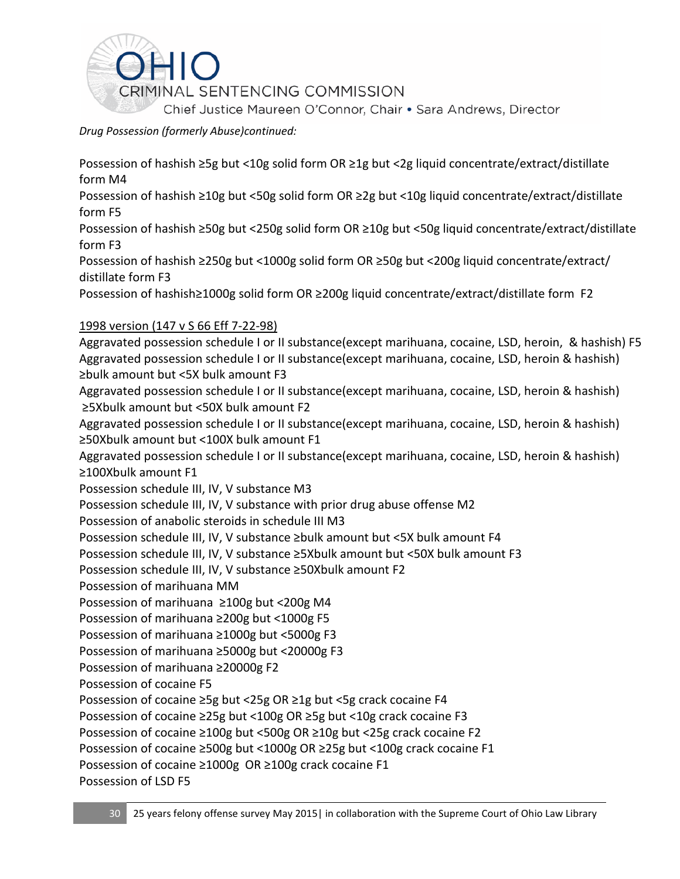*Drug Possession (formerly Abuse)continued:*

Possession of hashish ≥5g but <10g solid form OR ≥1g but <2g liquid concentrate/extract/distillate form M4

Possession of hashish ≥10g but <50g solid form OR ≥2g but <10g liquid concentrate/extract/distillate form F5

Possession of hashish ≥50g but <250g solid form OR ≥10g but <50g liquid concentrate/extract/distillate form F3

Possession of hashish ≥250g but <1000g solid form OR ≥50g but <200g liquid concentrate/extract/ distillate form F3

Possession of hashish≥1000g solid form OR ≥200g liquid concentrate/extract/distillate form F2

<u>1998 version (147 v S 66 Eff 7-22-98)</u>

Aggravated possession schedule I or II substance(except marihuana, cocaine, LSD, heroin, & hashish) F5

Aggravated possession schedule I or II substance(except marihuana, cocaine, LSD, heroin & hashish) ≥bulk amount but <5X bulk amount F3

Aggravated possession schedule I or II substance(except marihuana, cocaine, LSD, heroin & hashish) ≥5Xbulk amount but <50X bulk amount F2

Aggravated possession schedule I or II substance(except marihuana, cocaine, LSD, heroin & hashish) ≥50Xbulk amount but <100X bulk amount F1

Aggravated possession schedule I or II substance(except marihuana, cocaine, LSD, heroin & hashish) ≥100Xbulk amount F1

Possession schedule III, IV, V substance M3

Possession schedule III, IV, V substance with prior drug abuse offense M2

Possession of anabolic steroids in schedule III M3

Possession schedule III, IV, V substance ≥bulk amount but <5X bulk amount F4

Possession schedule III, IV, V substance ≥5Xbulk amount but <50X bulk amount F3

Possession schedule III, IV, V substance ≥50Xbulk amount F2

Possession of marihuana MM

Possession of marihuana ≥100g but <200g M4

Possession of marihuana ≥200g but <1000g F5

Possession of marihuana ≥1000g but <5000g F3

Possession of marihuana ≥5000g but <20000g F3

Possession of marihuana ≥20000g F2

Possession of cocaine F5

Possession of cocaine ≥5g but <25g OR ≥1g but <5g crack cocaine F4

Possession of cocaine ≥25g but <100g OR ≥5g but <10g crack cocaine F3

Possession of cocaine ≥100g but <500g OR ≥10g but <25g crack cocaine F2

Possession of cocaine ≥500g but <1000g OR ≥25g but <100g crack cocaine F1

Possession of cocaine ≥1000g OR ≥100g crack cocaine F1

Possession of LSD F5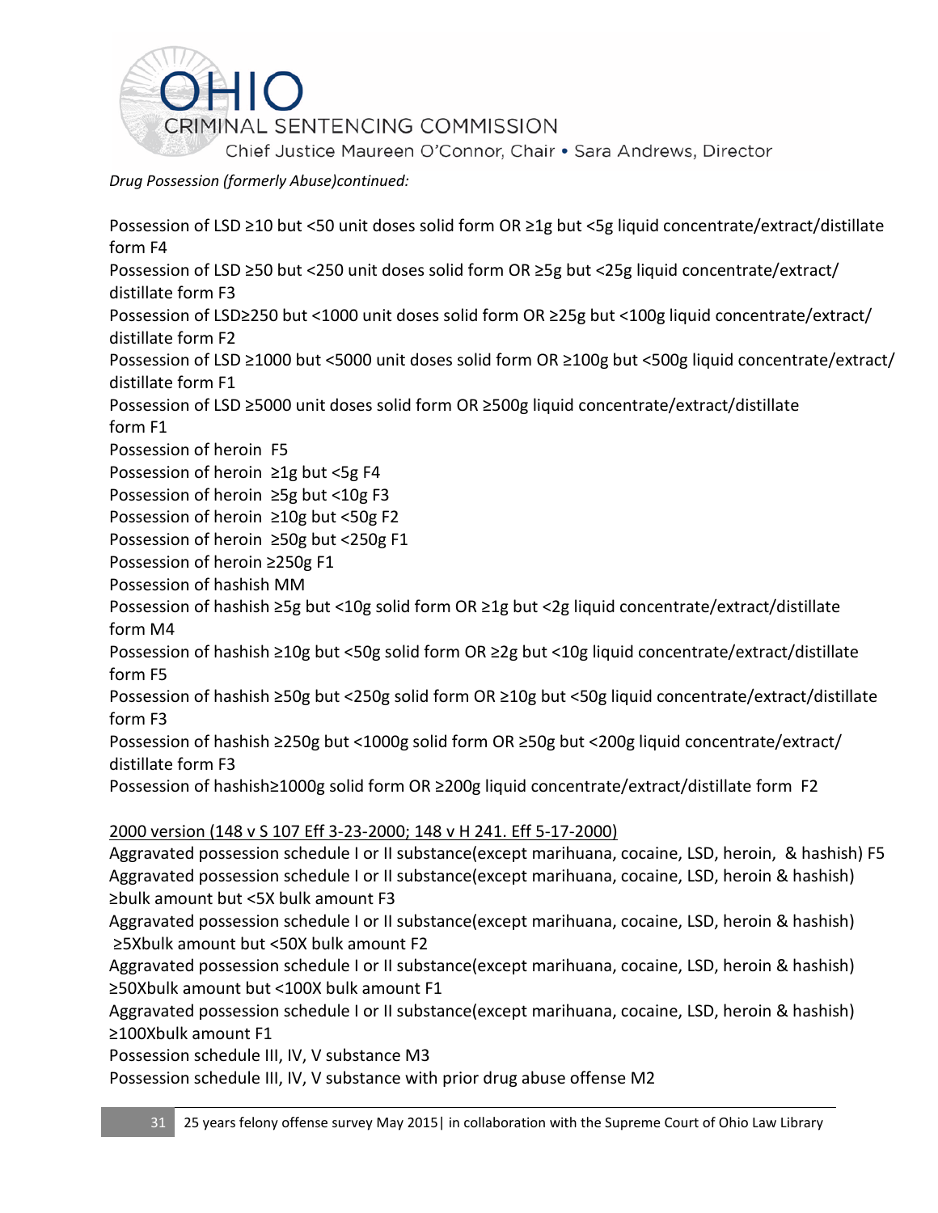*Drug Possession (formerly Abuse)continued:*

Possession of LSD ≥10 but <50 unit doses solid form OR ≥1g but <5g liquid concentrate/extract/distillate form F4

Possession of LSD ≥50 but <250 unit doses solid form OR ≥5g but <25g liquid concentrate/extract/ distillate form F3

Possession of LSD≥250 but <1000 unit doses solid form OR ≥25g but <100g liquid concentrate/extract/ distillate form F2

Possession of LSD ≥1000 but <5000 unit doses solid form OR ≥100g but <500g liquid concentrate/extract/ distillate form F1

Possession of LSD ≥5000 unit doses solid form OR ≥500g liquid concentrate/extract/distillate form F1

Possession of heroin F5

Possession of heroin ≥1g but <5g F4

Possession of heroin ≥5g but <10g F3

Possession of heroin ≥10g but <50g F2

Possession of heroin ≥50g but <250g F1

Possession of heroin ≥250g F1

Possession of hashish MM

Possession of hashish ≥5g but <10g solid form OR ≥1g but <2g liquid concentrate/extract/distillate form M4

Possession of hashish ≥10g but <50g solid form OR ≥2g but <10g liquid concentrate/extract/distillate form F5

Possession of hashish ≥50g but <250g solid form OR ≥10g but <50g liquid concentrate/extract/distillate form F3

Possession of hashish ≥250g but <1000g solid form OR ≥50g but <200g liquid concentrate/extract/ distillate form F3

Possession of hashish≥1000g solid form OR ≥200g liquid concentrate/extract/distillate form F2

<u>2000 version (148 v S 107 Eff 3-23-2000; 148 v H 241. Eff 5-17-2000)</u>

Aggravated possession schedule I or II substance(except marihuana, cocaine, LSD, heroin, & hashish) F5

Aggravated possession schedule I or II substance(except marihuana, cocaine, LSD, heroin & hashish) ≥bulk amount but <5X bulk amount F3

Aggravated possession schedule I or II substance(except marihuana, cocaine, LSD, heroin & hashish) ≥5Xbulk amount but <50X bulk amount F2

Aggravated possession schedule I or II substance(except marihuana, cocaine, LSD, heroin & hashish) ≥50Xbulk amount but <100X bulk amount F1

Aggravated possession schedule I or II substance(except marihuana, cocaine, LSD, heroin & hashish) ≥100Xbulk amount F1

Possession schedule III, IV, V substance M3

Possession schedule III, IV, V substance with prior drug abuse offense M2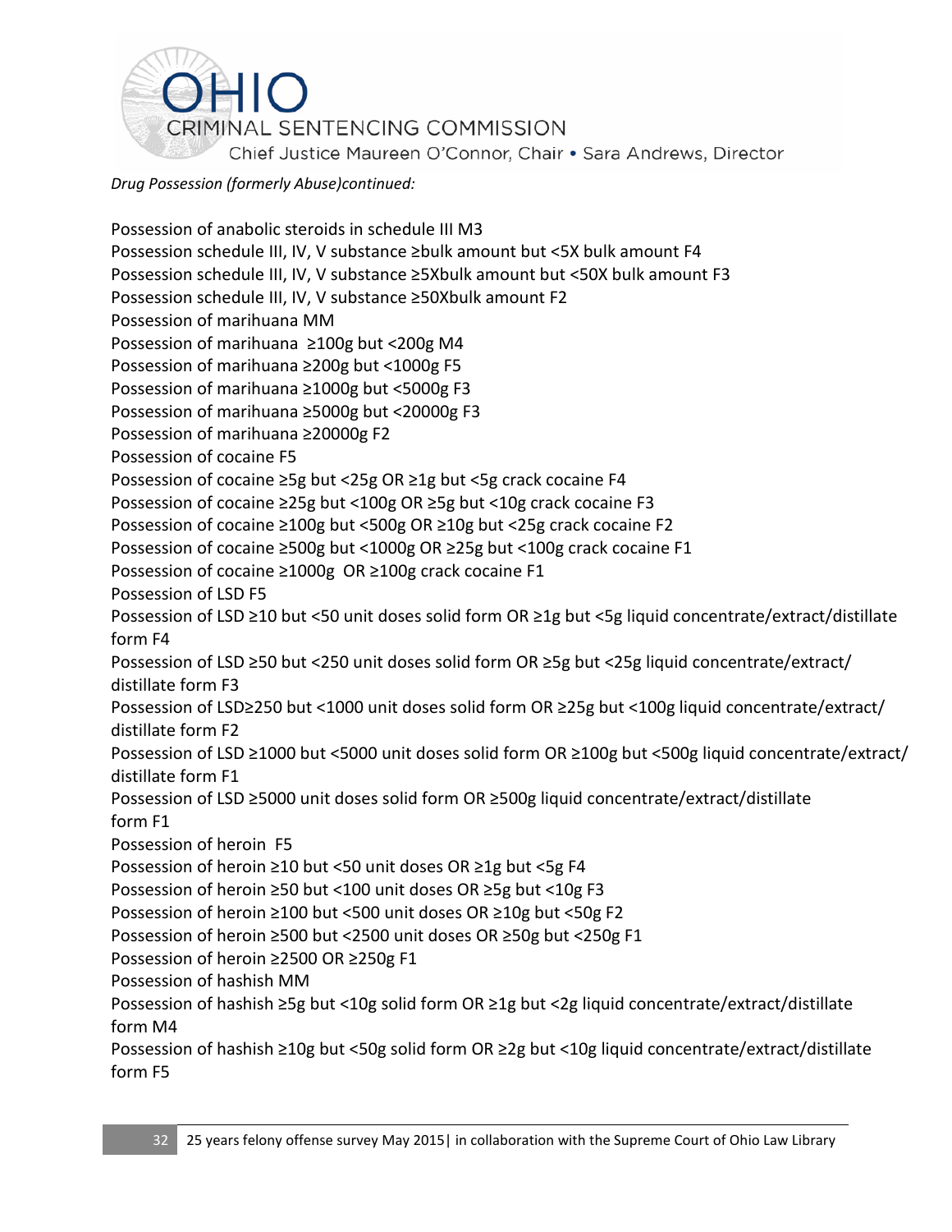*Drug Possession (formerly Abuse)continued:*

Possession of anabolic steroids in schedule III M3
Possession schedule III, IV, V substance ≥bulk amount but <5X bulk amount F4
Possession schedule III, IV, V substance ≥5Xbulk amount but <50X bulk amount F3
Possession schedule III, IV, V substance ≥50Xbulk amount F2
Possession of marihuana MM
Possession of marihuana ≥100g but <200g M4
Possession of marihuana ≥200g but <1000g F5
Possession of marihuana ≥1000g but <5000g F3
Possession of marihuana ≥5000g but <20000g F3
Possession of marihuana ≥20000g F2
Possession of cocaine F5
Possession of cocaine ≥5g but <25g OR ≥1g but <5g crack cocaine F4
Possession of cocaine ≥25g but <100g OR ≥5g but <10g crack cocaine F3
Possession of cocaine ≥100g but <500g OR ≥10g but <25g crack cocaine F2
Possession of cocaine ≥500g but <1000g OR ≥25g but <100g crack cocaine F1
Possession of cocaine ≥1000g OR ≥100g crack cocaine F1
Possession of LSD F5
Possession of LSD ≥10 but <50 unit doses solid form OR ≥1g but <5g liquid concentrate/extract/distillate form F4
Possession of LSD ≥50 but <250 unit doses solid form OR ≥5g but <25g liquid concentrate/extract/distillate form F3
Possession of LSD≥250 but <1000 unit doses solid form OR ≥25g but <100g liquid concentrate/extract/distillate form F2
Possession of LSD ≥1000 but <5000 unit doses solid form OR ≥100g but <500g liquid concentrate/extract/distillate form F1
Possession of LSD ≥5000 unit doses solid form OR ≥500g liquid concentrate/extract/distillate form F1
Possession of heroin F5
Possession of heroin ≥10 but <50 unit doses OR ≥1g but <5g F4
Possession of heroin ≥50 but <100 unit doses OR ≥5g but <10g F3
Possession of heroin ≥100 but <500 unit doses OR ≥10g but <50g F2
Possession of heroin ≥500 but <2500 unit doses OR ≥50g but <250g F1
Possession of heroin ≥2500 OR ≥250g F1
Possession of hashish MM
Possession of hashish ≥5g but <10g solid form OR ≥1g but <2g liquid concentrate/extract/distillate form M4
Possession of hashish ≥10g but <50g solid form OR ≥2g but <10g liquid concentrate/extract/distillate form F5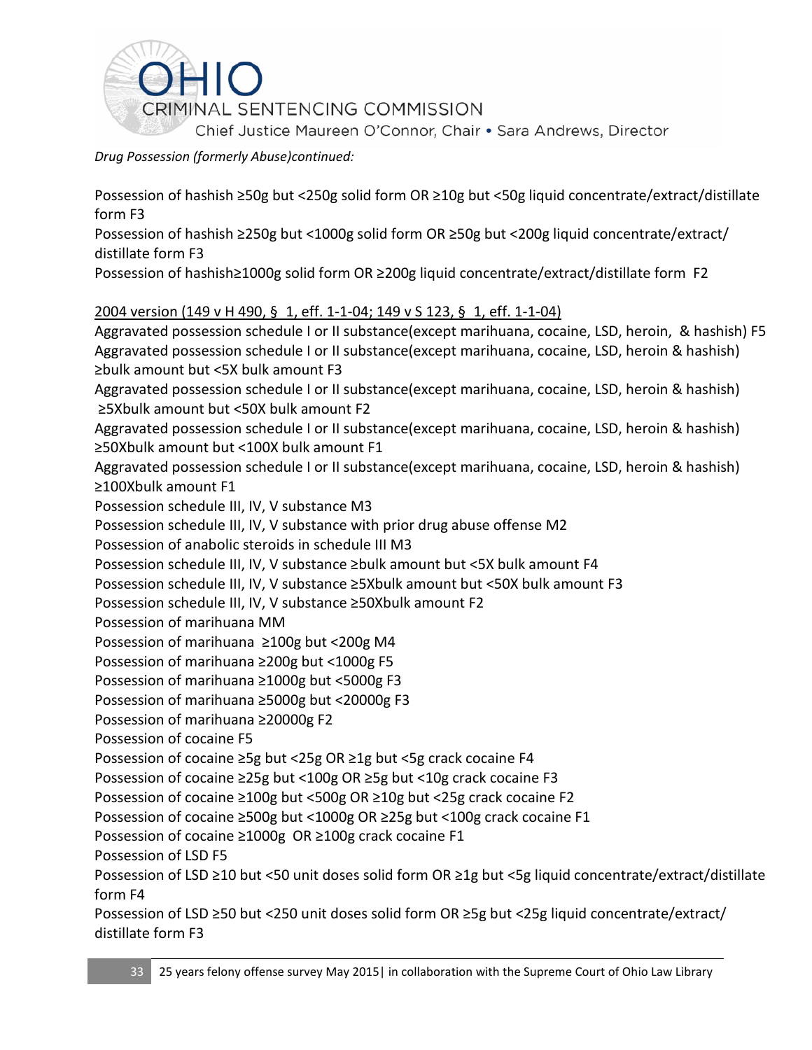*Drug Possession (formerly Abuse)continued:*

Possession of hashish ≥50g but <250g solid form OR ≥10g but <50g liquid concentrate/extract/distillate form F3
Possession of hashish ≥250g but <1000g solid form OR ≥50g but <200g liquid concentrate/extract/ distillate form F3
Possession of hashish≥1000g solid form OR ≥200g liquid concentrate/extract/distillate form F2

<u>2004 version (149 v H 490, § 1, eff. 1-1-04; 149 v S 123, § 1, eff. 1-1-04)</u>
Aggravated possession schedule I or II substance(except marihuana, cocaine, LSD, heroin, & hashish) F5
Aggravated possession schedule I or II substance(except marihuana, cocaine, LSD, heroin & hashish) ≥bulk amount but <5X bulk amount F3
Aggravated possession schedule I or II substance(except marihuana, cocaine, LSD, heroin & hashish) ≥5Xbulk amount but <50X bulk amount F2
Aggravated possession schedule I or II substance(except marihuana, cocaine, LSD, heroin & hashish) ≥50Xbulk amount but <100X bulk amount F1
Aggravated possession schedule I or II substance(except marihuana, cocaine, LSD, heroin & hashish) ≥100Xbulk amount F1
Possession schedule III, IV, V substance M3
Possession schedule III, IV, V substance with prior drug abuse offense M2
Possession of anabolic steroids in schedule III M3
Possession schedule III, IV, V substance ≥bulk amount but <5X bulk amount F4
Possession schedule III, IV, V substance ≥5Xbulk amount but <50X bulk amount F3
Possession schedule III, IV, V substance ≥50Xbulk amount F2
Possession of marihuana MM
Possession of marihuana ≥100g but <200g M4
Possession of marihuana ≥200g but <1000g F5
Possession of marihuana ≥1000g but <5000g F3
Possession of marihuana ≥5000g but <20000g F3
Possession of marihuana ≥20000g F2
Possession of cocaine F5
Possession of cocaine ≥5g but <25g OR ≥1g but <5g crack cocaine F4
Possession of cocaine ≥25g but <100g OR ≥5g but <10g crack cocaine F3
Possession of cocaine ≥100g but <500g OR ≥10g but <25g crack cocaine F2
Possession of cocaine ≥500g but <1000g OR ≥25g but <100g crack cocaine F1
Possession of cocaine ≥1000g OR ≥100g crack cocaine F1
Possession of LSD F5
Possession of LSD ≥10 but <50 unit doses solid form OR ≥1g but <5g liquid concentrate/extract/distillate form F4
Possession of LSD ≥50 but <250 unit doses solid form OR ≥5g but <25g liquid concentrate/extract/ distillate form F3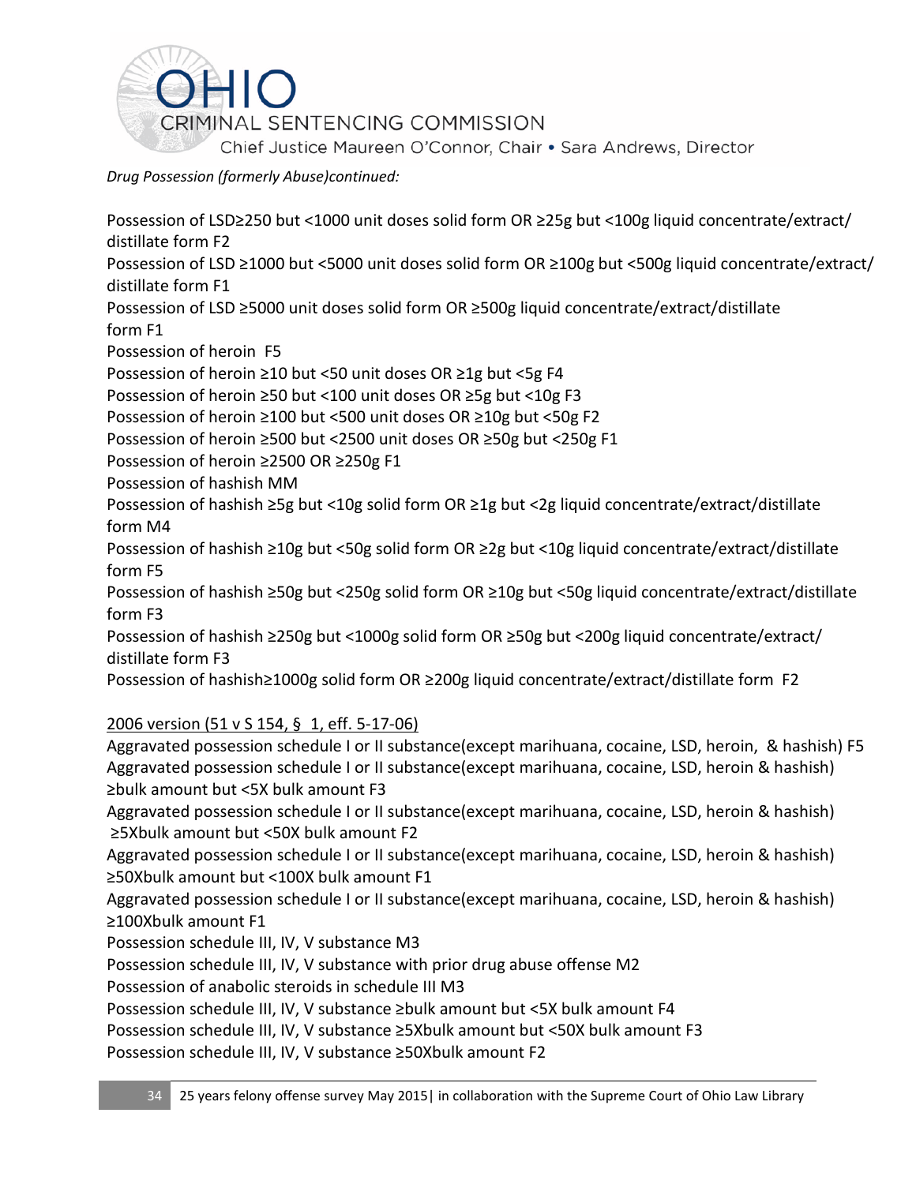*Drug Possession (formerly Abuse)continued:*

Possession of LSD≥250 but <1000 unit doses solid form OR ≥25g but <100g liquid concentrate/extract/distillate form F2
Possession of LSD ≥1000 but <5000 unit doses solid form OR ≥100g but <500g liquid concentrate/extract/distillate form F1
Possession of LSD ≥5000 unit doses solid form OR ≥500g liquid concentrate/extract/distillate form F1
Possession of heroin F5
Possession of heroin ≥10 but <50 unit doses OR ≥1g but <5g F4
Possession of heroin ≥50 but <100 unit doses OR ≥5g but <10g F3
Possession of heroin ≥100 but <500 unit doses OR ≥10g but <50g F2
Possession of heroin ≥500 but <2500 unit doses OR ≥50g but <250g F1
Possession of heroin ≥2500 OR ≥250g F1
Possession of hashish MM
Possession of hashish ≥5g but <10g solid form OR ≥1g but <2g liquid concentrate/extract/distillate form M4
Possession of hashish ≥10g but <50g solid form OR ≥2g but <10g liquid concentrate/extract/distillate form F5
Possession of hashish ≥50g but <250g solid form OR ≥10g but <50g liquid concentrate/extract/distillate form F3
Possession of hashish ≥250g but <1000g solid form OR ≥50g but <200g liquid concentrate/extract/distillate form F3
Possession of hashish≥1000g solid form OR ≥200g liquid concentrate/extract/distillate form F2

2006 version (51 v S 154, § 1, eff. 5-17-06)

Aggravated possession schedule I or II substance(except marihuana, cocaine, LSD, heroin, & hashish) F5
Aggravated possession schedule I or II substance(except marihuana, cocaine, LSD, heroin & hashish) ≥bulk amount but <5X bulk amount F3
Aggravated possession schedule I or II substance(except marihuana, cocaine, LSD, heroin & hashish) ≥5Xbulk amount but <50X bulk amount F2
Aggravated possession schedule I or II substance(except marihuana, cocaine, LSD, heroin & hashish) ≥50Xbulk amount but <100X bulk amount F1
Aggravated possession schedule I or II substance(except marihuana, cocaine, LSD, heroin & hashish) ≥100Xbulk amount F1
Possession schedule III, IV, V substance M3
Possession schedule III, IV, V substance with prior drug abuse offense M2
Possession of anabolic steroids in schedule III M3
Possession schedule III, IV, V substance ≥bulk amount but <5X bulk amount F4
Possession schedule III, IV, V substance ≥5Xbulk amount but <50X bulk amount F3
Possession schedule III, IV, V substance ≥50Xbulk amount F2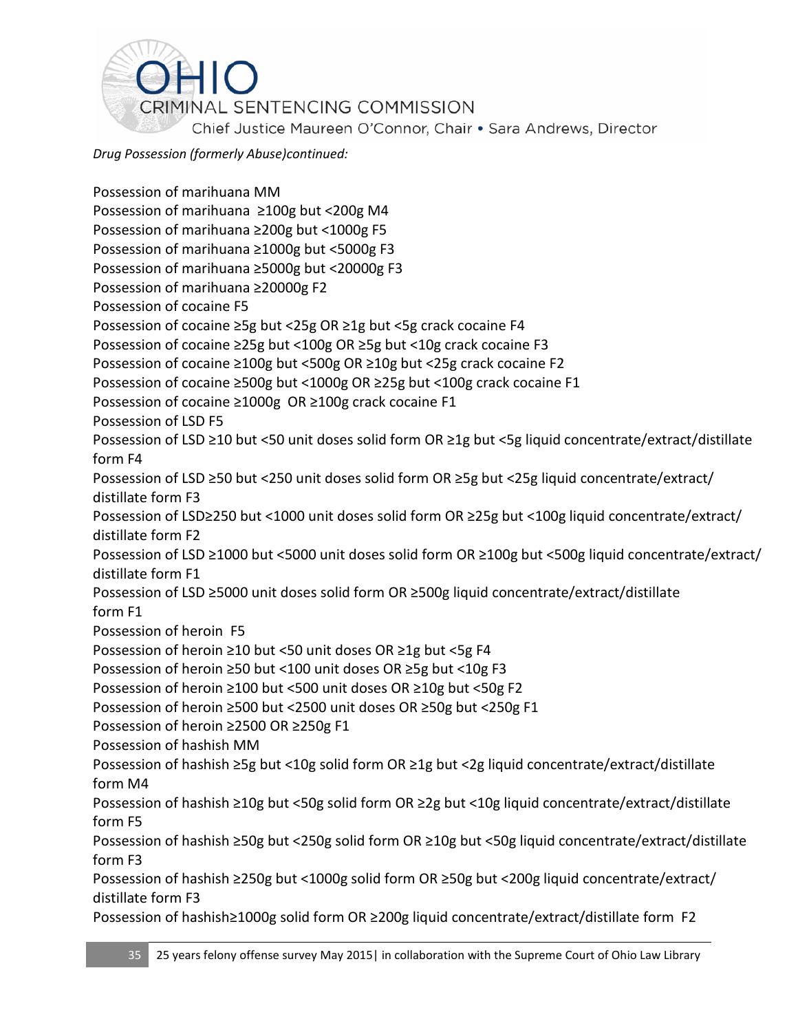*Drug Possession (formerly Abuse)continued:*

Possession of marihuana MM
Possession of marihuana ≥100g but <200g M4
Possession of marihuana ≥200g but <1000g F5
Possession of marihuana ≥1000g but <5000g F3
Possession of marihuana ≥5000g but <20000g F3
Possession of marihuana ≥20000g F2
Possession of cocaine F5
Possession of cocaine ≥5g but <25g OR ≥1g but <5g crack cocaine F4
Possession of cocaine ≥25g but <100g OR ≥5g but <10g crack cocaine F3
Possession of cocaine ≥100g but <500g OR ≥10g but <25g crack cocaine F2
Possession of cocaine ≥500g but <1000g OR ≥25g but <100g crack cocaine F1
Possession of cocaine ≥1000g OR ≥100g crack cocaine F1
Possession of LSD F5
Possession of LSD ≥10 but <50 unit doses solid form OR ≥1g but <5g liquid concentrate/extract/distillate form F4
Possession of LSD ≥50 but <250 unit doses solid form OR ≥5g but <25g liquid concentrate/extract/distillate form F3
Possession of LSD≥250 but <1000 unit doses solid form OR ≥25g but <100g liquid concentrate/extract/distillate form F2
Possession of LSD ≥1000 but <5000 unit doses solid form OR ≥100g but <500g liquid concentrate/extract/distillate form F1
Possession of LSD ≥5000 unit doses solid form OR ≥500g liquid concentrate/extract/distillate form F1
Possession of heroin F5
Possession of heroin ≥10 but <50 unit doses OR ≥1g but <5g F4
Possession of heroin ≥50 but <100 unit doses OR ≥5g but <10g F3
Possession of heroin ≥100 but <500 unit doses OR ≥10g but <50g F2
Possession of heroin ≥500 but <2500 unit doses OR ≥50g but <250g F1
Possession of heroin ≥2500 OR ≥250g F1
Possession of hashish MM
Possession of hashish ≥5g but <10g solid form OR ≥1g but <2g liquid concentrate/extract/distillate form M4
Possession of hashish ≥10g but <50g solid form OR ≥2g but <10g liquid concentrate/extract/distillate form F5
Possession of hashish ≥50g but <250g solid form OR ≥10g but <50g liquid concentrate/extract/distillate form F3
Possession of hashish ≥250g but <1000g solid form OR ≥50g but <200g liquid concentrate/extract/distillate form F3
Possession of hashish≥1000g solid form OR ≥200g liquid concentrate/extract/distillate form F2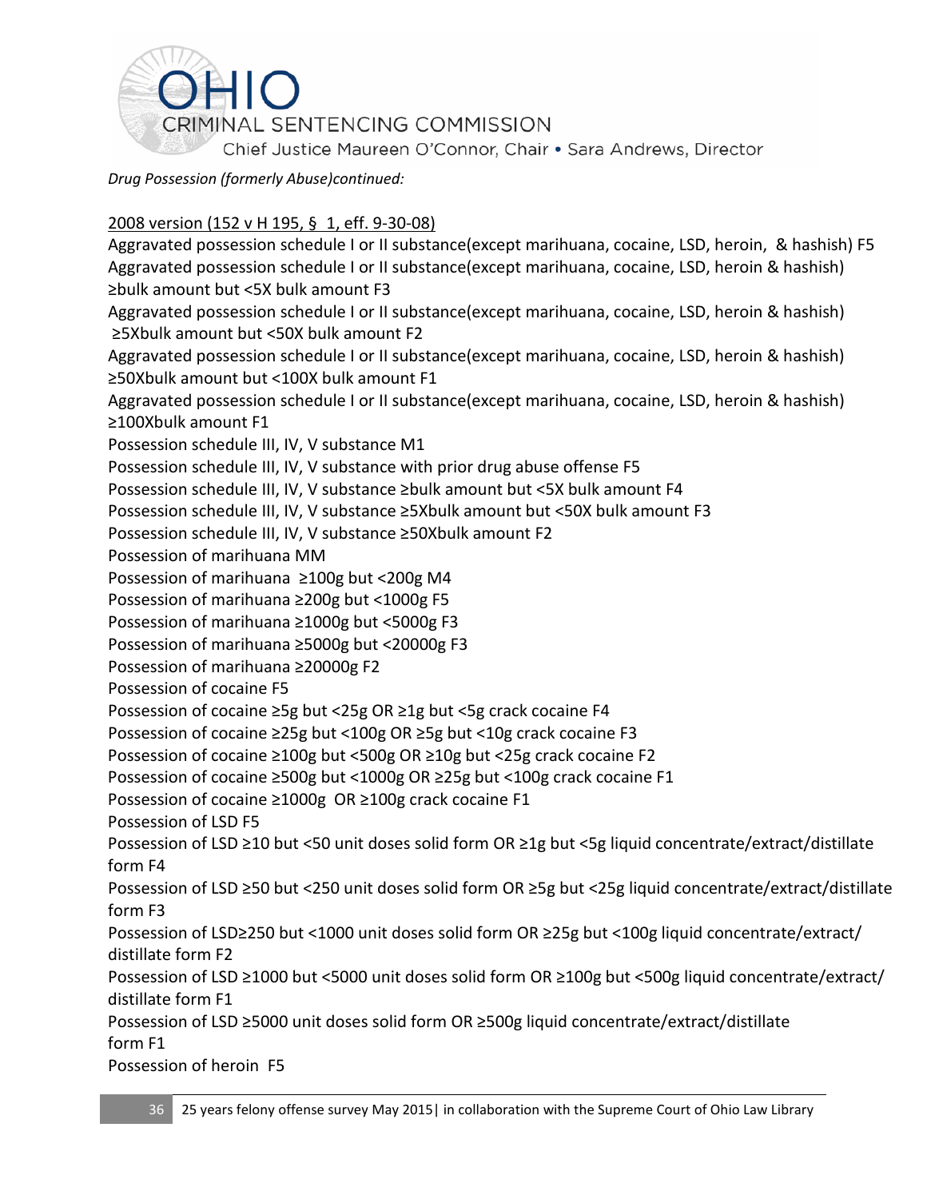*Drug Possession (formerly Abuse)continued:*

2008 version (152 v H 195, § 1, eff. 9-30-08)

Aggravated possession schedule I or II substance(except marihuana, cocaine, LSD, heroin, & hashish) F5

Aggravated possession schedule I or II substance(except marihuana, cocaine, LSD, heroin & hashish) ≥bulk amount but <5X bulk amount F3

Aggravated possession schedule I or II substance(except marihuana, cocaine, LSD, heroin & hashish) ≥5Xbulk amount but <50X bulk amount F2

Aggravated possession schedule I or II substance(except marihuana, cocaine, LSD, heroin & hashish) ≥50Xbulk amount but <100X bulk amount F1

Aggravated possession schedule I or II substance(except marihuana, cocaine, LSD, heroin & hashish) ≥100Xbulk amount F1

Possession schedule III, IV, V substance M1

Possession schedule III, IV, V substance with prior drug abuse offense F5

Possession schedule III, IV, V substance ≥bulk amount but <5X bulk amount F4

Possession schedule III, IV, V substance ≥5Xbulk amount but <50X bulk amount F3

Possession schedule III, IV, V substance ≥50Xbulk amount F2

Possession of marihuana MM

Possession of marihuana ≥100g but <200g M4

Possession of marihuana ≥200g but <1000g F5

Possession of marihuana ≥1000g but <5000g F3

Possession of marihuana ≥5000g but <20000g F3

Possession of marihuana ≥20000g F2

Possession of cocaine F5

Possession of cocaine ≥5g but <25g OR ≥1g but <5g crack cocaine F4

Possession of cocaine ≥25g but <100g OR ≥5g but <10g crack cocaine F3

Possession of cocaine ≥100g but <500g OR ≥10g but <25g crack cocaine F2

Possession of cocaine ≥500g but <1000g OR ≥25g but <100g crack cocaine F1

Possession of cocaine ≥1000g OR ≥100g crack cocaine F1

Possession of LSD F5

Possession of LSD ≥10 but <50 unit doses solid form OR ≥1g but <5g liquid concentrate/extract/distillate form F4

Possession of LSD ≥50 but <250 unit doses solid form OR ≥5g but <25g liquid concentrate/extract/distillate form F3

Possession of LSD≥250 but <1000 unit doses solid form OR ≥25g but <100g liquid concentrate/extract/ distillate form F2

Possession of LSD ≥1000 but <5000 unit doses solid form OR ≥100g but <500g liquid concentrate/extract/ distillate form F1

Possession of LSD ≥5000 unit doses solid form OR ≥500g liquid concentrate/extract/distillate form F1

Possession of heroin F5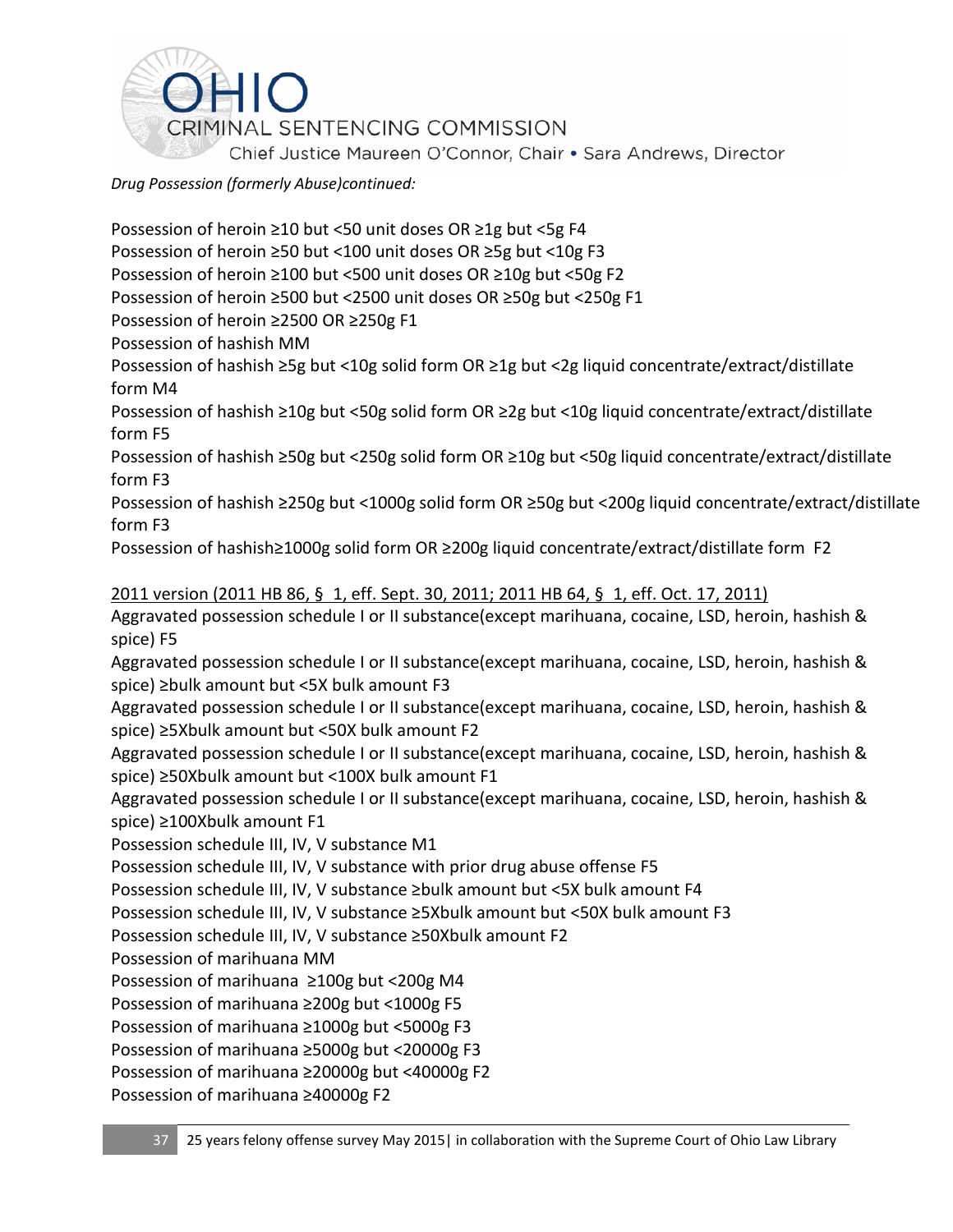*Drug Possession (formerly Abuse)continued:*

Possession of heroin ≥10 but <50 unit doses OR ≥1g but <5g F4
Possession of heroin ≥50 but <100 unit doses OR ≥5g but <10g F3
Possession of heroin ≥100 but <500 unit doses OR ≥10g but <50g F2
Possession of heroin ≥500 but <2500 unit doses OR ≥50g but <250g F1
Possession of heroin ≥2500 OR ≥250g F1
Possession of hashish MM
Possession of hashish ≥5g but <10g solid form OR ≥1g but <2g liquid concentrate/extract/distillate form M4
Possession of hashish ≥10g but <50g solid form OR ≥2g but <10g liquid concentrate/extract/distillate form F5
Possession of hashish ≥50g but <250g solid form OR ≥10g but <50g liquid concentrate/extract/distillate form F3
Possession of hashish ≥250g but <1000g solid form OR ≥50g but <200g liquid concentrate/extract/distillate form F3
Possession of hashish≥1000g solid form OR ≥200g liquid concentrate/extract/distillate form F2

<u>2011 version (2011 HB 86, § 1, eff. Sept. 30, 2011; 2011 HB 64, § 1, eff. Oct. 17, 2011)</u>
Aggravated possession schedule I or II substance(except marihuana, cocaine, LSD, heroin, hashish & spice) F5
Aggravated possession schedule I or II substance(except marihuana, cocaine, LSD, heroin, hashish & spice) ≥bulk amount but <5X bulk amount F3
Aggravated possession schedule I or II substance(except marihuana, cocaine, LSD, heroin, hashish & spice) ≥5Xbulk amount but <50X bulk amount F2
Aggravated possession schedule I or II substance(except marihuana, cocaine, LSD, heroin, hashish & spice) ≥50Xbulk amount but <100X bulk amount F1
Aggravated possession schedule I or II substance(except marihuana, cocaine, LSD, heroin, hashish & spice) ≥100Xbulk amount F1
Possession schedule III, IV, V substance M1
Possession schedule III, IV, V substance with prior drug abuse offense F5
Possession schedule III, IV, V substance ≥bulk amount but <5X bulk amount F4
Possession schedule III, IV, V substance ≥5Xbulk amount but <50X bulk amount F3
Possession schedule III, IV, V substance ≥50Xbulk amount F2
Possession of marihuana MM
Possession of marihuana ≥100g but <200g M4
Possession of marihuana ≥200g but <1000g F5
Possession of marihuana ≥1000g but <5000g F3
Possession of marihuana ≥5000g but <20000g F3
Possession of marihuana ≥20000g but <40000g F2
Possession of marihuana ≥40000g F2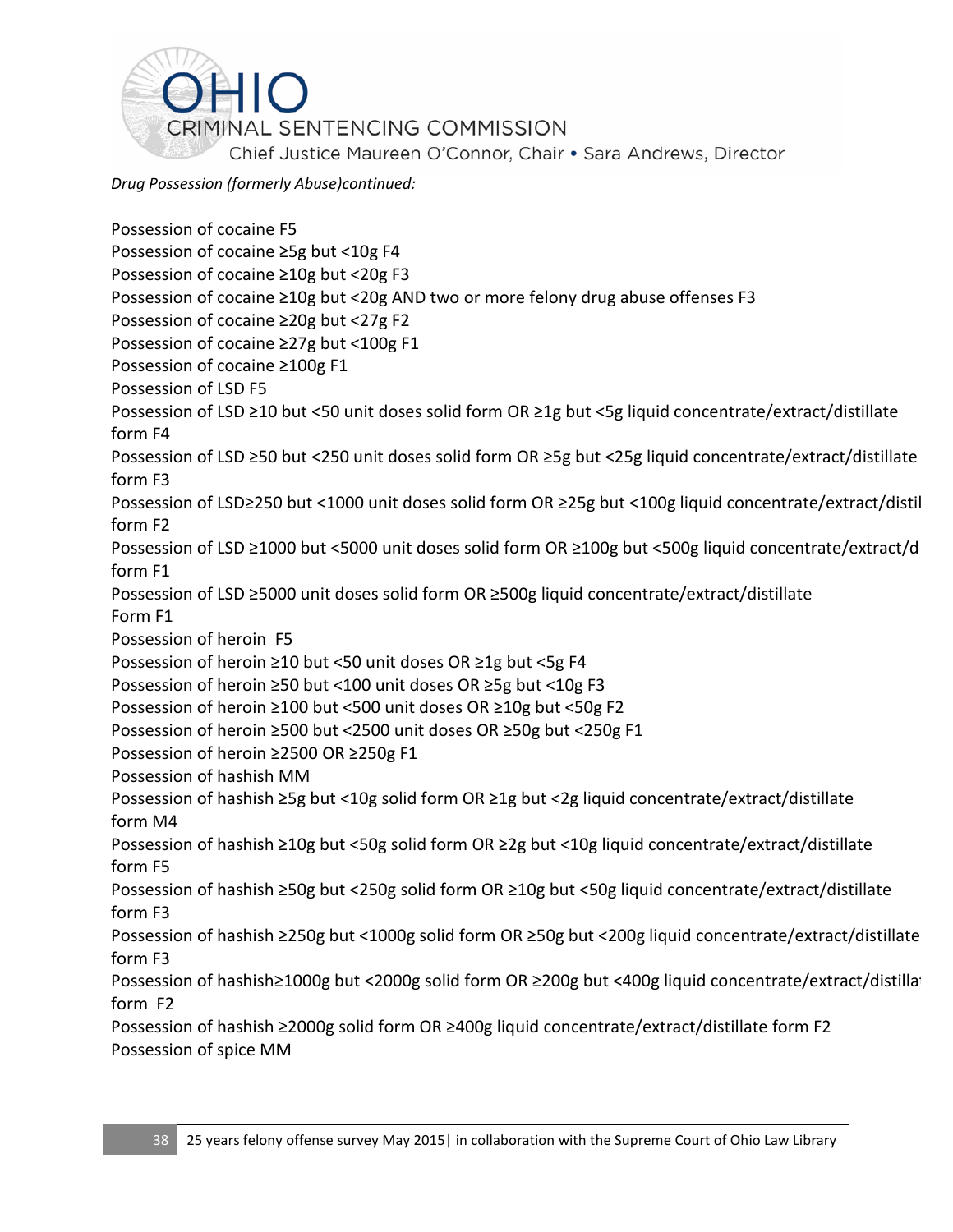*Drug Possession (formerly Abuse)continued:*

Possession of cocaine F5
Possession of cocaine ≥5g but <10g F4
Possession of cocaine ≥10g but <20g F3
Possession of cocaine ≥10g but <20g AND two or more felony drug abuse offenses F3
Possession of cocaine ≥20g but <27g F2
Possession of cocaine ≥27g but <100g F1
Possession of cocaine ≥100g F1
Possession of LSD F5
Possession of LSD ≥10 but <50 unit doses solid form OR ≥1g but <5g liquid concentrate/extract/distillate form F4
Possession of LSD ≥50 but <250 unit doses solid form OR ≥5g but <25g liquid concentrate/extract/distillate form F3
Possession of LSD≥250 but <1000 unit doses solid form OR ≥25g but <100g liquid concentrate/extract/distil form F2
Possession of LSD ≥1000 but <5000 unit doses solid form OR ≥100g but <500g liquid concentrate/extract/d form F1
Possession of LSD ≥5000 unit doses solid form OR ≥500g liquid concentrate/extract/distillate Form F1
Possession of heroin F5
Possession of heroin ≥10 but <50 unit doses OR ≥1g but <5g F4
Possession of heroin ≥50 but <100 unit doses OR ≥5g but <10g F3
Possession of heroin ≥100 but <500 unit doses OR ≥10g but <50g F2
Possession of heroin ≥500 but <2500 unit doses OR ≥50g but <250g F1
Possession of heroin ≥2500 OR ≥250g F1
Possession of hashish MM
Possession of hashish ≥5g but <10g solid form OR ≥1g but <2g liquid concentrate/extract/distillate form M4
Possession of hashish ≥10g but <50g solid form OR ≥2g but <10g liquid concentrate/extract/distillate form F5
Possession of hashish ≥50g but <250g solid form OR ≥10g but <50g liquid concentrate/extract/distillate form F3
Possession of hashish ≥250g but <1000g solid form OR ≥50g but <200g liquid concentrate/extract/distillate form F3
Possession of hashish≥1000g but <2000g solid form OR ≥200g but <400g liquid concentrate/extract/distilla form F2
Possession of hashish ≥2000g solid form OR ≥400g liquid concentrate/extract/distillate form F2
Possession of spice MM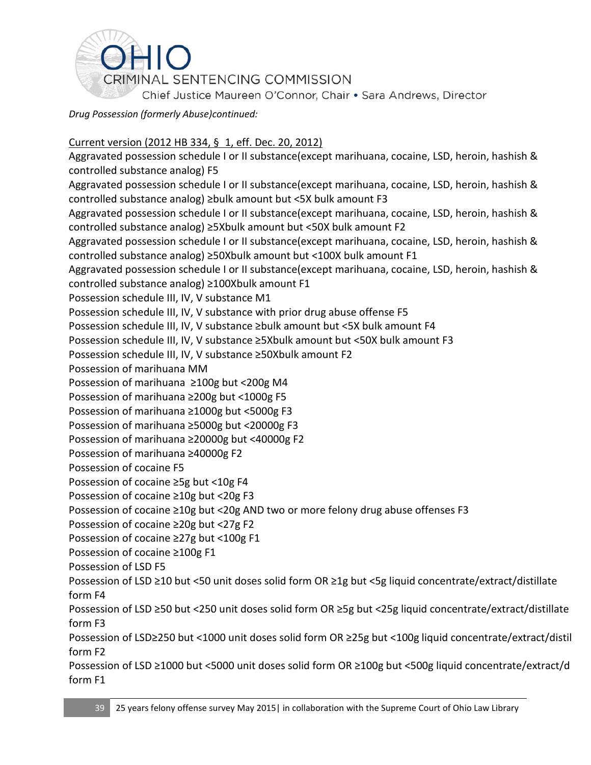*Drug Possession (formerly Abuse)continued:*

Current version (2012 HB 334, § 1, eff. Dec. 20, 2012)

Aggravated possession schedule I or II substance(except marihuana, cocaine, LSD, heroin, hashish & controlled substance analog) F5

Aggravated possession schedule I or II substance(except marihuana, cocaine, LSD, heroin, hashish & controlled substance analog) ≥bulk amount but <5X bulk amount F3

Aggravated possession schedule I or II substance(except marihuana, cocaine, LSD, heroin, hashish & controlled substance analog) ≥5Xbulk amount but <50X bulk amount F2

Aggravated possession schedule I or II substance(except marihuana, cocaine, LSD, heroin, hashish & controlled substance analog) ≥50Xbulk amount but <100X bulk amount F1

Aggravated possession schedule I or II substance(except marihuana, cocaine, LSD, heroin, hashish & controlled substance analog) ≥100Xbulk amount F1

Possession schedule III, IV, V substance M1

Possession schedule III, IV, V substance with prior drug abuse offense F5

Possession schedule III, IV, V substance ≥bulk amount but <5X bulk amount F4

Possession schedule III, IV, V substance ≥5Xbulk amount but <50X bulk amount F3

Possession schedule III, IV, V substance ≥50Xbulk amount F2

Possession of marihuana MM

Possession of marihuana ≥100g but <200g M4

Possession of marihuana ≥200g but <1000g F5

Possession of marihuana ≥1000g but <5000g F3

Possession of marihuana ≥5000g but <20000g F3

Possession of marihuana ≥20000g but <40000g F2

Possession of marihuana ≥40000g F2

Possession of cocaine F5

Possession of cocaine ≥5g but <10g F4

Possession of cocaine ≥10g but <20g F3

Possession of cocaine ≥10g but <20g AND two or more felony drug abuse offenses F3

Possession of cocaine ≥20g but <27g F2

Possession of cocaine ≥27g but <100g F1

Possession of cocaine ≥100g F1

Possession of LSD F5

Possession of LSD ≥10 but <50 unit doses solid form OR ≥1g but <5g liquid concentrate/extract/distillate form F4

Possession of LSD ≥50 but <250 unit doses solid form OR ≥5g but <25g liquid concentrate/extract/distillate form F3

Possession of LSD≥250 but <1000 unit doses solid form OR ≥25g but <100g liquid concentrate/extract/distil form F2

Possession of LSD ≥1000 but <5000 unit doses solid form OR ≥100g but <500g liquid concentrate/extract/d form F1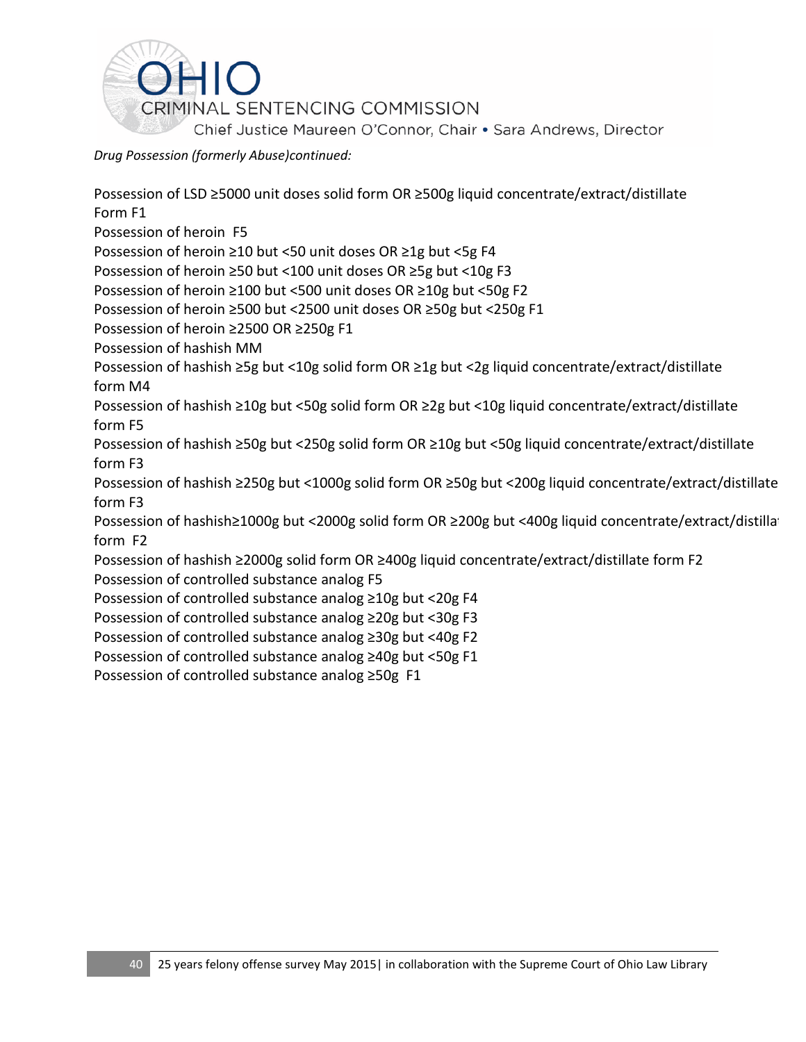*Drug Possession (formerly Abuse)continued:*

Possession of LSD ≥5000 unit doses solid form OR ≥500g liquid concentrate/extract/distillate Form F1
Possession of heroin F5
Possession of heroin ≥10 but <50 unit doses OR ≥1g but <5g F4
Possession of heroin ≥50 but <100 unit doses OR ≥5g but <10g F3
Possession of heroin ≥100 but <500 unit doses OR ≥10g but <50g F2
Possession of heroin ≥500 but <2500 unit doses OR ≥50g but <250g F1
Possession of heroin ≥2500 OR ≥250g F1
Possession of hashish MM
Possession of hashish ≥5g but <10g solid form OR ≥1g but <2g liquid concentrate/extract/distillate form M4
Possession of hashish ≥10g but <50g solid form OR ≥2g but <10g liquid concentrate/extract/distillate form F5
Possession of hashish ≥50g but <250g solid form OR ≥10g but <50g liquid concentrate/extract/distillate form F3
Possession of hashish ≥250g but <1000g solid form OR ≥50g but <200g liquid concentrate/extract/distillate form F3
Possession of hashish≥1000g but <2000g solid form OR ≥200g but <400g liquid concentrate/extract/distillate form F2
Possession of hashish ≥2000g solid form OR ≥400g liquid concentrate/extract/distillate form F2
Possession of controlled substance analog F5
Possession of controlled substance analog ≥10g but <20g F4
Possession of controlled substance analog ≥20g but <30g F3
Possession of controlled substance analog ≥30g but <40g F2
Possession of controlled substance analog ≥40g but <50g F1
Possession of controlled substance analog ≥50g F1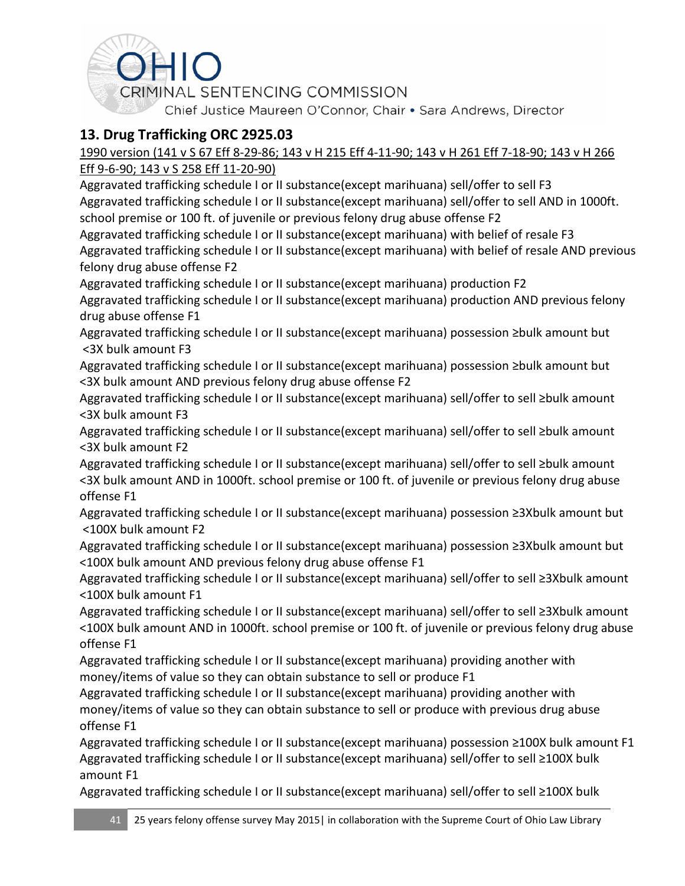## 13. Drug Trafficking ORC 2925.03

1990 version (141 v S 67 Eff 8-29-86; 143 v H 215 Eff 4-11-90; 143 v H 261 Eff 7-18-90; 143 v H 266 Eff 9-6-90; 143 v S 258 Eff 11-20-90)

Aggravated trafficking schedule I or II substance(except marihuana) sell/offer to sell F3

Aggravated trafficking schedule I or II substance(except marihuana) sell/offer to sell AND in 1000ft. school premise or 100 ft. of juvenile or previous felony drug abuse offense F2

Aggravated trafficking schedule I or II substance(except marihuana) with belief of resale F3

Aggravated trafficking schedule I or II substance(except marihuana) with belief of resale AND previous felony drug abuse offense F2

Aggravated trafficking schedule I or II substance(except marihuana) production F2

Aggravated trafficking schedule I or II substance(except marihuana) production AND previous felony drug abuse offense F1

Aggravated trafficking schedule I or II substance(except marihuana) possession ≥bulk amount but <3X bulk amount F3

Aggravated trafficking schedule I or II substance(except marihuana) possession ≥bulk amount but <3X bulk amount AND previous felony drug abuse offense F2

Aggravated trafficking schedule I or II substance(except marihuana) sell/offer to sell ≥bulk amount <3X bulk amount F3

Aggravated trafficking schedule I or II substance(except marihuana) sell/offer to sell ≥bulk amount <3X bulk amount F2

Aggravated trafficking schedule I or II substance(except marihuana) sell/offer to sell ≥bulk amount <3X bulk amount AND in 1000ft. school premise or 100 ft. of juvenile or previous felony drug abuse offense F1

Aggravated trafficking schedule I or II substance(except marihuana) possession ≥3Xbulk amount but <100X bulk amount F2

Aggravated trafficking schedule I or II substance(except marihuana) possession ≥3Xbulk amount but <100X bulk amount AND previous felony drug abuse offense F1

Aggravated trafficking schedule I or II substance(except marihuana) sell/offer to sell ≥3Xbulk amount <100X bulk amount F1

Aggravated trafficking schedule I or II substance(except marihuana) sell/offer to sell ≥3Xbulk amount <100X bulk amount AND in 1000ft. school premise or 100 ft. of juvenile or previous felony drug abuse offense F1

Aggravated trafficking schedule I or II substance(except marihuana) providing another with money/items of value so they can obtain substance to sell or produce F1

Aggravated trafficking schedule I or II substance(except marihuana) providing another with money/items of value so they can obtain substance to sell or produce with previous drug abuse offense F1

Aggravated trafficking schedule I or II substance(except marihuana) possession ≥100X bulk amount F1

Aggravated trafficking schedule I or II substance(except marihuana) sell/offer to sell ≥100X bulk amount F1

Aggravated trafficking schedule I or II substance(except marihuana) sell/offer to sell ≥100X bulk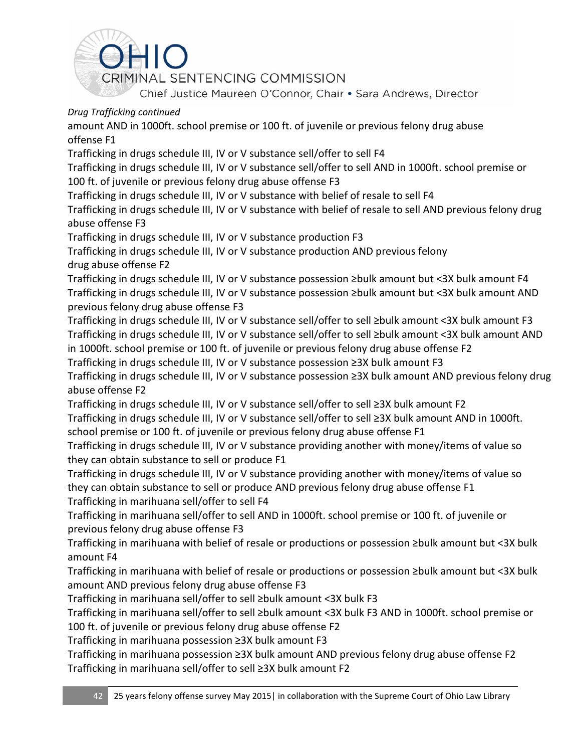*Drug Trafficking continued*

amount AND in 1000ft. school premise or 100 ft. of juvenile or previous felony drug abuse offense F1

Trafficking in drugs schedule III, IV or V substance sell/offer to sell F4

Trafficking in drugs schedule III, IV or V substance sell/offer to sell AND in 1000ft. school premise or 100 ft. of juvenile or previous felony drug abuse offense F3

Trafficking in drugs schedule III, IV or V substance with belief of resale to sell F4

Trafficking in drugs schedule III, IV or V substance with belief of resale to sell AND previous felony drug abuse offense F3

Trafficking in drugs schedule III, IV or V substance production F3

Trafficking in drugs schedule III, IV or V substance production AND previous felony drug abuse offense F2

Trafficking in drugs schedule III, IV or V substance possession ≥bulk amount but <3X bulk amount F4

Trafficking in drugs schedule III, IV or V substance possession ≥bulk amount but <3X bulk amount AND previous felony drug abuse offense F3

Trafficking in drugs schedule III, IV or V substance sell/offer to sell ≥bulk amount <3X bulk amount F3

Trafficking in drugs schedule III, IV or V substance sell/offer to sell ≥bulk amount <3X bulk amount AND in 1000ft. school premise or 100 ft. of juvenile or previous felony drug abuse offense F2

Trafficking in drugs schedule III, IV or V substance possession ≥3X bulk amount F3

Trafficking in drugs schedule III, IV or V substance possession ≥3X bulk amount AND previous felony drug abuse offense F2

Trafficking in drugs schedule III, IV or V substance sell/offer to sell ≥3X bulk amount F2

Trafficking in drugs schedule III, IV or V substance sell/offer to sell ≥3X bulk amount AND in 1000ft. school premise or 100 ft. of juvenile or previous felony drug abuse offense F1

Trafficking in drugs schedule III, IV or V substance providing another with money/items of value so they can obtain substance to sell or produce F1

Trafficking in drugs schedule III, IV or V substance providing another with money/items of value so they can obtain substance to sell or produce AND previous felony drug abuse offense F1

Trafficking in marihuana sell/offer to sell F4

Trafficking in marihuana sell/offer to sell AND in 1000ft. school premise or 100 ft. of juvenile or previous felony drug abuse offense F3

Trafficking in marihuana with belief of resale or productions or possession ≥bulk amount but <3X bulk amount F4

Trafficking in marihuana with belief of resale or productions or possession ≥bulk amount but <3X bulk amount AND previous felony drug abuse offense F3

Trafficking in marihuana sell/offer to sell ≥bulk amount <3X bulk F3

Trafficking in marihuana sell/offer to sell ≥bulk amount <3X bulk F3 AND in 1000ft. school premise or 100 ft. of juvenile or previous felony drug abuse offense F2

Trafficking in marihuana possession ≥3X bulk amount F3

Trafficking in marihuana possession ≥3X bulk amount AND previous felony drug abuse offense F2

Trafficking in marihuana sell/offer to sell ≥3X bulk amount F2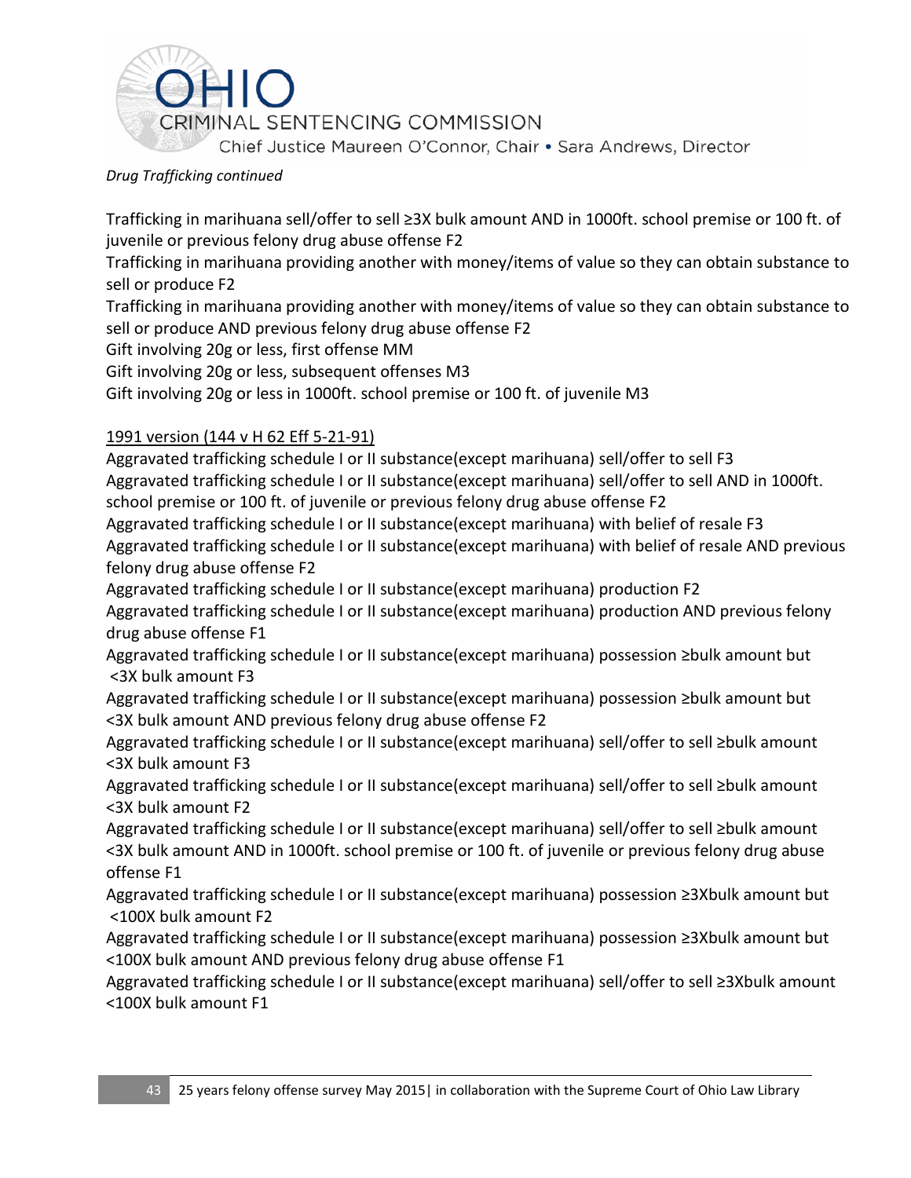*Drug Trafficking continued*

Trafficking in marihuana sell/offer to sell ≥3X bulk amount AND in 1000ft. school premise or 100 ft. of juvenile or previous felony drug abuse offense F2

Trafficking in marihuana providing another with money/items of value so they can obtain substance to sell or produce F2

Trafficking in marihuana providing another with money/items of value so they can obtain substance to sell or produce AND previous felony drug abuse offense F2

Gift involving 20g or less, first offense MM

Gift involving 20g or less, subsequent offenses M3

Gift involving 20g or less in 1000ft. school premise or 100 ft. of juvenile M3

<u>1991 version (144 v H 62 Eff 5-21-91)</u>

Aggravated trafficking schedule I or II substance(except marihuana) sell/offer to sell F3

Aggravated trafficking schedule I or II substance(except marihuana) sell/offer to sell AND in 1000ft. school premise or 100 ft. of juvenile or previous felony drug abuse offense F2

Aggravated trafficking schedule I or II substance(except marihuana) with belief of resale F3

Aggravated trafficking schedule I or II substance(except marihuana) with belief of resale AND previous felony drug abuse offense F2

Aggravated trafficking schedule I or II substance(except marihuana) production F2

Aggravated trafficking schedule I or II substance(except marihuana) production AND previous felony drug abuse offense F1

Aggravated trafficking schedule I or II substance(except marihuana) possession ≥bulk amount but <3X bulk amount F3

Aggravated trafficking schedule I or II substance(except marihuana) possession ≥bulk amount but <3X bulk amount AND previous felony drug abuse offense F2

Aggravated trafficking schedule I or II substance(except marihuana) sell/offer to sell ≥bulk amount <3X bulk amount F3

Aggravated trafficking schedule I or II substance(except marihuana) sell/offer to sell ≥bulk amount <3X bulk amount F2

Aggravated trafficking schedule I or II substance(except marihuana) sell/offer to sell ≥bulk amount <3X bulk amount AND in 1000ft. school premise or 100 ft. of juvenile or previous felony drug abuse offense F1

Aggravated trafficking schedule I or II substance(except marihuana) possession ≥3Xbulk amount but <100X bulk amount F2

Aggravated trafficking schedule I or II substance(except marihuana) possession ≥3Xbulk amount but <100X bulk amount AND previous felony drug abuse offense F1

Aggravated trafficking schedule I or II substance(except marihuana) sell/offer to sell ≥3Xbulk amount <100X bulk amount F1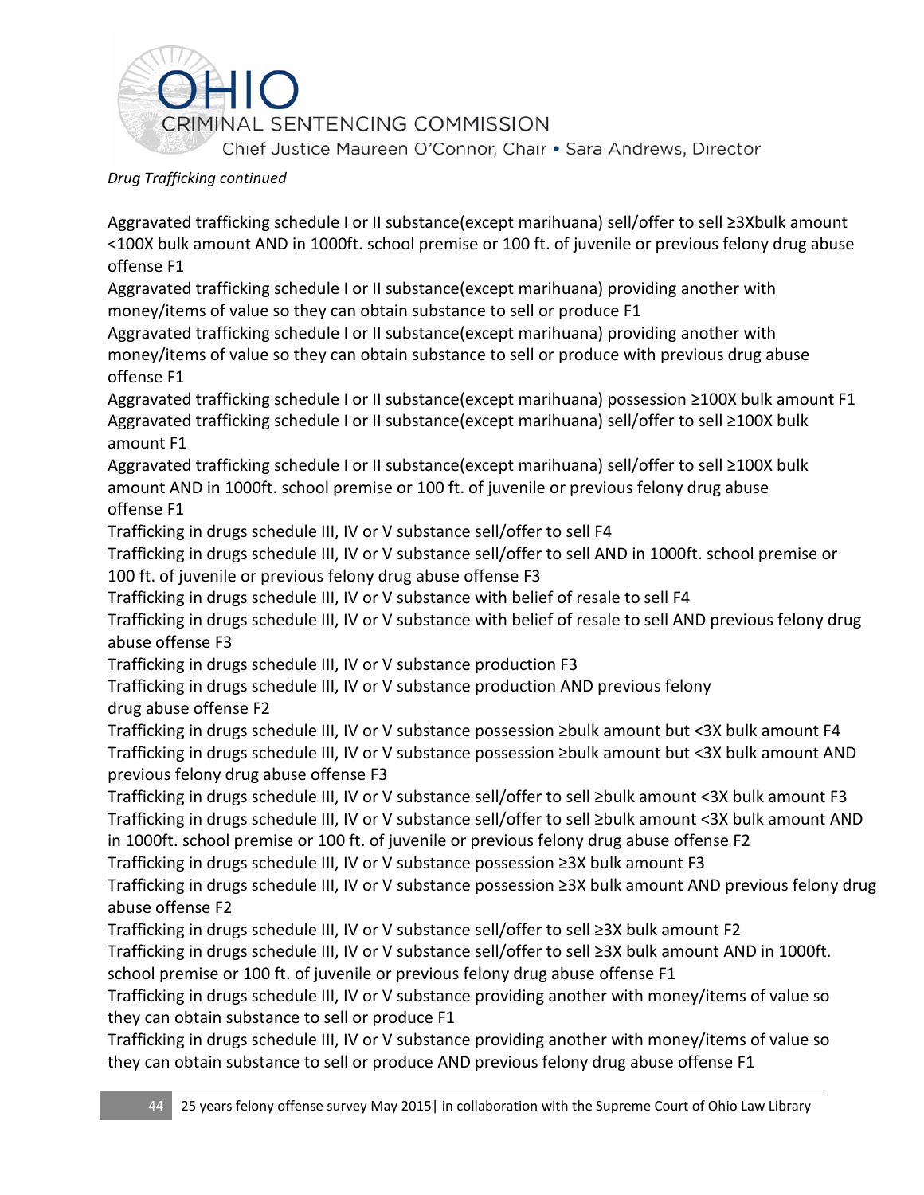*Drug Trafficking continued*

Aggravated trafficking schedule I or II substance(except marihuana) sell/offer to sell ≥3Xbulk amount <100X bulk amount AND in 1000ft. school premise or 100 ft. of juvenile or previous felony drug abuse offense F1

Aggravated trafficking schedule I or II substance(except marihuana) providing another with money/items of value so they can obtain substance to sell or produce F1

Aggravated trafficking schedule I or II substance(except marihuana) providing another with money/items of value so they can obtain substance to sell or produce with previous drug abuse offense F1

Aggravated trafficking schedule I or II substance(except marihuana) possession ≥100X bulk amount F1

Aggravated trafficking schedule I or II substance(except marihuana) sell/offer to sell ≥100X bulk amount F1

Aggravated trafficking schedule I or II substance(except marihuana) sell/offer to sell ≥100X bulk amount AND in 1000ft. school premise or 100 ft. of juvenile or previous felony drug abuse offense F1

Trafficking in drugs schedule III, IV or V substance sell/offer to sell F4

Trafficking in drugs schedule III, IV or V substance sell/offer to sell AND in 1000ft. school premise or 100 ft. of juvenile or previous felony drug abuse offense F3

Trafficking in drugs schedule III, IV or V substance with belief of resale to sell F4

Trafficking in drugs schedule III, IV or V substance with belief of resale to sell AND previous felony drug abuse offense F3

Trafficking in drugs schedule III, IV or V substance production F3

Trafficking in drugs schedule III, IV or V substance production AND previous felony drug abuse offense F2

Trafficking in drugs schedule III, IV or V substance possession ≥bulk amount but <3X bulk amount F4

Trafficking in drugs schedule III, IV or V substance possession ≥bulk amount but <3X bulk amount AND previous felony drug abuse offense F3

Trafficking in drugs schedule III, IV or V substance sell/offer to sell ≥bulk amount <3X bulk amount F3

Trafficking in drugs schedule III, IV or V substance sell/offer to sell ≥bulk amount <3X bulk amount AND in 1000ft. school premise or 100 ft. of juvenile or previous felony drug abuse offense F2

Trafficking in drugs schedule III, IV or V substance possession ≥3X bulk amount F3

Trafficking in drugs schedule III, IV or V substance possession ≥3X bulk amount AND previous felony drug abuse offense F2

Trafficking in drugs schedule III, IV or V substance sell/offer to sell ≥3X bulk amount F2

Trafficking in drugs schedule III, IV or V substance sell/offer to sell ≥3X bulk amount AND in 1000ft. school premise or 100 ft. of juvenile or previous felony drug abuse offense F1

Trafficking in drugs schedule III, IV or V substance providing another with money/items of value so they can obtain substance to sell or produce F1

Trafficking in drugs schedule III, IV or V substance providing another with money/items of value so they can obtain substance to sell or produce AND previous felony drug abuse offense F1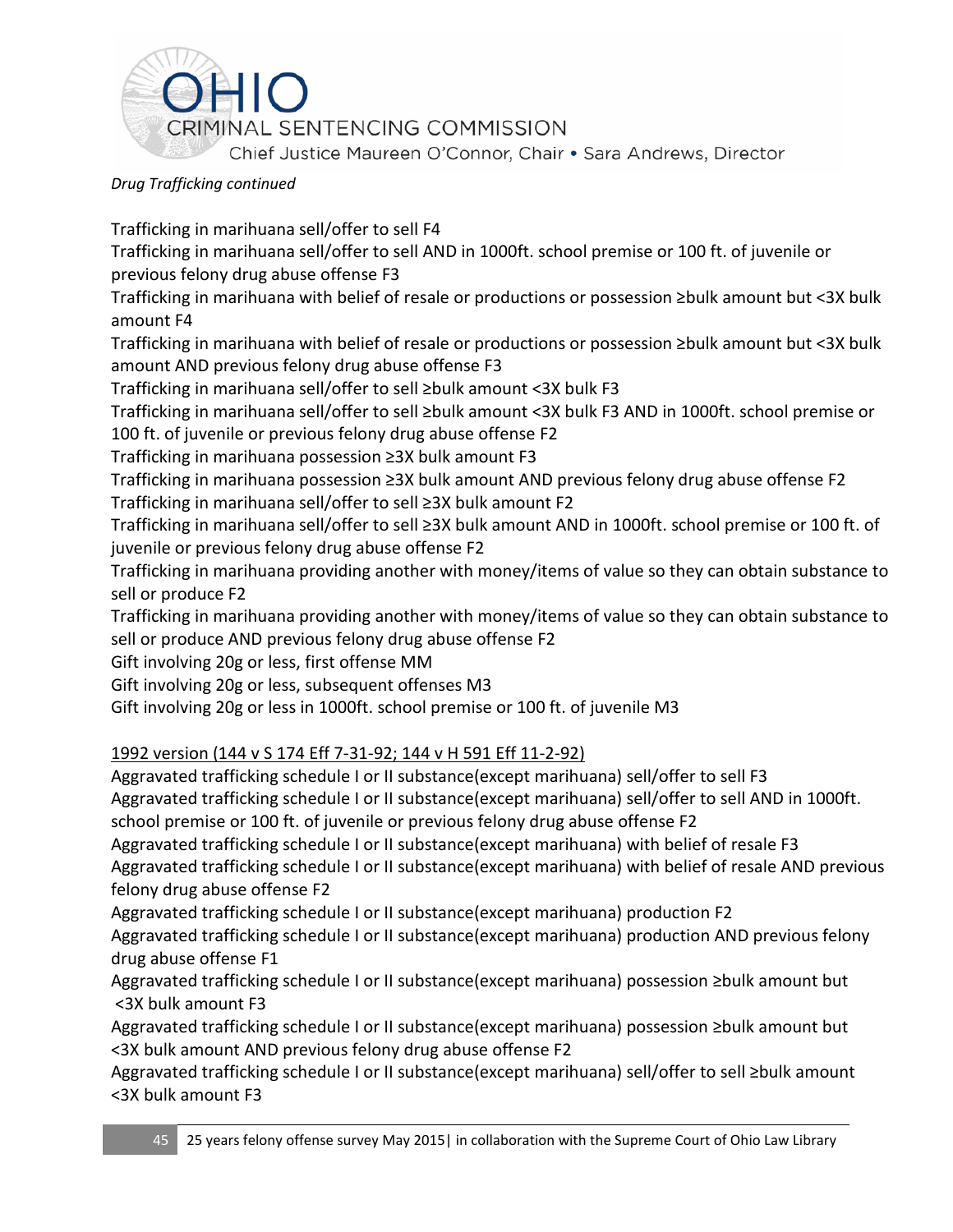*Drug Trafficking continued*

Trafficking in marihuana sell/offer to sell F4

Trafficking in marihuana sell/offer to sell AND in 1000ft. school premise or 100 ft. of juvenile or previous felony drug abuse offense F3

Trafficking in marihuana with belief of resale or productions or possession ≥bulk amount but <3X bulk amount F4

Trafficking in marihuana with belief of resale or productions or possession ≥bulk amount but <3X bulk amount AND previous felony drug abuse offense F3

Trafficking in marihuana sell/offer to sell ≥bulk amount <3X bulk F3

Trafficking in marihuana sell/offer to sell ≥bulk amount <3X bulk F3 AND in 1000ft. school premise or 100 ft. of juvenile or previous felony drug abuse offense F2

Trafficking in marihuana possession ≥3X bulk amount F3

Trafficking in marihuana possession ≥3X bulk amount AND previous felony drug abuse offense F2

Trafficking in marihuana sell/offer to sell ≥3X bulk amount F2

Trafficking in marihuana sell/offer to sell ≥3X bulk amount AND in 1000ft. school premise or 100 ft. of juvenile or previous felony drug abuse offense F2

Trafficking in marihuana providing another with money/items of value so they can obtain substance to sell or produce F2

Trafficking in marihuana providing another with money/items of value so they can obtain substance to sell or produce AND previous felony drug abuse offense F2

Gift involving 20g or less, first offense MM

Gift involving 20g or less, subsequent offenses M3

Gift involving 20g or less in 1000ft. school premise or 100 ft. of juvenile M3

1992 version (144 v S 174 Eff 7-31-92; 144 v H 591 Eff 11-2-92)

Aggravated trafficking schedule I or II substance(except marihuana) sell/offer to sell F3

Aggravated trafficking schedule I or II substance(except marihuana) sell/offer to sell AND in 1000ft. school premise or 100 ft. of juvenile or previous felony drug abuse offense F2

Aggravated trafficking schedule I or II substance(except marihuana) with belief of resale F3

Aggravated trafficking schedule I or II substance(except marihuana) with belief of resale AND previous felony drug abuse offense F2

Aggravated trafficking schedule I or II substance(except marihuana) production F2

Aggravated trafficking schedule I or II substance(except marihuana) production AND previous felony drug abuse offense F1

Aggravated trafficking schedule I or II substance(except marihuana) possession ≥bulk amount but <3X bulk amount F3

Aggravated trafficking schedule I or II substance(except marihuana) possession ≥bulk amount but <3X bulk amount AND previous felony drug abuse offense F2

Aggravated trafficking schedule I or II substance(except marihuana) sell/offer to sell ≥bulk amount <3X bulk amount F3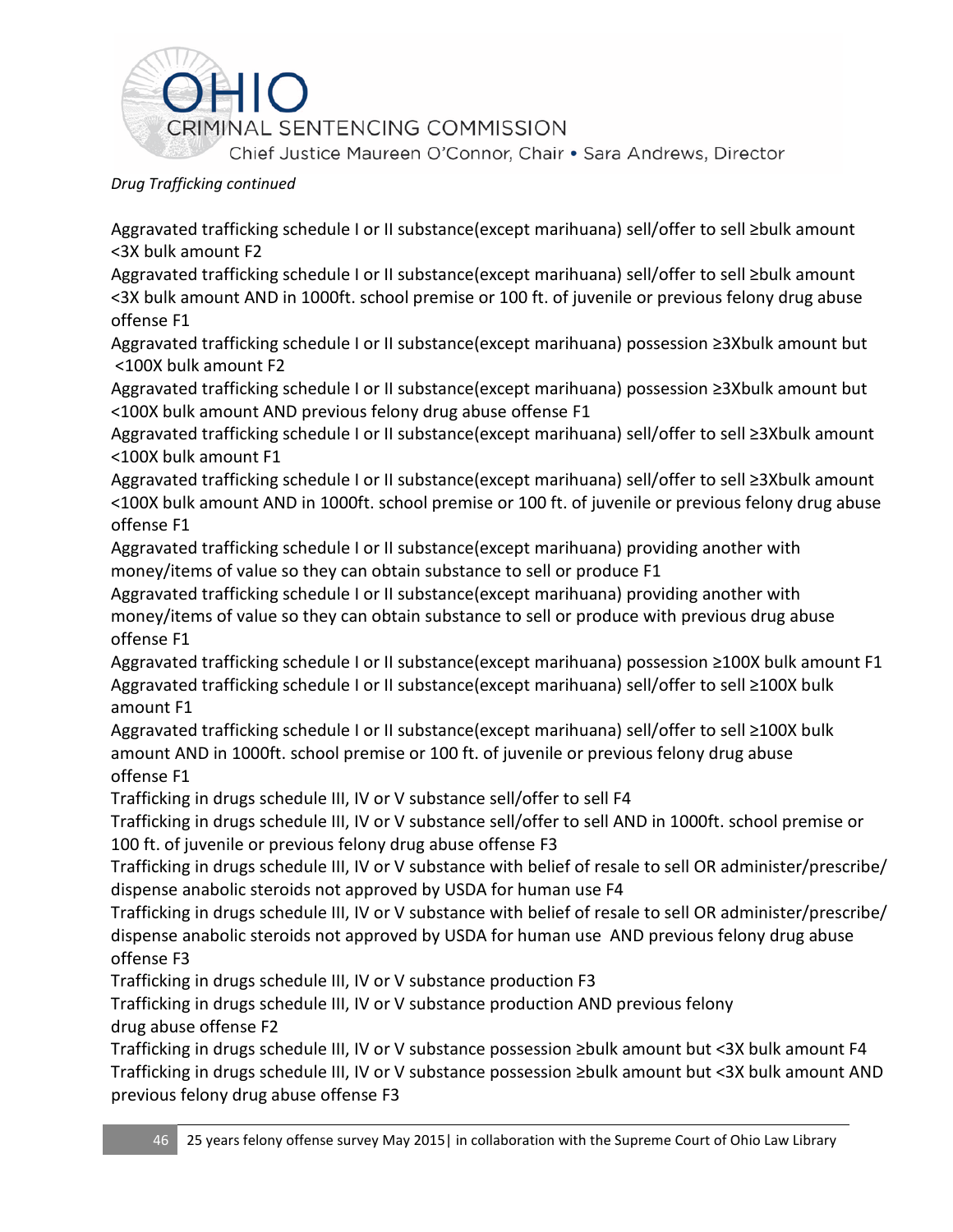*Drug Trafficking continued*

Aggravated trafficking schedule I or II substance(except marihuana) sell/offer to sell ≥bulk amount <3X bulk amount F2

Aggravated trafficking schedule I or II substance(except marihuana) sell/offer to sell ≥bulk amount <3X bulk amount AND in 1000ft. school premise or 100 ft. of juvenile or previous felony drug abuse offense F1

Aggravated trafficking schedule I or II substance(except marihuana) possession ≥3Xbulk amount but <100X bulk amount F2

Aggravated trafficking schedule I or II substance(except marihuana) possession ≥3Xbulk amount but <100X bulk amount AND previous felony drug abuse offense F1

Aggravated trafficking schedule I or II substance(except marihuana) sell/offer to sell ≥3Xbulk amount <100X bulk amount F1

Aggravated trafficking schedule I or II substance(except marihuana) sell/offer to sell ≥3Xbulk amount <100X bulk amount AND in 1000ft. school premise or 100 ft. of juvenile or previous felony drug abuse offense F1

Aggravated trafficking schedule I or II substance(except marihuana) providing another with money/items of value so they can obtain substance to sell or produce F1

Aggravated trafficking schedule I or II substance(except marihuana) providing another with money/items of value so they can obtain substance to sell or produce with previous drug abuse offense F1

Aggravated trafficking schedule I or II substance(except marihuana) possession ≥100X bulk amount F1

Aggravated trafficking schedule I or II substance(except marihuana) sell/offer to sell ≥100X bulk amount F1

Aggravated trafficking schedule I or II substance(except marihuana) sell/offer to sell ≥100X bulk amount AND in 1000ft. school premise or 100 ft. of juvenile or previous felony drug abuse offense F1

Trafficking in drugs schedule III, IV or V substance sell/offer to sell F4

Trafficking in drugs schedule III, IV or V substance sell/offer to sell AND in 1000ft. school premise or 100 ft. of juvenile or previous felony drug abuse offense F3

Trafficking in drugs schedule III, IV or V substance with belief of resale to sell OR administer/prescribe/dispense anabolic steroids not approved by USDA for human use F4

Trafficking in drugs schedule III, IV or V substance with belief of resale to sell OR administer/prescribe/dispense anabolic steroids not approved by USDA for human use AND previous felony drug abuse offense F3

Trafficking in drugs schedule III, IV or V substance production F3

Trafficking in drugs schedule III, IV or V substance production AND previous felony drug abuse offense F2

Trafficking in drugs schedule III, IV or V substance possession ≥bulk amount but <3X bulk amount F4

Trafficking in drugs schedule III, IV or V substance possession ≥bulk amount but <3X bulk amount AND previous felony drug abuse offense F3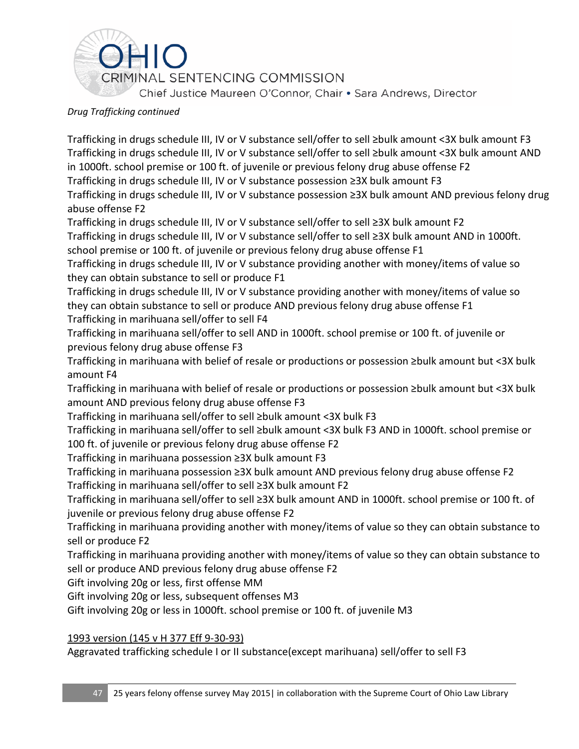*Drug Trafficking continued*

Trafficking in drugs schedule III, IV or V substance sell/offer to sell ≥bulk amount <3X bulk amount F3
Trafficking in drugs schedule III, IV or V substance sell/offer to sell ≥bulk amount <3X bulk amount AND in 1000ft. school premise or 100 ft. of juvenile or previous felony drug abuse offense F2
Trafficking in drugs schedule III, IV or V substance possession ≥3X bulk amount F3
Trafficking in drugs schedule III, IV or V substance possession ≥3X bulk amount AND previous felony drug abuse offense F2
Trafficking in drugs schedule III, IV or V substance sell/offer to sell ≥3X bulk amount F2
Trafficking in drugs schedule III, IV or V substance sell/offer to sell ≥3X bulk amount AND in 1000ft. school premise or 100 ft. of juvenile or previous felony drug abuse offense F1
Trafficking in drugs schedule III, IV or V substance providing another with money/items of value so they can obtain substance to sell or produce F1
Trafficking in drugs schedule III, IV or V substance providing another with money/items of value so they can obtain substance to sell or produce AND previous felony drug abuse offense F1
Trafficking in marihuana sell/offer to sell F4
Trafficking in marihuana sell/offer to sell AND in 1000ft. school premise or 100 ft. of juvenile or previous felony drug abuse offense F3
Trafficking in marihuana with belief of resale or productions or possession ≥bulk amount but <3X bulk amount F4
Trafficking in marihuana with belief of resale or productions or possession ≥bulk amount but <3X bulk amount AND previous felony drug abuse offense F3
Trafficking in marihuana sell/offer to sell ≥bulk amount <3X bulk F3
Trafficking in marihuana sell/offer to sell ≥bulk amount <3X bulk F3 AND in 1000ft. school premise or 100 ft. of juvenile or previous felony drug abuse offense F2
Trafficking in marihuana possession ≥3X bulk amount F3
Trafficking in marihuana possession ≥3X bulk amount AND previous felony drug abuse offense F2
Trafficking in marihuana sell/offer to sell ≥3X bulk amount F2
Trafficking in marihuana sell/offer to sell ≥3X bulk amount AND in 1000ft. school premise or 100 ft. of juvenile or previous felony drug abuse offense F2
Trafficking in marihuana providing another with money/items of value so they can obtain substance to sell or produce F2
Trafficking in marihuana providing another with money/items of value so they can obtain substance to sell or produce AND previous felony drug abuse offense F2
Gift involving 20g or less, first offense MM
Gift involving 20g or less, subsequent offenses M3
Gift involving 20g or less in 1000ft. school premise or 100 ft. of juvenile M3

<u>1993 version (145 v H 377 Eff 9-30-93)</u>
Aggravated trafficking schedule I or II substance(except marihuana) sell/offer to sell F3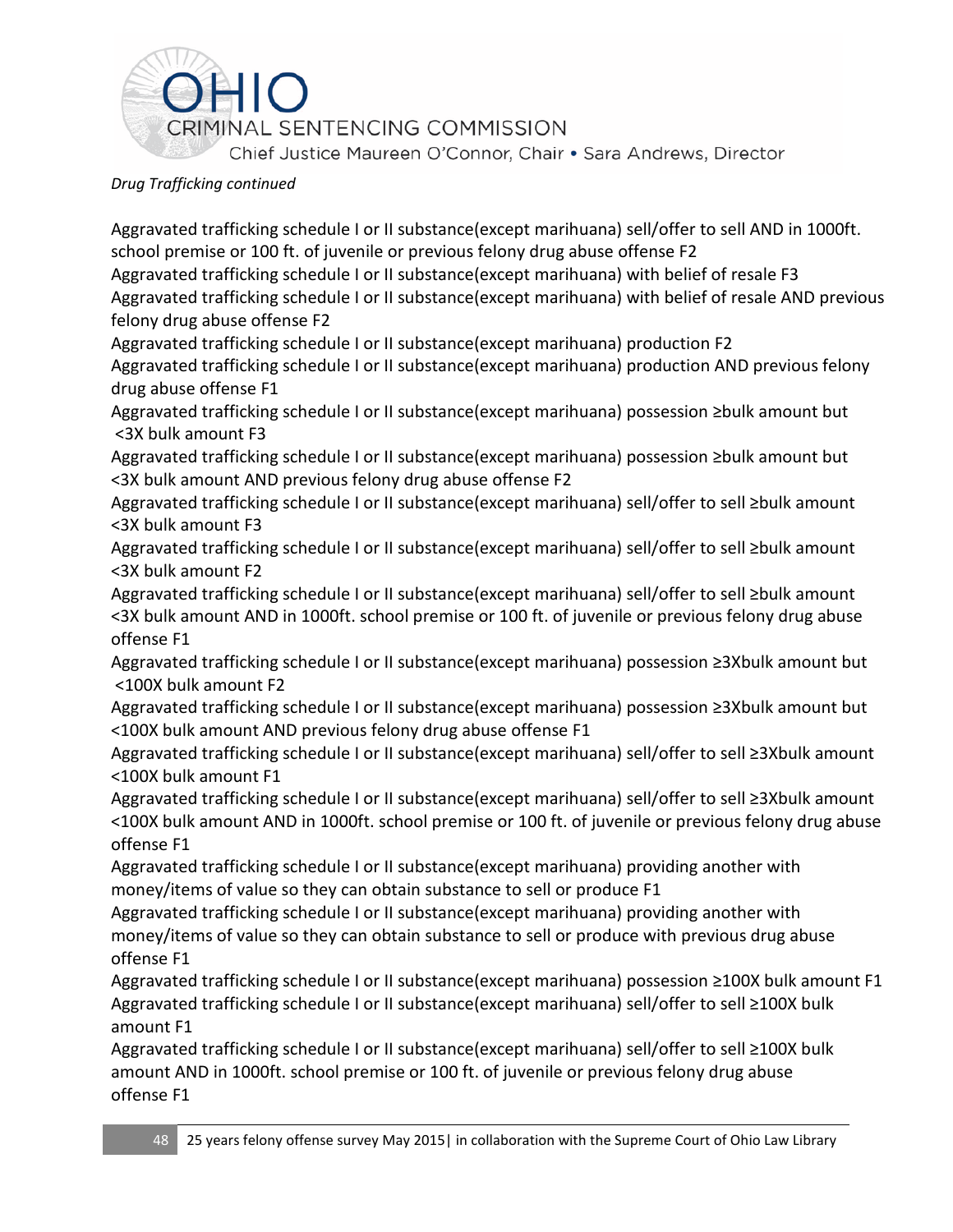*Drug Trafficking continued*

Aggravated trafficking schedule I or II substance(except marihuana) sell/offer to sell AND in 1000ft. school premise or 100 ft. of juvenile or previous felony drug abuse offense F2

Aggravated trafficking schedule I or II substance(except marihuana) with belief of resale F3

Aggravated trafficking schedule I or II substance(except marihuana) with belief of resale AND previous felony drug abuse offense F2

Aggravated trafficking schedule I or II substance(except marihuana) production F2

Aggravated trafficking schedule I or II substance(except marihuana) production AND previous felony drug abuse offense F1

Aggravated trafficking schedule I or II substance(except marihuana) possession ≥bulk amount but <3X bulk amount F3

Aggravated trafficking schedule I or II substance(except marihuana) possession ≥bulk amount but <3X bulk amount AND previous felony drug abuse offense F2

Aggravated trafficking schedule I or II substance(except marihuana) sell/offer to sell ≥bulk amount <3X bulk amount F3

Aggravated trafficking schedule I or II substance(except marihuana) sell/offer to sell ≥bulk amount <3X bulk amount F2

Aggravated trafficking schedule I or II substance(except marihuana) sell/offer to sell ≥bulk amount <3X bulk amount AND in 1000ft. school premise or 100 ft. of juvenile or previous felony drug abuse offense F1

Aggravated trafficking schedule I or II substance(except marihuana) possession ≥3Xbulk amount but <100X bulk amount F2

Aggravated trafficking schedule I or II substance(except marihuana) possession ≥3Xbulk amount but <100X bulk amount AND previous felony drug abuse offense F1

Aggravated trafficking schedule I or II substance(except marihuana) sell/offer to sell ≥3Xbulk amount <100X bulk amount F1

Aggravated trafficking schedule I or II substance(except marihuana) sell/offer to sell ≥3Xbulk amount <100X bulk amount AND in 1000ft. school premise or 100 ft. of juvenile or previous felony drug abuse offense F1

Aggravated trafficking schedule I or II substance(except marihuana) providing another with money/items of value so they can obtain substance to sell or produce F1

Aggravated trafficking schedule I or II substance(except marihuana) providing another with money/items of value so they can obtain substance to sell or produce with previous drug abuse offense F1

Aggravated trafficking schedule I or II substance(except marihuana) possession ≥100X bulk amount F1

Aggravated trafficking schedule I or II substance(except marihuana) sell/offer to sell ≥100X bulk amount F1

Aggravated trafficking schedule I or II substance(except marihuana) sell/offer to sell ≥100X bulk amount AND in 1000ft. school premise or 100 ft. of juvenile or previous felony drug abuse offense F1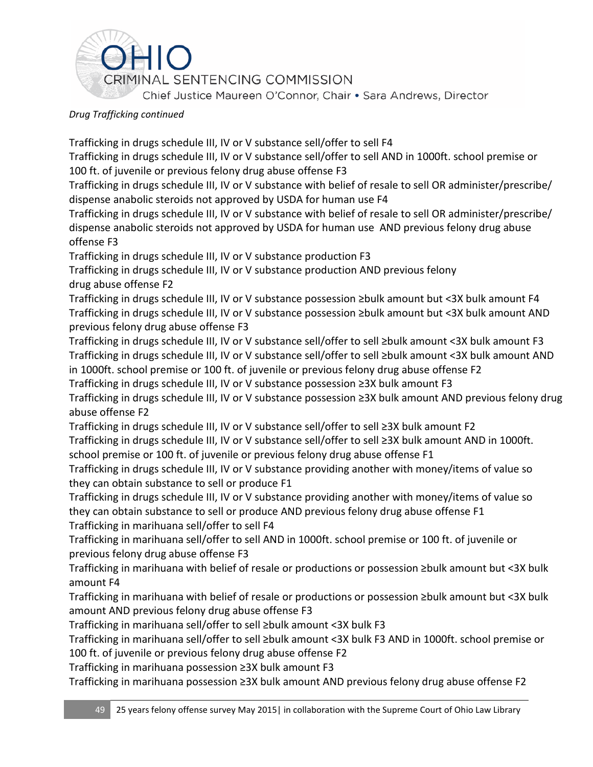*Drug Trafficking continued*

Trafficking in drugs schedule III, IV or V substance sell/offer to sell F4

Trafficking in drugs schedule III, IV or V substance sell/offer to sell AND in 1000ft. school premise or 100 ft. of juvenile or previous felony drug abuse offense F3

Trafficking in drugs schedule III, IV or V substance with belief of resale to sell OR administer/prescribe/ dispense anabolic steroids not approved by USDA for human use F4

Trafficking in drugs schedule III, IV or V substance with belief of resale to sell OR administer/prescribe/ dispense anabolic steroids not approved by USDA for human use AND previous felony drug abuse offense F3

Trafficking in drugs schedule III, IV or V substance production F3

Trafficking in drugs schedule III, IV or V substance production AND previous felony drug abuse offense F2

Trafficking in drugs schedule III, IV or V substance possession ≥bulk amount but <3X bulk amount F4

Trafficking in drugs schedule III, IV or V substance possession ≥bulk amount but <3X bulk amount AND previous felony drug abuse offense F3

Trafficking in drugs schedule III, IV or V substance sell/offer to sell ≥bulk amount <3X bulk amount F3

Trafficking in drugs schedule III, IV or V substance sell/offer to sell ≥bulk amount <3X bulk amount AND in 1000ft. school premise or 100 ft. of juvenile or previous felony drug abuse offense F2

Trafficking in drugs schedule III, IV or V substance possession ≥3X bulk amount F3

Trafficking in drugs schedule III, IV or V substance possession ≥3X bulk amount AND previous felony drug abuse offense F2

Trafficking in drugs schedule III, IV or V substance sell/offer to sell ≥3X bulk amount F2

Trafficking in drugs schedule III, IV or V substance sell/offer to sell ≥3X bulk amount AND in 1000ft. school premise or 100 ft. of juvenile or previous felony drug abuse offense F1

Trafficking in drugs schedule III, IV or V substance providing another with money/items of value so they can obtain substance to sell or produce F1

Trafficking in drugs schedule III, IV or V substance providing another with money/items of value so they can obtain substance to sell or produce AND previous felony drug abuse offense F1

Trafficking in marihuana sell/offer to sell F4

Trafficking in marihuana sell/offer to sell AND in 1000ft. school premise or 100 ft. of juvenile or previous felony drug abuse offense F3

Trafficking in marihuana with belief of resale or productions or possession ≥bulk amount but <3X bulk amount F4

Trafficking in marihuana with belief of resale or productions or possession ≥bulk amount but <3X bulk amount AND previous felony drug abuse offense F3

Trafficking in marihuana sell/offer to sell ≥bulk amount <3X bulk F3

Trafficking in marihuana sell/offer to sell ≥bulk amount <3X bulk F3 AND in 1000ft. school premise or 100 ft. of juvenile or previous felony drug abuse offense F2

Trafficking in marihuana possession ≥3X bulk amount F3

Trafficking in marihuana possession ≥3X bulk amount AND previous felony drug abuse offense F2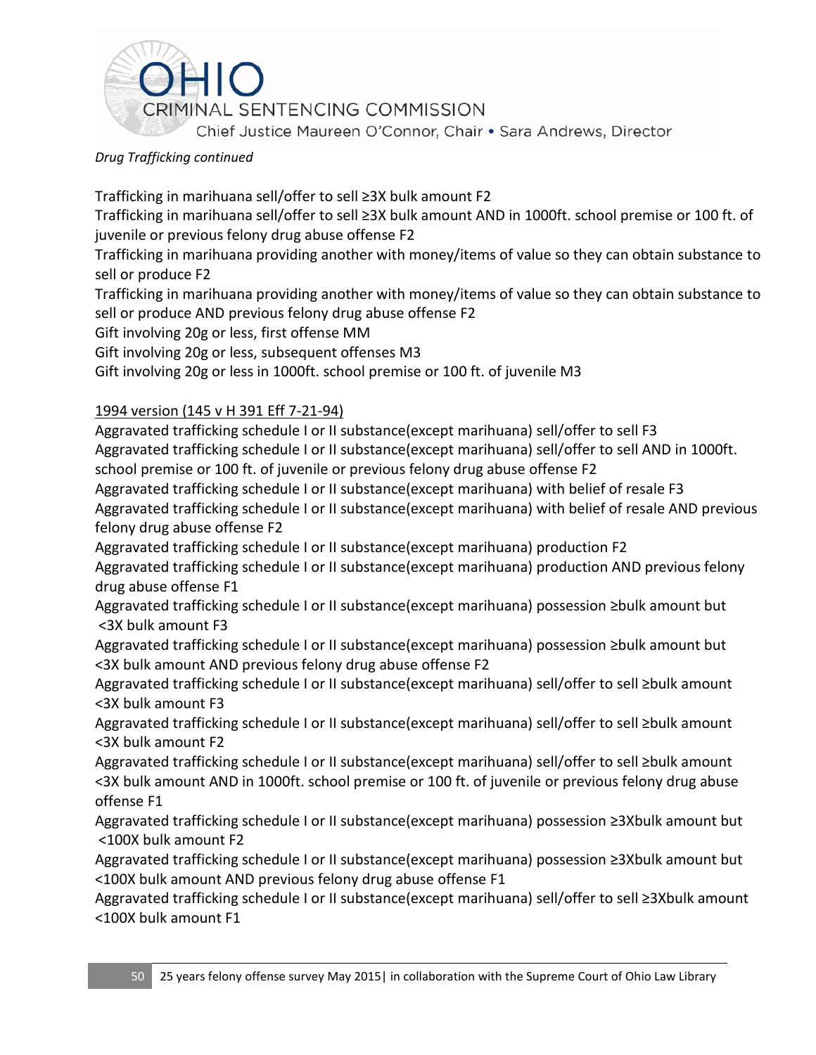*Drug Trafficking continued*

Trafficking in marihuana sell/offer to sell ≥3X bulk amount F2
Trafficking in marihuana sell/offer to sell ≥3X bulk amount AND in 1000ft. school premise or 100 ft. of juvenile or previous felony drug abuse offense F2
Trafficking in marihuana providing another with money/items of value so they can obtain substance to sell or produce F2
Trafficking in marihuana providing another with money/items of value so they can obtain substance to sell or produce AND previous felony drug abuse offense F2
Gift involving 20g or less, first offense MM
Gift involving 20g or less, subsequent offenses M3
Gift involving 20g or less in 1000ft. school premise or 100 ft. of juvenile M3

<u>1994 version (145 v H 391 Eff 7-21-94)</u>

Aggravated trafficking schedule I or II substance(except marihuana) sell/offer to sell F3
Aggravated trafficking schedule I or II substance(except marihuana) sell/offer to sell AND in 1000ft. school premise or 100 ft. of juvenile or previous felony drug abuse offense F2
Aggravated trafficking schedule I or II substance(except marihuana) with belief of resale F3
Aggravated trafficking schedule I or II substance(except marihuana) with belief of resale AND previous felony drug abuse offense F2
Aggravated trafficking schedule I or II substance(except marihuana) production F2
Aggravated trafficking schedule I or II substance(except marihuana) production AND previous felony drug abuse offense F1
Aggravated trafficking schedule I or II substance(except marihuana) possession ≥bulk amount but <3X bulk amount F3
Aggravated trafficking schedule I or II substance(except marihuana) possession ≥bulk amount but <3X bulk amount AND previous felony drug abuse offense F2
Aggravated trafficking schedule I or II substance(except marihuana) sell/offer to sell ≥bulk amount <3X bulk amount F3
Aggravated trafficking schedule I or II substance(except marihuana) sell/offer to sell ≥bulk amount <3X bulk amount F2
Aggravated trafficking schedule I or II substance(except marihuana) sell/offer to sell ≥bulk amount <3X bulk amount AND in 1000ft. school premise or 100 ft. of juvenile or previous felony drug abuse offense F1
Aggravated trafficking schedule I or II substance(except marihuana) possession ≥3Xbulk amount but <100X bulk amount F2
Aggravated trafficking schedule I or II substance(except marihuana) possession ≥3Xbulk amount but <100X bulk amount AND previous felony drug abuse offense F1
Aggravated trafficking schedule I or II substance(except marihuana) sell/offer to sell ≥3Xbulk amount <100X bulk amount F1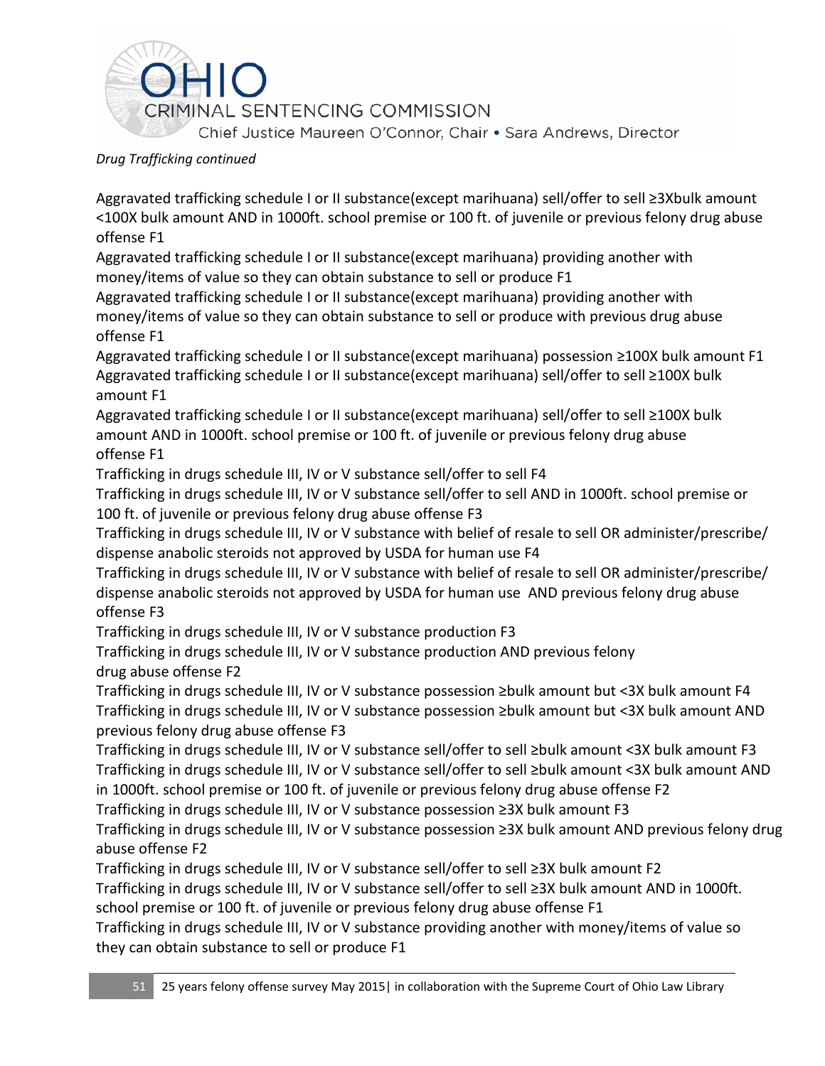*Drug Trafficking continued*

Aggravated trafficking schedule I or II substance(except marihuana) sell/offer to sell ≥3Xbulk amount <100X bulk amount AND in 1000ft. school premise or 100 ft. of juvenile or previous felony drug abuse offense F1

Aggravated trafficking schedule I or II substance(except marihuana) providing another with money/items of value so they can obtain substance to sell or produce F1

Aggravated trafficking schedule I or II substance(except marihuana) providing another with money/items of value so they can obtain substance to sell or produce with previous drug abuse offense F1

Aggravated trafficking schedule I or II substance(except marihuana) possession ≥100X bulk amount F1

Aggravated trafficking schedule I or II substance(except marihuana) sell/offer to sell ≥100X bulk amount F1

Aggravated trafficking schedule I or II substance(except marihuana) sell/offer to sell ≥100X bulk amount AND in 1000ft. school premise or 100 ft. of juvenile or previous felony drug abuse offense F1

Trafficking in drugs schedule III, IV or V substance sell/offer to sell F4

Trafficking in drugs schedule III, IV or V substance sell/offer to sell AND in 1000ft. school premise or 100 ft. of juvenile or previous felony drug abuse offense F3

Trafficking in drugs schedule III, IV or V substance with belief of resale to sell OR administer/prescribe/dispense anabolic steroids not approved by USDA for human use F4

Trafficking in drugs schedule III, IV or V substance with belief of resale to sell OR administer/prescribe/dispense anabolic steroids not approved by USDA for human use AND previous felony drug abuse offense F3

Trafficking in drugs schedule III, IV or V substance production F3

Trafficking in drugs schedule III, IV or V substance production AND previous felony drug abuse offense F2

Trafficking in drugs schedule III, IV or V substance possession ≥bulk amount but <3X bulk amount F4

Trafficking in drugs schedule III, IV or V substance possession ≥bulk amount but <3X bulk amount AND previous felony drug abuse offense F3

Trafficking in drugs schedule III, IV or V substance sell/offer to sell ≥bulk amount <3X bulk amount F3

Trafficking in drugs schedule III, IV or V substance sell/offer to sell ≥bulk amount <3X bulk amount AND in 1000ft. school premise or 100 ft. of juvenile or previous felony drug abuse offense F2

Trafficking in drugs schedule III, IV or V substance possession ≥3X bulk amount F3

Trafficking in drugs schedule III, IV or V substance possession ≥3X bulk amount AND previous felony drug abuse offense F2

Trafficking in drugs schedule III, IV or V substance sell/offer to sell ≥3X bulk amount F2

Trafficking in drugs schedule III, IV or V substance sell/offer to sell ≥3X bulk amount AND in 1000ft. school premise or 100 ft. of juvenile or previous felony drug abuse offense F1

Trafficking in drugs schedule III, IV or V substance providing another with money/items of value so they can obtain substance to sell or produce F1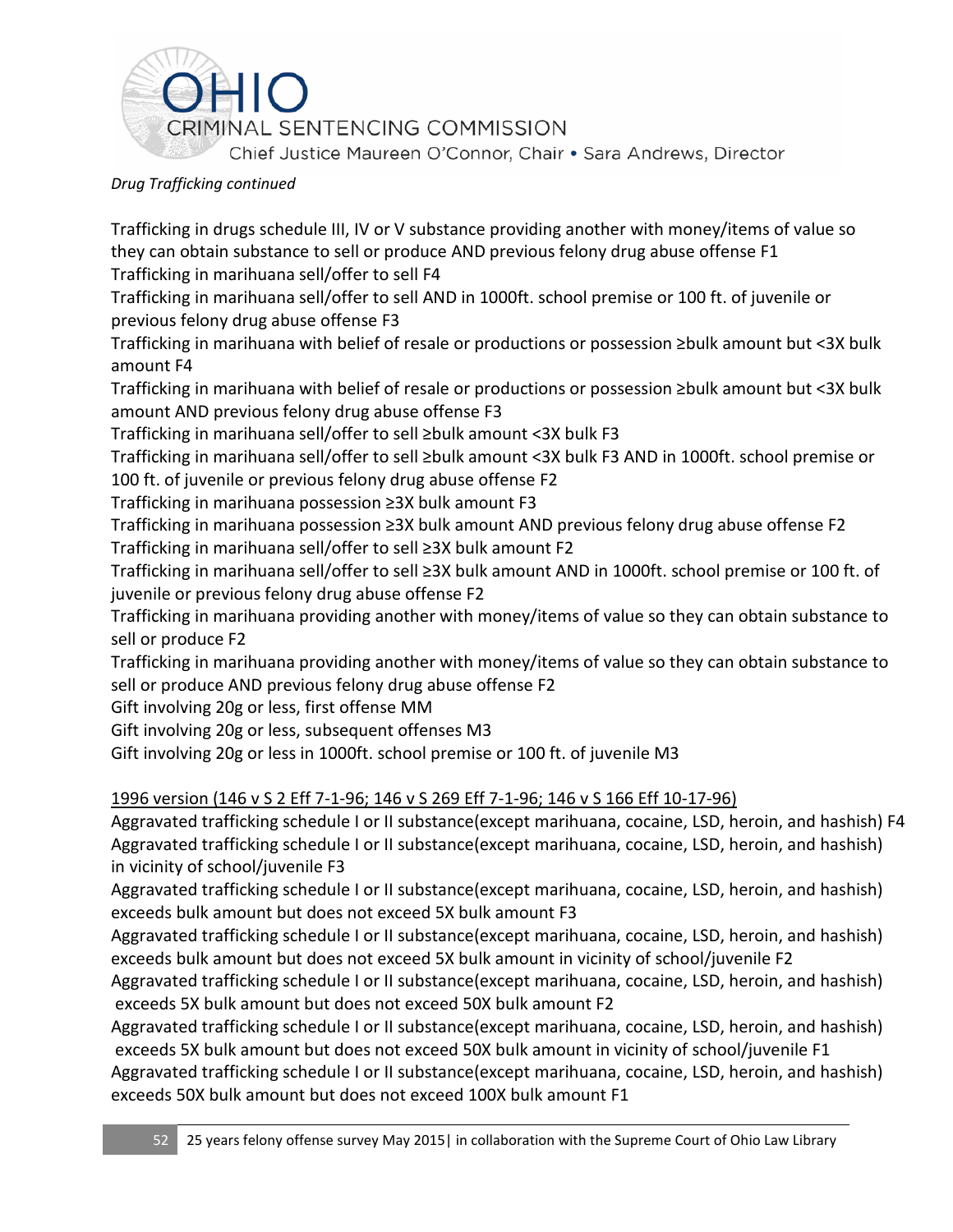*Drug Trafficking continued*

Trafficking in drugs schedule III, IV or V substance providing another with money/items of value so they can obtain substance to sell or produce AND previous felony drug abuse offense F1
Trafficking in marihuana sell/offer to sell F4
Trafficking in marihuana sell/offer to sell AND in 1000ft. school premise or 100 ft. of juvenile or previous felony drug abuse offense F3
Trafficking in marihuana with belief of resale or productions or possession ≥bulk amount but <3X bulk amount F4
Trafficking in marihuana with belief of resale or productions or possession ≥bulk amount but <3X bulk amount AND previous felony drug abuse offense F3
Trafficking in marihuana sell/offer to sell ≥bulk amount <3X bulk F3
Trafficking in marihuana sell/offer to sell ≥bulk amount <3X bulk F3 AND in 1000ft. school premise or 100 ft. of juvenile or previous felony drug abuse offense F2
Trafficking in marihuana possession ≥3X bulk amount F3
Trafficking in marihuana possession ≥3X bulk amount AND previous felony drug abuse offense F2
Trafficking in marihuana sell/offer to sell ≥3X bulk amount F2
Trafficking in marihuana sell/offer to sell ≥3X bulk amount AND in 1000ft. school premise or 100 ft. of juvenile or previous felony drug abuse offense F2
Trafficking in marihuana providing another with money/items of value so they can obtain substance to sell or produce F2
Trafficking in marihuana providing another with money/items of value so they can obtain substance to sell or produce AND previous felony drug abuse offense F2
Gift involving 20g or less, first offense MM
Gift involving 20g or less, subsequent offenses M3
Gift involving 20g or less in 1000ft. school premise or 100 ft. of juvenile M3

<u>1996 version (146 v S 2 Eff 7-1-96; 146 v S 269 Eff 7-1-96; 146 v S 166 Eff 10-17-96)</u>
Aggravated trafficking schedule I or II substance(except marihuana, cocaine, LSD, heroin, and hashish) F4
Aggravated trafficking schedule I or II substance(except marihuana, cocaine, LSD, heroin, and hashish) in vicinity of school/juvenile F3
Aggravated trafficking schedule I or II substance(except marihuana, cocaine, LSD, heroin, and hashish) exceeds bulk amount but does not exceed 5X bulk amount F3
Aggravated trafficking schedule I or II substance(except marihuana, cocaine, LSD, heroin, and hashish) exceeds bulk amount but does not exceed 5X bulk amount in vicinity of school/juvenile F2
Aggravated trafficking schedule I or II substance(except marihuana, cocaine, LSD, heroin, and hashish) exceeds 5X bulk amount but does not exceed 50X bulk amount F2
Aggravated trafficking schedule I or II substance(except marihuana, cocaine, LSD, heroin, and hashish) exceeds 5X bulk amount but does not exceed 50X bulk amount in vicinity of school/juvenile F1
Aggravated trafficking schedule I or II substance(except marihuana, cocaine, LSD, heroin, and hashish) exceeds 50X bulk amount but does not exceed 100X bulk amount F1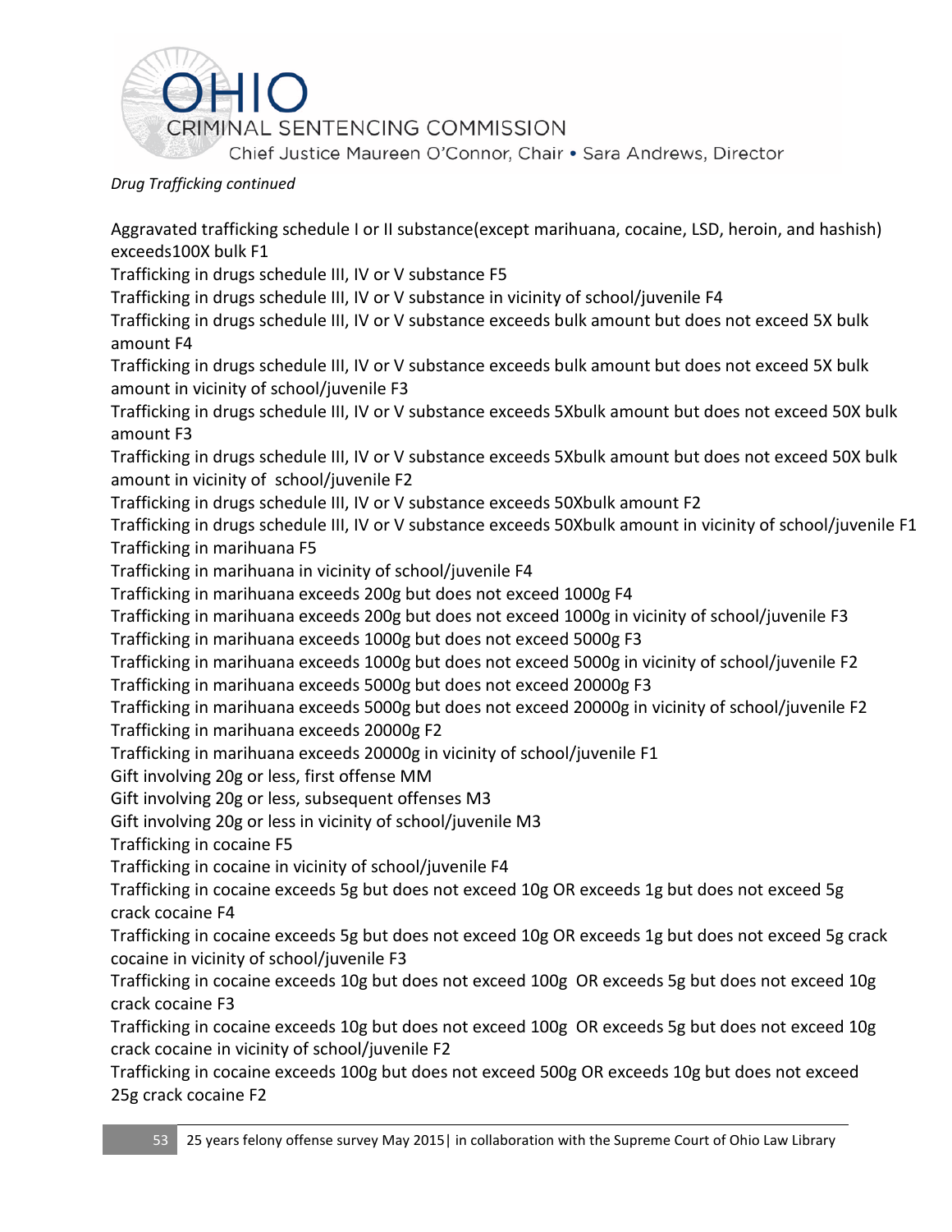*Drug Trafficking continued*

Aggravated trafficking schedule I or II substance(except marihuana, cocaine, LSD, heroin, and hashish) exceeds100X bulk F1
Trafficking in drugs schedule III, IV or V substance F5
Trafficking in drugs schedule III, IV or V substance in vicinity of school/juvenile F4
Trafficking in drugs schedule III, IV or V substance exceeds bulk amount but does not exceed 5X bulk amount F4
Trafficking in drugs schedule III, IV or V substance exceeds bulk amount but does not exceed 5X bulk amount in vicinity of school/juvenile F3
Trafficking in drugs schedule III, IV or V substance exceeds 5Xbulk amount but does not exceed 50X bulk amount F3
Trafficking in drugs schedule III, IV or V substance exceeds 5Xbulk amount but does not exceed 50X bulk amount in vicinity of school/juvenile F2
Trafficking in drugs schedule III, IV or V substance exceeds 50Xbulk amount F2
Trafficking in drugs schedule III, IV or V substance exceeds 50Xbulk amount in vicinity of school/juvenile F1
Trafficking in marihuana F5
Trafficking in marihuana in vicinity of school/juvenile F4
Trafficking in marihuana exceeds 200g but does not exceed 1000g F4
Trafficking in marihuana exceeds 200g but does not exceed 1000g in vicinity of school/juvenile F3
Trafficking in marihuana exceeds 1000g but does not exceed 5000g F3
Trafficking in marihuana exceeds 1000g but does not exceed 5000g in vicinity of school/juvenile F2
Trafficking in marihuana exceeds 5000g but does not exceed 20000g F3
Trafficking in marihuana exceeds 5000g but does not exceed 20000g in vicinity of school/juvenile F2
Trafficking in marihuana exceeds 20000g F2
Trafficking in marihuana exceeds 20000g in vicinity of school/juvenile F1
Gift involving 20g or less, first offense MM
Gift involving 20g or less, subsequent offenses M3
Gift involving 20g or less in vicinity of school/juvenile M3
Trafficking in cocaine F5
Trafficking in cocaine in vicinity of school/juvenile F4
Trafficking in cocaine exceeds 5g but does not exceed 10g OR exceeds 1g but does not exceed 5g crack cocaine F4
Trafficking in cocaine exceeds 5g but does not exceed 10g OR exceeds 1g but does not exceed 5g crack cocaine in vicinity of school/juvenile F3
Trafficking in cocaine exceeds 10g but does not exceed 100g OR exceeds 5g but does not exceed 10g crack cocaine F3
Trafficking in cocaine exceeds 10g but does not exceed 100g OR exceeds 5g but does not exceed 10g crack cocaine in vicinity of school/juvenile F2
Trafficking in cocaine exceeds 100g but does not exceed 500g OR exceeds 10g but does not exceed 25g crack cocaine F2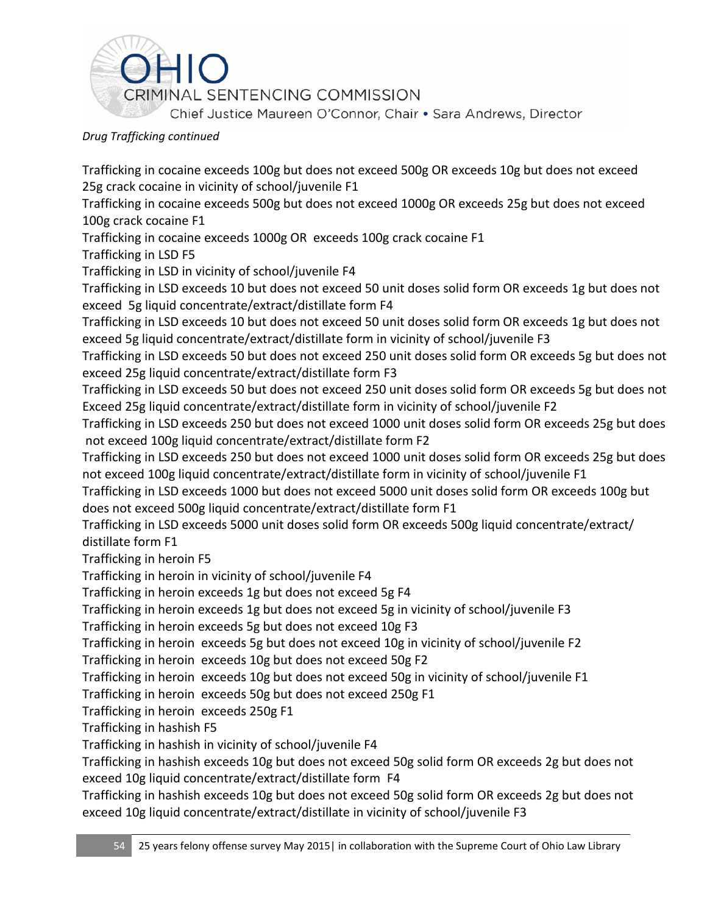*Drug Trafficking continued*

Trafficking in cocaine exceeds 100g but does not exceed 500g OR exceeds 10g but does not exceed 25g crack cocaine in vicinity of school/juvenile F1
Trafficking in cocaine exceeds 500g but does not exceed 1000g OR exceeds 25g but does not exceed 100g crack cocaine F1
Trafficking in cocaine exceeds 1000g OR exceeds 100g crack cocaine F1
Trafficking in LSD F5
Trafficking in LSD in vicinity of school/juvenile F4
Trafficking in LSD exceeds 10 but does not exceed 50 unit doses solid form OR exceeds 1g but does not exceed 5g liquid concentrate/extract/distillate form F4
Trafficking in LSD exceeds 10 but does not exceed 50 unit doses solid form OR exceeds 1g but does not exceed 5g liquid concentrate/extract/distillate form in vicinity of school/juvenile F3
Trafficking in LSD exceeds 50 but does not exceed 250 unit doses solid form OR exceeds 5g but does not exceed 25g liquid concentrate/extract/distillate form F3
Trafficking in LSD exceeds 50 but does not exceed 250 unit doses solid form OR exceeds 5g but does not Exceed 25g liquid concentrate/extract/distillate form in vicinity of school/juvenile F2
Trafficking in LSD exceeds 250 but does not exceed 1000 unit doses solid form OR exceeds 25g but does not exceed 100g liquid concentrate/extract/distillate form F2
Trafficking in LSD exceeds 250 but does not exceed 1000 unit doses solid form OR exceeds 25g but does not exceed 100g liquid concentrate/extract/distillate form in vicinity of school/juvenile F1
Trafficking in LSD exceeds 1000 but does not exceed 5000 unit doses solid form OR exceeds 100g but does not exceed 500g liquid concentrate/extract/distillate form F1
Trafficking in LSD exceeds 5000 unit doses solid form OR exceeds 500g liquid concentrate/extract/distillate form F1
Trafficking in heroin F5
Trafficking in heroin in vicinity of school/juvenile F4
Trafficking in heroin exceeds 1g but does not exceed 5g F4
Trafficking in heroin exceeds 1g but does not exceed 5g in vicinity of school/juvenile F3
Trafficking in heroin exceeds 5g but does not exceed 10g F3
Trafficking in heroin exceeds 5g but does not exceed 10g in vicinity of school/juvenile F2
Trafficking in heroin exceeds 10g but does not exceed 50g F2
Trafficking in heroin exceeds 10g but does not exceed 50g in vicinity of school/juvenile F1
Trafficking in heroin exceeds 50g but does not exceed 250g F1
Trafficking in heroin exceeds 250g F1
Trafficking in hashish F5
Trafficking in hashish in vicinity of school/juvenile F4
Trafficking in hashish exceeds 10g but does not exceed 50g solid form OR exceeds 2g but does not exceed 10g liquid concentrate/extract/distillate form F4
Trafficking in hashish exceeds 10g but does not exceed 50g solid form OR exceeds 2g but does not exceed 10g liquid concentrate/extract/distillate in vicinity of school/juvenile F3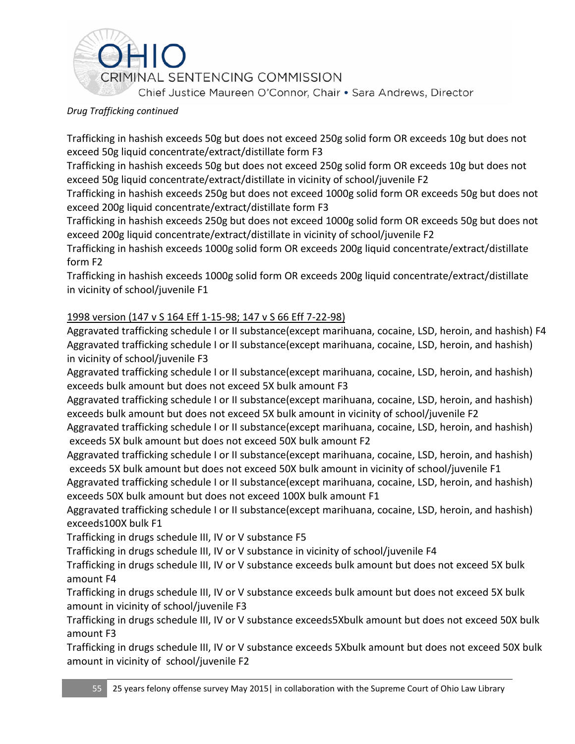*Drug Trafficking continued*

Trafficking in hashish exceeds 50g but does not exceed 250g solid form OR exceeds 10g but does not exceed 50g liquid concentrate/extract/distillate form F3
Trafficking in hashish exceeds 50g but does not exceed 250g solid form OR exceeds 10g but does not exceed 50g liquid concentrate/extract/distillate in vicinity of school/juvenile F2
Trafficking in hashish exceeds 250g but does not exceed 1000g solid form OR exceeds 50g but does not exceed 200g liquid concentrate/extract/distillate form F3
Trafficking in hashish exceeds 250g but does not exceed 1000g solid form OR exceeds 50g but does not exceed 200g liquid concentrate/extract/distillate in vicinity of school/juvenile F2
Trafficking in hashish exceeds 1000g solid form OR exceeds 200g liquid concentrate/extract/distillate form F2
Trafficking in hashish exceeds 1000g solid form OR exceeds 200g liquid concentrate/extract/distillate in vicinity of school/juvenile F1

<u>1998 version (147 v S 164 Eff 1-15-98; 147 v S 66 Eff 7-22-98)</u>
Aggravated trafficking schedule I or II substance(except marihuana, cocaine, LSD, heroin, and hashish) F4
Aggravated trafficking schedule I or II substance(except marihuana, cocaine, LSD, heroin, and hashish) in vicinity of school/juvenile F3
Aggravated trafficking schedule I or II substance(except marihuana, cocaine, LSD, heroin, and hashish) exceeds bulk amount but does not exceed 5X bulk amount F3
Aggravated trafficking schedule I or II substance(except marihuana, cocaine, LSD, heroin, and hashish) exceeds bulk amount but does not exceed 5X bulk amount in vicinity of school/juvenile F2
Aggravated trafficking schedule I or II substance(except marihuana, cocaine, LSD, heroin, and hashish) exceeds 5X bulk amount but does not exceed 50X bulk amount F2
Aggravated trafficking schedule I or II substance(except marihuana, cocaine, LSD, heroin, and hashish) exceeds 5X bulk amount but does not exceed 50X bulk amount in vicinity of school/juvenile F1
Aggravated trafficking schedule I or II substance(except marihuana, cocaine, LSD, heroin, and hashish) exceeds 50X bulk amount but does not exceed 100X bulk amount F1
Aggravated trafficking schedule I or II substance(except marihuana, cocaine, LSD, heroin, and hashish) exceeds100X bulk F1
Trafficking in drugs schedule III, IV or V substance F5
Trafficking in drugs schedule III, IV or V substance in vicinity of school/juvenile F4
Trafficking in drugs schedule III, IV or V substance exceeds bulk amount but does not exceed 5X bulk amount F4
Trafficking in drugs schedule III, IV or V substance exceeds bulk amount but does not exceed 5X bulk amount in vicinity of school/juvenile F3
Trafficking in drugs schedule III, IV or V substance exceeds5Xbulk amount but does not exceed 50X bulk amount F3
Trafficking in drugs schedule III, IV or V substance exceeds 5Xbulk amount but does not exceed 50X bulk amount in vicinity of school/juvenile F2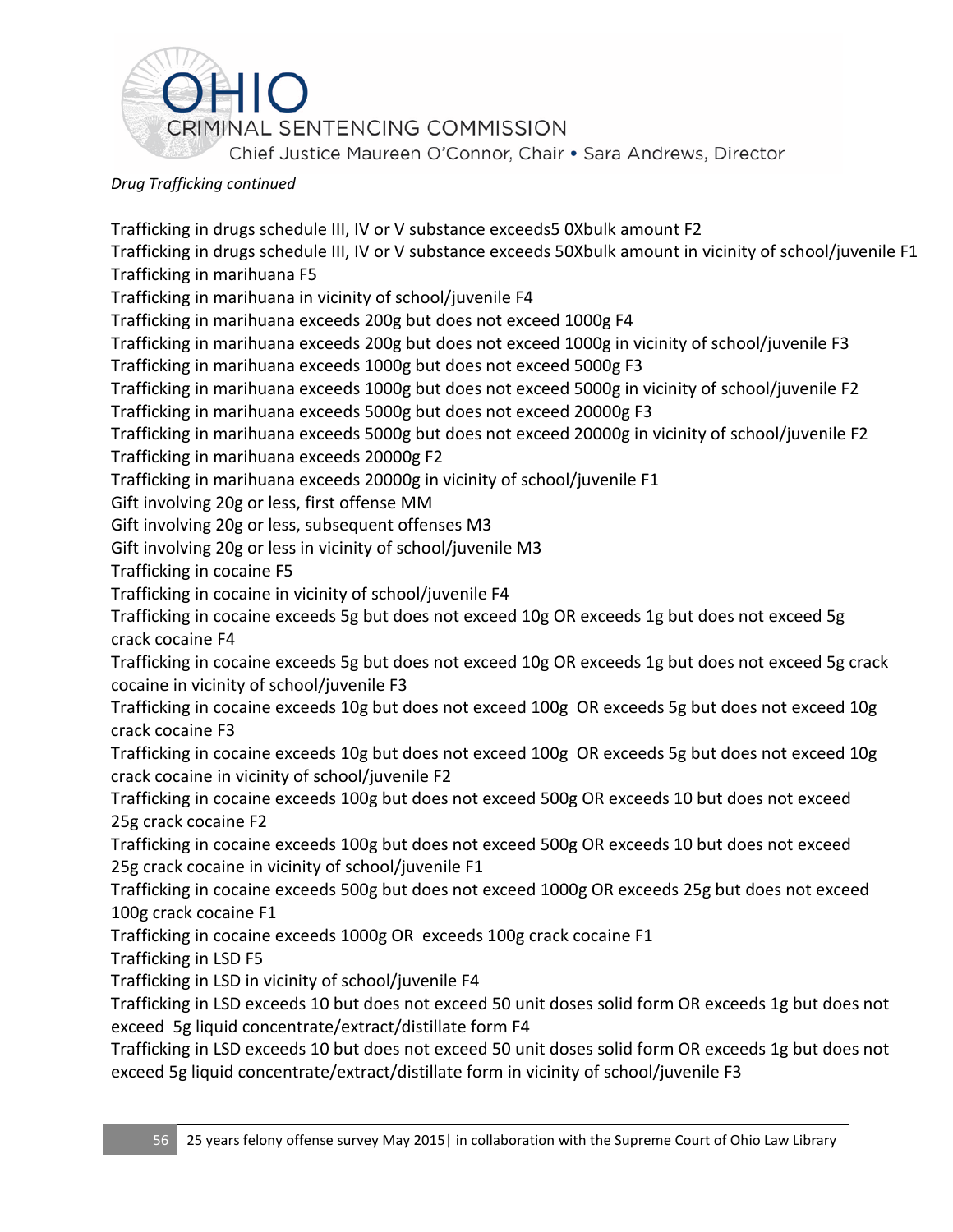*Drug Trafficking continued*

Trafficking in drugs schedule III, IV or V substance exceeds5 0Xbulk amount F2
Trafficking in drugs schedule III, IV or V substance exceeds 50Xbulk amount in vicinity of school/juvenile F1
Trafficking in marihuana F5
Trafficking in marihuana in vicinity of school/juvenile F4
Trafficking in marihuana exceeds 200g but does not exceed 1000g F4
Trafficking in marihuana exceeds 200g but does not exceed 1000g in vicinity of school/juvenile F3
Trafficking in marihuana exceeds 1000g but does not exceed 5000g F3
Trafficking in marihuana exceeds 1000g but does not exceed 5000g in vicinity of school/juvenile F2
Trafficking in marihuana exceeds 5000g but does not exceed 20000g F3
Trafficking in marihuana exceeds 5000g but does not exceed 20000g in vicinity of school/juvenile F2
Trafficking in marihuana exceeds 20000g F2
Trafficking in marihuana exceeds 20000g in vicinity of school/juvenile F1
Gift involving 20g or less, first offense MM
Gift involving 20g or less, subsequent offenses M3
Gift involving 20g or less in vicinity of school/juvenile M3
Trafficking in cocaine F5
Trafficking in cocaine in vicinity of school/juvenile F4
Trafficking in cocaine exceeds 5g but does not exceed 10g OR exceeds 1g but does not exceed 5g crack cocaine F4
Trafficking in cocaine exceeds 5g but does not exceed 10g OR exceeds 1g but does not exceed 5g crack cocaine in vicinity of school/juvenile F3
Trafficking in cocaine exceeds 10g but does not exceed 100g OR exceeds 5g but does not exceed 10g crack cocaine F3
Trafficking in cocaine exceeds 10g but does not exceed 100g OR exceeds 5g but does not exceed 10g crack cocaine in vicinity of school/juvenile F2
Trafficking in cocaine exceeds 100g but does not exceed 500g OR exceeds 10 but does not exceed 25g crack cocaine F2
Trafficking in cocaine exceeds 100g but does not exceed 500g OR exceeds 10 but does not exceed 25g crack cocaine in vicinity of school/juvenile F1
Trafficking in cocaine exceeds 500g but does not exceed 1000g OR exceeds 25g but does not exceed 100g crack cocaine F1
Trafficking in cocaine exceeds 1000g OR exceeds 100g crack cocaine F1
Trafficking in LSD F5
Trafficking in LSD in vicinity of school/juvenile F4
Trafficking in LSD exceeds 10 but does not exceed 50 unit doses solid form OR exceeds 1g but does not exceed 5g liquid concentrate/extract/distillate form F4
Trafficking in LSD exceeds 10 but does not exceed 50 unit doses solid form OR exceeds 1g but does not exceed 5g liquid concentrate/extract/distillate form in vicinity of school/juvenile F3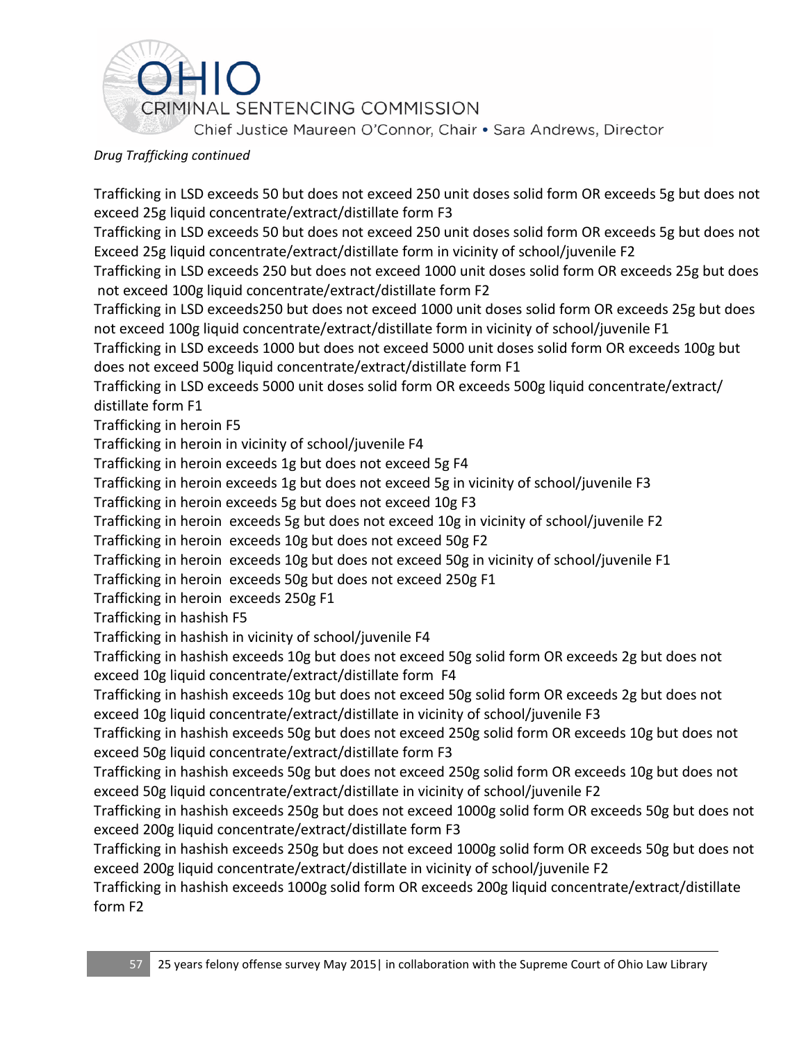*Drug Trafficking continued*

Trafficking in LSD exceeds 50 but does not exceed 250 unit doses solid form OR exceeds 5g but does not exceed 25g liquid concentrate/extract/distillate form F3

Trafficking in LSD exceeds 50 but does not exceed 250 unit doses solid form OR exceeds 5g but does not Exceed 25g liquid concentrate/extract/distillate form in vicinity of school/juvenile F2

Trafficking in LSD exceeds 250 but does not exceed 1000 unit doses solid form OR exceeds 25g but does not exceed 100g liquid concentrate/extract/distillate form F2

Trafficking in LSD exceeds250 but does not exceed 1000 unit doses solid form OR exceeds 25g but does not exceed 100g liquid concentrate/extract/distillate form in vicinity of school/juvenile F1

Trafficking in LSD exceeds 1000 but does not exceed 5000 unit doses solid form OR exceeds 100g but does not exceed 500g liquid concentrate/extract/distillate form F1

Trafficking in LSD exceeds 5000 unit doses solid form OR exceeds 500g liquid concentrate/extract/distillate form F1

Trafficking in heroin F5

Trafficking in heroin in vicinity of school/juvenile F4

Trafficking in heroin exceeds 1g but does not exceed 5g F4

Trafficking in heroin exceeds 1g but does not exceed 5g in vicinity of school/juvenile F3

Trafficking in heroin exceeds 5g but does not exceed 10g F3

Trafficking in heroin exceeds 5g but does not exceed 10g in vicinity of school/juvenile F2

Trafficking in heroin exceeds 10g but does not exceed 50g F2

Trafficking in heroin exceeds 10g but does not exceed 50g in vicinity of school/juvenile F1

Trafficking in heroin exceeds 50g but does not exceed 250g F1

Trafficking in heroin exceeds 250g F1

Trafficking in hashish F5

Trafficking in hashish in vicinity of school/juvenile F4

Trafficking in hashish exceeds 10g but does not exceed 50g solid form OR exceeds 2g but does not exceed 10g liquid concentrate/extract/distillate form F4

Trafficking in hashish exceeds 10g but does not exceed 50g solid form OR exceeds 2g but does not exceed 10g liquid concentrate/extract/distillate in vicinity of school/juvenile F3

Trafficking in hashish exceeds 50g but does not exceed 250g solid form OR exceeds 10g but does not exceed 50g liquid concentrate/extract/distillate form F3

Trafficking in hashish exceeds 50g but does not exceed 250g solid form OR exceeds 10g but does not exceed 50g liquid concentrate/extract/distillate in vicinity of school/juvenile F2

Trafficking in hashish exceeds 250g but does not exceed 1000g solid form OR exceeds 50g but does not exceed 200g liquid concentrate/extract/distillate form F3

Trafficking in hashish exceeds 250g but does not exceed 1000g solid form OR exceeds 50g but does not exceed 200g liquid concentrate/extract/distillate in vicinity of school/juvenile F2

Trafficking in hashish exceeds 1000g solid form OR exceeds 200g liquid concentrate/extract/distillate form F2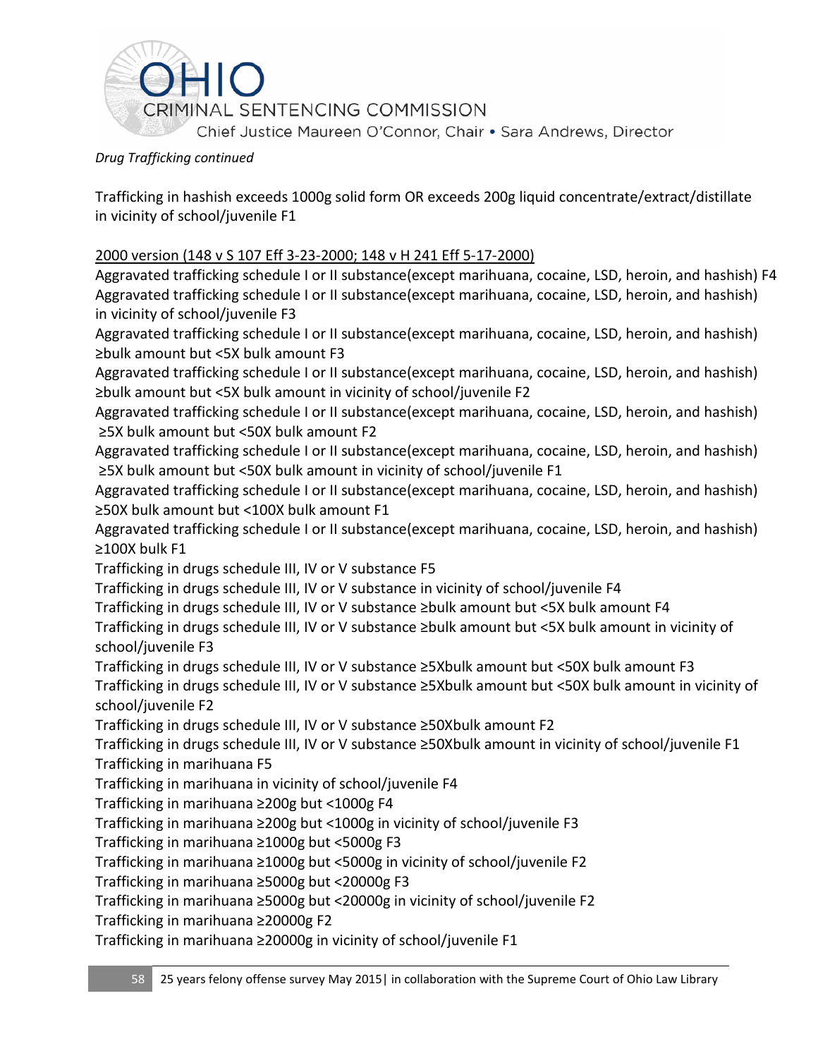*Drug Trafficking continued*

Trafficking in hashish exceeds 1000g solid form OR exceeds 200g liquid concentrate/extract/distillate in vicinity of school/juvenile F1

2000 version (148 v S 107 Eff 3-23-2000; 148 v H 241 Eff 5-17-2000)

Aggravated trafficking schedule I or II substance(except marihuana, cocaine, LSD, heroin, and hashish) F4
Aggravated trafficking schedule I or II substance(except marihuana, cocaine, LSD, heroin, and hashish) in vicinity of school/juvenile F3
Aggravated trafficking schedule I or II substance(except marihuana, cocaine, LSD, heroin, and hashish) ≥bulk amount but <5X bulk amount F3
Aggravated trafficking schedule I or II substance(except marihuana, cocaine, LSD, heroin, and hashish) ≥bulk amount but <5X bulk amount in vicinity of school/juvenile F2
Aggravated trafficking schedule I or II substance(except marihuana, cocaine, LSD, heroin, and hashish) ≥5X bulk amount but <50X bulk amount F2
Aggravated trafficking schedule I or II substance(except marihuana, cocaine, LSD, heroin, and hashish) ≥5X bulk amount but <50X bulk amount in vicinity of school/juvenile F1
Aggravated trafficking schedule I or II substance(except marihuana, cocaine, LSD, heroin, and hashish) ≥50X bulk amount but <100X bulk amount F1
Aggravated trafficking schedule I or II substance(except marihuana, cocaine, LSD, heroin, and hashish) ≥100X bulk F1
Trafficking in drugs schedule III, IV or V substance F5
Trafficking in drugs schedule III, IV or V substance in vicinity of school/juvenile F4
Trafficking in drugs schedule III, IV or V substance ≥bulk amount but <5X bulk amount F4
Trafficking in drugs schedule III, IV or V substance ≥bulk amount but <5X bulk amount in vicinity of school/juvenile F3
Trafficking in drugs schedule III, IV or V substance ≥5Xbulk amount but <50X bulk amount F3
Trafficking in drugs schedule III, IV or V substance ≥5Xbulk amount but <50X bulk amount in vicinity of school/juvenile F2
Trafficking in drugs schedule III, IV or V substance ≥50Xbulk amount F2
Trafficking in drugs schedule III, IV or V substance ≥50Xbulk amount in vicinity of school/juvenile F1
Trafficking in marihuana F5
Trafficking in marihuana in vicinity of school/juvenile F4
Trafficking in marihuana ≥200g but <1000g F4
Trafficking in marihuana ≥200g but <1000g in vicinity of school/juvenile F3
Trafficking in marihuana ≥1000g but <5000g F3
Trafficking in marihuana ≥1000g but <5000g in vicinity of school/juvenile F2
Trafficking in marihuana ≥5000g but <20000g F3
Trafficking in marihuana ≥5000g but <20000g in vicinity of school/juvenile F2
Trafficking in marihuana ≥20000g F2
Trafficking in marihuana ≥20000g in vicinity of school/juvenile F1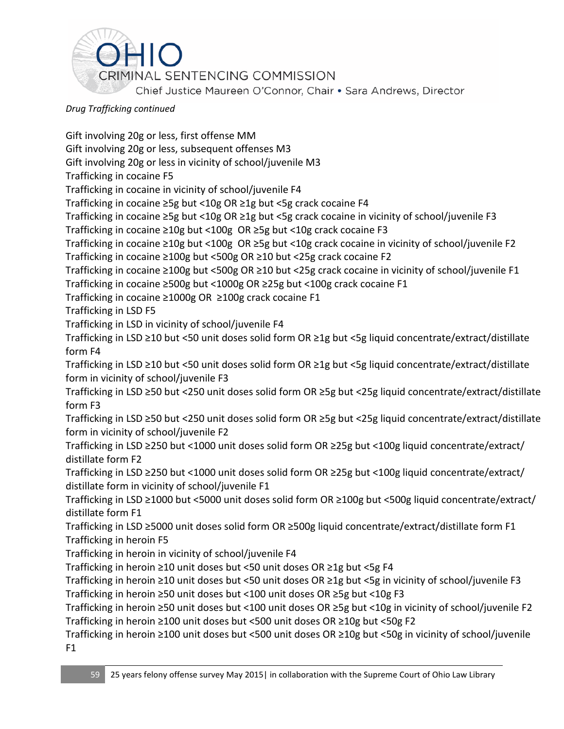*Drug Trafficking continued*

Gift involving 20g or less, first offense MM
Gift involving 20g or less, subsequent offenses M3
Gift involving 20g or less in vicinity of school/juvenile M3
Trafficking in cocaine F5
Trafficking in cocaine in vicinity of school/juvenile F4
Trafficking in cocaine ≥5g but <10g OR ≥1g but <5g crack cocaine F4
Trafficking in cocaine ≥5g but <10g OR ≥1g but <5g crack cocaine in vicinity of school/juvenile F3
Trafficking in cocaine ≥10g but <100g OR ≥5g but <10g crack cocaine F3
Trafficking in cocaine ≥10g but <100g OR ≥5g but <10g crack cocaine in vicinity of school/juvenile F2
Trafficking in cocaine ≥100g but <500g OR ≥10 but <25g crack cocaine F2
Trafficking in cocaine ≥100g but <500g OR ≥10 but <25g crack cocaine in vicinity of school/juvenile F1
Trafficking in cocaine ≥500g but <1000g OR ≥25g but <100g crack cocaine F1
Trafficking in cocaine ≥1000g OR ≥100g crack cocaine F1
Trafficking in LSD F5
Trafficking in LSD in vicinity of school/juvenile F4
Trafficking in LSD ≥10 but <50 unit doses solid form OR ≥1g but <5g liquid concentrate/extract/distillate form F4
Trafficking in LSD ≥10 but <50 unit doses solid form OR ≥1g but <5g liquid concentrate/extract/distillate form in vicinity of school/juvenile F3
Trafficking in LSD ≥50 but <250 unit doses solid form OR ≥5g but <25g liquid concentrate/extract/distillate form F3
Trafficking in LSD ≥50 but <250 unit doses solid form OR ≥5g but <25g liquid concentrate/extract/distillate form in vicinity of school/juvenile F2
Trafficking in LSD ≥250 but <1000 unit doses solid form OR ≥25g but <100g liquid concentrate/extract/distillate form F2
Trafficking in LSD ≥250 but <1000 unit doses solid form OR ≥25g but <100g liquid concentrate/extract/distillate form in vicinity of school/juvenile F1
Trafficking in LSD ≥1000 but <5000 unit doses solid form OR ≥100g but <500g liquid concentrate/extract/distillate form F1
Trafficking in LSD ≥5000 unit doses solid form OR ≥500g liquid concentrate/extract/distillate form F1
Trafficking in heroin F5
Trafficking in heroin in vicinity of school/juvenile F4
Trafficking in heroin ≥10 unit doses but <50 unit doses OR ≥1g but <5g F4
Trafficking in heroin ≥10 unit doses but <50 unit doses OR ≥1g but <5g in vicinity of school/juvenile F3
Trafficking in heroin ≥50 unit doses but <100 unit doses OR ≥5g but <10g F3
Trafficking in heroin ≥50 unit doses but <100 unit doses OR ≥5g but <10g in vicinity of school/juvenile F2
Trafficking in heroin ≥100 unit doses but <500 unit doses OR ≥10g but <50g F2
Trafficking in heroin ≥100 unit doses but <500 unit doses OR ≥10g but <50g in vicinity of school/juvenile F1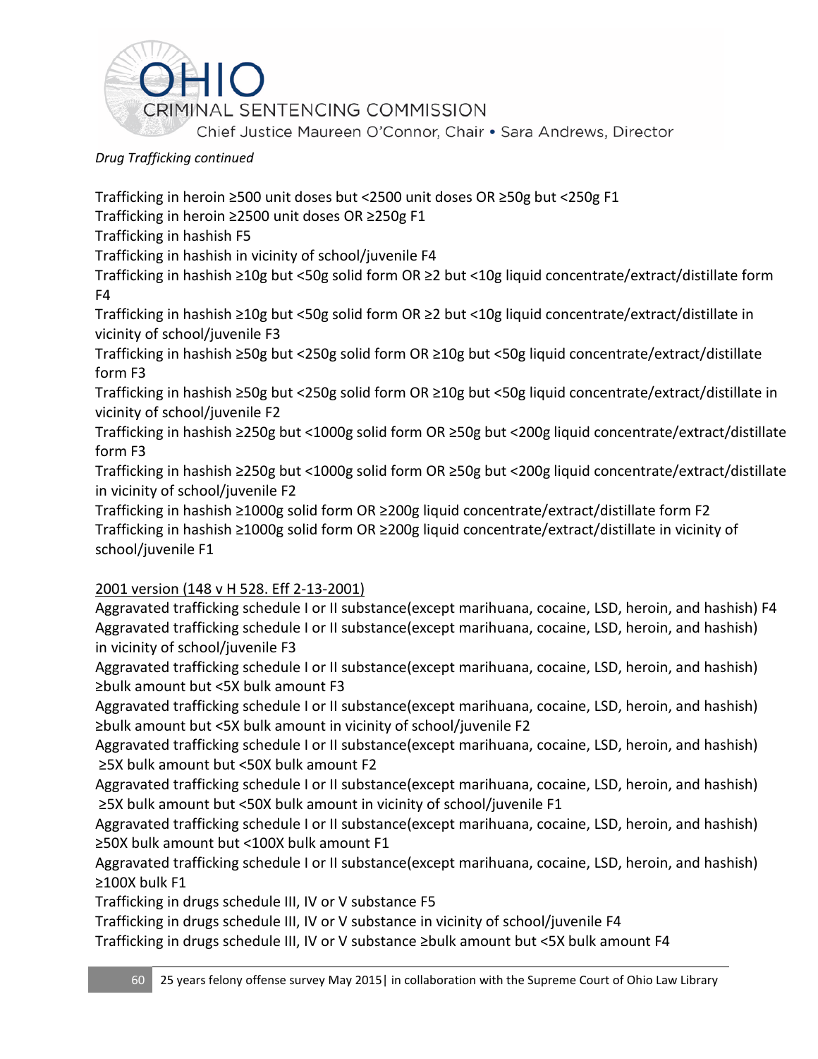*Drug Trafficking continued*

Trafficking in heroin ≥500 unit doses but <2500 unit doses OR ≥50g but <250g F1
Trafficking in heroin ≥2500 unit doses OR ≥250g F1
Trafficking in hashish F5
Trafficking in hashish in vicinity of school/juvenile F4
Trafficking in hashish ≥10g but <50g solid form OR ≥2 but <10g liquid concentrate/extract/distillate form F4
Trafficking in hashish ≥10g but <50g solid form OR ≥2 but <10g liquid concentrate/extract/distillate in vicinity of school/juvenile F3
Trafficking in hashish ≥50g but <250g solid form OR ≥10g but <50g liquid concentrate/extract/distillate form F3
Trafficking in hashish ≥50g but <250g solid form OR ≥10g but <50g liquid concentrate/extract/distillate in vicinity of school/juvenile F2
Trafficking in hashish ≥250g but <1000g solid form OR ≥50g but <200g liquid concentrate/extract/distillate form F3
Trafficking in hashish ≥250g but <1000g solid form OR ≥50g but <200g liquid concentrate/extract/distillate in vicinity of school/juvenile F2
Trafficking in hashish ≥1000g solid form OR ≥200g liquid concentrate/extract/distillate form F2
Trafficking in hashish ≥1000g solid form OR ≥200g liquid concentrate/extract/distillate in vicinity of school/juvenile F1

<u>2001 version (148 v H 528. Eff 2-13-2001)</u>

Aggravated trafficking schedule I or II substance(except marihuana, cocaine, LSD, heroin, and hashish) F4
Aggravated trafficking schedule I or II substance(except marihuana, cocaine, LSD, heroin, and hashish) in vicinity of school/juvenile F3
Aggravated trafficking schedule I or II substance(except marihuana, cocaine, LSD, heroin, and hashish) ≥bulk amount but <5X bulk amount F3
Aggravated trafficking schedule I or II substance(except marihuana, cocaine, LSD, heroin, and hashish) ≥bulk amount but <5X bulk amount in vicinity of school/juvenile F2
Aggravated trafficking schedule I or II substance(except marihuana, cocaine, LSD, heroin, and hashish) ≥5X bulk amount but <50X bulk amount F2
Aggravated trafficking schedule I or II substance(except marihuana, cocaine, LSD, heroin, and hashish) ≥5X bulk amount but <50X bulk amount in vicinity of school/juvenile F1
Aggravated trafficking schedule I or II substance(except marihuana, cocaine, LSD, heroin, and hashish) ≥50X bulk amount but <100X bulk amount F1
Aggravated trafficking schedule I or II substance(except marihuana, cocaine, LSD, heroin, and hashish) ≥100X bulk F1
Trafficking in drugs schedule III, IV or V substance F5
Trafficking in drugs schedule III, IV or V substance in vicinity of school/juvenile F4
Trafficking in drugs schedule III, IV or V substance ≥bulk amount but <5X bulk amount F4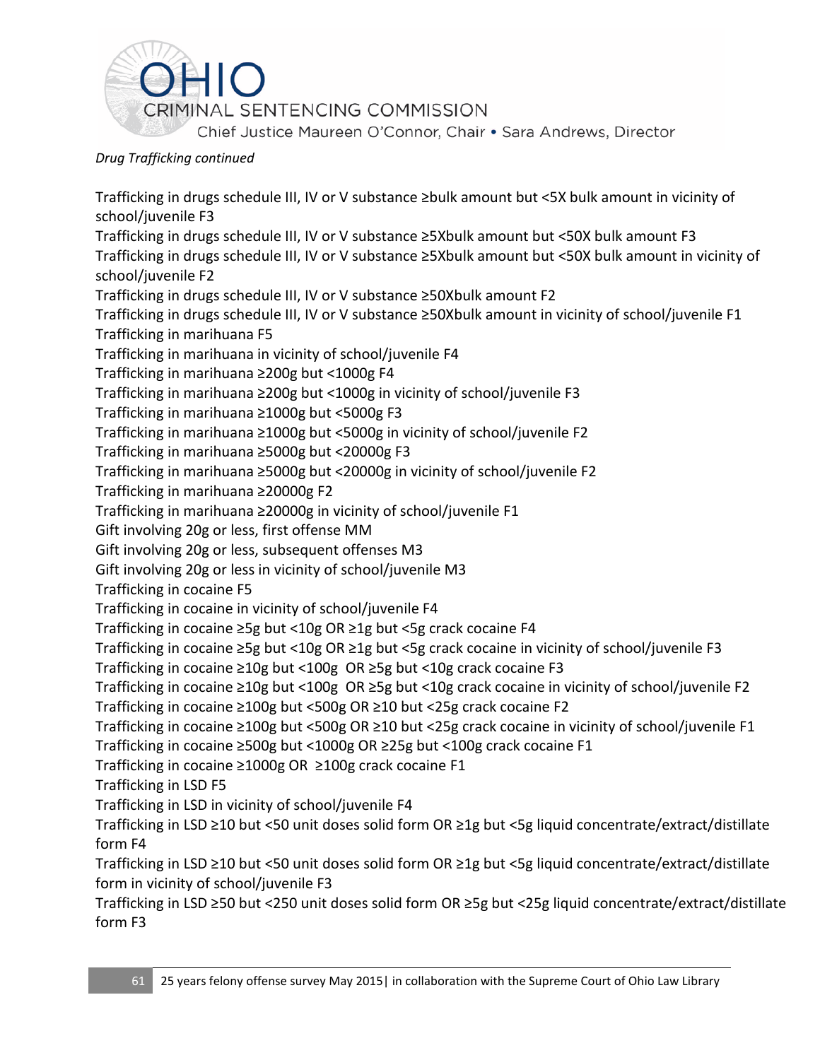*Drug Trafficking continued*

Trafficking in drugs schedule III, IV or V substance ≥bulk amount but <5X bulk amount in vicinity of school/juvenile F3
Trafficking in drugs schedule III, IV or V substance ≥5Xbulk amount but <50X bulk amount F3
Trafficking in drugs schedule III, IV or V substance ≥5Xbulk amount but <50X bulk amount in vicinity of school/juvenile F2
Trafficking in drugs schedule III, IV or V substance ≥50Xbulk amount F2
Trafficking in drugs schedule III, IV or V substance ≥50Xbulk amount in vicinity of school/juvenile F1
Trafficking in marihuana F5
Trafficking in marihuana in vicinity of school/juvenile F4
Trafficking in marihuana ≥200g but <1000g F4
Trafficking in marihuana ≥200g but <1000g in vicinity of school/juvenile F3
Trafficking in marihuana ≥1000g but <5000g F3
Trafficking in marihuana ≥1000g but <5000g in vicinity of school/juvenile F2
Trafficking in marihuana ≥5000g but <20000g F3
Trafficking in marihuana ≥5000g but <20000g in vicinity of school/juvenile F2
Trafficking in marihuana ≥20000g F2
Trafficking in marihuana ≥20000g in vicinity of school/juvenile F1
Gift involving 20g or less, first offense MM
Gift involving 20g or less, subsequent offenses M3
Gift involving 20g or less in vicinity of school/juvenile M3
Trafficking in cocaine F5
Trafficking in cocaine in vicinity of school/juvenile F4
Trafficking in cocaine ≥5g but <10g OR ≥1g but <5g crack cocaine F4
Trafficking in cocaine ≥5g but <10g OR ≥1g but <5g crack cocaine in vicinity of school/juvenile F3
Trafficking in cocaine ≥10g but <100g OR ≥5g but <10g crack cocaine F3
Trafficking in cocaine ≥10g but <100g OR ≥5g but <10g crack cocaine in vicinity of school/juvenile F2
Trafficking in cocaine ≥100g but <500g OR ≥10 but <25g crack cocaine F2
Trafficking in cocaine ≥100g but <500g OR ≥10 but <25g crack cocaine in vicinity of school/juvenile F1
Trafficking in cocaine ≥500g but <1000g OR ≥25g but <100g crack cocaine F1
Trafficking in cocaine ≥1000g OR ≥100g crack cocaine F1
Trafficking in LSD F5
Trafficking in LSD in vicinity of school/juvenile F4
Trafficking in LSD ≥10 but <50 unit doses solid form OR ≥1g but <5g liquid concentrate/extract/distillate form F4
Trafficking in LSD ≥10 but <50 unit doses solid form OR ≥1g but <5g liquid concentrate/extract/distillate form in vicinity of school/juvenile F3
Trafficking in LSD ≥50 but <250 unit doses solid form OR ≥5g but <25g liquid concentrate/extract/distillate form F3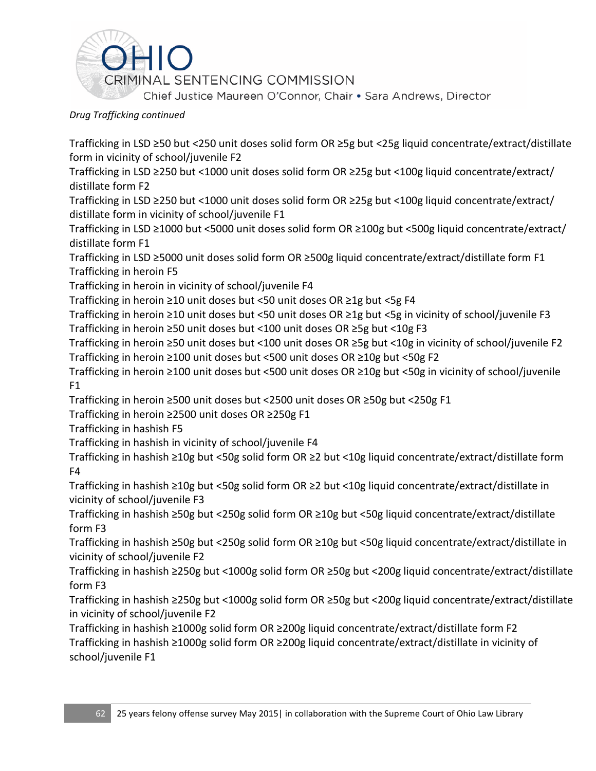*Drug Trafficking continued*

Trafficking in LSD ≥50 but <250 unit doses solid form OR ≥5g but <25g liquid concentrate/extract/distillate form in vicinity of school/juvenile F2
Trafficking in LSD ≥250 but <1000 unit doses solid form OR ≥25g but <100g liquid concentrate/extract/distillate form F2
Trafficking in LSD ≥250 but <1000 unit doses solid form OR ≥25g but <100g liquid concentrate/extract/distillate form in vicinity of school/juvenile F1
Trafficking in LSD ≥1000 but <5000 unit doses solid form OR ≥100g but <500g liquid concentrate/extract/distillate form F1
Trafficking in LSD ≥5000 unit doses solid form OR ≥500g liquid concentrate/extract/distillate form F1
Trafficking in heroin F5
Trafficking in heroin in vicinity of school/juvenile F4
Trafficking in heroin ≥10 unit doses but <50 unit doses OR ≥1g but <5g F4
Trafficking in heroin ≥10 unit doses but <50 unit doses OR ≥1g but <5g in vicinity of school/juvenile F3
Trafficking in heroin ≥50 unit doses but <100 unit doses OR ≥5g but <10g F3
Trafficking in heroin ≥50 unit doses but <100 unit doses OR ≥5g but <10g in vicinity of school/juvenile F2
Trafficking in heroin ≥100 unit doses but <500 unit doses OR ≥10g but <50g F2
Trafficking in heroin ≥100 unit doses but <500 unit doses OR ≥10g but <50g in vicinity of school/juvenile F1
Trafficking in heroin ≥500 unit doses but <2500 unit doses OR ≥50g but <250g F1
Trafficking in heroin ≥2500 unit doses OR ≥250g F1
Trafficking in hashish F5
Trafficking in hashish in vicinity of school/juvenile F4
Trafficking in hashish ≥10g but <50g solid form OR ≥2 but <10g liquid concentrate/extract/distillate form F4
Trafficking in hashish ≥10g but <50g solid form OR ≥2 but <10g liquid concentrate/extract/distillate in vicinity of school/juvenile F3
Trafficking in hashish ≥50g but <250g solid form OR ≥10g but <50g liquid concentrate/extract/distillate form F3
Trafficking in hashish ≥50g but <250g solid form OR ≥10g but <50g liquid concentrate/extract/distillate in vicinity of school/juvenile F2
Trafficking in hashish ≥250g but <1000g solid form OR ≥50g but <200g liquid concentrate/extract/distillate form F3
Trafficking in hashish ≥250g but <1000g solid form OR ≥50g but <200g liquid concentrate/extract/distillate in vicinity of school/juvenile F2
Trafficking in hashish ≥1000g solid form OR ≥200g liquid concentrate/extract/distillate form F2
Trafficking in hashish ≥1000g solid form OR ≥200g liquid concentrate/extract/distillate in vicinity of school/juvenile F1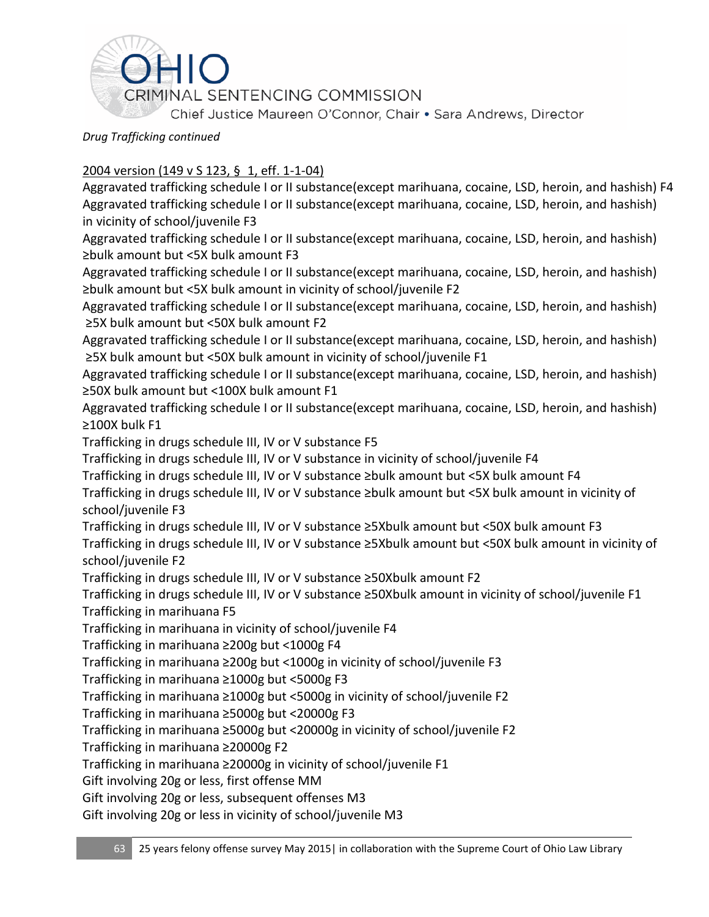*Drug Trafficking continued*

2004 version (149 v S 123, § 1, eff. 1-1-04)

Aggravated trafficking schedule I or II substance(except marihuana, cocaine, LSD, heroin, and hashish) F4
Aggravated trafficking schedule I or II substance(except marihuana, cocaine, LSD, heroin, and hashish) in vicinity of school/juvenile F3
Aggravated trafficking schedule I or II substance(except marihuana, cocaine, LSD, heroin, and hashish) ≥bulk amount but <5X bulk amount F3
Aggravated trafficking schedule I or II substance(except marihuana, cocaine, LSD, heroin, and hashish) ≥bulk amount but <5X bulk amount in vicinity of school/juvenile F2
Aggravated trafficking schedule I or II substance(except marihuana, cocaine, LSD, heroin, and hashish) ≥5X bulk amount but <50X bulk amount F2
Aggravated trafficking schedule I or II substance(except marihuana, cocaine, LSD, heroin, and hashish) ≥5X bulk amount but <50X bulk amount in vicinity of school/juvenile F1
Aggravated trafficking schedule I or II substance(except marihuana, cocaine, LSD, heroin, and hashish) ≥50X bulk amount but <100X bulk amount F1
Aggravated trafficking schedule I or II substance(except marihuana, cocaine, LSD, heroin, and hashish) ≥100X bulk F1
Trafficking in drugs schedule III, IV or V substance F5
Trafficking in drugs schedule III, IV or V substance in vicinity of school/juvenile F4
Trafficking in drugs schedule III, IV or V substance ≥bulk amount but <5X bulk amount F4
Trafficking in drugs schedule III, IV or V substance ≥bulk amount but <5X bulk amount in vicinity of school/juvenile F3
Trafficking in drugs schedule III, IV or V substance ≥5Xbulk amount but <50X bulk amount F3
Trafficking in drugs schedule III, IV or V substance ≥5Xbulk amount but <50X bulk amount in vicinity of school/juvenile F2
Trafficking in drugs schedule III, IV or V substance ≥50Xbulk amount F2
Trafficking in drugs schedule III, IV or V substance ≥50Xbulk amount in vicinity of school/juvenile F1
Trafficking in marihuana F5
Trafficking in marihuana in vicinity of school/juvenile F4
Trafficking in marihuana ≥200g but <1000g F4
Trafficking in marihuana ≥200g but <1000g in vicinity of school/juvenile F3
Trafficking in marihuana ≥1000g but <5000g F3
Trafficking in marihuana ≥1000g but <5000g in vicinity of school/juvenile F2
Trafficking in marihuana ≥5000g but <20000g F3
Trafficking in marihuana ≥5000g but <20000g in vicinity of school/juvenile F2
Trafficking in marihuana ≥20000g F2
Trafficking in marihuana ≥20000g in vicinity of school/juvenile F1
Gift involving 20g or less, first offense MM
Gift involving 20g or less, subsequent offenses M3
Gift involving 20g or less in vicinity of school/juvenile M3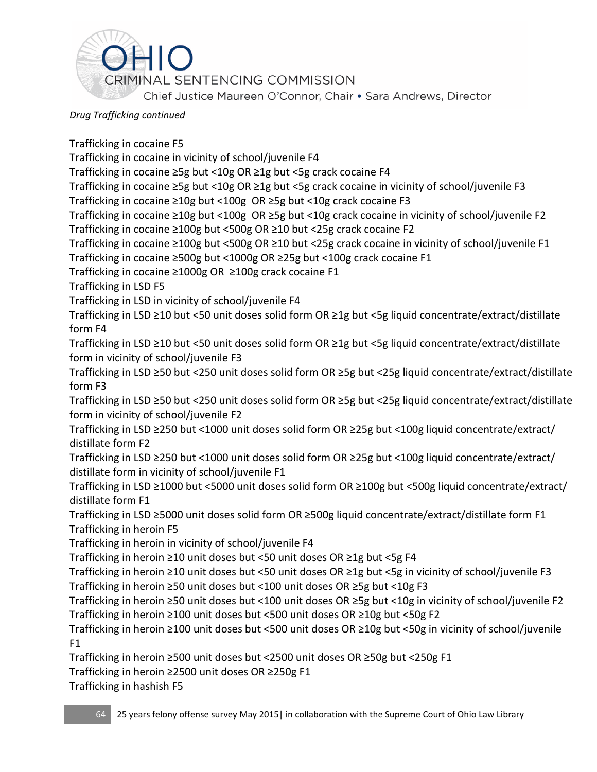*Drug Trafficking continued*

Trafficking in cocaine F5
Trafficking in cocaine in vicinity of school/juvenile F4
Trafficking in cocaine ≥5g but <10g OR ≥1g but <5g crack cocaine F4
Trafficking in cocaine ≥5g but <10g OR ≥1g but <5g crack cocaine in vicinity of school/juvenile F3
Trafficking in cocaine ≥10g but <100g OR ≥5g but <10g crack cocaine F3
Trafficking in cocaine ≥10g but <100g OR ≥5g but <10g crack cocaine in vicinity of school/juvenile F2
Trafficking in cocaine ≥100g but <500g OR ≥10 but <25g crack cocaine F2
Trafficking in cocaine ≥100g but <500g OR ≥10 but <25g crack cocaine in vicinity of school/juvenile F1
Trafficking in cocaine ≥500g but <1000g OR ≥25g but <100g crack cocaine F1
Trafficking in cocaine ≥1000g OR ≥100g crack cocaine F1
Trafficking in LSD F5
Trafficking in LSD in vicinity of school/juvenile F4
Trafficking in LSD ≥10 but <50 unit doses solid form OR ≥1g but <5g liquid concentrate/extract/distillate form F4
Trafficking in LSD ≥10 but <50 unit doses solid form OR ≥1g but <5g liquid concentrate/extract/distillate form in vicinity of school/juvenile F3
Trafficking in LSD ≥50 but <250 unit doses solid form OR ≥5g but <25g liquid concentrate/extract/distillate form F3
Trafficking in LSD ≥50 but <250 unit doses solid form OR ≥5g but <25g liquid concentrate/extract/distillate form in vicinity of school/juvenile F2
Trafficking in LSD ≥250 but <1000 unit doses solid form OR ≥25g but <100g liquid concentrate/extract/distillate form F2
Trafficking in LSD ≥250 but <1000 unit doses solid form OR ≥25g but <100g liquid concentrate/extract/distillate form in vicinity of school/juvenile F1
Trafficking in LSD ≥1000 but <5000 unit doses solid form OR ≥100g but <500g liquid concentrate/extract/distillate form F1
Trafficking in LSD ≥5000 unit doses solid form OR ≥500g liquid concentrate/extract/distillate form F1
Trafficking in heroin F5
Trafficking in heroin in vicinity of school/juvenile F4
Trafficking in heroin ≥10 unit doses but <50 unit doses OR ≥1g but <5g F4
Trafficking in heroin ≥10 unit doses but <50 unit doses OR ≥1g but <5g in vicinity of school/juvenile F3
Trafficking in heroin ≥50 unit doses but <100 unit doses OR ≥5g but <10g F3
Trafficking in heroin ≥50 unit doses but <100 unit doses OR ≥5g but <10g in vicinity of school/juvenile F2
Trafficking in heroin ≥100 unit doses but <500 unit doses OR ≥10g but <50g F2
Trafficking in heroin ≥100 unit doses but <500 unit doses OR ≥10g but <50g in vicinity of school/juvenile F1
Trafficking in heroin ≥500 unit doses but <2500 unit doses OR ≥50g but <250g F1
Trafficking in heroin ≥2500 unit doses OR ≥250g F1
Trafficking in hashish F5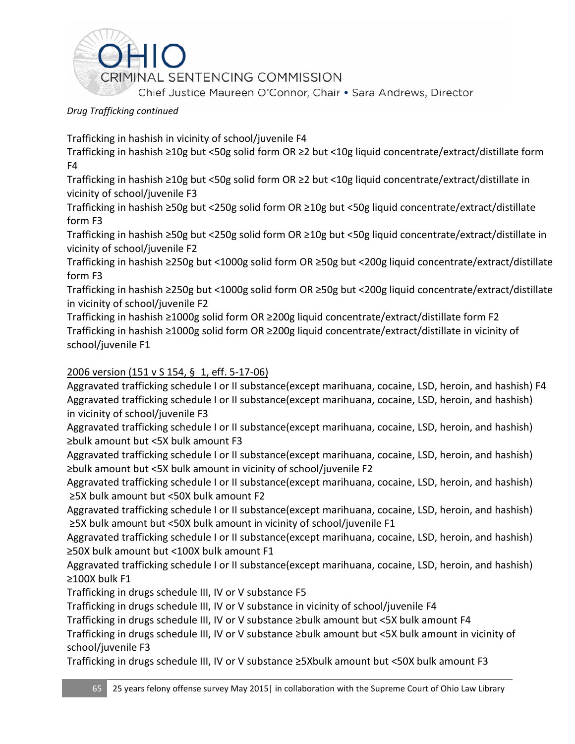*Drug Trafficking continued*

Trafficking in hashish in vicinity of school/juvenile F4

Trafficking in hashish ≥10g but <50g solid form OR ≥2 but <10g liquid concentrate/extract/distillate form F4

Trafficking in hashish ≥10g but <50g solid form OR ≥2 but <10g liquid concentrate/extract/distillate in vicinity of school/juvenile F3

Trafficking in hashish ≥50g but <250g solid form OR ≥10g but <50g liquid concentrate/extract/distillate form F3

Trafficking in hashish ≥50g but <250g solid form OR ≥10g but <50g liquid concentrate/extract/distillate in vicinity of school/juvenile F2

Trafficking in hashish ≥250g but <1000g solid form OR ≥50g but <200g liquid concentrate/extract/distillate form F3

Trafficking in hashish ≥250g but <1000g solid form OR ≥50g but <200g liquid concentrate/extract/distillate in vicinity of school/juvenile F2

Trafficking in hashish ≥1000g solid form OR ≥200g liquid concentrate/extract/distillate form F2

Trafficking in hashish ≥1000g solid form OR ≥200g liquid concentrate/extract/distillate in vicinity of school/juvenile F1

2006 version (151 v S 154, § 1, eff. 5-17-06)

Aggravated trafficking schedule I or II substance(except marihuana, cocaine, LSD, heroin, and hashish) F4

Aggravated trafficking schedule I or II substance(except marihuana, cocaine, LSD, heroin, and hashish) in vicinity of school/juvenile F3

Aggravated trafficking schedule I or II substance(except marihuana, cocaine, LSD, heroin, and hashish) ≥bulk amount but <5X bulk amount F3

Aggravated trafficking schedule I or II substance(except marihuana, cocaine, LSD, heroin, and hashish) ≥bulk amount but <5X bulk amount in vicinity of school/juvenile F2

Aggravated trafficking schedule I or II substance(except marihuana, cocaine, LSD, heroin, and hashish) ≥5X bulk amount but <50X bulk amount F2

Aggravated trafficking schedule I or II substance(except marihuana, cocaine, LSD, heroin, and hashish) ≥5X bulk amount but <50X bulk amount in vicinity of school/juvenile F1

Aggravated trafficking schedule I or II substance(except marihuana, cocaine, LSD, heroin, and hashish) ≥50X bulk amount but <100X bulk amount F1

Aggravated trafficking schedule I or II substance(except marihuana, cocaine, LSD, heroin, and hashish) ≥100X bulk F1

Trafficking in drugs schedule III, IV or V substance F5

Trafficking in drugs schedule III, IV or V substance in vicinity of school/juvenile F4

Trafficking in drugs schedule III, IV or V substance ≥bulk amount but <5X bulk amount F4

Trafficking in drugs schedule III, IV or V substance ≥bulk amount but <5X bulk amount in vicinity of school/juvenile F3

Trafficking in drugs schedule III, IV or V substance ≥5Xbulk amount but <50X bulk amount F3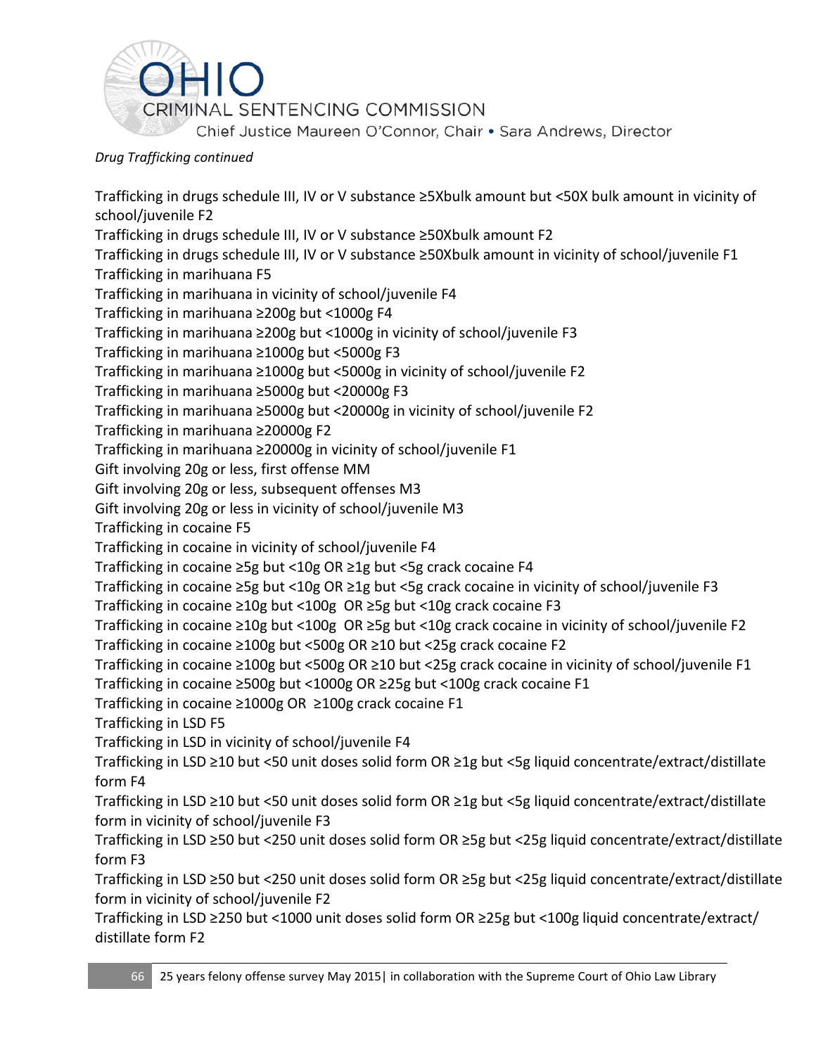*Drug Trafficking continued*

Trafficking in drugs schedule III, IV or V substance ≥5Xbulk amount but <50X bulk amount in vicinity of school/juvenile F2

Trafficking in drugs schedule III, IV or V substance ≥50Xbulk amount F2

Trafficking in drugs schedule III, IV or V substance ≥50Xbulk amount in vicinity of school/juvenile F1

Trafficking in marihuana F5

Trafficking in marihuana in vicinity of school/juvenile F4

Trafficking in marihuana ≥200g but <1000g F4

Trafficking in marihuana ≥200g but <1000g in vicinity of school/juvenile F3

Trafficking in marihuana ≥1000g but <5000g F3

Trafficking in marihuana ≥1000g but <5000g in vicinity of school/juvenile F2

Trafficking in marihuana ≥5000g but <20000g F3

Trafficking in marihuana ≥5000g but <20000g in vicinity of school/juvenile F2

Trafficking in marihuana ≥20000g F2

Trafficking in marihuana ≥20000g in vicinity of school/juvenile F1

Gift involving 20g or less, first offense MM

Gift involving 20g or less, subsequent offenses M3

Gift involving 20g or less in vicinity of school/juvenile M3

Trafficking in cocaine F5

Trafficking in cocaine in vicinity of school/juvenile F4

Trafficking in cocaine ≥5g but <10g OR ≥1g but <5g crack cocaine F4

Trafficking in cocaine ≥5g but <10g OR ≥1g but <5g crack cocaine in vicinity of school/juvenile F3

Trafficking in cocaine ≥10g but <100g OR ≥5g but <10g crack cocaine F3

Trafficking in cocaine ≥10g but <100g OR ≥5g but <10g crack cocaine in vicinity of school/juvenile F2

Trafficking in cocaine ≥100g but <500g OR ≥10 but <25g crack cocaine F2

Trafficking in cocaine ≥100g but <500g OR ≥10 but <25g crack cocaine in vicinity of school/juvenile F1

Trafficking in cocaine ≥500g but <1000g OR ≥25g but <100g crack cocaine F1

Trafficking in cocaine ≥1000g OR ≥100g crack cocaine F1

Trafficking in LSD F5

Trafficking in LSD in vicinity of school/juvenile F4

Trafficking in LSD ≥10 but <50 unit doses solid form OR ≥1g but <5g liquid concentrate/extract/distillate form F4

Trafficking in LSD ≥10 but <50 unit doses solid form OR ≥1g but <5g liquid concentrate/extract/distillate form in vicinity of school/juvenile F3

Trafficking in LSD ≥50 but <250 unit doses solid form OR ≥5g but <25g liquid concentrate/extract/distillate form F3

Trafficking in LSD ≥50 but <250 unit doses solid form OR ≥5g but <25g liquid concentrate/extract/distillate form in vicinity of school/juvenile F2

Trafficking in LSD ≥250 but <1000 unit doses solid form OR ≥25g but <100g liquid concentrate/extract/distillate form F2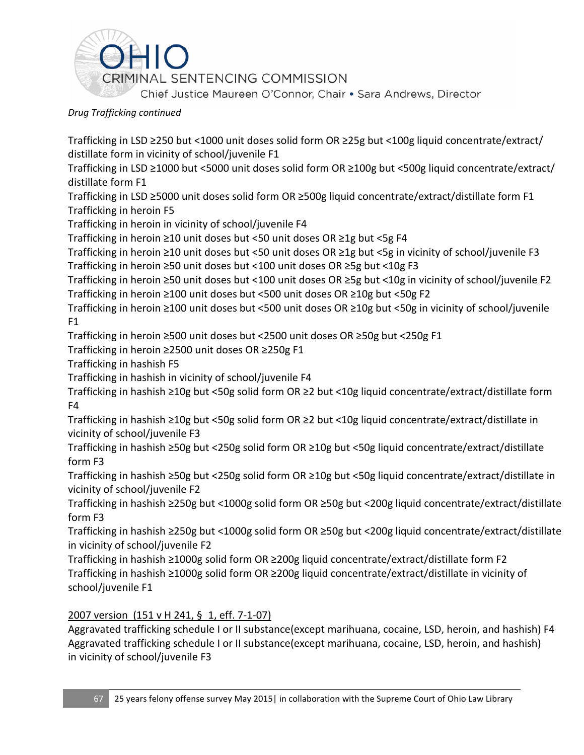*Drug Trafficking continued*

Trafficking in LSD ≥250 but <1000 unit doses solid form OR ≥25g but <100g liquid concentrate/extract/ distillate form in vicinity of school/juvenile F1
Trafficking in LSD ≥1000 but <5000 unit doses solid form OR ≥100g but <500g liquid concentrate/extract/ distillate form F1
Trafficking in LSD ≥5000 unit doses solid form OR ≥500g liquid concentrate/extract/distillate form F1
Trafficking in heroin F5
Trafficking in heroin in vicinity of school/juvenile F4
Trafficking in heroin ≥10 unit doses but <50 unit doses OR ≥1g but <5g F4
Trafficking in heroin ≥10 unit doses but <50 unit doses OR ≥1g but <5g in vicinity of school/juvenile F3
Trafficking in heroin ≥50 unit doses but <100 unit doses OR ≥5g but <10g F3
Trafficking in heroin ≥50 unit doses but <100 unit doses OR ≥5g but <10g in vicinity of school/juvenile F2
Trafficking in heroin ≥100 unit doses but <500 unit doses OR ≥10g but <50g F2
Trafficking in heroin ≥100 unit doses but <500 unit doses OR ≥10g but <50g in vicinity of school/juvenile F1
Trafficking in heroin ≥500 unit doses but <2500 unit doses OR ≥50g but <250g F1
Trafficking in heroin ≥2500 unit doses OR ≥250g F1
Trafficking in hashish F5
Trafficking in hashish in vicinity of school/juvenile F4
Trafficking in hashish ≥10g but <50g solid form OR ≥2 but <10g liquid concentrate/extract/distillate form F4
Trafficking in hashish ≥10g but <50g solid form OR ≥2 but <10g liquid concentrate/extract/distillate in vicinity of school/juvenile F3
Trafficking in hashish ≥50g but <250g solid form OR ≥10g but <50g liquid concentrate/extract/distillate form F3
Trafficking in hashish ≥50g but <250g solid form OR ≥10g but <50g liquid concentrate/extract/distillate in vicinity of school/juvenile F2
Trafficking in hashish ≥250g but <1000g solid form OR ≥50g but <200g liquid concentrate/extract/distillate form F3
Trafficking in hashish ≥250g but <1000g solid form OR ≥50g but <200g liquid concentrate/extract/distillate in vicinity of school/juvenile F2
Trafficking in hashish ≥1000g solid form OR ≥200g liquid concentrate/extract/distillate form F2
Trafficking in hashish ≥1000g solid form OR ≥200g liquid concentrate/extract/distillate in vicinity of school/juvenile F1

2007 version (151 v H 241, § 1, eff. 7-1-07)

Aggravated trafficking schedule I or II substance(except marihuana, cocaine, LSD, heroin, and hashish) F4
Aggravated trafficking schedule I or II substance(except marihuana, cocaine, LSD, heroin, and hashish) in vicinity of school/juvenile F3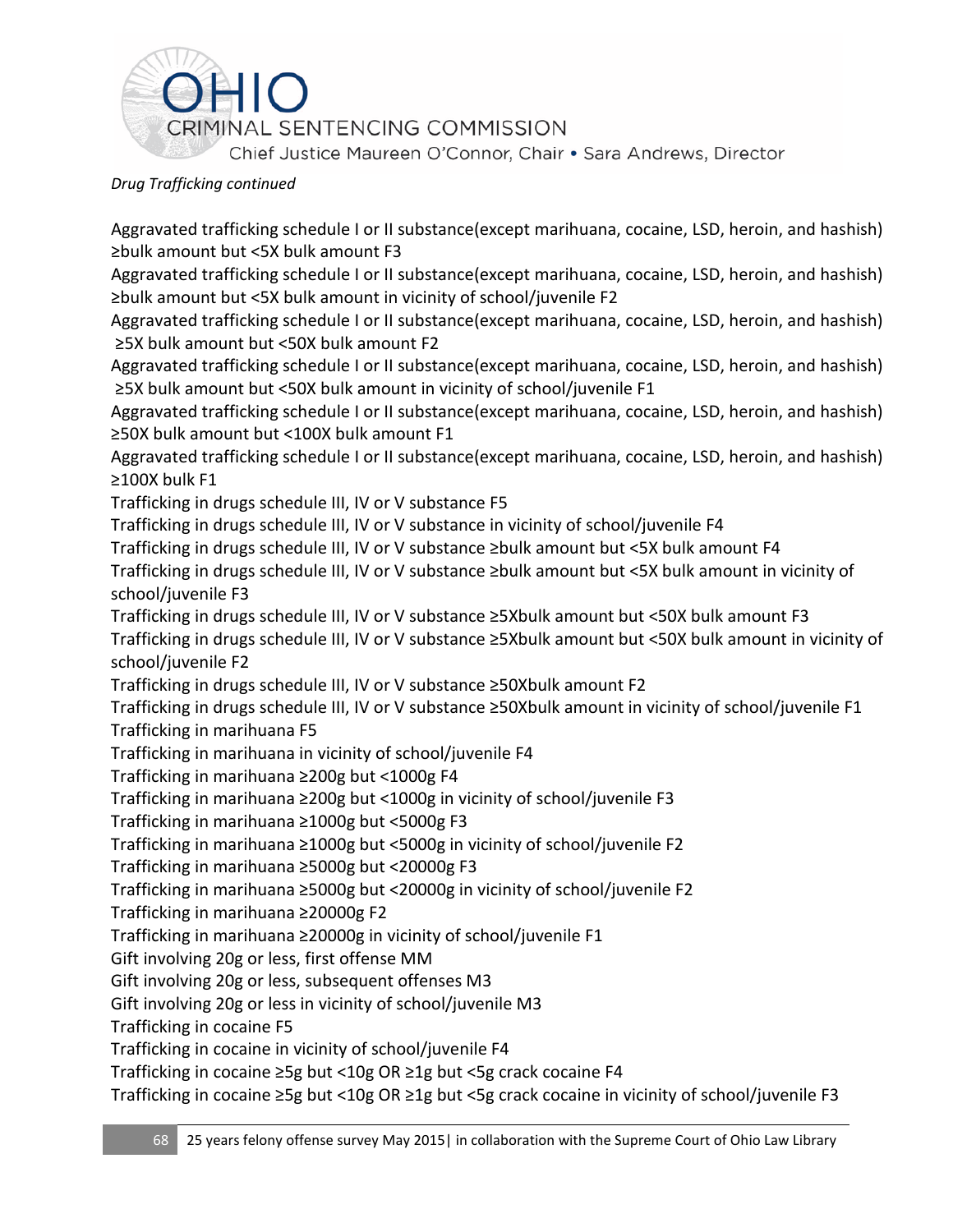*Drug Trafficking continued*

Aggravated trafficking schedule I or II substance(except marihuana, cocaine, LSD, heroin, and hashish) ≥bulk amount but <5X bulk amount F3

Aggravated trafficking schedule I or II substance(except marihuana, cocaine, LSD, heroin, and hashish) ≥bulk amount but <5X bulk amount in vicinity of school/juvenile F2

Aggravated trafficking schedule I or II substance(except marihuana, cocaine, LSD, heroin, and hashish) ≥5X bulk amount but <50X bulk amount F2

Aggravated trafficking schedule I or II substance(except marihuana, cocaine, LSD, heroin, and hashish) ≥5X bulk amount but <50X bulk amount in vicinity of school/juvenile F1

Aggravated trafficking schedule I or II substance(except marihuana, cocaine, LSD, heroin, and hashish) ≥50X bulk amount but <100X bulk amount F1

Aggravated trafficking schedule I or II substance(except marihuana, cocaine, LSD, heroin, and hashish) ≥100X bulk F1

Trafficking in drugs schedule III, IV or V substance F5

Trafficking in drugs schedule III, IV or V substance in vicinity of school/juvenile F4

Trafficking in drugs schedule III, IV or V substance ≥bulk amount but <5X bulk amount F4

Trafficking in drugs schedule III, IV or V substance ≥bulk amount but <5X bulk amount in vicinity of school/juvenile F3

Trafficking in drugs schedule III, IV or V substance ≥5Xbulk amount but <50X bulk amount F3

Trafficking in drugs schedule III, IV or V substance ≥5Xbulk amount but <50X bulk amount in vicinity of school/juvenile F2

Trafficking in drugs schedule III, IV or V substance ≥50Xbulk amount F2

Trafficking in drugs schedule III, IV or V substance ≥50Xbulk amount in vicinity of school/juvenile F1

Trafficking in marihuana F5

Trafficking in marihuana in vicinity of school/juvenile F4

Trafficking in marihuana ≥200g but <1000g F4

Trafficking in marihuana ≥200g but <1000g in vicinity of school/juvenile F3

Trafficking in marihuana ≥1000g but <5000g F3

Trafficking in marihuana ≥1000g but <5000g in vicinity of school/juvenile F2

Trafficking in marihuana ≥5000g but <20000g F3

Trafficking in marihuana ≥5000g but <20000g in vicinity of school/juvenile F2

Trafficking in marihuana ≥20000g F2

Trafficking in marihuana ≥20000g in vicinity of school/juvenile F1

Gift involving 20g or less, first offense MM

Gift involving 20g or less, subsequent offenses M3

Gift involving 20g or less in vicinity of school/juvenile M3

Trafficking in cocaine F5

Trafficking in cocaine in vicinity of school/juvenile F4

Trafficking in cocaine ≥5g but <10g OR ≥1g but <5g crack cocaine F4

Trafficking in cocaine ≥5g but <10g OR ≥1g but <5g crack cocaine in vicinity of school/juvenile F3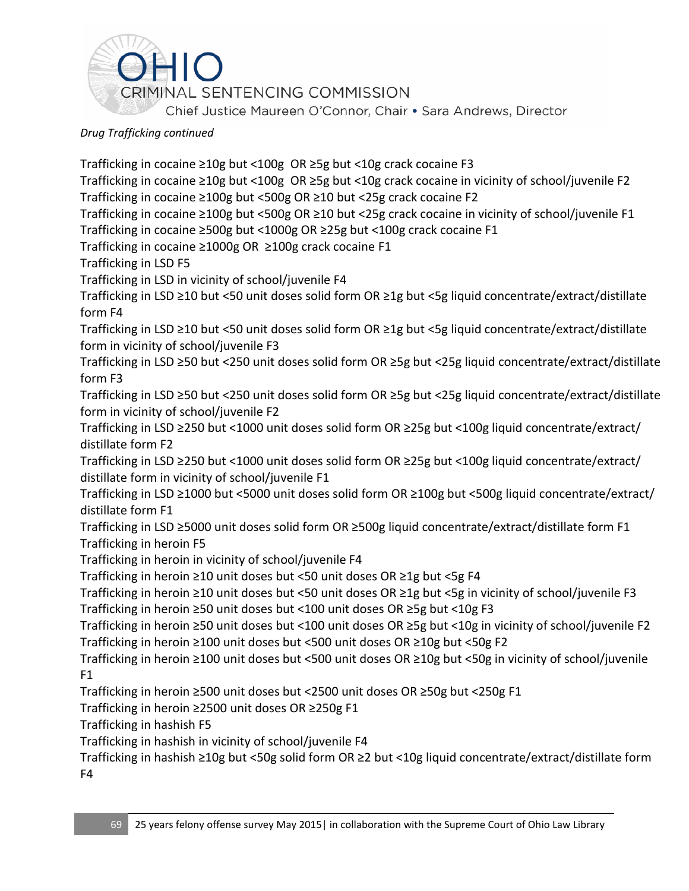*Drug Trafficking continued*

Trafficking in cocaine ≥10g but <100g OR ≥5g but <10g crack cocaine F3
Trafficking in cocaine ≥10g but <100g OR ≥5g but <10g crack cocaine in vicinity of school/juvenile F2
Trafficking in cocaine ≥100g but <500g OR ≥10 but <25g crack cocaine F2
Trafficking in cocaine ≥100g but <500g OR ≥10 but <25g crack cocaine in vicinity of school/juvenile F1
Trafficking in cocaine ≥500g but <1000g OR ≥25g but <100g crack cocaine F1
Trafficking in cocaine ≥1000g OR ≥100g crack cocaine F1
Trafficking in LSD F5
Trafficking in LSD in vicinity of school/juvenile F4
Trafficking in LSD ≥10 but <50 unit doses solid form OR ≥1g but <5g liquid concentrate/extract/distillate form F4
Trafficking in LSD ≥10 but <50 unit doses solid form OR ≥1g but <5g liquid concentrate/extract/distillate form in vicinity of school/juvenile F3
Trafficking in LSD ≥50 but <250 unit doses solid form OR ≥5g but <25g liquid concentrate/extract/distillate form F3
Trafficking in LSD ≥50 but <250 unit doses solid form OR ≥5g but <25g liquid concentrate/extract/distillate form in vicinity of school/juvenile F2
Trafficking in LSD ≥250 but <1000 unit doses solid form OR ≥25g but <100g liquid concentrate/extract/distillate form F2
Trafficking in LSD ≥250 but <1000 unit doses solid form OR ≥25g but <100g liquid concentrate/extract/distillate form in vicinity of school/juvenile F1
Trafficking in LSD ≥1000 but <5000 unit doses solid form OR ≥100g but <500g liquid concentrate/extract/distillate form F1
Trafficking in LSD ≥5000 unit doses solid form OR ≥500g liquid concentrate/extract/distillate form F1
Trafficking in heroin F5
Trafficking in heroin in vicinity of school/juvenile F4
Trafficking in heroin ≥10 unit doses but <50 unit doses OR ≥1g but <5g F4
Trafficking in heroin ≥10 unit doses but <50 unit doses OR ≥1g but <5g in vicinity of school/juvenile F3
Trafficking in heroin ≥50 unit doses but <100 unit doses OR ≥5g but <10g F3
Trafficking in heroin ≥50 unit doses but <100 unit doses OR ≥5g but <10g in vicinity of school/juvenile F2
Trafficking in heroin ≥100 unit doses but <500 unit doses OR ≥10g but <50g F2
Trafficking in heroin ≥100 unit doses but <500 unit doses OR ≥10g but <50g in vicinity of school/juvenile F1
Trafficking in heroin ≥500 unit doses but <2500 unit doses OR ≥50g but <250g F1
Trafficking in heroin ≥2500 unit doses OR ≥250g F1
Trafficking in hashish F5
Trafficking in hashish in vicinity of school/juvenile F4
Trafficking in hashish ≥10g but <50g solid form OR ≥2 but <10g liquid concentrate/extract/distillate form F4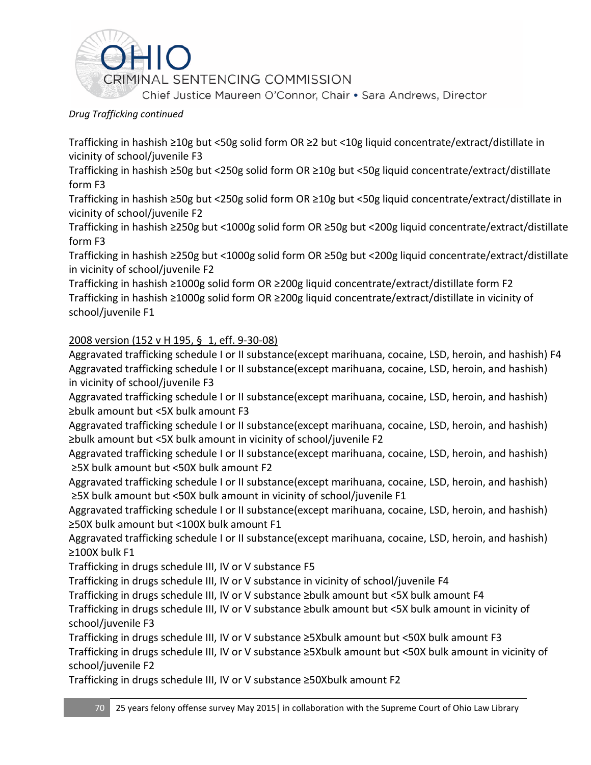*Drug Trafficking continued*

Trafficking in hashish ≥10g but <50g solid form OR ≥2 but <10g liquid concentrate/extract/distillate in vicinity of school/juvenile F3

Trafficking in hashish ≥50g but <250g solid form OR ≥10g but <50g liquid concentrate/extract/distillate form F3

Trafficking in hashish ≥50g but <250g solid form OR ≥10g but <50g liquid concentrate/extract/distillate in vicinity of school/juvenile F2

Trafficking in hashish ≥250g but <1000g solid form OR ≥50g but <200g liquid concentrate/extract/distillate form F3

Trafficking in hashish ≥250g but <1000g solid form OR ≥50g but <200g liquid concentrate/extract/distillate in vicinity of school/juvenile F2

Trafficking in hashish ≥1000g solid form OR ≥200g liquid concentrate/extract/distillate form F2

Trafficking in hashish ≥1000g solid form OR ≥200g liquid concentrate/extract/distillate in vicinity of school/juvenile F1

<u>2008 version (152 v H 195, § 1, eff. 9-30-08)</u>

Aggravated trafficking schedule I or II substance(except marihuana, cocaine, LSD, heroin, and hashish) F4

Aggravated trafficking schedule I or II substance(except marihuana, cocaine, LSD, heroin, and hashish) in vicinity of school/juvenile F3

Aggravated trafficking schedule I or II substance(except marihuana, cocaine, LSD, heroin, and hashish) ≥bulk amount but <5X bulk amount F3

Aggravated trafficking schedule I or II substance(except marihuana, cocaine, LSD, heroin, and hashish) ≥bulk amount but <5X bulk amount in vicinity of school/juvenile F2

Aggravated trafficking schedule I or II substance(except marihuana, cocaine, LSD, heroin, and hashish) ≥5X bulk amount but <50X bulk amount F2

Aggravated trafficking schedule I or II substance(except marihuana, cocaine, LSD, heroin, and hashish) ≥5X bulk amount but <50X bulk amount in vicinity of school/juvenile F1

Aggravated trafficking schedule I or II substance(except marihuana, cocaine, LSD, heroin, and hashish) ≥50X bulk amount but <100X bulk amount F1

Aggravated trafficking schedule I or II substance(except marihuana, cocaine, LSD, heroin, and hashish) ≥100X bulk F1

Trafficking in drugs schedule III, IV or V substance F5

Trafficking in drugs schedule III, IV or V substance in vicinity of school/juvenile F4

Trafficking in drugs schedule III, IV or V substance ≥bulk amount but <5X bulk amount F4

Trafficking in drugs schedule III, IV or V substance ≥bulk amount but <5X bulk amount in vicinity of school/juvenile F3

Trafficking in drugs schedule III, IV or V substance ≥5Xbulk amount but <50X bulk amount F3

Trafficking in drugs schedule III, IV or V substance ≥5Xbulk amount but <50X bulk amount in vicinity of school/juvenile F2

Trafficking in drugs schedule III, IV or V substance ≥50Xbulk amount F2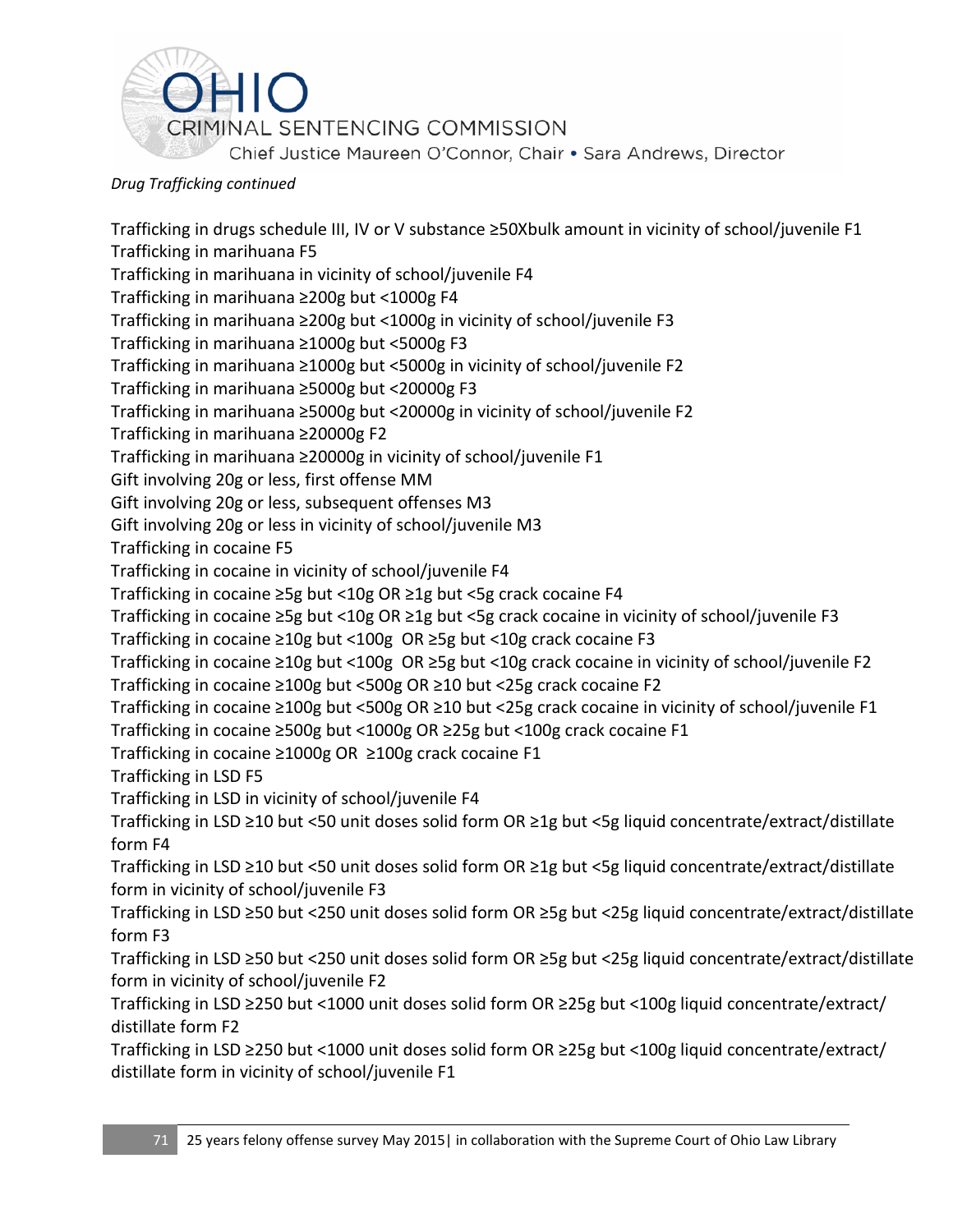*Drug Trafficking continued*

Trafficking in drugs schedule III, IV or V substance ≥50Xbulk amount in vicinity of school/juvenile F1
Trafficking in marihuana F5
Trafficking in marihuana in vicinity of school/juvenile F4
Trafficking in marihuana ≥200g but <1000g F4
Trafficking in marihuana ≥200g but <1000g in vicinity of school/juvenile F3
Trafficking in marihuana ≥1000g but <5000g F3
Trafficking in marihuana ≥1000g but <5000g in vicinity of school/juvenile F2
Trafficking in marihuana ≥5000g but <20000g F3
Trafficking in marihuana ≥5000g but <20000g in vicinity of school/juvenile F2
Trafficking in marihuana ≥20000g F2
Trafficking in marihuana ≥20000g in vicinity of school/juvenile F1
Gift involving 20g or less, first offense MM
Gift involving 20g or less, subsequent offenses M3
Gift involving 20g or less in vicinity of school/juvenile M3
Trafficking in cocaine F5
Trafficking in cocaine in vicinity of school/juvenile F4
Trafficking in cocaine ≥5g but <10g OR ≥1g but <5g crack cocaine F4
Trafficking in cocaine ≥5g but <10g OR ≥1g but <5g crack cocaine in vicinity of school/juvenile F3
Trafficking in cocaine ≥10g but <100g OR ≥5g but <10g crack cocaine F3
Trafficking in cocaine ≥10g but <100g OR ≥5g but <10g crack cocaine in vicinity of school/juvenile F2
Trafficking in cocaine ≥100g but <500g OR ≥10 but <25g crack cocaine F2
Trafficking in cocaine ≥100g but <500g OR ≥10 but <25g crack cocaine in vicinity of school/juvenile F1
Trafficking in cocaine ≥500g but <1000g OR ≥25g but <100g crack cocaine F1
Trafficking in cocaine ≥1000g OR ≥100g crack cocaine F1
Trafficking in LSD F5
Trafficking in LSD in vicinity of school/juvenile F4
Trafficking in LSD ≥10 but <50 unit doses solid form OR ≥1g but <5g liquid concentrate/extract/distillate form F4
Trafficking in LSD ≥10 but <50 unit doses solid form OR ≥1g but <5g liquid concentrate/extract/distillate form in vicinity of school/juvenile F3
Trafficking in LSD ≥50 but <250 unit doses solid form OR ≥5g but <25g liquid concentrate/extract/distillate form F3
Trafficking in LSD ≥50 but <250 unit doses solid form OR ≥5g but <25g liquid concentrate/extract/distillate form in vicinity of school/juvenile F2
Trafficking in LSD ≥250 but <1000 unit doses solid form OR ≥25g but <100g liquid concentrate/extract/distillate form F2
Trafficking in LSD ≥250 but <1000 unit doses solid form OR ≥25g but <100g liquid concentrate/extract/distillate form in vicinity of school/juvenile F1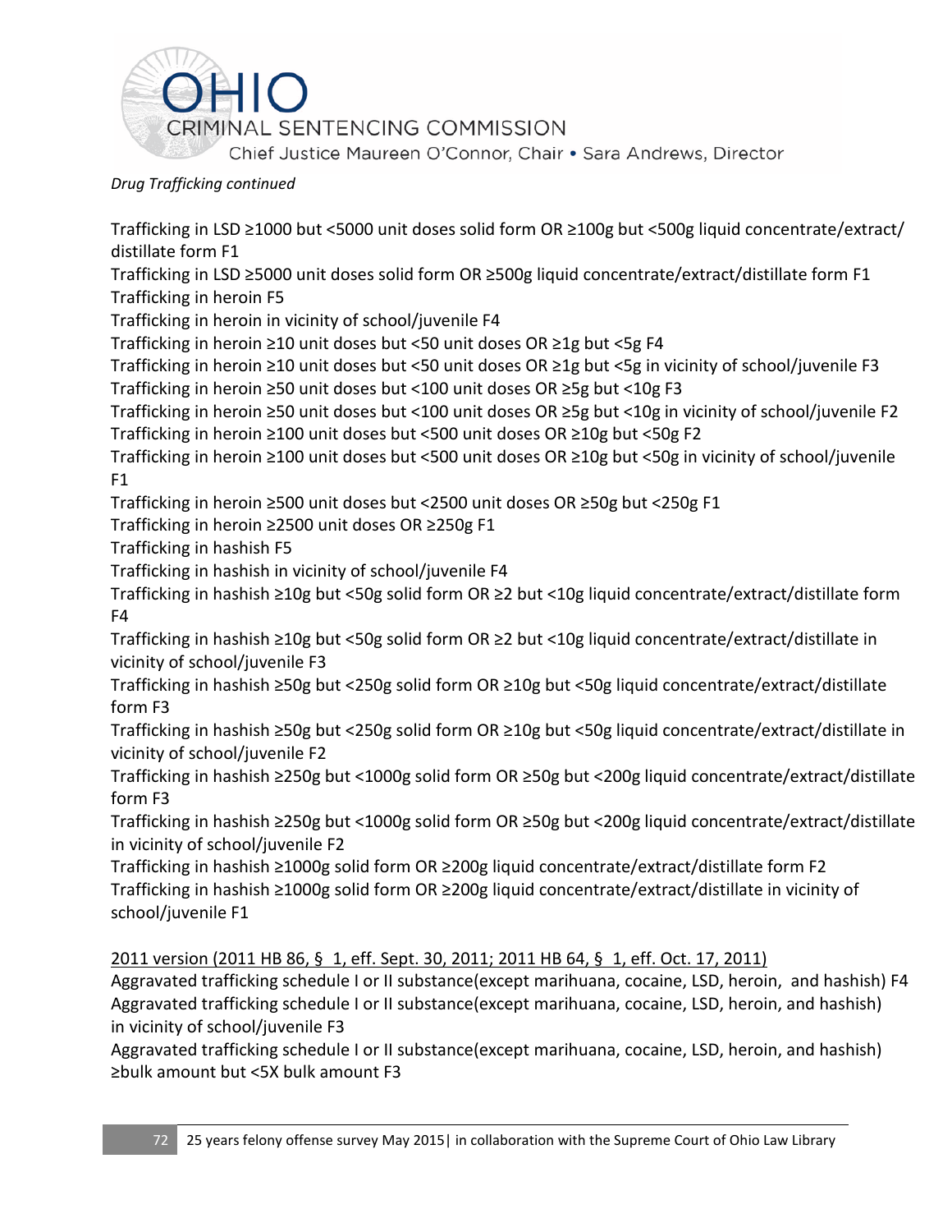*Drug Trafficking continued*

Trafficking in LSD ≥1000 but <5000 unit doses solid form OR ≥100g but <500g liquid concentrate/extract/distillate form F1
Trafficking in LSD ≥5000 unit doses solid form OR ≥500g liquid concentrate/extract/distillate form F1
Trafficking in heroin F5
Trafficking in heroin in vicinity of school/juvenile F4
Trafficking in heroin ≥10 unit doses but <50 unit doses OR ≥1g but <5g F4
Trafficking in heroin ≥10 unit doses but <50 unit doses OR ≥1g but <5g in vicinity of school/juvenile F3
Trafficking in heroin ≥50 unit doses but <100 unit doses OR ≥5g but <10g F3
Trafficking in heroin ≥50 unit doses but <100 unit doses OR ≥5g but <10g in vicinity of school/juvenile F2
Trafficking in heroin ≥100 unit doses but <500 unit doses OR ≥10g but <50g F2
Trafficking in heroin ≥100 unit doses but <500 unit doses OR ≥10g but <50g in vicinity of school/juvenile F1
Trafficking in heroin ≥500 unit doses but <2500 unit doses OR ≥50g but <250g F1
Trafficking in heroin ≥2500 unit doses OR ≥250g F1
Trafficking in hashish F5
Trafficking in hashish in vicinity of school/juvenile F4
Trafficking in hashish ≥10g but <50g solid form OR ≥2 but <10g liquid concentrate/extract/distillate form F4
Trafficking in hashish ≥10g but <50g solid form OR ≥2 but <10g liquid concentrate/extract/distillate in vicinity of school/juvenile F3
Trafficking in hashish ≥50g but <250g solid form OR ≥10g but <50g liquid concentrate/extract/distillate form F3
Trafficking in hashish ≥50g but <250g solid form OR ≥10g but <50g liquid concentrate/extract/distillate in vicinity of school/juvenile F2
Trafficking in hashish ≥250g but <1000g solid form OR ≥50g but <200g liquid concentrate/extract/distillate form F3
Trafficking in hashish ≥250g but <1000g solid form OR ≥50g but <200g liquid concentrate/extract/distillate in vicinity of school/juvenile F2
Trafficking in hashish ≥1000g solid form OR ≥200g liquid concentrate/extract/distillate form F2
Trafficking in hashish ≥1000g solid form OR ≥200g liquid concentrate/extract/distillate in vicinity of school/juvenile F1

<u>2011 version (2011 HB 86, § 1, eff. Sept. 30, 2011; 2011 HB 64, § 1, eff. Oct. 17, 2011)</u>
Aggravated trafficking schedule I or II substance(except marihuana, cocaine, LSD, heroin, and hashish) F4
Aggravated trafficking schedule I or II substance(except marihuana, cocaine, LSD, heroin, and hashish) in vicinity of school/juvenile F3
Aggravated trafficking schedule I or II substance(except marihuana, cocaine, LSD, heroin, and hashish) ≥bulk amount but <5X bulk amount F3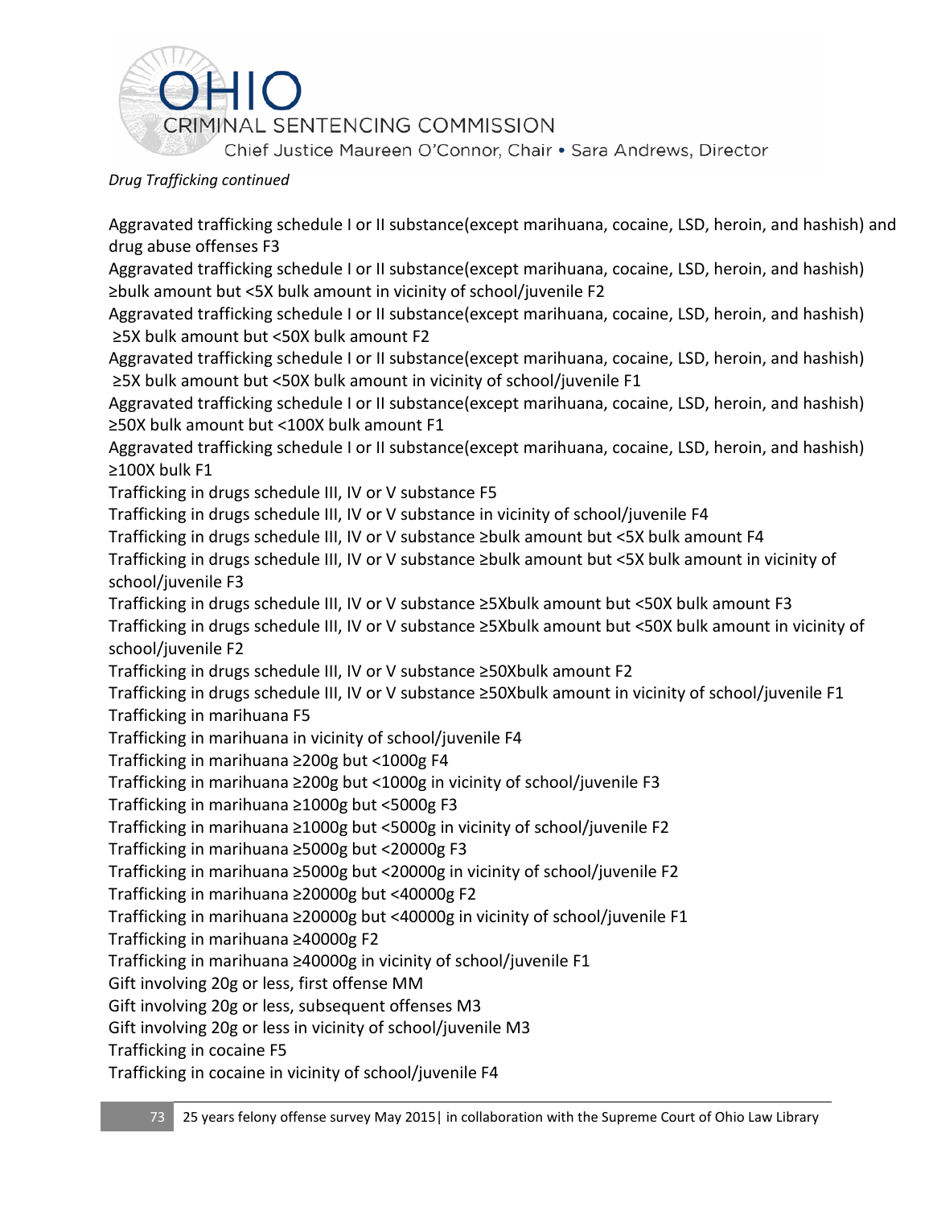*Drug Trafficking continued*

Aggravated trafficking schedule I or II substance(except marihuana, cocaine, LSD, heroin, and hashish) and drug abuse offenses F3
Aggravated trafficking schedule I or II substance(except marihuana, cocaine, LSD, heroin, and hashish) ≥bulk amount but <5X bulk amount in vicinity of school/juvenile F2
Aggravated trafficking schedule I or II substance(except marihuana, cocaine, LSD, heroin, and hashish) ≥5X bulk amount but <50X bulk amount F2
Aggravated trafficking schedule I or II substance(except marihuana, cocaine, LSD, heroin, and hashish) ≥5X bulk amount but <50X bulk amount in vicinity of school/juvenile F1
Aggravated trafficking schedule I or II substance(except marihuana, cocaine, LSD, heroin, and hashish) ≥50X bulk amount but <100X bulk amount F1
Aggravated trafficking schedule I or II substance(except marihuana, cocaine, LSD, heroin, and hashish) ≥100X bulk F1
Trafficking in drugs schedule III, IV or V substance F5
Trafficking in drugs schedule III, IV or V substance in vicinity of school/juvenile F4
Trafficking in drugs schedule III, IV or V substance ≥bulk amount but <5X bulk amount F4
Trafficking in drugs schedule III, IV or V substance ≥bulk amount but <5X bulk amount in vicinity of school/juvenile F3
Trafficking in drugs schedule III, IV or V substance ≥5Xbulk amount but <50X bulk amount F3
Trafficking in drugs schedule III, IV or V substance ≥5Xbulk amount but <50X bulk amount in vicinity of school/juvenile F2
Trafficking in drugs schedule III, IV or V substance ≥50Xbulk amount F2
Trafficking in drugs schedule III, IV or V substance ≥50Xbulk amount in vicinity of school/juvenile F1
Trafficking in marihuana F5
Trafficking in marihuana in vicinity of school/juvenile F4
Trafficking in marihuana ≥200g but <1000g F4
Trafficking in marihuana ≥200g but <1000g in vicinity of school/juvenile F3
Trafficking in marihuana ≥1000g but <5000g F3
Trafficking in marihuana ≥1000g but <5000g in vicinity of school/juvenile F2
Trafficking in marihuana ≥5000g but <20000g F3
Trafficking in marihuana ≥5000g but <20000g in vicinity of school/juvenile F2
Trafficking in marihuana ≥20000g but <40000g F2
Trafficking in marihuana ≥20000g but <40000g in vicinity of school/juvenile F1
Trafficking in marihuana ≥40000g F2
Trafficking in marihuana ≥40000g in vicinity of school/juvenile F1
Gift involving 20g or less, first offense MM
Gift involving 20g or less, subsequent offenses M3
Gift involving 20g or less in vicinity of school/juvenile M3
Trafficking in cocaine F5
Trafficking in cocaine in vicinity of school/juvenile F4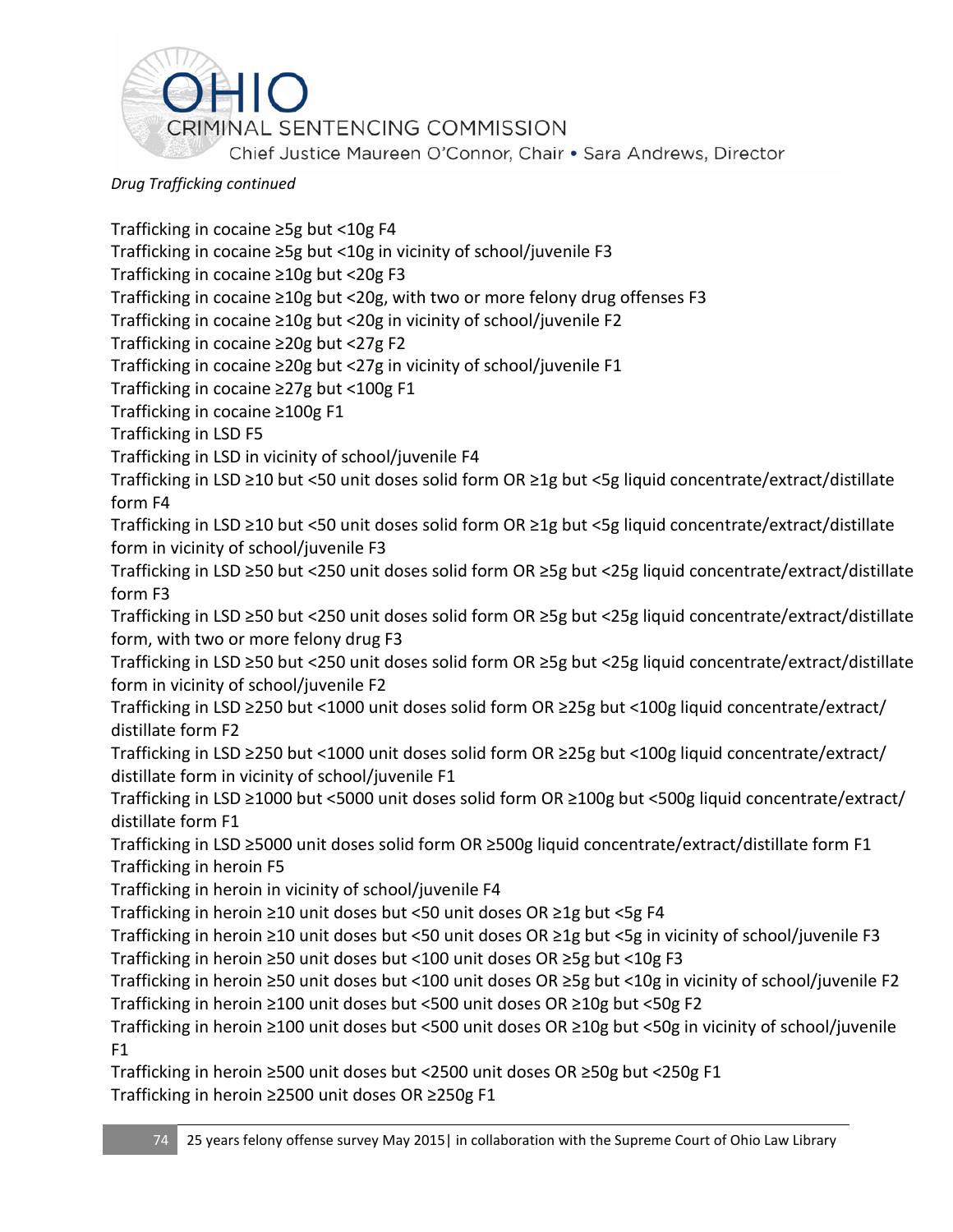*Drug Trafficking continued*

Trafficking in cocaine ≥5g but <10g F4
Trafficking in cocaine ≥5g but <10g in vicinity of school/juvenile F3
Trafficking in cocaine ≥10g but <20g F3
Trafficking in cocaine ≥10g but <20g, with two or more felony drug offenses F3
Trafficking in cocaine ≥10g but <20g in vicinity of school/juvenile F2
Trafficking in cocaine ≥20g but <27g F2
Trafficking in cocaine ≥20g but <27g in vicinity of school/juvenile F1
Trafficking in cocaine ≥27g but <100g F1
Trafficking in cocaine ≥100g F1
Trafficking in LSD F5
Trafficking in LSD in vicinity of school/juvenile F4
Trafficking in LSD ≥10 but <50 unit doses solid form OR ≥1g but <5g liquid concentrate/extract/distillate form F4
Trafficking in LSD ≥10 but <50 unit doses solid form OR ≥1g but <5g liquid concentrate/extract/distillate form in vicinity of school/juvenile F3
Trafficking in LSD ≥50 but <250 unit doses solid form OR ≥5g but <25g liquid concentrate/extract/distillate form F3
Trafficking in LSD ≥50 but <250 unit doses solid form OR ≥5g but <25g liquid concentrate/extract/distillate form, with two or more felony drug F3
Trafficking in LSD ≥50 but <250 unit doses solid form OR ≥5g but <25g liquid concentrate/extract/distillate form in vicinity of school/juvenile F2
Trafficking in LSD ≥250 but <1000 unit doses solid form OR ≥25g but <100g liquid concentrate/extract/distillate form F2
Trafficking in LSD ≥250 but <1000 unit doses solid form OR ≥25g but <100g liquid concentrate/extract/distillate form in vicinity of school/juvenile F1
Trafficking in LSD ≥1000 but <5000 unit doses solid form OR ≥100g but <500g liquid concentrate/extract/distillate form F1
Trafficking in LSD ≥5000 unit doses solid form OR ≥500g liquid concentrate/extract/distillate form F1
Trafficking in heroin F5
Trafficking in heroin in vicinity of school/juvenile F4
Trafficking in heroin ≥10 unit doses but <50 unit doses OR ≥1g but <5g F4
Trafficking in heroin ≥10 unit doses but <50 unit doses OR ≥1g but <5g in vicinity of school/juvenile F3
Trafficking in heroin ≥50 unit doses but <100 unit doses OR ≥5g but <10g F3
Trafficking in heroin ≥50 unit doses but <100 unit doses OR ≥5g but <10g in vicinity of school/juvenile F2
Trafficking in heroin ≥100 unit doses but <500 unit doses OR ≥10g but <50g F2
Trafficking in heroin ≥100 unit doses but <500 unit doses OR ≥10g but <50g in vicinity of school/juvenile F1
Trafficking in heroin ≥500 unit doses but <2500 unit doses OR ≥50g but <250g F1
Trafficking in heroin ≥2500 unit doses OR ≥250g F1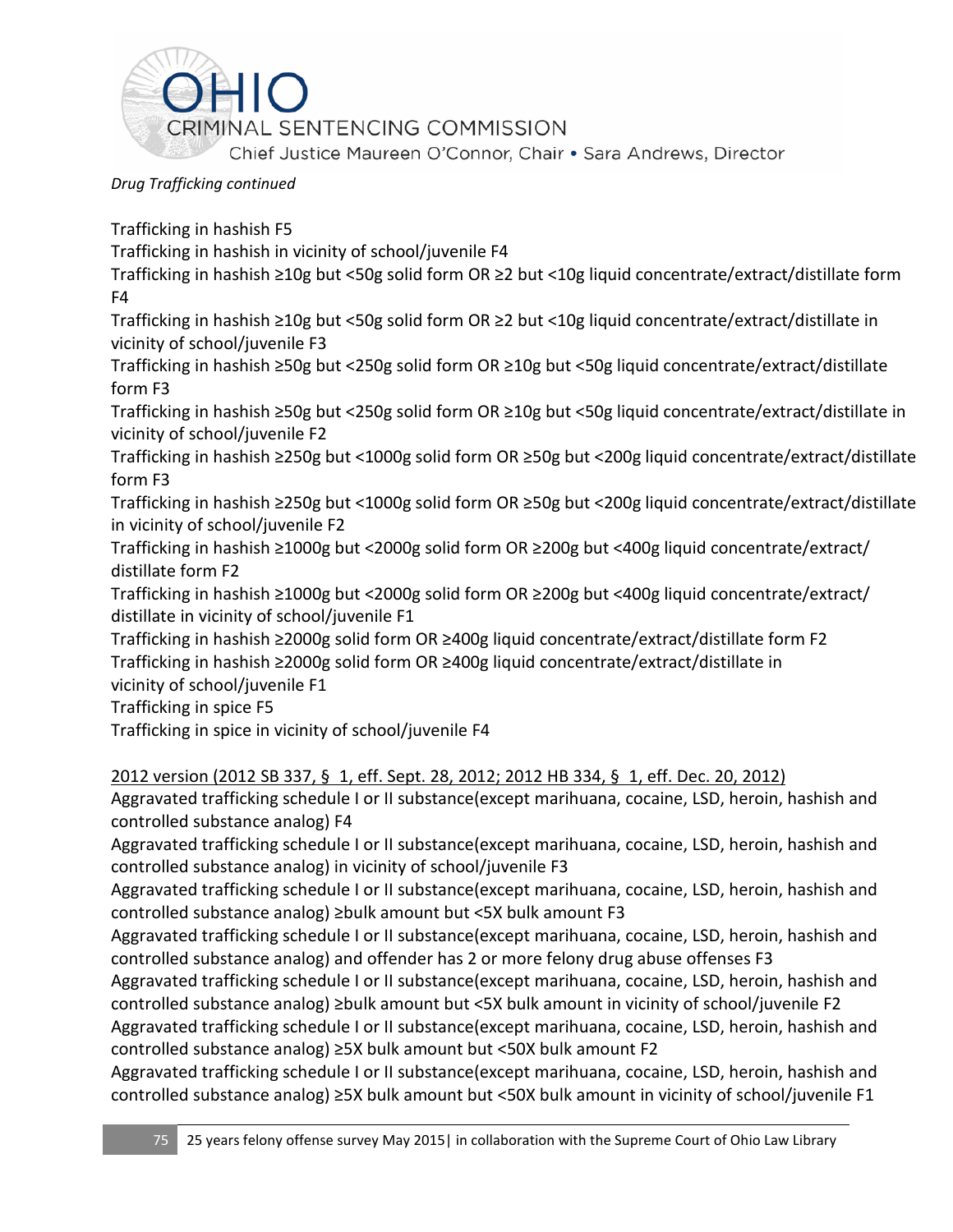*Drug Trafficking continued*

Trafficking in hashish F5
Trafficking in hashish in vicinity of school/juvenile F4
Trafficking in hashish ≥10g but <50g solid form OR ≥2 but <10g liquid concentrate/extract/distillate form F4
Trafficking in hashish ≥10g but <50g solid form OR ≥2 but <10g liquid concentrate/extract/distillate in vicinity of school/juvenile F3
Trafficking in hashish ≥50g but <250g solid form OR ≥10g but <50g liquid concentrate/extract/distillate form F3
Trafficking in hashish ≥50g but <250g solid form OR ≥10g but <50g liquid concentrate/extract/distillate in vicinity of school/juvenile F2
Trafficking in hashish ≥250g but <1000g solid form OR ≥50g but <200g liquid concentrate/extract/distillate form F3
Trafficking in hashish ≥250g but <1000g solid form OR ≥50g but <200g liquid concentrate/extract/distillate in vicinity of school/juvenile F2
Trafficking in hashish ≥1000g but <2000g solid form OR ≥200g but <400g liquid concentrate/extract/distillate form F2
Trafficking in hashish ≥1000g but <2000g solid form OR ≥200g but <400g liquid concentrate/extract/distillate in vicinity of school/juvenile F1
Trafficking in hashish ≥2000g solid form OR ≥400g liquid concentrate/extract/distillate form F2
Trafficking in hashish ≥2000g solid form OR ≥400g liquid concentrate/extract/distillate in vicinity of school/juvenile F1
Trafficking in spice F5
Trafficking in spice in vicinity of school/juvenile F4

<u>2012 version (2012 SB 337, § 1, eff. Sept. 28, 2012; 2012 HB 334, § 1, eff. Dec. 20, 2012)</u>
Aggravated trafficking schedule I or II substance(except marihuana, cocaine, LSD, heroin, hashish and controlled substance analog) F4
Aggravated trafficking schedule I or II substance(except marihuana, cocaine, LSD, heroin, hashish and controlled substance analog) in vicinity of school/juvenile F3
Aggravated trafficking schedule I or II substance(except marihuana, cocaine, LSD, heroin, hashish and controlled substance analog) ≥bulk amount but <5X bulk amount F3
Aggravated trafficking schedule I or II substance(except marihuana, cocaine, LSD, heroin, hashish and controlled substance analog) and offender has 2 or more felony drug abuse offenses F3
Aggravated trafficking schedule I or II substance(except marihuana, cocaine, LSD, heroin, hashish and controlled substance analog) ≥bulk amount but <5X bulk amount in vicinity of school/juvenile F2
Aggravated trafficking schedule I or II substance(except marihuana, cocaine, LSD, heroin, hashish and controlled substance analog) ≥5X bulk amount but <50X bulk amount F2
Aggravated trafficking schedule I or II substance(except marihuana, cocaine, LSD, heroin, hashish and controlled substance analog) ≥5X bulk amount but <50X bulk amount in vicinity of school/juvenile F1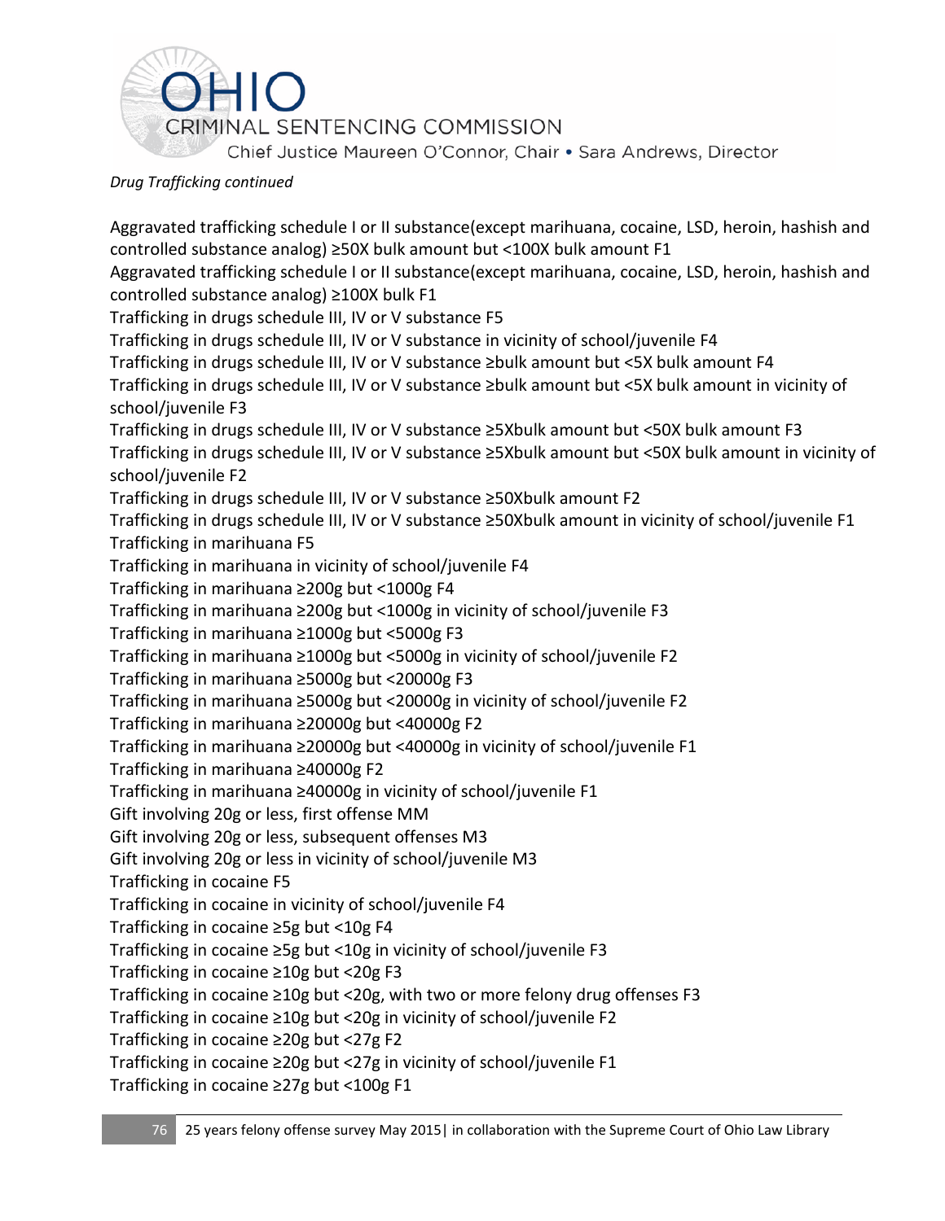*Drug Trafficking continued*

Aggravated trafficking schedule I or II substance(except marihuana, cocaine, LSD, heroin, hashish and controlled substance analog) ≥50X bulk amount but <100X bulk amount F1
Aggravated trafficking schedule I or II substance(except marihuana, cocaine, LSD, heroin, hashish and controlled substance analog) ≥100X bulk F1
Trafficking in drugs schedule III, IV or V substance F5
Trafficking in drugs schedule III, IV or V substance in vicinity of school/juvenile F4
Trafficking in drugs schedule III, IV or V substance ≥bulk amount but <5X bulk amount F4
Trafficking in drugs schedule III, IV or V substance ≥bulk amount but <5X bulk amount in vicinity of school/juvenile F3
Trafficking in drugs schedule III, IV or V substance ≥5Xbulk amount but <50X bulk amount F3
Trafficking in drugs schedule III, IV or V substance ≥5Xbulk amount but <50X bulk amount in vicinity of school/juvenile F2
Trafficking in drugs schedule III, IV or V substance ≥50Xbulk amount F2
Trafficking in drugs schedule III, IV or V substance ≥50Xbulk amount in vicinity of school/juvenile F1
Trafficking in marihuana F5
Trafficking in marihuana in vicinity of school/juvenile F4
Trafficking in marihuana ≥200g but <1000g F4
Trafficking in marihuana ≥200g but <1000g in vicinity of school/juvenile F3
Trafficking in marihuana ≥1000g but <5000g F3
Trafficking in marihuana ≥1000g but <5000g in vicinity of school/juvenile F2
Trafficking in marihuana ≥5000g but <20000g F3
Trafficking in marihuana ≥5000g but <20000g in vicinity of school/juvenile F2
Trafficking in marihuana ≥20000g but <40000g F2
Trafficking in marihuana ≥20000g but <40000g in vicinity of school/juvenile F1
Trafficking in marihuana ≥40000g F2
Trafficking in marihuana ≥40000g in vicinity of school/juvenile F1
Gift involving 20g or less, first offense MM
Gift involving 20g or less, subsequent offenses M3
Gift involving 20g or less in vicinity of school/juvenile M3
Trafficking in cocaine F5
Trafficking in cocaine in vicinity of school/juvenile F4
Trafficking in cocaine ≥5g but <10g F4
Trafficking in cocaine ≥5g but <10g in vicinity of school/juvenile F3
Trafficking in cocaine ≥10g but <20g F3
Trafficking in cocaine ≥10g but <20g, with two or more felony drug offenses F3
Trafficking in cocaine ≥10g but <20g in vicinity of school/juvenile F2
Trafficking in cocaine ≥20g but <27g F2
Trafficking in cocaine ≥20g but <27g in vicinity of school/juvenile F1
Trafficking in cocaine ≥27g but <100g F1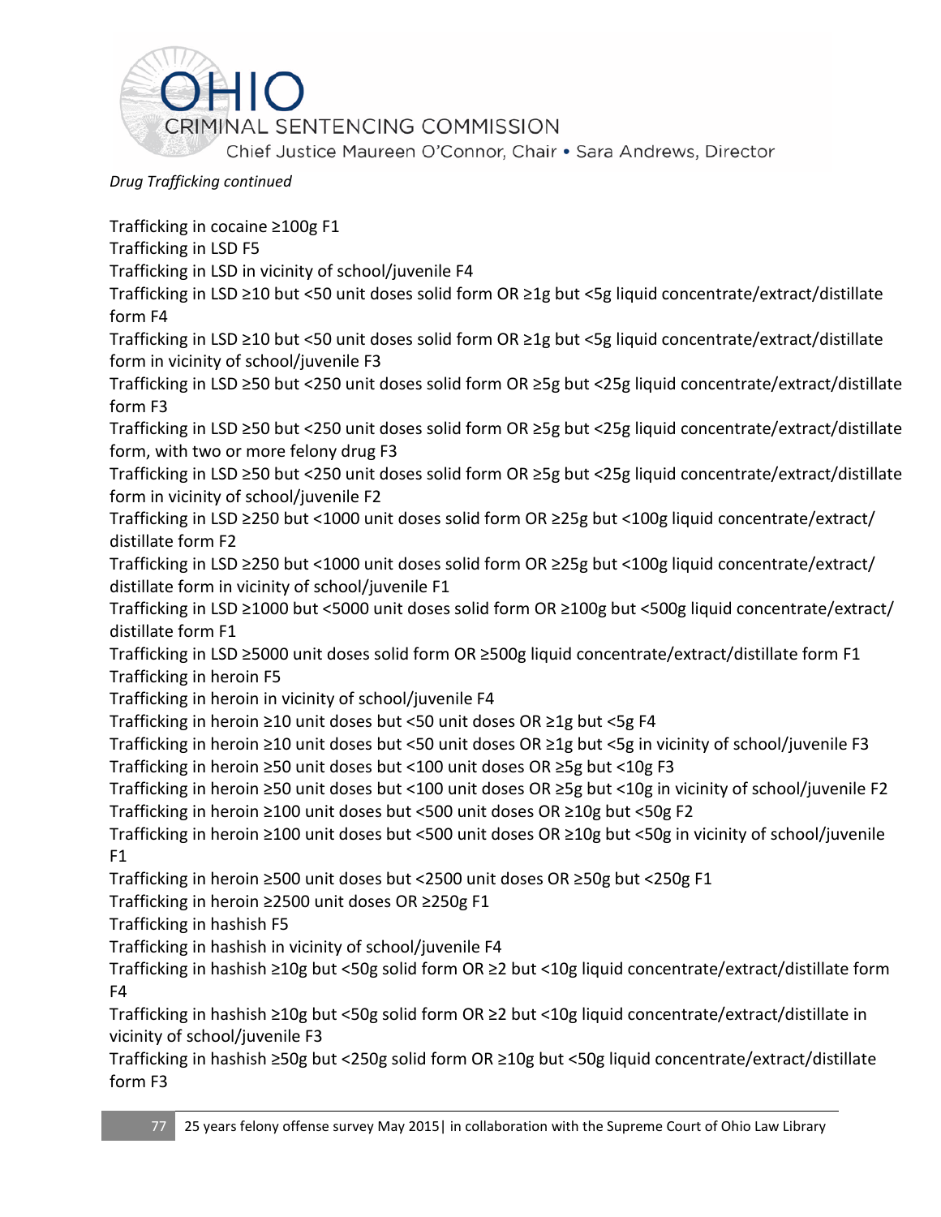*Drug Trafficking continued*

Trafficking in cocaine ≥100g F1
Trafficking in LSD F5
Trafficking in LSD in vicinity of school/juvenile F4
Trafficking in LSD ≥10 but <50 unit doses solid form OR ≥1g but <5g liquid concentrate/extract/distillate form F4
Trafficking in LSD ≥10 but <50 unit doses solid form OR ≥1g but <5g liquid concentrate/extract/distillate form in vicinity of school/juvenile F3
Trafficking in LSD ≥50 but <250 unit doses solid form OR ≥5g but <25g liquid concentrate/extract/distillate form F3
Trafficking in LSD ≥50 but <250 unit doses solid form OR ≥5g but <25g liquid concentrate/extract/distillate form, with two or more felony drug F3
Trafficking in LSD ≥50 but <250 unit doses solid form OR ≥5g but <25g liquid concentrate/extract/distillate form in vicinity of school/juvenile F2
Trafficking in LSD ≥250 but <1000 unit doses solid form OR ≥25g but <100g liquid concentrate/extract/distillate form F2
Trafficking in LSD ≥250 but <1000 unit doses solid form OR ≥25g but <100g liquid concentrate/extract/distillate form in vicinity of school/juvenile F1
Trafficking in LSD ≥1000 but <5000 unit doses solid form OR ≥100g but <500g liquid concentrate/extract/distillate form F1
Trafficking in LSD ≥5000 unit doses solid form OR ≥500g liquid concentrate/extract/distillate form F1
Trafficking in heroin F5
Trafficking in heroin in vicinity of school/juvenile F4
Trafficking in heroin ≥10 unit doses but <50 unit doses OR ≥1g but <5g F4
Trafficking in heroin ≥10 unit doses but <50 unit doses OR ≥1g but <5g in vicinity of school/juvenile F3
Trafficking in heroin ≥50 unit doses but <100 unit doses OR ≥5g but <10g F3
Trafficking in heroin ≥50 unit doses but <100 unit doses OR ≥5g but <10g in vicinity of school/juvenile F2
Trafficking in heroin ≥100 unit doses but <500 unit doses OR ≥10g but <50g F2
Trafficking in heroin ≥100 unit doses but <500 unit doses OR ≥10g but <50g in vicinity of school/juvenile F1
Trafficking in heroin ≥500 unit doses but <2500 unit doses OR ≥50g but <250g F1
Trafficking in heroin ≥2500 unit doses OR ≥250g F1
Trafficking in hashish F5
Trafficking in hashish in vicinity of school/juvenile F4
Trafficking in hashish ≥10g but <50g solid form OR ≥2 but <10g liquid concentrate/extract/distillate form F4
Trafficking in hashish ≥10g but <50g solid form OR ≥2 but <10g liquid concentrate/extract/distillate in vicinity of school/juvenile F3
Trafficking in hashish ≥50g but <250g solid form OR ≥10g but <50g liquid concentrate/extract/distillate form F3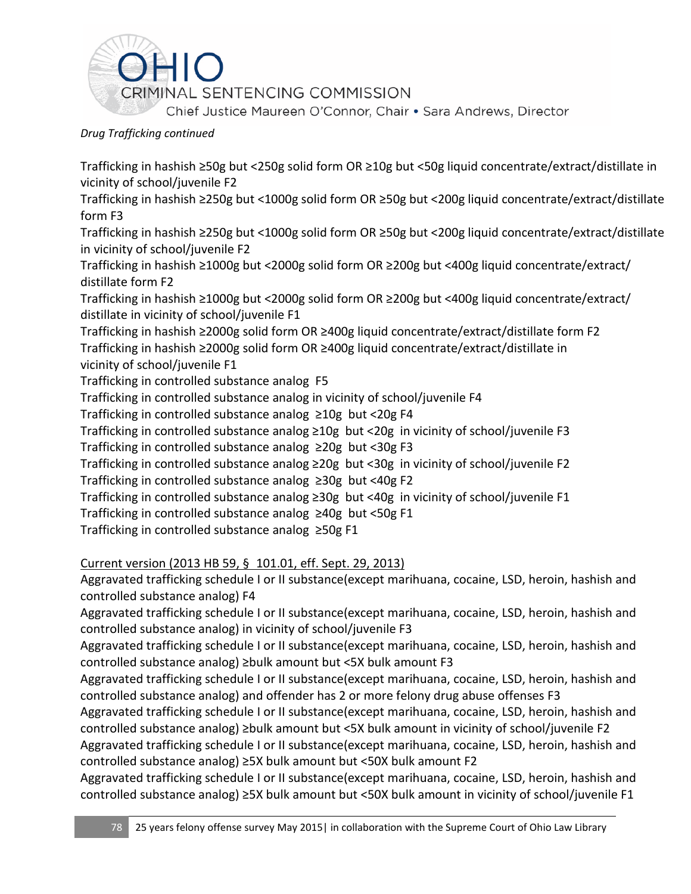*Drug Trafficking continued*

Trafficking in hashish ≥50g but <250g solid form OR ≥10g but <50g liquid concentrate/extract/distillate in vicinity of school/juvenile F2
Trafficking in hashish ≥250g but <1000g solid form OR ≥50g but <200g liquid concentrate/extract/distillate form F3
Trafficking in hashish ≥250g but <1000g solid form OR ≥50g but <200g liquid concentrate/extract/distillate in vicinity of school/juvenile F2
Trafficking in hashish ≥1000g but <2000g solid form OR ≥200g but <400g liquid concentrate/extract/ distillate form F2
Trafficking in hashish ≥1000g but <2000g solid form OR ≥200g but <400g liquid concentrate/extract/ distillate in vicinity of school/juvenile F1
Trafficking in hashish ≥2000g solid form OR ≥400g liquid concentrate/extract/distillate form F2
Trafficking in hashish ≥2000g solid form OR ≥400g liquid concentrate/extract/distillate in vicinity of school/juvenile F1
Trafficking in controlled substance analog F5
Trafficking in controlled substance analog in vicinity of school/juvenile F4
Trafficking in controlled substance analog ≥10g but <20g F4
Trafficking in controlled substance analog ≥10g but <20g in vicinity of school/juvenile F3
Trafficking in controlled substance analog ≥20g but <30g F3
Trafficking in controlled substance analog ≥20g but <30g in vicinity of school/juvenile F2
Trafficking in controlled substance analog ≥30g but <40g F2
Trafficking in controlled substance analog ≥30g but <40g in vicinity of school/juvenile F1
Trafficking in controlled substance analog ≥40g but <50g F1
Trafficking in controlled substance analog ≥50g F1

Current version (2013 HB 59, § 101.01, eff. Sept. 29, 2013)
Aggravated trafficking schedule I or II substance(except marihuana, cocaine, LSD, heroin, hashish and controlled substance analog) F4
Aggravated trafficking schedule I or II substance(except marihuana, cocaine, LSD, heroin, hashish and controlled substance analog) in vicinity of school/juvenile F3
Aggravated trafficking schedule I or II substance(except marihuana, cocaine, LSD, heroin, hashish and controlled substance analog) ≥bulk amount but <5X bulk amount F3
Aggravated trafficking schedule I or II substance(except marihuana, cocaine, LSD, heroin, hashish and controlled substance analog) and offender has 2 or more felony drug abuse offenses F3
Aggravated trafficking schedule I or II substance(except marihuana, cocaine, LSD, heroin, hashish and controlled substance analog) ≥bulk amount but <5X bulk amount in vicinity of school/juvenile F2
Aggravated trafficking schedule I or II substance(except marihuana, cocaine, LSD, heroin, hashish and controlled substance analog) ≥5X bulk amount but <50X bulk amount F2
Aggravated trafficking schedule I or II substance(except marihuana, cocaine, LSD, heroin, hashish and controlled substance analog) ≥5X bulk amount but <50X bulk amount in vicinity of school/juvenile F1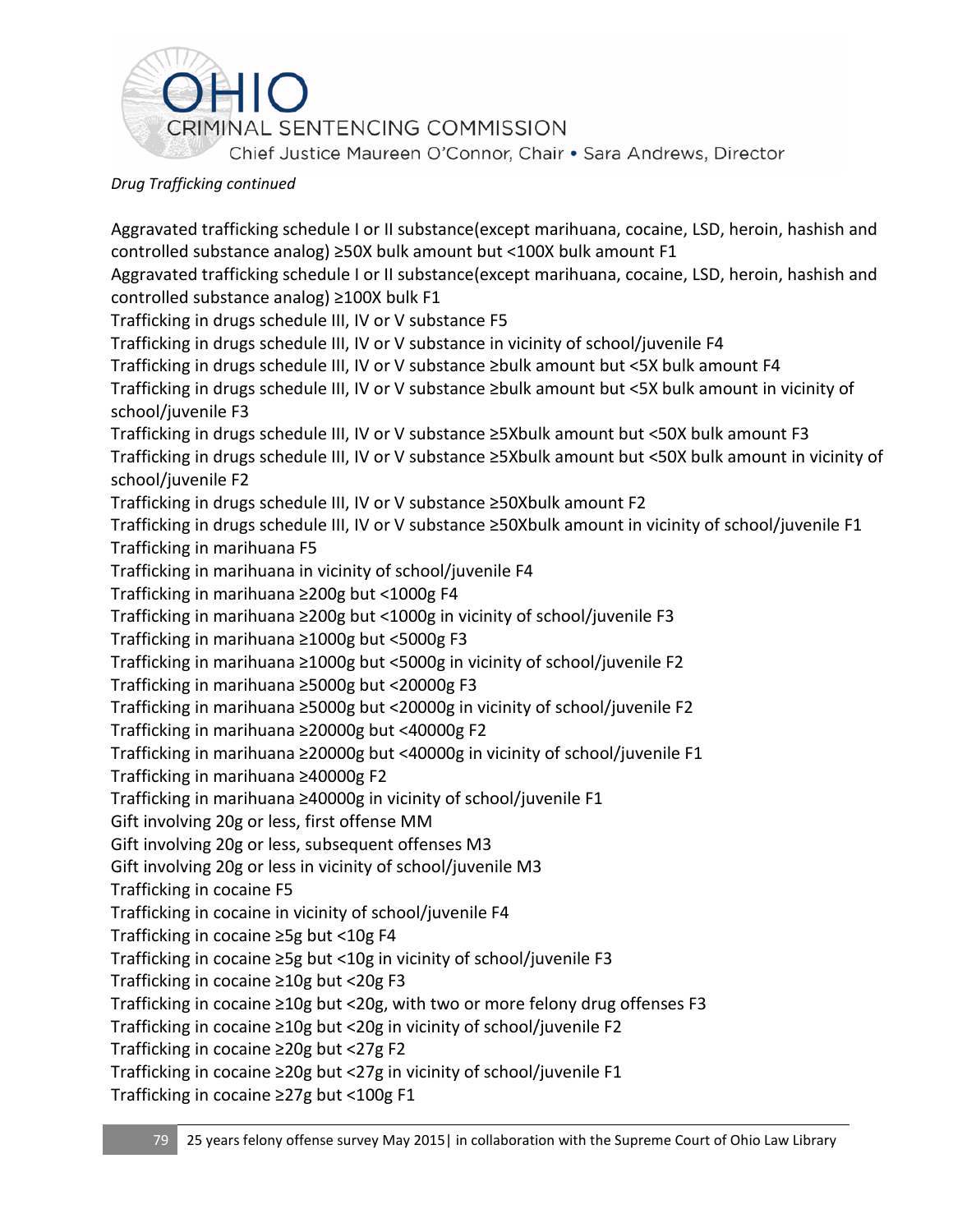*Drug Trafficking continued*

Aggravated trafficking schedule I or II substance(except marihuana, cocaine, LSD, heroin, hashish and controlled substance analog) ≥50X bulk amount but <100X bulk amount F1
Aggravated trafficking schedule I or II substance(except marihuana, cocaine, LSD, heroin, hashish and controlled substance analog) ≥100X bulk F1
Trafficking in drugs schedule III, IV or V substance F5
Trafficking in drugs schedule III, IV or V substance in vicinity of school/juvenile F4
Trafficking in drugs schedule III, IV or V substance ≥bulk amount but <5X bulk amount F4
Trafficking in drugs schedule III, IV or V substance ≥bulk amount but <5X bulk amount in vicinity of school/juvenile F3
Trafficking in drugs schedule III, IV or V substance ≥5Xbulk amount but <50X bulk amount F3
Trafficking in drugs schedule III, IV or V substance ≥5Xbulk amount but <50X bulk amount in vicinity of school/juvenile F2
Trafficking in drugs schedule III, IV or V substance ≥50Xbulk amount F2
Trafficking in drugs schedule III, IV or V substance ≥50Xbulk amount in vicinity of school/juvenile F1
Trafficking in marihuana F5
Trafficking in marihuana in vicinity of school/juvenile F4
Trafficking in marihuana ≥200g but <1000g F4
Trafficking in marihuana ≥200g but <1000g in vicinity of school/juvenile F3
Trafficking in marihuana ≥1000g but <5000g F3
Trafficking in marihuana ≥1000g but <5000g in vicinity of school/juvenile F2
Trafficking in marihuana ≥5000g but <20000g F3
Trafficking in marihuana ≥5000g but <20000g in vicinity of school/juvenile F2
Trafficking in marihuana ≥20000g but <40000g F2
Trafficking in marihuana ≥20000g but <40000g in vicinity of school/juvenile F1
Trafficking in marihuana ≥40000g F2
Trafficking in marihuana ≥40000g in vicinity of school/juvenile F1
Gift involving 20g or less, first offense MM
Gift involving 20g or less, subsequent offenses M3
Gift involving 20g or less in vicinity of school/juvenile M3
Trafficking in cocaine F5
Trafficking in cocaine in vicinity of school/juvenile F4
Trafficking in cocaine ≥5g but <10g F4
Trafficking in cocaine ≥5g but <10g in vicinity of school/juvenile F3
Trafficking in cocaine ≥10g but <20g F3
Trafficking in cocaine ≥10g but <20g, with two or more felony drug offenses F3
Trafficking in cocaine ≥10g but <20g in vicinity of school/juvenile F2
Trafficking in cocaine ≥20g but <27g F2
Trafficking in cocaine ≥20g but <27g in vicinity of school/juvenile F1
Trafficking in cocaine ≥27g but <100g F1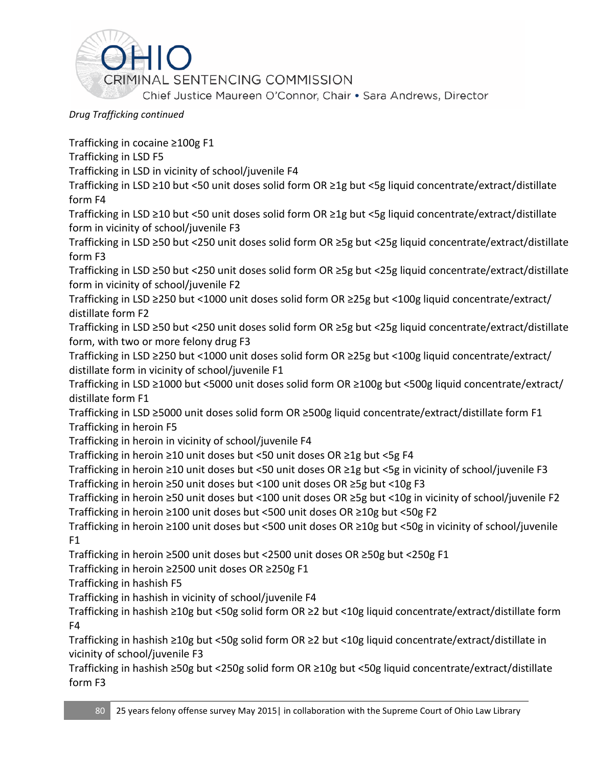*Drug Trafficking continued*

Trafficking in cocaine ≥100g F1
Trafficking in LSD F5
Trafficking in LSD in vicinity of school/juvenile F4
Trafficking in LSD ≥10 but <50 unit doses solid form OR ≥1g but <5g liquid concentrate/extract/distillate form F4
Trafficking in LSD ≥10 but <50 unit doses solid form OR ≥1g but <5g liquid concentrate/extract/distillate form in vicinity of school/juvenile F3
Trafficking in LSD ≥50 but <250 unit doses solid form OR ≥5g but <25g liquid concentrate/extract/distillate form F3
Trafficking in LSD ≥50 but <250 unit doses solid form OR ≥5g but <25g liquid concentrate/extract/distillate form in vicinity of school/juvenile F2
Trafficking in LSD ≥250 but <1000 unit doses solid form OR ≥25g but <100g liquid concentrate/extract/distillate form F2
Trafficking in LSD ≥50 but <250 unit doses solid form OR ≥5g but <25g liquid concentrate/extract/distillate form, with two or more felony drug F3
Trafficking in LSD ≥250 but <1000 unit doses solid form OR ≥25g but <100g liquid concentrate/extract/distillate form in vicinity of school/juvenile F1
Trafficking in LSD ≥1000 but <5000 unit doses solid form OR ≥100g but <500g liquid concentrate/extract/distillate form F1
Trafficking in LSD ≥5000 unit doses solid form OR ≥500g liquid concentrate/extract/distillate form F1
Trafficking in heroin F5
Trafficking in heroin in vicinity of school/juvenile F4
Trafficking in heroin ≥10 unit doses but <50 unit doses OR ≥1g but <5g F4
Trafficking in heroin ≥10 unit doses but <50 unit doses OR ≥1g but <5g in vicinity of school/juvenile F3
Trafficking in heroin ≥50 unit doses but <100 unit doses OR ≥5g but <10g F3
Trafficking in heroin ≥50 unit doses but <100 unit doses OR ≥5g but <10g in vicinity of school/juvenile F2
Trafficking in heroin ≥100 unit doses but <500 unit doses OR ≥10g but <50g F2
Trafficking in heroin ≥100 unit doses but <500 unit doses OR ≥10g but <50g in vicinity of school/juvenile F1
Trafficking in heroin ≥500 unit doses but <2500 unit doses OR ≥50g but <250g F1
Trafficking in heroin ≥2500 unit doses OR ≥250g F1
Trafficking in hashish F5
Trafficking in hashish in vicinity of school/juvenile F4
Trafficking in hashish ≥10g but <50g solid form OR ≥2 but <10g liquid concentrate/extract/distillate form F4
Trafficking in hashish ≥10g but <50g solid form OR ≥2 but <10g liquid concentrate/extract/distillate in vicinity of school/juvenile F3
Trafficking in hashish ≥50g but <250g solid form OR ≥10g but <50g liquid concentrate/extract/distillate form F3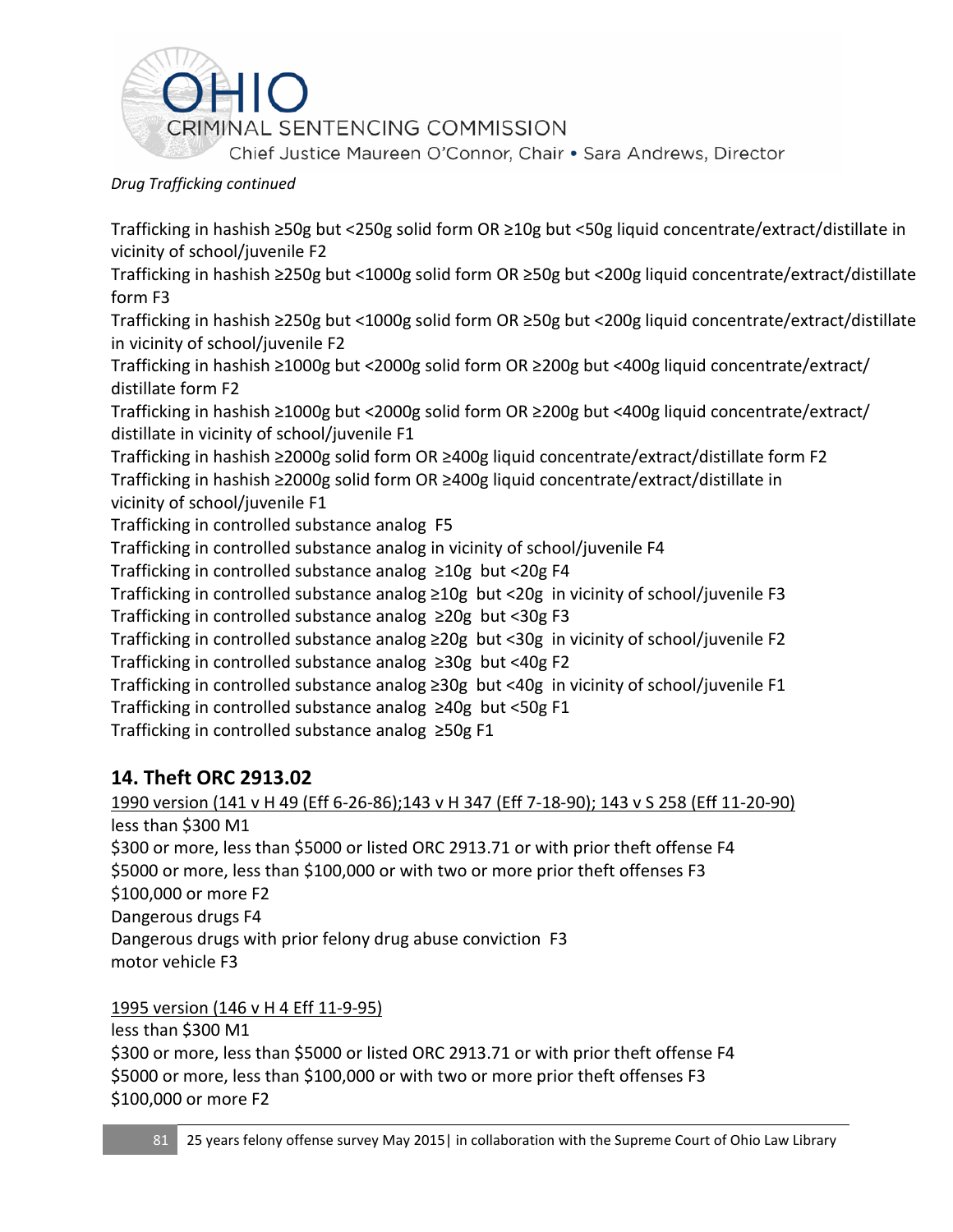*Drug Trafficking continued*

Trafficking in hashish ≥50g but <250g solid form OR ≥10g but <50g liquid concentrate/extract/distillate in vicinity of school/juvenile F2
Trafficking in hashish ≥250g but <1000g solid form OR ≥50g but <200g liquid concentrate/extract/distillate form F3
Trafficking in hashish ≥250g but <1000g solid form OR ≥50g but <200g liquid concentrate/extract/distillate in vicinity of school/juvenile F2
Trafficking in hashish ≥1000g but <2000g solid form OR ≥200g but <400g liquid concentrate/extract/distillate form F2
Trafficking in hashish ≥1000g but <2000g solid form OR ≥200g but <400g liquid concentrate/extract/distillate in vicinity of school/juvenile F1
Trafficking in hashish ≥2000g solid form OR ≥400g liquid concentrate/extract/distillate form F2
Trafficking in hashish ≥2000g solid form OR ≥400g liquid concentrate/extract/distillate in vicinity of school/juvenile F1
Trafficking in controlled substance analog F5
Trafficking in controlled substance analog in vicinity of school/juvenile F4
Trafficking in controlled substance analog ≥10g but <20g F4
Trafficking in controlled substance analog ≥10g but <20g in vicinity of school/juvenile F3
Trafficking in controlled substance analog ≥20g but <30g F3
Trafficking in controlled substance analog ≥20g but <30g in vicinity of school/juvenile F2
Trafficking in controlled substance analog ≥30g but <40g F2
Trafficking in controlled substance analog ≥30g but <40g in vicinity of school/juvenile F1
Trafficking in controlled substance analog ≥40g but <50g F1
Trafficking in controlled substance analog ≥50g F1

## 14. Theft ORC 2913.02

<u>1990 version (141 v H 49 (Eff 6-26-86);143 v H 347 (Eff 7-18-90); 143 v S 258 (Eff 11-20-90)</u>
less than $300 M1
$300 or more, less than $5000 or listed ORC 2913.71 or with prior theft offense F4
$5000 or more, less than $100,000 or with two or more prior theft offenses F3
$100,000 or more F2
Dangerous drugs F4
Dangerous drugs with prior felony drug abuse conviction F3
motor vehicle F3

<u>1995 version (146 v H 4 Eff 11-9-95)</u>
less than $300 M1
$300 or more, less than $5000 or listed ORC 2913.71 or with prior theft offense F4
$5000 or more, less than $100,000 or with two or more prior theft offenses F3
$100,000 or more F2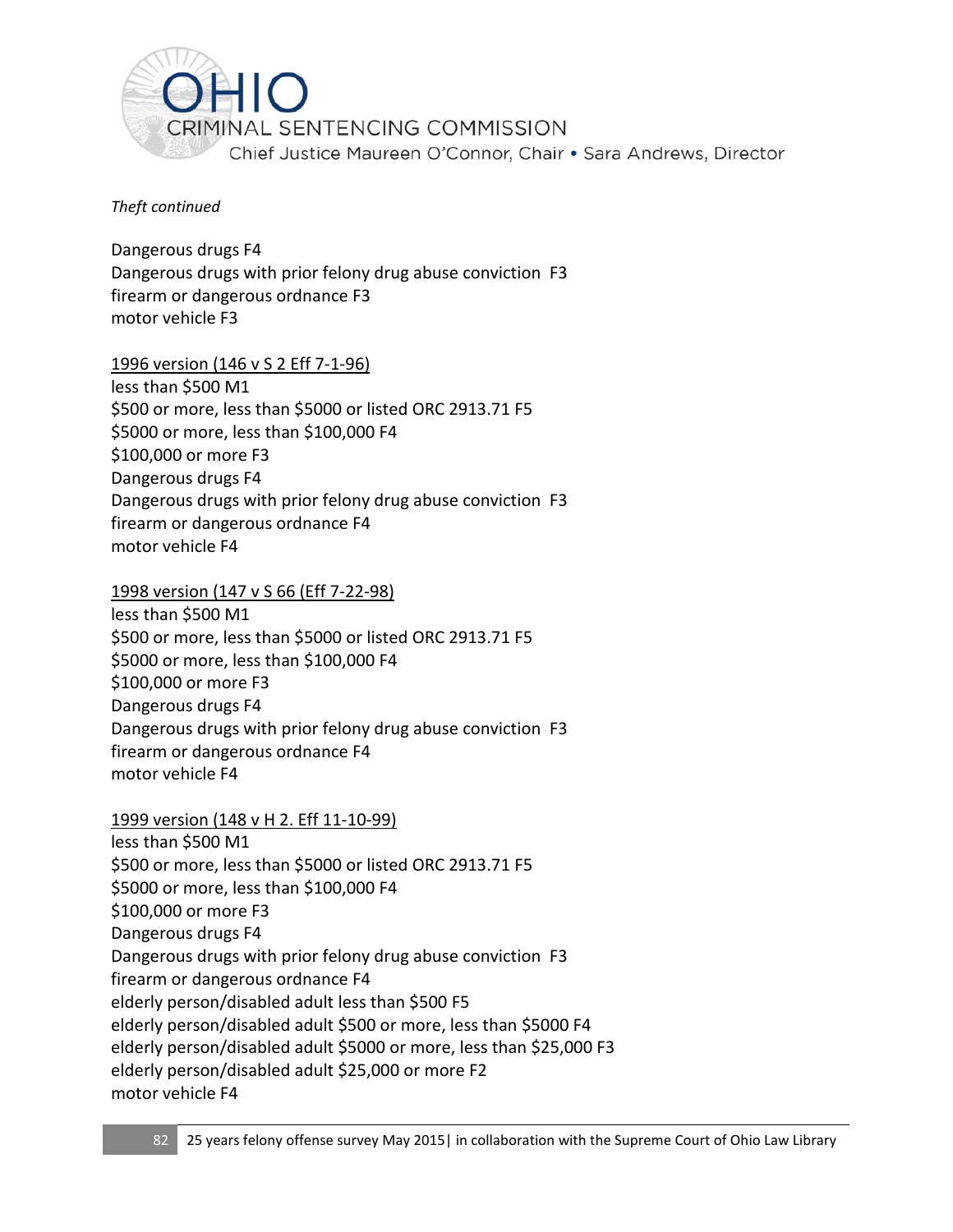*Theft continued*

Dangerous drugs F4
Dangerous drugs with prior felony drug abuse conviction F3
firearm or dangerous ordnance F3
motor vehicle F3

<u>1996 version (146 v S 2 Eff 7-1-96)</u>
less than $500 M1
$500 or more, less than $5000 or listed ORC 2913.71 F5
$5000 or more, less than $100,000 F4
$100,000 or more F3
Dangerous drugs F4
Dangerous drugs with prior felony drug abuse conviction F3
firearm or dangerous ordnance F4
motor vehicle F4

<u>1998 version (147 v S 66 (Eff 7-22-98)</u>
less than $500 M1
$500 or more, less than $5000 or listed ORC 2913.71 F5
$5000 or more, less than $100,000 F4
$100,000 or more F3
Dangerous drugs F4
Dangerous drugs with prior felony drug abuse conviction F3
firearm or dangerous ordnance F4
motor vehicle F4

<u>1999 version (148 v H 2. Eff 11-10-99)</u>
less than $500 M1
$500 or more, less than $5000 or listed ORC 2913.71 F5
$5000 or more, less than $100,000 F4
$100,000 or more F3
Dangerous drugs F4
Dangerous drugs with prior felony drug abuse conviction F3
firearm or dangerous ordnance F4
elderly person/disabled adult less than $500 F5
elderly person/disabled adult $500 or more, less than $5000 F4
elderly person/disabled adult $5000 or more, less than $25,000 F3
elderly person/disabled adult $25,000 or more F2
motor vehicle F4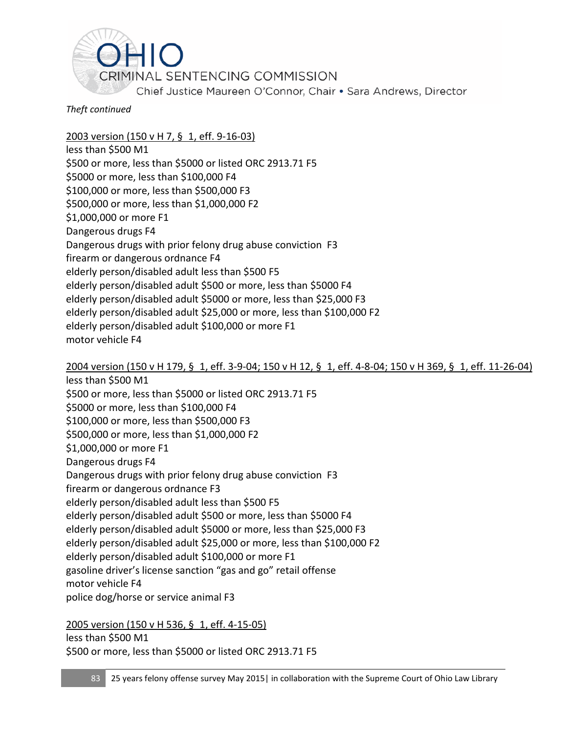*Theft continued*

2003 version (150 v H 7, § 1, eff. 9-16-03)
less than $500 M1
$500 or more, less than $5000 or listed ORC 2913.71 F5
$5000 or more, less than $100,000 F4
$100,000 or more, less than $500,000 F3
$500,000 or more, less than $1,000,000 F2
$1,000,000 or more F1
Dangerous drugs F4
Dangerous drugs with prior felony drug abuse conviction F3
firearm or dangerous ordnance F4
elderly person/disabled adult less than $500 F5
elderly person/disabled adult $500 or more, less than $5000 F4
elderly person/disabled adult $5000 or more, less than $25,000 F3
elderly person/disabled adult $25,000 or more, less than $100,000 F2
elderly person/disabled adult $100,000 or more F1
motor vehicle F4

2004 version (150 v H 179, § 1, eff. 3-9-04; 150 v H 12, § 1, eff. 4-8-04; 150 v H 369, § 1, eff. 11-26-04)
less than $500 M1
$500 or more, less than $5000 or listed ORC 2913.71 F5
$5000 or more, less than $100,000 F4
$100,000 or more, less than $500,000 F3
$500,000 or more, less than $1,000,000 F2
$1,000,000 or more F1
Dangerous drugs F4
Dangerous drugs with prior felony drug abuse conviction F3
firearm or dangerous ordnance F3
elderly person/disabled adult less than $500 F5
elderly person/disabled adult $500 or more, less than $5000 F4
elderly person/disabled adult $5000 or more, less than $25,000 F3
elderly person/disabled adult $25,000 or more, less than $100,000 F2
elderly person/disabled adult $100,000 or more F1
gasoline driver's license sanction "gas and go" retail offense
motor vehicle F4
police dog/horse or service animal F3

2005 version (150 v H 536, § 1, eff. 4-15-05)
less than $500 M1
$500 or more, less than $5000 or listed ORC 2913.71 F5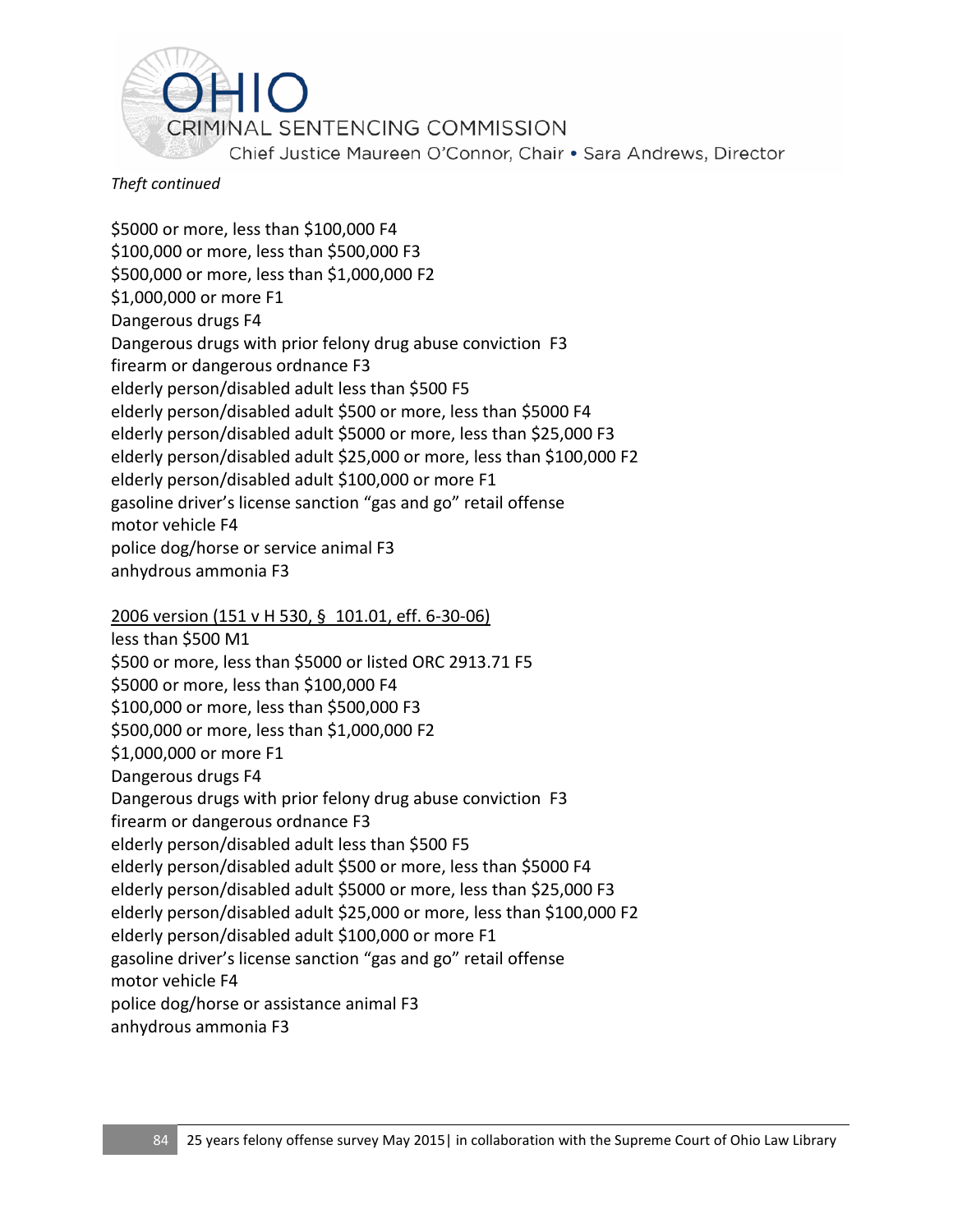*Theft continued*

$5000 or more, less than $100,000 F4
$100,000 or more, less than $500,000 F3
$500,000 or more, less than $1,000,000 F2
$1,000,000 or more F1
Dangerous drugs F4
Dangerous drugs with prior felony drug abuse conviction F3
firearm or dangerous ordnance F3
elderly person/disabled adult less than $500 F5
elderly person/disabled adult $500 or more, less than $5000 F4
elderly person/disabled adult $5000 or more, less than $25,000 F3
elderly person/disabled adult $25,000 or more, less than $100,000 F2
elderly person/disabled adult $100,000 or more F1
gasoline driver's license sanction "gas and go" retail offense
motor vehicle F4
police dog/horse or service animal F3
anhydrous ammonia F3

<u>2006 version (151 v H 530, § 101.01, eff. 6-30-06)</u>
less than $500 M1
$500 or more, less than $5000 or listed ORC 2913.71 F5
$5000 or more, less than $100,000 F4
$100,000 or more, less than $500,000 F3
$500,000 or more, less than $1,000,000 F2
$1,000,000 or more F1
Dangerous drugs F4
Dangerous drugs with prior felony drug abuse conviction F3
firearm or dangerous ordnance F3
elderly person/disabled adult less than $500 F5
elderly person/disabled adult $500 or more, less than $5000 F4
elderly person/disabled adult $5000 or more, less than $25,000 F3
elderly person/disabled adult $25,000 or more, less than $100,000 F2
elderly person/disabled adult $100,000 or more F1
gasoline driver's license sanction "gas and go" retail offense
motor vehicle F4
police dog/horse or assistance animal F3
anhydrous ammonia F3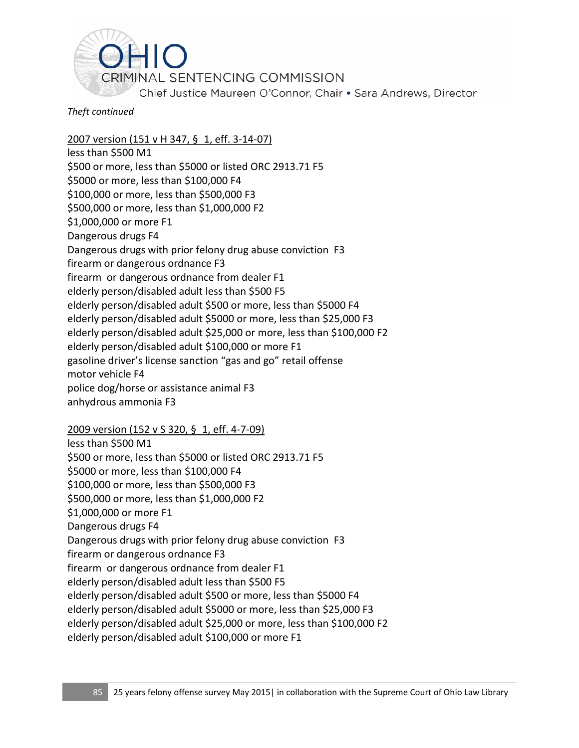*Theft continued*

2007 version (151 v H 347, § 1, eff. 3-14-07)
less than $500 M1
$500 or more, less than $5000 or listed ORC 2913.71 F5
$5000 or more, less than $100,000 F4
$100,000 or more, less than $500,000 F3
$500,000 or more, less than $1,000,000 F2
$1,000,000 or more F1
Dangerous drugs F4
Dangerous drugs with prior felony drug abuse conviction F3
firearm or dangerous ordnance F3
firearm or dangerous ordnance from dealer F1
elderly person/disabled adult less than $500 F5
elderly person/disabled adult $500 or more, less than $5000 F4
elderly person/disabled adult $5000 or more, less than $25,000 F3
elderly person/disabled adult $25,000 or more, less than $100,000 F2
elderly person/disabled adult $100,000 or more F1
gasoline driver's license sanction "gas and go" retail offense
motor vehicle F4
police dog/horse or assistance animal F3
anhydrous ammonia F3

2009 version (152 v S 320, § 1, eff. 4-7-09)
less than $500 M1
$500 or more, less than $5000 or listed ORC 2913.71 F5
$5000 or more, less than $100,000 F4
$100,000 or more, less than $500,000 F3
$500,000 or more, less than $1,000,000 F2
$1,000,000 or more F1
Dangerous drugs F4
Dangerous drugs with prior felony drug abuse conviction F3
firearm or dangerous ordnance F3
firearm or dangerous ordnance from dealer F1
elderly person/disabled adult less than $500 F5
elderly person/disabled adult $500 or more, less than $5000 F4
elderly person/disabled adult $5000 or more, less than $25,000 F3
elderly person/disabled adult $25,000 or more, less than $100,000 F2
elderly person/disabled adult $100,000 or more F1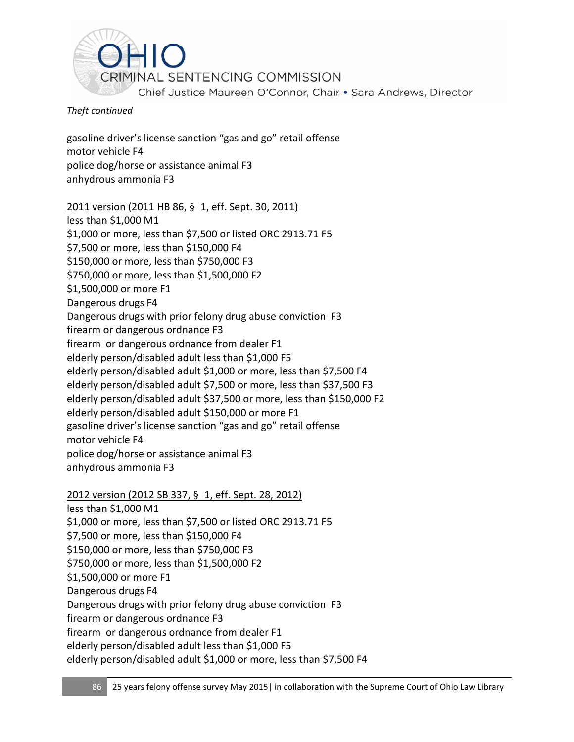*Theft continued*

gasoline driver's license sanction "gas and go" retail offense
motor vehicle F4
police dog/horse or assistance animal F3
anhydrous ammonia F3

<u>2011 version (2011 HB 86, § 1, eff. Sept. 30, 2011)</u>
less than $1,000 M1
$1,000 or more, less than $7,500 or listed ORC 2913.71 F5
$7,500 or more, less than $150,000 F4
$150,000 or more, less than $750,000 F3
$750,000 or more, less than $1,500,000 F2
$1,500,000 or more F1
Dangerous drugs F4
Dangerous drugs with prior felony drug abuse conviction F3
firearm or dangerous ordnance F3
firearm or dangerous ordnance from dealer F1
elderly person/disabled adult less than $1,000 F5
elderly person/disabled adult $1,000 or more, less than $7,500 F4
elderly person/disabled adult $7,500 or more, less than $37,500 F3
elderly person/disabled adult $37,500 or more, less than $150,000 F2
elderly person/disabled adult $150,000 or more F1
gasoline driver's license sanction "gas and go" retail offense
motor vehicle F4
police dog/horse or assistance animal F3
anhydrous ammonia F3

<u>2012 version (2012 SB 337, § 1, eff. Sept. 28, 2012)</u>
less than $1,000 M1
$1,000 or more, less than $7,500 or listed ORC 2913.71 F5
$7,500 or more, less than $150,000 F4
$150,000 or more, less than $750,000 F3
$750,000 or more, less than $1,500,000 F2
$1,500,000 or more F1
Dangerous drugs F4
Dangerous drugs with prior felony drug abuse conviction F3
firearm or dangerous ordnance F3
firearm or dangerous ordnance from dealer F1
elderly person/disabled adult less than $1,000 F5
elderly person/disabled adult $1,000 or more, less than $7,500 F4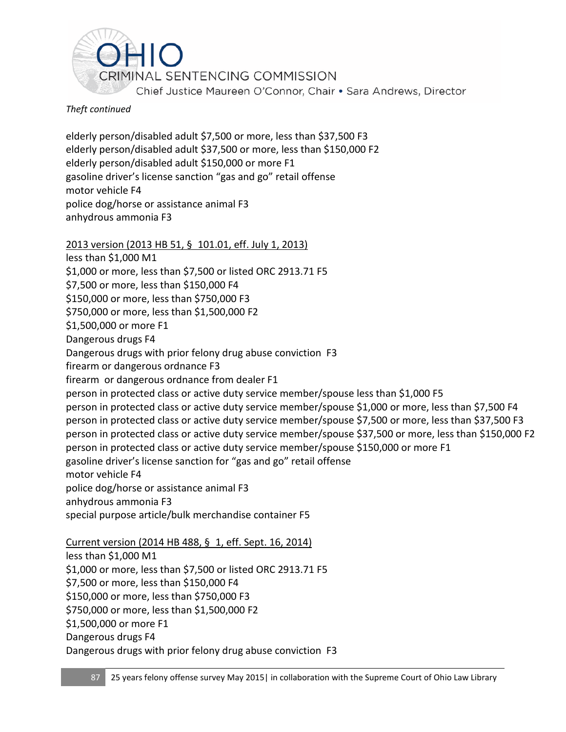*Theft continued*

elderly person/disabled adult $7,500 or more, less than $37,500 F3
elderly person/disabled adult $37,500 or more, less than $150,000 F2
elderly person/disabled adult $150,000 or more F1
gasoline driver's license sanction "gas and go" retail offense
motor vehicle F4
police dog/horse or assistance animal F3
anhydrous ammonia F3

<u>2013 version (2013 HB 51, § 101.01, eff. July 1, 2013)</u>
less than $1,000 M1
$1,000 or more, less than $7,500 or listed ORC 2913.71 F5
$7,500 or more, less than $150,000 F4
$150,000 or more, less than $750,000 F3
$750,000 or more, less than $1,500,000 F2
$1,500,000 or more F1
Dangerous drugs F4
Dangerous drugs with prior felony drug abuse conviction F3
firearm or dangerous ordnance F3
firearm or dangerous ordnance from dealer F1
person in protected class or active duty service member/spouse less than $1,000 F5
person in protected class or active duty service member/spouse $1,000 or more, less than $7,500 F4
person in protected class or active duty service member/spouse $7,500 or more, less than $37,500 F3
person in protected class or active duty service member/spouse $37,500 or more, less than $150,000 F2
person in protected class or active duty service member/spouse $150,000 or more F1
gasoline driver's license sanction for "gas and go" retail offense
motor vehicle F4
police dog/horse or assistance animal F3
anhydrous ammonia F3
special purpose article/bulk merchandise container F5

<u>Current version (2014 HB 488, § 1, eff. Sept. 16, 2014)</u>
less than $1,000 M1
$1,000 or more, less than $7,500 or listed ORC 2913.71 F5
$7,500 or more, less than $150,000 F4
$150,000 or more, less than $750,000 F3
$750,000 or more, less than $1,500,000 F2
$1,500,000 or more F1
Dangerous drugs F4
Dangerous drugs with prior felony drug abuse conviction F3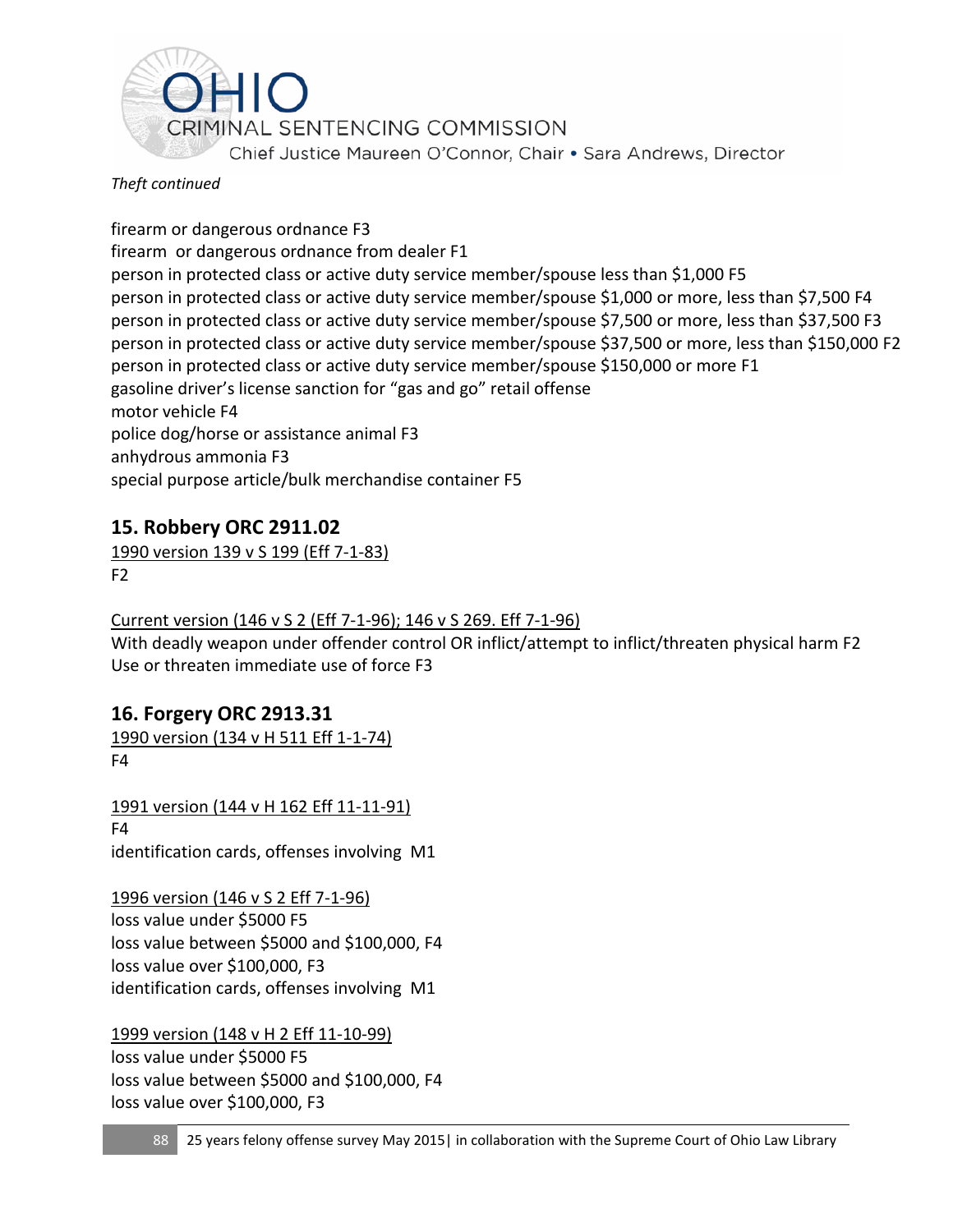*Theft continued*

firearm or dangerous ordnance F3
firearm or dangerous ordnance from dealer F1
person in protected class or active duty service member/spouse less than $1,000 F5
person in protected class or active duty service member/spouse $1,000 or more, less than $7,500 F4
person in protected class or active duty service member/spouse $7,500 or more, less than $37,500 F3
person in protected class or active duty service member/spouse $37,500 or more, less than $150,000 F2
person in protected class or active duty service member/spouse $150,000 or more F1
gasoline driver's license sanction for "gas and go" retail offense
motor vehicle F4
police dog/horse or assistance animal F3
anhydrous ammonia F3
special purpose article/bulk merchandise container F5

## 15. Robbery ORC 2911.02

<u>1990 version 139 v S 199 (Eff 7-1-83)</u>
F2

<u>Current version (146 v S 2 (Eff 7-1-96); 146 v S 269. Eff 7-1-96)</u>
With deadly weapon under offender control OR inflict/attempt to inflict/threaten physical harm F2
Use or threaten immediate use of force F3

## 16. Forgery ORC 2913.31

<u>1990 version (134 v H 511 Eff 1-1-74)</u>
F4

<u>1991 version (144 v H 162 Eff 11-11-91)</u>
F4
identification cards, offenses involving M1

<u>1996 version (146 v S 2 Eff 7-1-96)</u>
loss value under $5000 F5
loss value between $5000 and $100,000, F4
loss value over $100,000, F3
identification cards, offenses involving M1

<u>1999 version (148 v H 2 Eff 11-10-99)</u>
loss value under $5000 F5
loss value between $5000 and $100,000, F4
loss value over $100,000, F3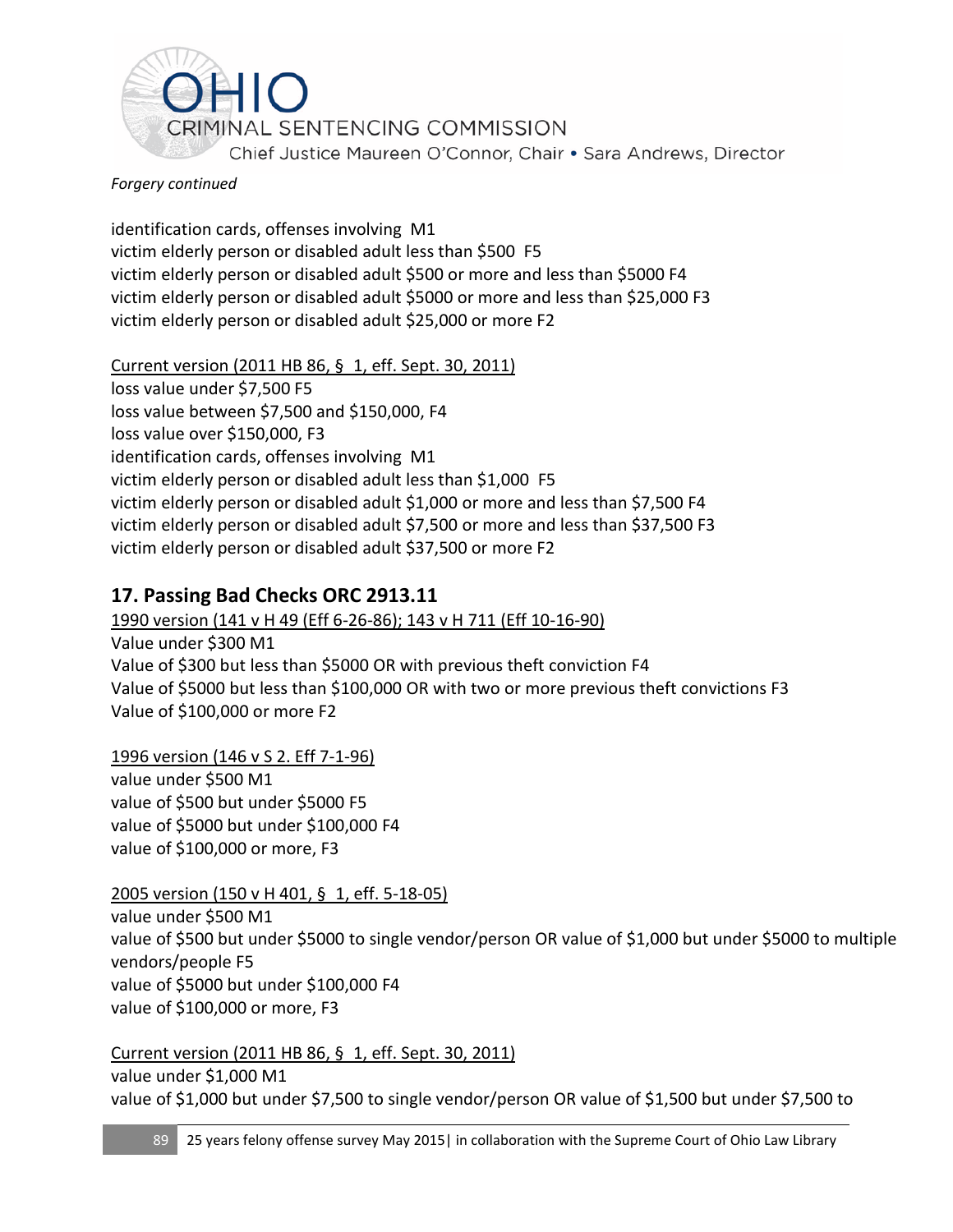*Forgery continued*

identification cards, offenses involving M1
victim elderly person or disabled adult less than $500 F5
victim elderly person or disabled adult $500 or more and less than $5000 F4
victim elderly person or disabled adult $5000 or more and less than $25,000 F3
victim elderly person or disabled adult $25,000 or more F2

<u>Current version (2011 HB 86, § 1, eff. Sept. 30, 2011)</u>
loss value under $7,500 F5
loss value between $7,500 and $150,000, F4
loss value over $150,000, F3
identification cards, offenses involving M1
victim elderly person or disabled adult less than $1,000 F5
victim elderly person or disabled adult $1,000 or more and less than $7,500 F4
victim elderly person or disabled adult $7,500 or more and less than $37,500 F3
victim elderly person or disabled adult $37,500 or more F2

## 17. Passing Bad Checks ORC 2913.11

<u>1990 version (141 v H 49 (Eff 6-26-86); 143 v H 711 (Eff 10-16-90)</u>
Value under $300 M1
Value of $300 but less than $5000 OR with previous theft conviction F4
Value of $5000 but less than $100,000 OR with two or more previous theft convictions F3
Value of $100,000 or more F2

<u>1996 version (146 v S 2. Eff 7-1-96)</u>
value under $500 M1
value of $500 but under $5000 F5
value of $5000 but under $100,000 F4
value of $100,000 or more, F3

<u>2005 version (150 v H 401, § 1, eff. 5-18-05)</u>
value under $500 M1
value of $500 but under $5000 to single vendor/person OR value of $1,000 but under $5000 to multiple vendors/people F5
value of $5000 but under $100,000 F4
value of $100,000 or more, F3

<u>Current version (2011 HB 86, § 1, eff. Sept. 30, 2011)</u>
value under $1,000 M1
value of $1,000 but under $7,500 to single vendor/person OR value of $1,500 but under $7,500 to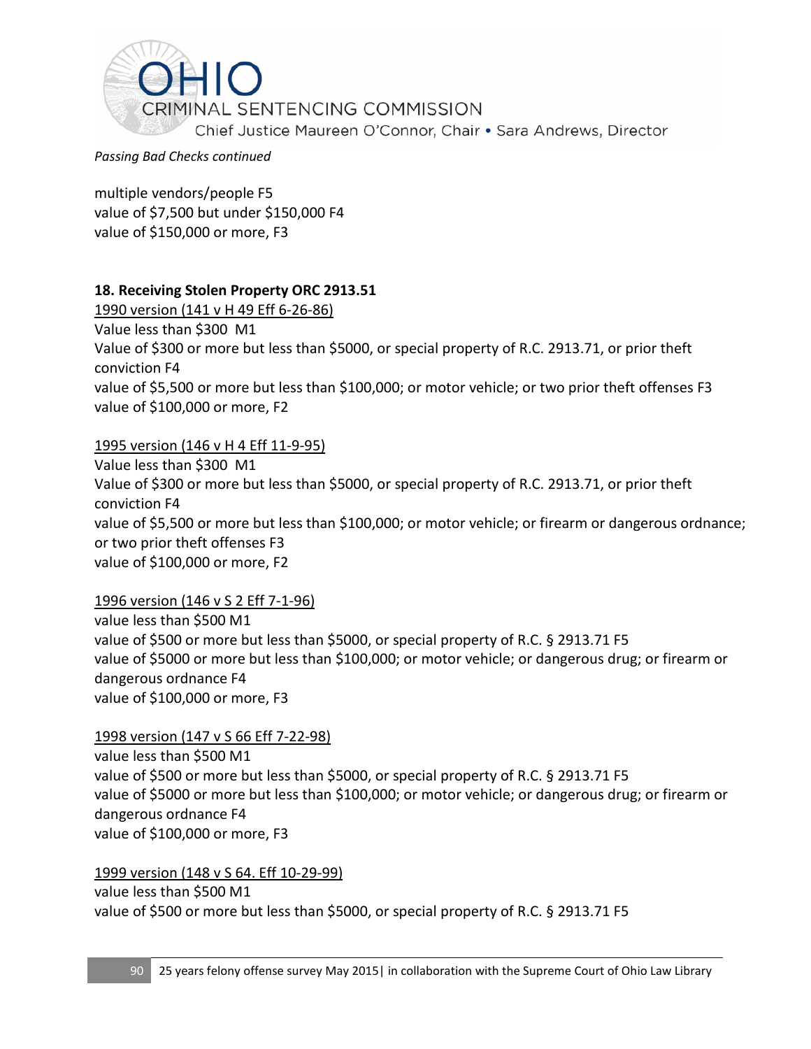*Passing Bad Checks continued*

multiple vendors/people F5
value of $7,500 but under $150,000 F4
value of $150,000 or more, F3

**18. Receiving Stolen Property ORC 2913.51**

1990 version (141 v H 49 Eff 6-26-86)
Value less than $300 M1
Value of $300 or more but less than $5000, or special property of R.C. 2913.71, or prior theft conviction F4
value of $5,500 or more but less than $100,000; or motor vehicle; or two prior theft offenses F3
value of $100,000 or more, F2

1995 version (146 v H 4 Eff 11-9-95)
Value less than $300 M1
Value of $300 or more but less than $5000, or special property of R.C. 2913.71, or prior theft conviction F4
value of $5,500 or more but less than $100,000; or motor vehicle; or firearm or dangerous ordnance; or two prior theft offenses F3
value of $100,000 or more, F2

1996 version (146 v S 2 Eff 7-1-96)
value less than $500 M1
value of $500 or more but less than $5000, or special property of R.C. § 2913.71 F5
value of $5000 or more but less than $100,000; or motor vehicle; or dangerous drug; or firearm or dangerous ordnance F4
value of $100,000 or more, F3

1998 version (147 v S 66 Eff 7-22-98)
value less than $500 M1
value of $500 or more but less than $5000, or special property of R.C. § 2913.71 F5
value of $5000 or more but less than $100,000; or motor vehicle; or dangerous drug; or firearm or dangerous ordnance F4
value of $100,000 or more, F3

1999 version (148 v S 64. Eff 10-29-99)
value less than $500 M1
value of $500 or more but less than $5000, or special property of R.C. § 2913.71 F5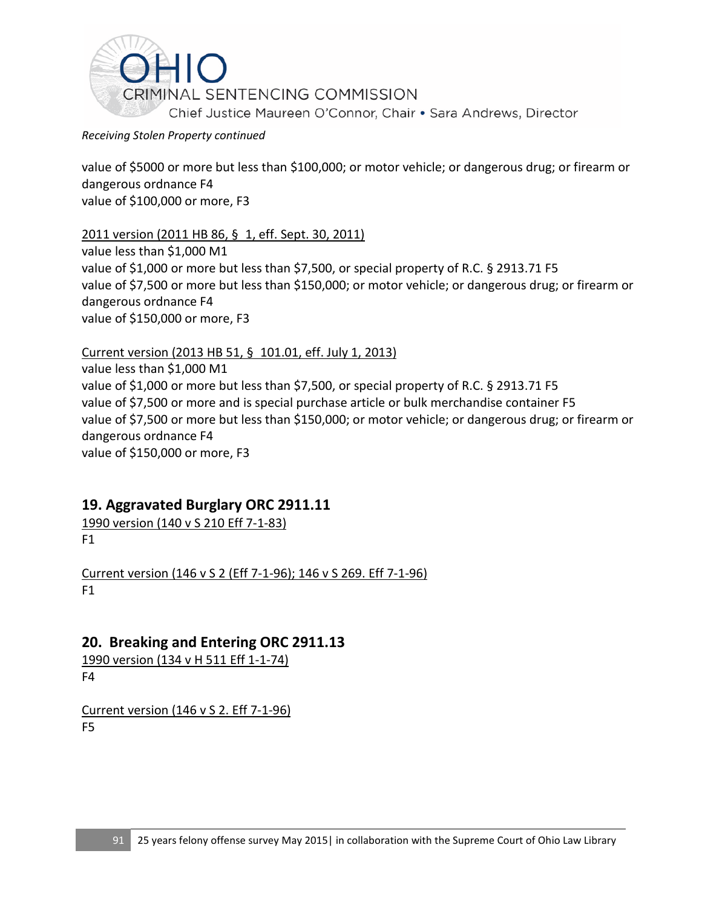*Receiving Stolen Property continued*

value of $5000 or more but less than $100,000; or motor vehicle; or dangerous drug; or firearm or dangerous ordnance F4
value of $100,000 or more, F3

<u>2011 version (2011 HB 86, §  1, eff. Sept. 30, 2011)</u>
value less than $1,000 M1
value of $1,000 or more but less than $7,500, or special property of R.C. § 2913.71 F5
value of $7,500 or more but less than $150,000; or motor vehicle; or dangerous drug; or firearm or dangerous ordnance F4
value of $150,000 or more, F3

<u>Current version (2013 HB 51, §  101.01, eff. July 1, 2013)</u>
value less than $1,000 M1
value of $1,000 or more but less than $7,500, or special property of R.C. § 2913.71 F5
value of $7,500 or more and is special purchase article or bulk merchandise container F5
value of $7,500 or more but less than $150,000; or motor vehicle; or dangerous drug; or firearm or dangerous ordnance F4
value of $150,000 or more, F3

## 19. Aggravated Burglary ORC 2911.11

<u>1990 version (140 v S 210 Eff 7-1-83)</u>
F1

<u>Current version (146 v S 2 (Eff 7-1-96); 146 v S 269. Eff 7-1-96)</u>
F1

## 20. Breaking and Entering ORC 2911.13

<u>1990 version (134 v H 511 Eff 1-1-74)</u>
F4

<u>Current version (146 v S 2. Eff 7-1-96)</u>
F5